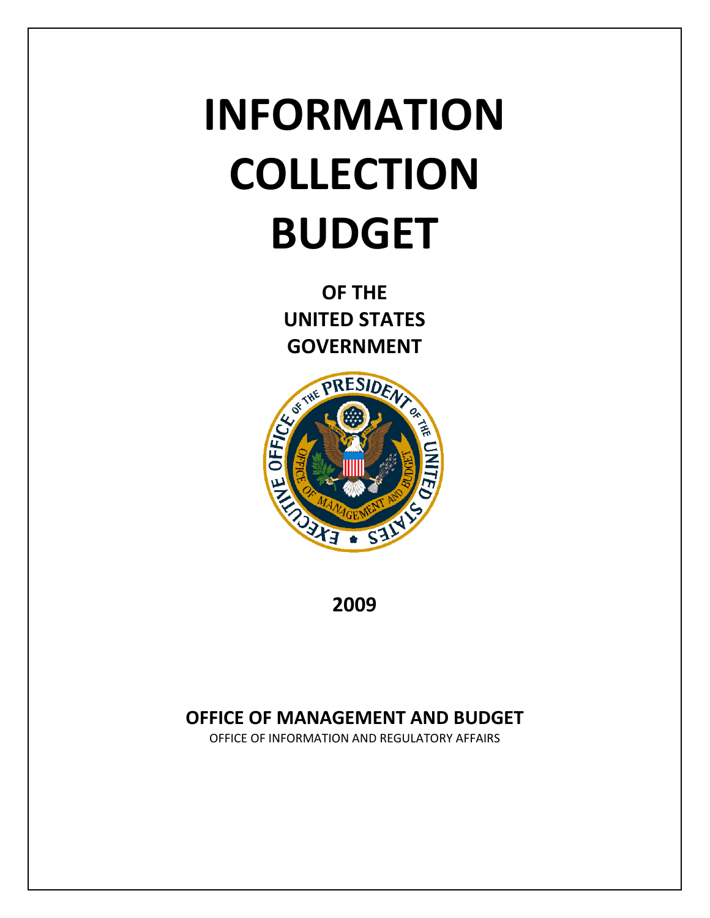# INFORMATION COLLECTION BUDGET

## OF THE UNITED STATES GOVERNMENT

**2009**

**OFFICE OF MANAGEMENT AND BUDGET**

OFFICE OF INFORMATION AND REGULATORY AFFAIRS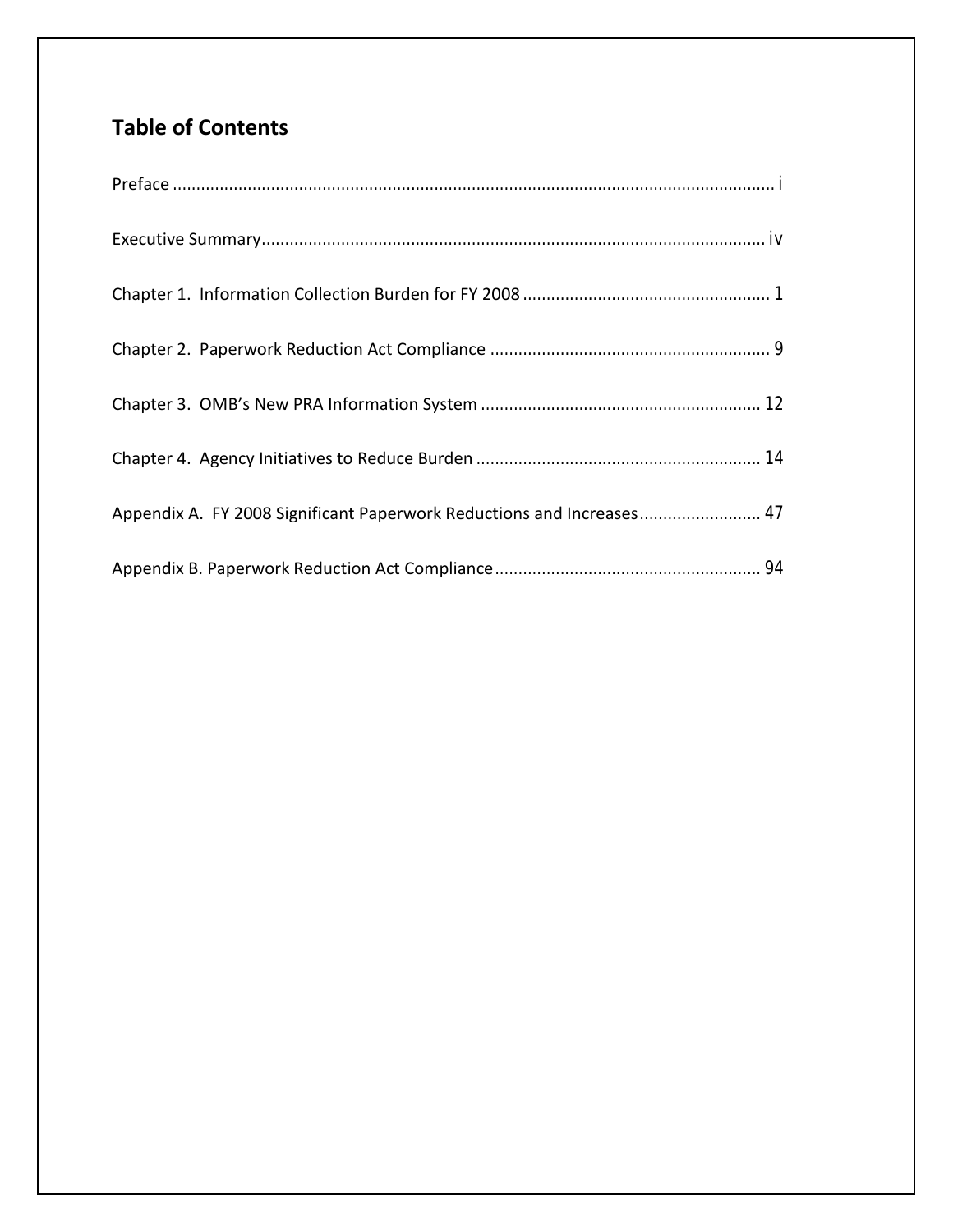## Table of Contents

Preface ........................................................................................................................... i

Executive Summary ...................................................................................................... iv

Chapter 1. Information Collection Burden for FY 2008 .................................................... 1

Chapter 2. Paperwork Reduction Act Compliance ........................................................... 9

Chapter 3. OMB's New PRA Information System ........................................................... 12

Chapter 4. Agency Initiatives to Reduce Burden ............................................................ 14

Appendix A. FY 2008 Significant Paperwork Reductions and Increases .......................... 47

Appendix B. Paperwork Reduction Act Compliance ........................................................ 94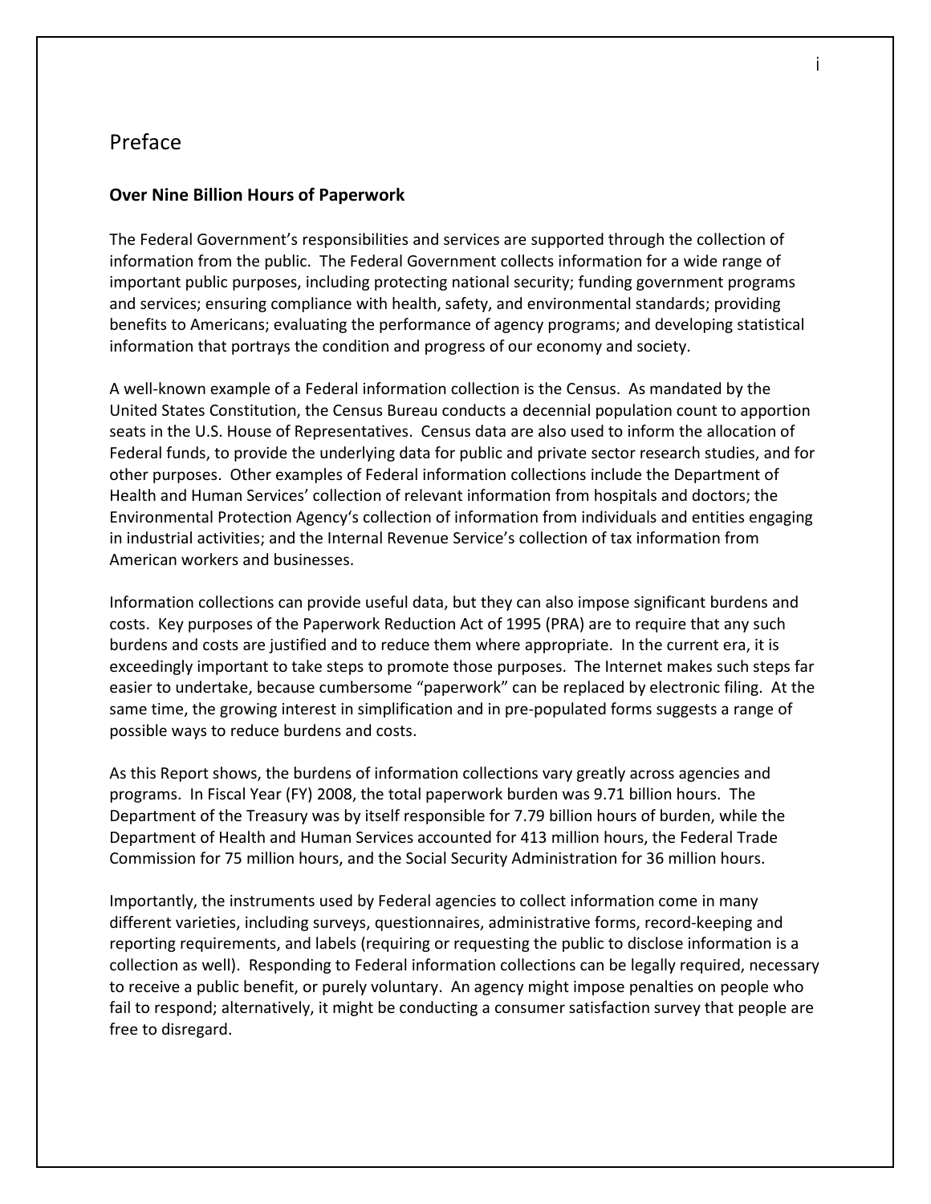# Preface

## Over Nine Billion Hours of Paperwork

The Federal Government's responsibilities and services are supported through the collection of information from the public. The Federal Government collects information for a wide range of important public purposes, including protecting national security; funding government programs and services; ensuring compliance with health, safety, and environmental standards; providing benefits to Americans; evaluating the performance of agency programs; and developing statistical information that portrays the condition and progress of our economy and society.

A well-known example of a Federal information collection is the Census. As mandated by the United States Constitution, the Census Bureau conducts a decennial population count to apportion seats in the U.S. House of Representatives. Census data are also used to inform the allocation of Federal funds, to provide the underlying data for public and private sector research studies, and for other purposes. Other examples of Federal information collections include the Department of Health and Human Services' collection of relevant information from hospitals and doctors; the Environmental Protection Agency's collection of information from individuals and entities engaging in industrial activities; and the Internal Revenue Service's collection of tax information from American workers and businesses.

Information collections can provide useful data, but they can also impose significant burdens and costs. Key purposes of the Paperwork Reduction Act of 1995 (PRA) are to require that any such burdens and costs are justified and to reduce them where appropriate. In the current era, it is exceedingly important to take steps to promote those purposes. The Internet makes such steps far easier to undertake, because cumbersome "paperwork" can be replaced by electronic filing. At the same time, the growing interest in simplification and in pre-populated forms suggests a range of possible ways to reduce burdens and costs.

As this Report shows, the burdens of information collections vary greatly across agencies and programs. In Fiscal Year (FY) 2008, the total paperwork burden was 9.71 billion hours. The Department of the Treasury was by itself responsible for 7.79 billion hours of burden, while the Department of Health and Human Services accounted for 413 million hours, the Federal Trade Commission for 75 million hours, and the Social Security Administration for 36 million hours.

Importantly, the instruments used by Federal agencies to collect information come in many different varieties, including surveys, questionnaires, administrative forms, record-keeping and reporting requirements, and labels (requiring or requesting the public to disclose information is a collection as well). Responding to Federal information collections can be legally required, necessary to receive a public benefit, or purely voluntary. An agency might impose penalties on people who fail to respond; alternatively, it might be conducting a consumer satisfaction survey that people are free to disregard.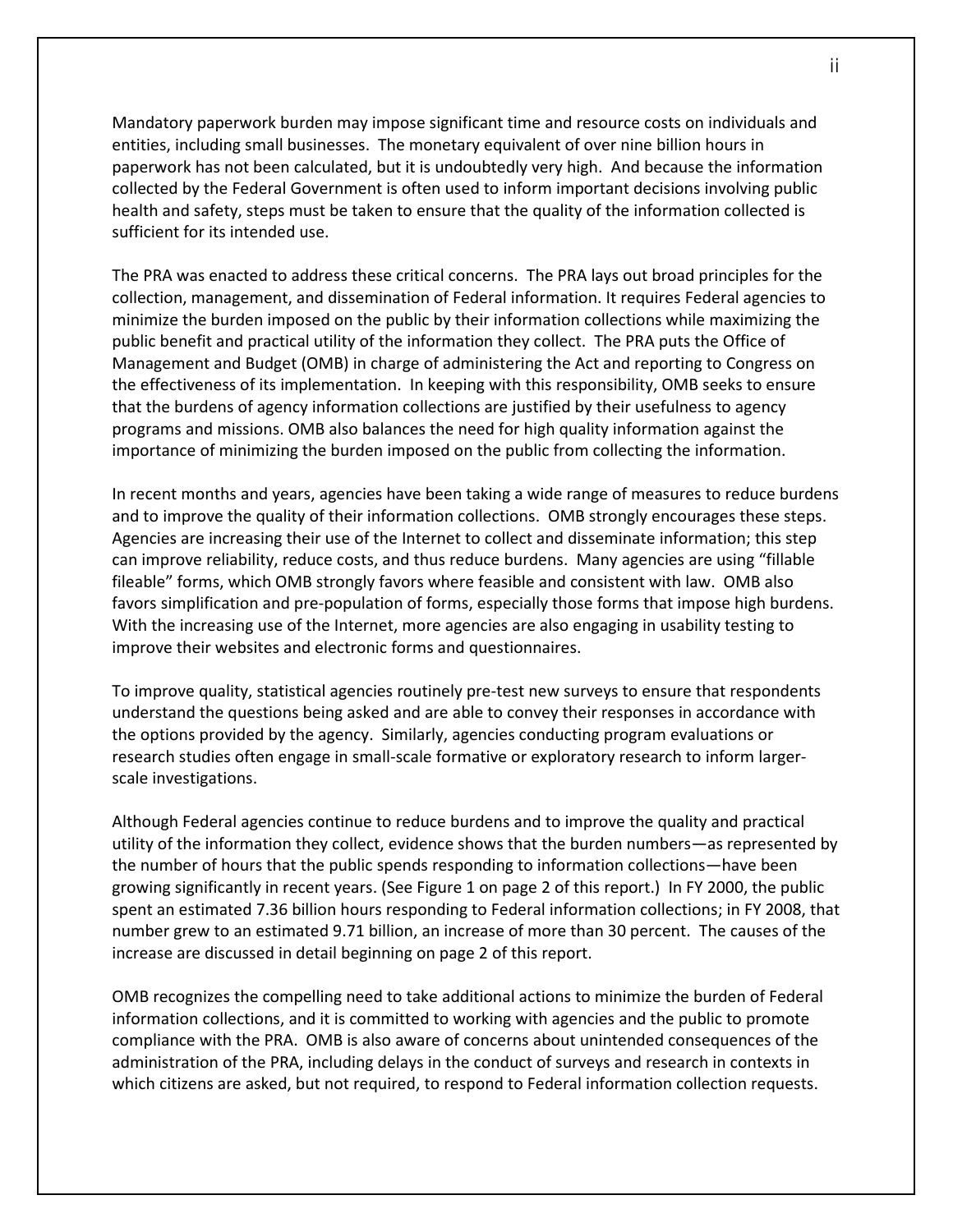Mandatory paperwork burden may impose significant time and resource costs on individuals and entities, including small businesses. The monetary equivalent of over nine billion hours in paperwork has not been calculated, but it is undoubtedly very high. And because the information collected by the Federal Government is often used to inform important decisions involving public health and safety, steps must be taken to ensure that the quality of the information collected is sufficient for its intended use.

The PRA was enacted to address these critical concerns. The PRA lays out broad principles for the collection, management, and dissemination of Federal information. It requires Federal agencies to minimize the burden imposed on the public by their information collections while maximizing the public benefit and practical utility of the information they collect. The PRA puts the Office of Management and Budget (OMB) in charge of administering the Act and reporting to Congress on the effectiveness of its implementation. In keeping with this responsibility, OMB seeks to ensure that the burdens of agency information collections are justified by their usefulness to agency programs and missions. OMB also balances the need for high quality information against the importance of minimizing the burden imposed on the public from collecting the information.

In recent months and years, agencies have been taking a wide range of measures to reduce burdens and to improve the quality of their information collections. OMB strongly encourages these steps. Agencies are increasing their use of the Internet to collect and disseminate information; this step can improve reliability, reduce costs, and thus reduce burdens. Many agencies are using "fillable fileable" forms, which OMB strongly favors where feasible and consistent with law. OMB also favors simplification and pre-population of forms, especially those forms that impose high burdens. With the increasing use of the Internet, more agencies are also engaging in usability testing to improve their websites and electronic forms and questionnaires.

To improve quality, statistical agencies routinely pre-test new surveys to ensure that respondents understand the questions being asked and are able to convey their responses in accordance with the options provided by the agency. Similarly, agencies conducting program evaluations or research studies often engage in small-scale formative or exploratory research to inform larger-scale investigations.

Although Federal agencies continue to reduce burdens and to improve the quality and practical utility of the information they collect, evidence shows that the burden numbers—as represented by the number of hours that the public spends responding to information collections—have been growing significantly in recent years. (See Figure 1 on page 2 of this report.) In FY 2000, the public spent an estimated 7.36 billion hours responding to Federal information collections; in FY 2008, that number grew to an estimated 9.71 billion, an increase of more than 30 percent. The causes of the increase are discussed in detail beginning on page 2 of this report.

OMB recognizes the compelling need to take additional actions to minimize the burden of Federal information collections, and it is committed to working with agencies and the public to promote compliance with the PRA. OMB is also aware of concerns about unintended consequences of the administration of the PRA, including delays in the conduct of surveys and research in contexts in which citizens are asked, but not required, to respond to Federal information collection requests.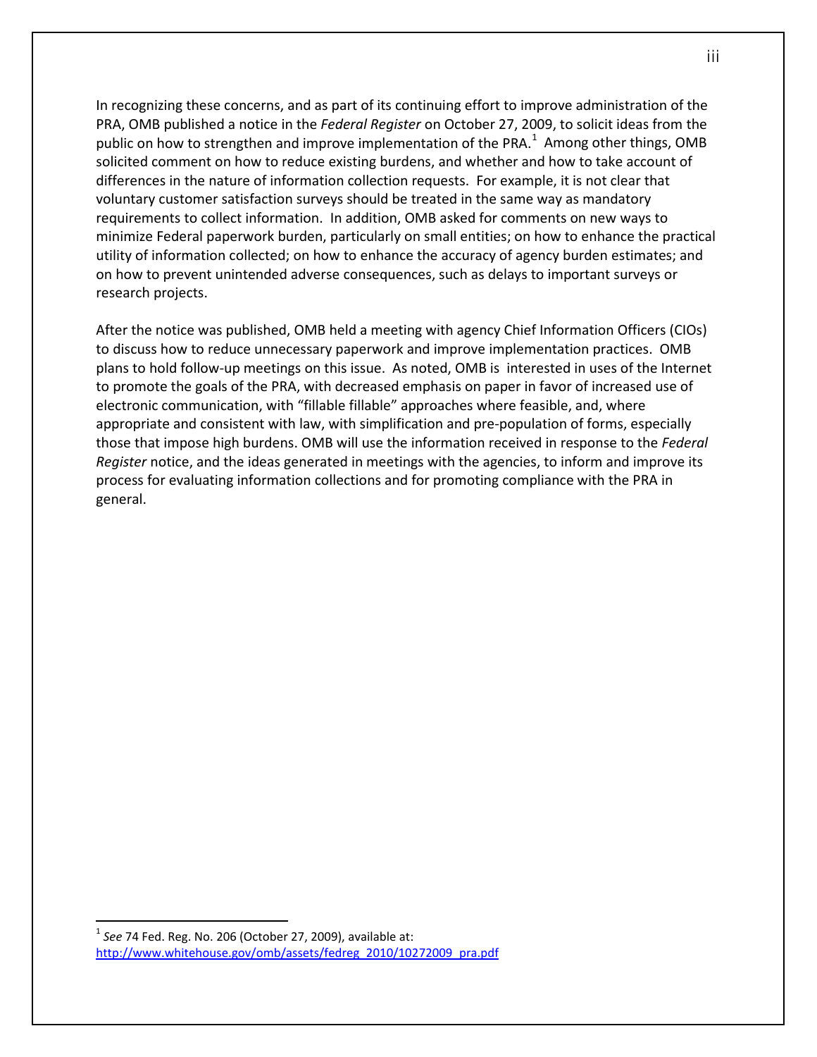In recognizing these concerns, and as part of its continuing effort to improve administration of the PRA, OMB published a notice in the *Federal Register* on October 27, 2009, to solicit ideas from the public on how to strengthen and improve implementation of the PRA.[1] Among other things, OMB solicited comment on how to reduce existing burdens, and whether and how to take account of differences in the nature of information collection requests. For example, it is not clear that voluntary customer satisfaction surveys should be treated in the same way as mandatory requirements to collect information. In addition, OMB asked for comments on new ways to minimize Federal paperwork burden, particularly on small entities; on how to enhance the practical utility of information collected; on how to enhance the accuracy of agency burden estimates; and on how to prevent unintended adverse consequences, such as delays to important surveys or research projects.

After the notice was published, OMB held a meeting with agency Chief Information Officers (CIOs) to discuss how to reduce unnecessary paperwork and improve implementation practices. OMB plans to hold follow-up meetings on this issue. As noted, OMB is interested in uses of the Internet to promote the goals of the PRA, with decreased emphasis on paper in favor of increased use of electronic communication, with "fillable fillable" approaches where feasible, and, where appropriate and consistent with law, with simplification and pre-population of forms, especially those that impose high burdens. OMB will use the information received in response to the *Federal Register* notice, and the ideas generated in meetings with the agencies, to inform and improve its process for evaluating information collections and for promoting compliance with the PRA in general.

---

[1] *See* 74 Fed. Reg. No. 206 (October 27, 2009), available at: http://www.whitehouse.gov/omb/assets/fedreg_2010/10272009_pra.pdf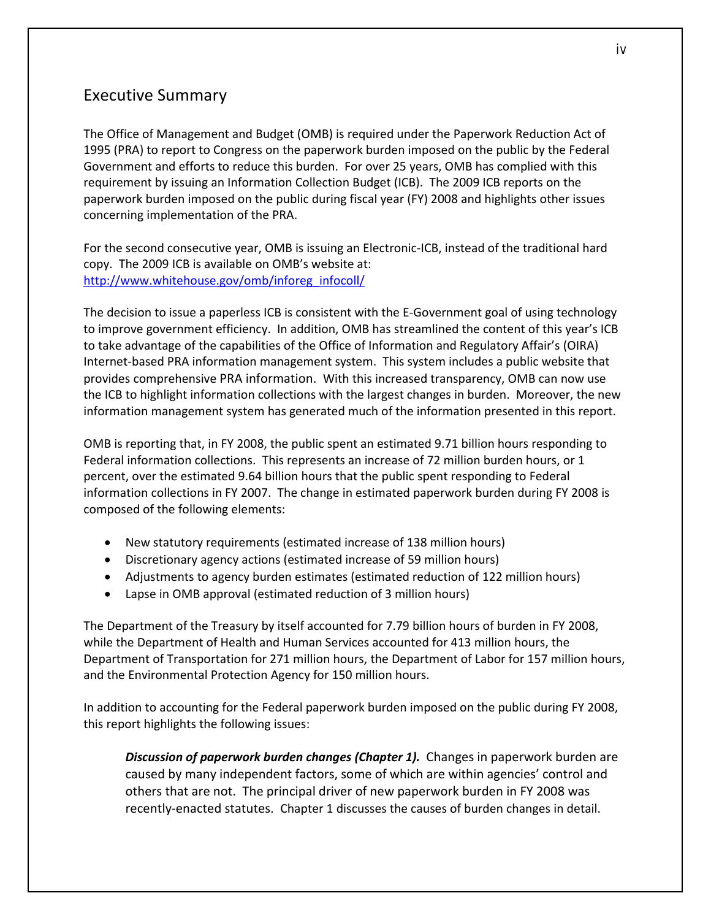## Executive Summary

The Office of Management and Budget (OMB) is required under the Paperwork Reduction Act of 1995 (PRA) to report to Congress on the paperwork burden imposed on the public by the Federal Government and efforts to reduce this burden. For over 25 years, OMB has complied with this requirement by issuing an Information Collection Budget (ICB). The 2009 ICB reports on the paperwork burden imposed on the public during fiscal year (FY) 2008 and highlights other issues concerning implementation of the PRA.

For the second consecutive year, OMB is issuing an Electronic-ICB, instead of the traditional hard copy. The 2009 ICB is available on OMB's website at: http://www.whitehouse.gov/omb/inforeg_infocoll/

The decision to issue a paperless ICB is consistent with the E-Government goal of using technology to improve government efficiency. In addition, OMB has streamlined the content of this year's ICB to take advantage of the capabilities of the Office of Information and Regulatory Affair's (OIRA) Internet-based PRA information management system. This system includes a public website that provides comprehensive PRA information. With this increased transparency, OMB can now use the ICB to highlight information collections with the largest changes in burden. Moreover, the new information management system has generated much of the information presented in this report.

OMB is reporting that, in FY 2008, the public spent an estimated 9.71 billion hours responding to Federal information collections. This represents an increase of 72 million burden hours, or 1 percent, over the estimated 9.64 billion hours that the public spent responding to Federal information collections in FY 2007. The change in estimated paperwork burden during FY 2008 is composed of the following elements:

- New statutory requirements (estimated increase of 138 million hours)
- Discretionary agency actions (estimated increase of 59 million hours)
- Adjustments to agency burden estimates (estimated reduction of 122 million hours)
- Lapse in OMB approval (estimated reduction of 3 million hours)

The Department of the Treasury by itself accounted for 7.79 billion hours of burden in FY 2008, while the Department of Health and Human Services accounted for 413 million hours, the Department of Transportation for 271 million hours, the Department of Labor for 157 million hours, and the Environmental Protection Agency for 150 million hours.

In addition to accounting for the Federal paperwork burden imposed on the public during FY 2008, this report highlights the following issues:

> ***Discussion of paperwork burden changes (Chapter 1).*** Changes in paperwork burden are caused by many independent factors, some of which are within agencies' control and others that are not. The principal driver of new paperwork burden in FY 2008 was recently-enacted statutes. Chapter 1 discusses the causes of burden changes in detail.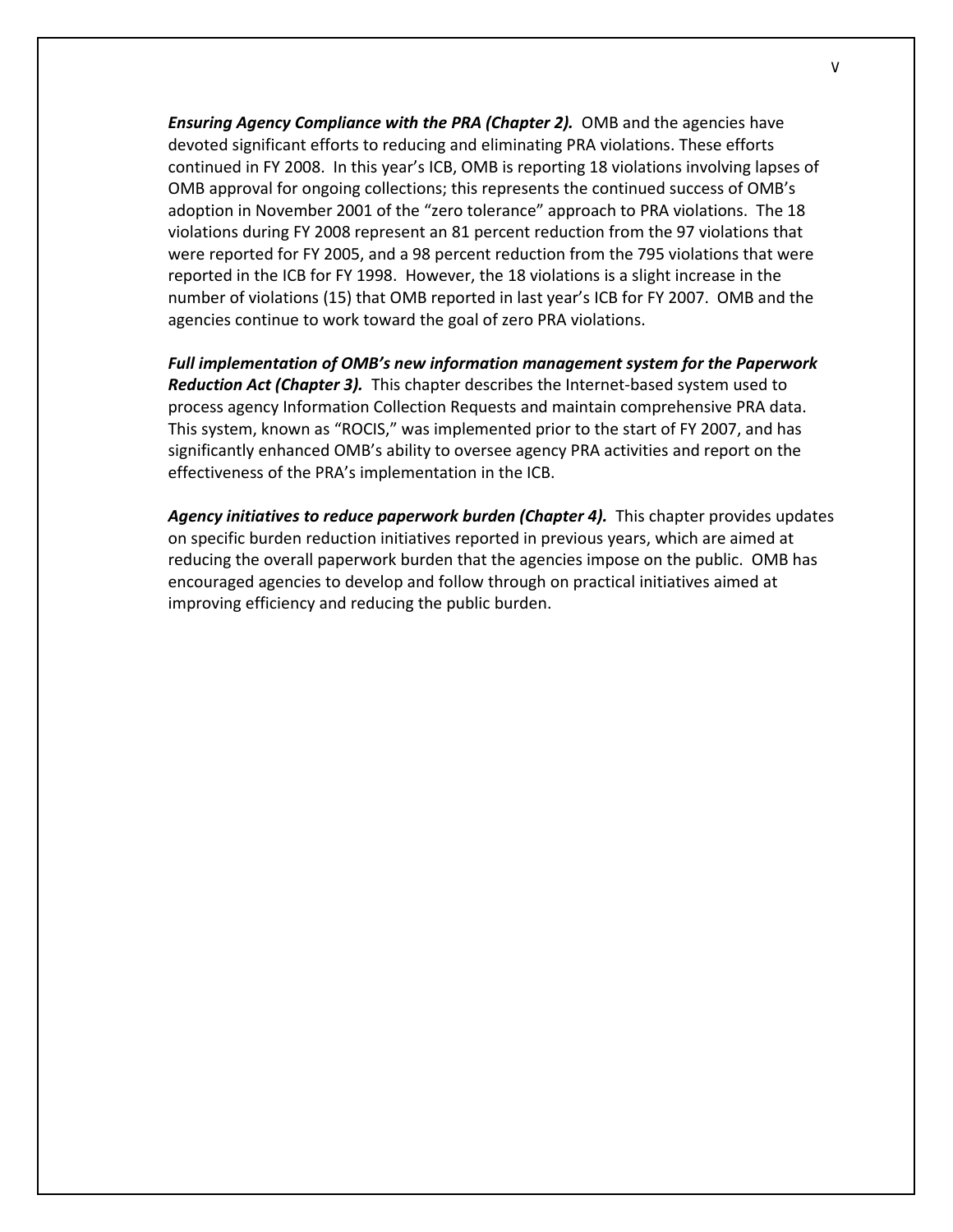***Ensuring Agency Compliance with the PRA (Chapter 2).*** OMB and the agencies have devoted significant efforts to reducing and eliminating PRA violations. These efforts continued in FY 2008. In this year's ICB, OMB is reporting 18 violations involving lapses of OMB approval for ongoing collections; this represents the continued success of OMB's adoption in November 2001 of the "zero tolerance" approach to PRA violations. The 18 violations during FY 2008 represent an 81 percent reduction from the 97 violations that were reported for FY 2005, and a 98 percent reduction from the 795 violations that were reported in the ICB for FY 1998. However, the 18 violations is a slight increase in the number of violations (15) that OMB reported in last year's ICB for FY 2007. OMB and the agencies continue to work toward the goal of zero PRA violations.

***Full implementation of OMB's new information management system for the Paperwork Reduction Act (Chapter 3).*** This chapter describes the Internet-based system used to process agency Information Collection Requests and maintain comprehensive PRA data. This system, known as "ROCIS," was implemented prior to the start of FY 2007, and has significantly enhanced OMB's ability to oversee agency PRA activities and report on the effectiveness of the PRA's implementation in the ICB.

***Agency initiatives to reduce paperwork burden (Chapter 4).*** This chapter provides updates on specific burden reduction initiatives reported in previous years, which are aimed at reducing the overall paperwork burden that the agencies impose on the public. OMB has encouraged agencies to develop and follow through on practical initiatives aimed at improving efficiency and reducing the public burden.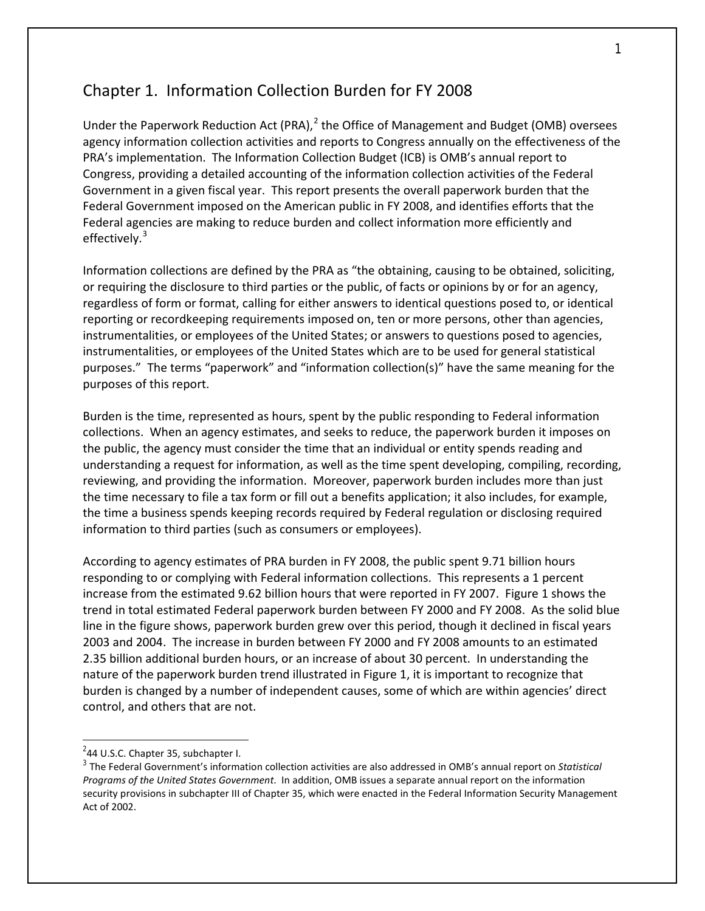# Chapter 1. Information Collection Burden for FY 2008

Under the Paperwork Reduction Act (PRA),[2] the Office of Management and Budget (OMB) oversees agency information collection activities and reports to Congress annually on the effectiveness of the PRA's implementation. The Information Collection Budget (ICB) is OMB's annual report to Congress, providing a detailed accounting of the information collection activities of the Federal Government in a given fiscal year. This report presents the overall paperwork burden that the Federal Government imposed on the American public in FY 2008, and identifies efforts that the Federal agencies are making to reduce burden and collect information more efficiently and effectively.[3]

Information collections are defined by the PRA as "the obtaining, causing to be obtained, soliciting, or requiring the disclosure to third parties or the public, of facts or opinions by or for an agency, regardless of form or format, calling for either answers to identical questions posed to, or identical reporting or recordkeeping requirements imposed on, ten or more persons, other than agencies, instrumentalities, or employees of the United States; or answers to questions posed to agencies, instrumentalities, or employees of the United States which are to be used for general statistical purposes." The terms "paperwork" and "information collection(s)" have the same meaning for the purposes of this report.

Burden is the time, represented as hours, spent by the public responding to Federal information collections. When an agency estimates, and seeks to reduce, the paperwork burden it imposes on the public, the agency must consider the time that an individual or entity spends reading and understanding a request for information, as well as the time spent developing, compiling, recording, reviewing, and providing the information. Moreover, paperwork burden includes more than just the time necessary to file a tax form or fill out a benefits application; it also includes, for example, the time a business spends keeping records required by Federal regulation or disclosing required information to third parties (such as consumers or employees).

According to agency estimates of PRA burden in FY 2008, the public spent 9.71 billion hours responding to or complying with Federal information collections. This represents a 1 percent increase from the estimated 9.62 billion hours that were reported in FY 2007. Figure 1 shows the trend in total estimated Federal paperwork burden between FY 2000 and FY 2008. As the solid blue line in the figure shows, paperwork burden grew over this period, though it declined in fiscal years 2003 and 2004. The increase in burden between FY 2000 and FY 2008 amounts to an estimated 2.35 billion additional burden hours, or an increase of about 30 percent. In understanding the nature of the paperwork burden trend illustrated in Figure 1, it is important to recognize that burden is changed by a number of independent causes, some of which are within agencies' direct control, and others that are not.

---

[2] 44 U.S.C. Chapter 35, subchapter I.

[3] The Federal Government's information collection activities are also addressed in OMB's annual report on *Statistical Programs of the United States Government*. In addition, OMB issues a separate annual report on the information security provisions in subchapter III of Chapter 35, which were enacted in the Federal Information Security Management Act of 2002.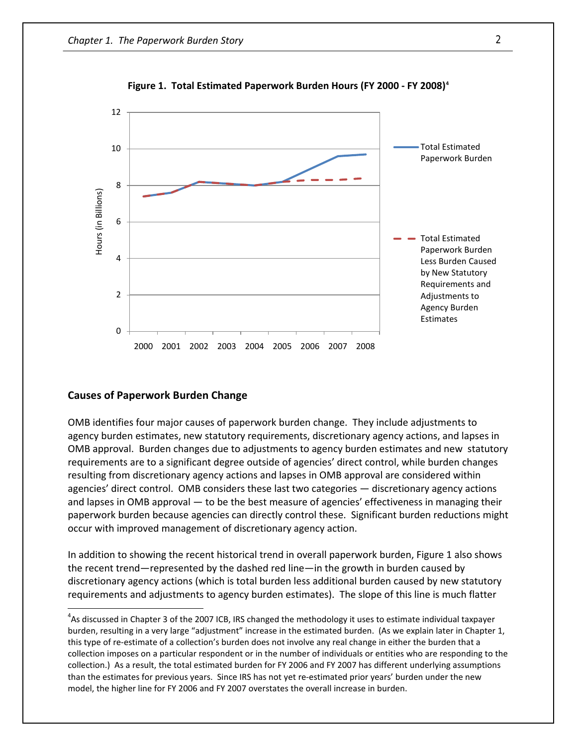**Figure 1. Total Estimated Paperwork Burden Hours (FY 2000 - FY 2008)[4]**

## Causes of Paperwork Burden Change

OMB identifies four major causes of paperwork burden change. They include adjustments to agency burden estimates, new statutory requirements, discretionary agency actions, and lapses in OMB approval. Burden changes due to adjustments to agency burden estimates and new statutory requirements are to a significant degree outside of agencies' direct control, while burden changes resulting from discretionary agency actions and lapses in OMB approval are considered within agencies' direct control. OMB considers these last two categories — discretionary agency actions and lapses in OMB approval — to be the best measure of agencies' effectiveness in managing their paperwork burden because agencies can directly control these. Significant burden reductions might occur with improved management of discretionary agency action.

In addition to showing the recent historical trend in overall paperwork burden, Figure 1 also shows the recent trend—represented by the dashed red line—in the growth in burden caused by discretionary agency actions (which is total burden less additional burden caused by new statutory requirements and adjustments to agency burden estimates). The slope of this line is much flatter

[4]As discussed in Chapter 3 of the 2007 ICB, IRS changed the methodology it uses to estimate individual taxpayer burden, resulting in a very large "adjustment" increase in the estimated burden. (As we explain later in Chapter 1, this type of re-estimate of a collection's burden does not involve any real change in either the burden that a collection imposes on a particular respondent or in the number of individuals or entities who are responding to the collection.) As a result, the total estimated burden for FY 2006 and FY 2007 has different underlying assumptions than the estimates for previous years. Since IRS has not yet re-estimated prior years' burden under the new model, the higher line for FY 2006 and FY 2007 overstates the overall increase in burden.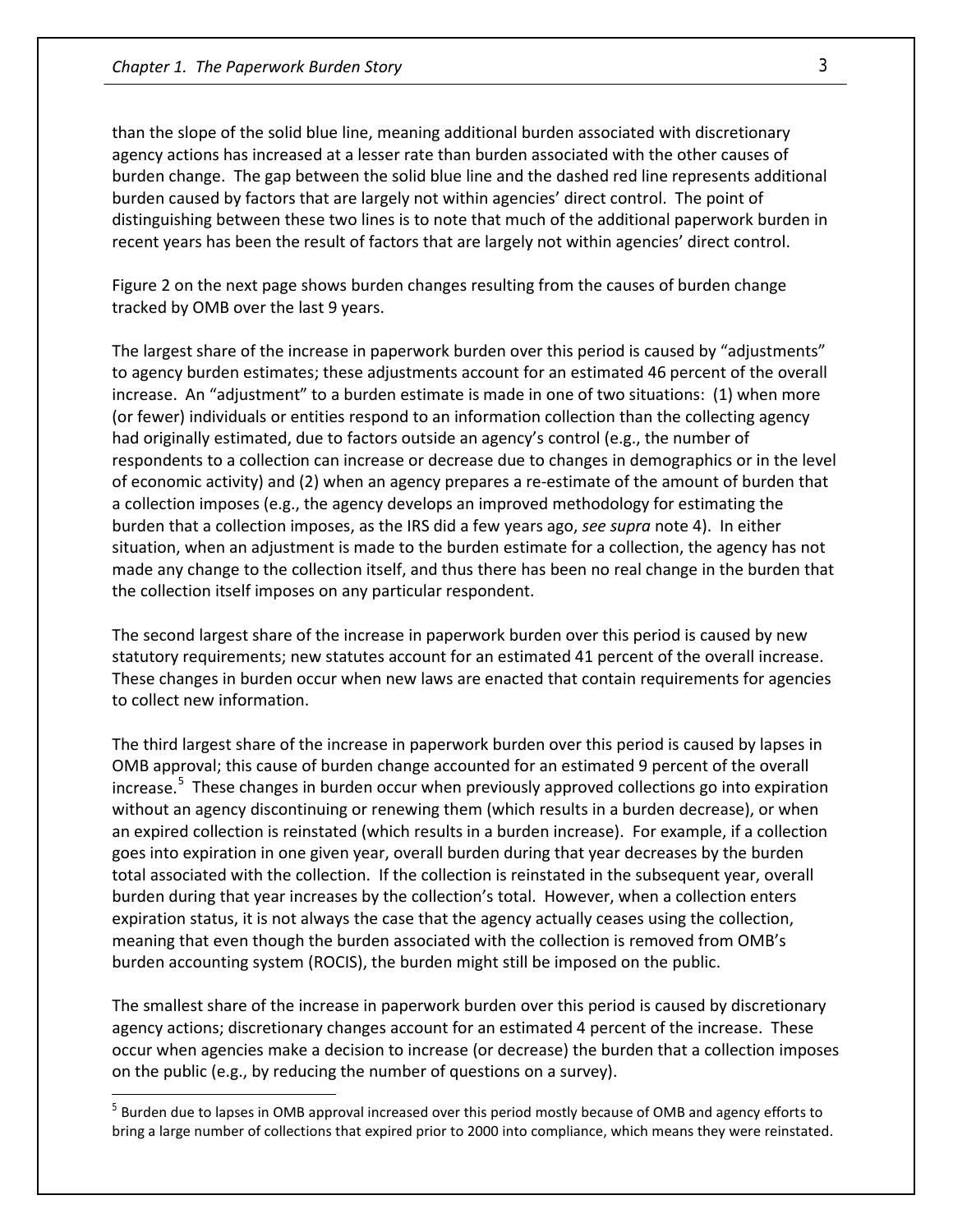than the slope of the solid blue line, meaning additional burden associated with discretionary agency actions has increased at a lesser rate than burden associated with the other causes of burden change. The gap between the solid blue line and the dashed red line represents additional burden caused by factors that are largely not within agencies' direct control. The point of distinguishing between these two lines is to note that much of the additional paperwork burden in recent years has been the result of factors that are largely not within agencies' direct control.

Figure 2 on the next page shows burden changes resulting from the causes of burden change tracked by OMB over the last 9 years.

The largest share of the increase in paperwork burden over this period is caused by "adjustments" to agency burden estimates; these adjustments account for an estimated 46 percent of the overall increase. An "adjustment" to a burden estimate is made in one of two situations: (1) when more (or fewer) individuals or entities respond to an information collection than the collecting agency had originally estimated, due to factors outside an agency's control (e.g., the number of respondents to a collection can increase or decrease due to changes in demographics or in the level of economic activity) and (2) when an agency prepares a re-estimate of the amount of burden that a collection imposes (e.g., the agency develops an improved methodology for estimating the burden that a collection imposes, as the IRS did a few years ago, *see supra* note 4). In either situation, when an adjustment is made to the burden estimate for a collection, the agency has not made any change to the collection itself, and thus there has been no real change in the burden that the collection itself imposes on any particular respondent.

The second largest share of the increase in paperwork burden over this period is caused by new statutory requirements; new statutes account for an estimated 41 percent of the overall increase. These changes in burden occur when new laws are enacted that contain requirements for agencies to collect new information.

The third largest share of the increase in paperwork burden over this period is caused by lapses in OMB approval; this cause of burden change accounted for an estimated 9 percent of the overall increase.[5] These changes in burden occur when previously approved collections go into expiration without an agency discontinuing or renewing them (which results in a burden decrease), or when an expired collection is reinstated (which results in a burden increase). For example, if a collection goes into expiration in one given year, overall burden during that year decreases by the burden total associated with the collection. If the collection is reinstated in the subsequent year, overall burden during that year increases by the collection's total. However, when a collection enters expiration status, it is not always the case that the agency actually ceases using the collection, meaning that even though the burden associated with the collection is removed from OMB's burden accounting system (ROCIS), the burden might still be imposed on the public.

The smallest share of the increase in paperwork burden over this period is caused by discretionary agency actions; discretionary changes account for an estimated 4 percent of the increase. These occur when agencies make a decision to increase (or decrease) the burden that a collection imposes on the public (e.g., by reducing the number of questions on a survey).

[5] Burden due to lapses in OMB approval increased over this period mostly because of OMB and agency efforts to bring a large number of collections that expired prior to 2000 into compliance, which means they were reinstated.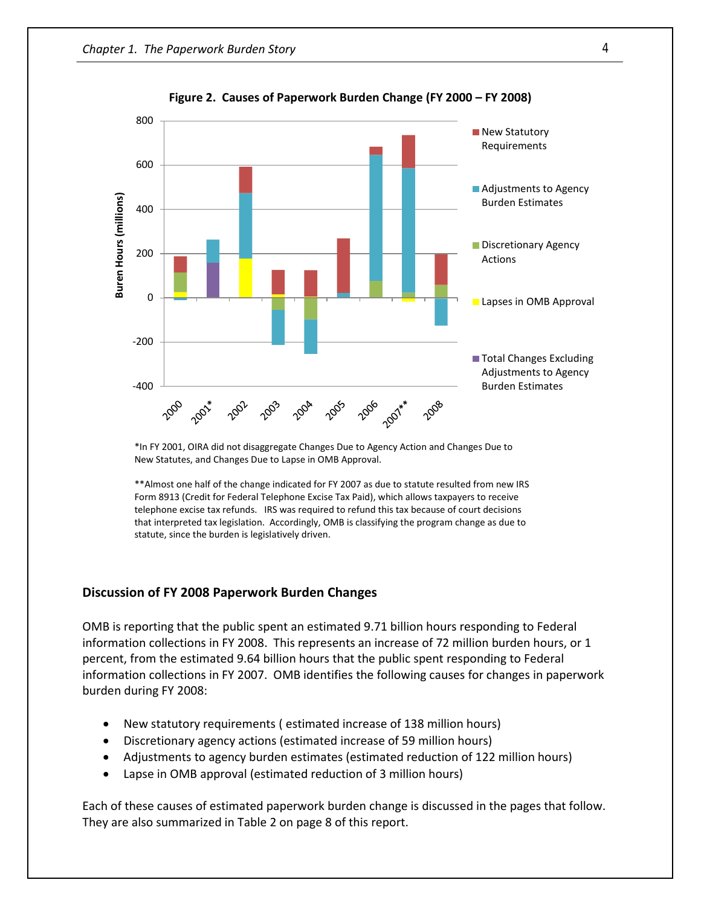**Figure 2. Causes of Paperwork Burden Change (FY 2000 – FY 2008)**

*In FY 2001, OIRA did not disaggregate Changes Due to Agency Action and Changes Due to New Statutes, and Changes Due to Lapse in OMB Approval.

**Almost one half of the change indicated for FY 2007 as due to statute resulted from new IRS Form 8913 (Credit for Federal Telephone Excise Tax Paid), which allows taxpayers to receive telephone excise tax refunds. IRS was required to refund this tax because of court decisions that interpreted tax legislation. Accordingly, OMB is classifying the program change as due to statute, since the burden is legislatively driven.

### Discussion of FY 2008 Paperwork Burden Changes

OMB is reporting that the public spent an estimated 9.71 billion hours responding to Federal information collections in FY 2008. This represents an increase of 72 million burden hours, or 1 percent, from the estimated 9.64 billion hours that the public spent responding to Federal information collections in FY 2007. OMB identifies the following causes for changes in paperwork burden during FY 2008:

- New statutory requirements ( estimated increase of 138 million hours)
- Discretionary agency actions (estimated increase of 59 million hours)
- Adjustments to agency burden estimates (estimated reduction of 122 million hours)
- Lapse in OMB approval (estimated reduction of 3 million hours)

Each of these causes of estimated paperwork burden change is discussed in the pages that follow. They are also summarized in Table 2 on page 8 of this report.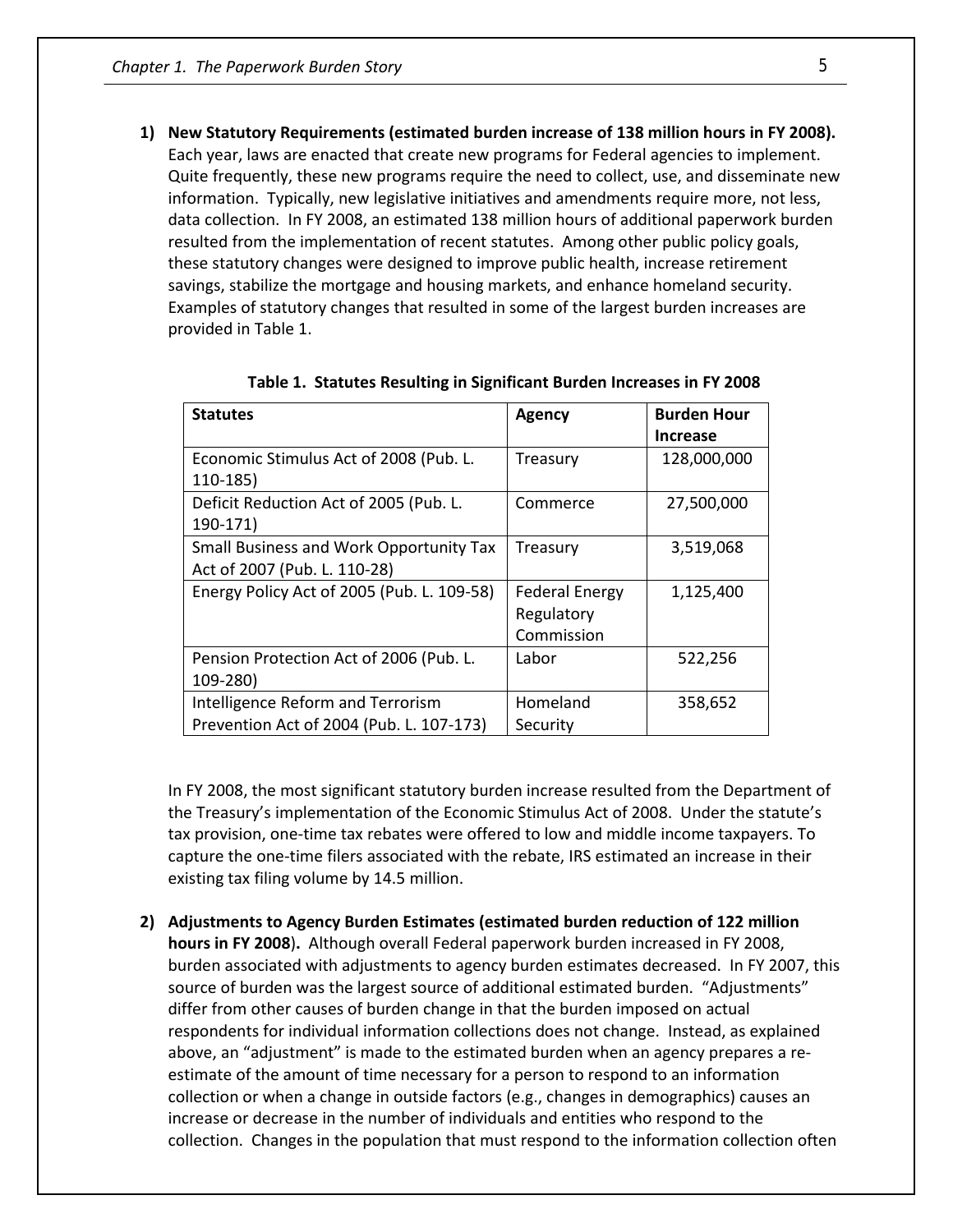1) **New Statutory Requirements (estimated burden increase of 138 million hours in FY 2008).** Each year, laws are enacted that create new programs for Federal agencies to implement. Quite frequently, these new programs require the need to collect, use, and disseminate new information. Typically, new legislative initiatives and amendments require more, not less, data collection. In FY 2008, an estimated 138 million hours of additional paperwork burden resulted from the implementation of recent statutes. Among other public policy goals, these statutory changes were designed to improve public health, increase retirement savings, stabilize the mortgage and housing markets, and enhance homeland security. Examples of statutory changes that resulted in some of the largest burden increases are provided in Table 1.

**Table 1. Statutes Resulting in Significant Burden Increases in FY 2008**

| Statutes | Agency | Burden Hour Increase |
|---|---|---|
| Economic Stimulus Act of 2008 (Pub. L. 110-185) | Treasury | 128,000,000 |
| Deficit Reduction Act of 2005 (Pub. L. 190-171) | Commerce | 27,500,000 |
| Small Business and Work Opportunity Tax Act of 2007 (Pub. L. 110-28) | Treasury | 3,519,068 |
| Energy Policy Act of 2005 (Pub. L. 109-58) | Federal Energy Regulatory Commission | 1,125,400 |
| Pension Protection Act of 2006 (Pub. L. 109-280) | Labor | 522,256 |
| Intelligence Reform and Terrorism Prevention Act of 2004 (Pub. L. 107-173) | Homeland Security | 358,652 |

In FY 2008, the most significant statutory burden increase resulted from the Department of the Treasury's implementation of the Economic Stimulus Act of 2008. Under the statute's tax provision, one-time tax rebates were offered to low and middle income taxpayers. To capture the one-time filers associated with the rebate, IRS estimated an increase in their existing tax filing volume by 14.5 million.

2) **Adjustments to Agency Burden Estimates (estimated burden reduction of 122 million hours in FY 2008).** Although overall Federal paperwork burden increased in FY 2008, burden associated with adjustments to agency burden estimates decreased. In FY 2007, this source of burden was the largest source of additional estimated burden. "Adjustments" differ from other causes of burden change in that the burden imposed on actual respondents for individual information collections does not change. Instead, as explained above, an "adjustment" is made to the estimated burden when an agency prepares a re-estimate of the amount of time necessary for a person to respond to an information collection or when a change in outside factors (e.g., changes in demographics) causes an increase or decrease in the number of individuals and entities who respond to the collection. Changes in the population that must respond to the information collection often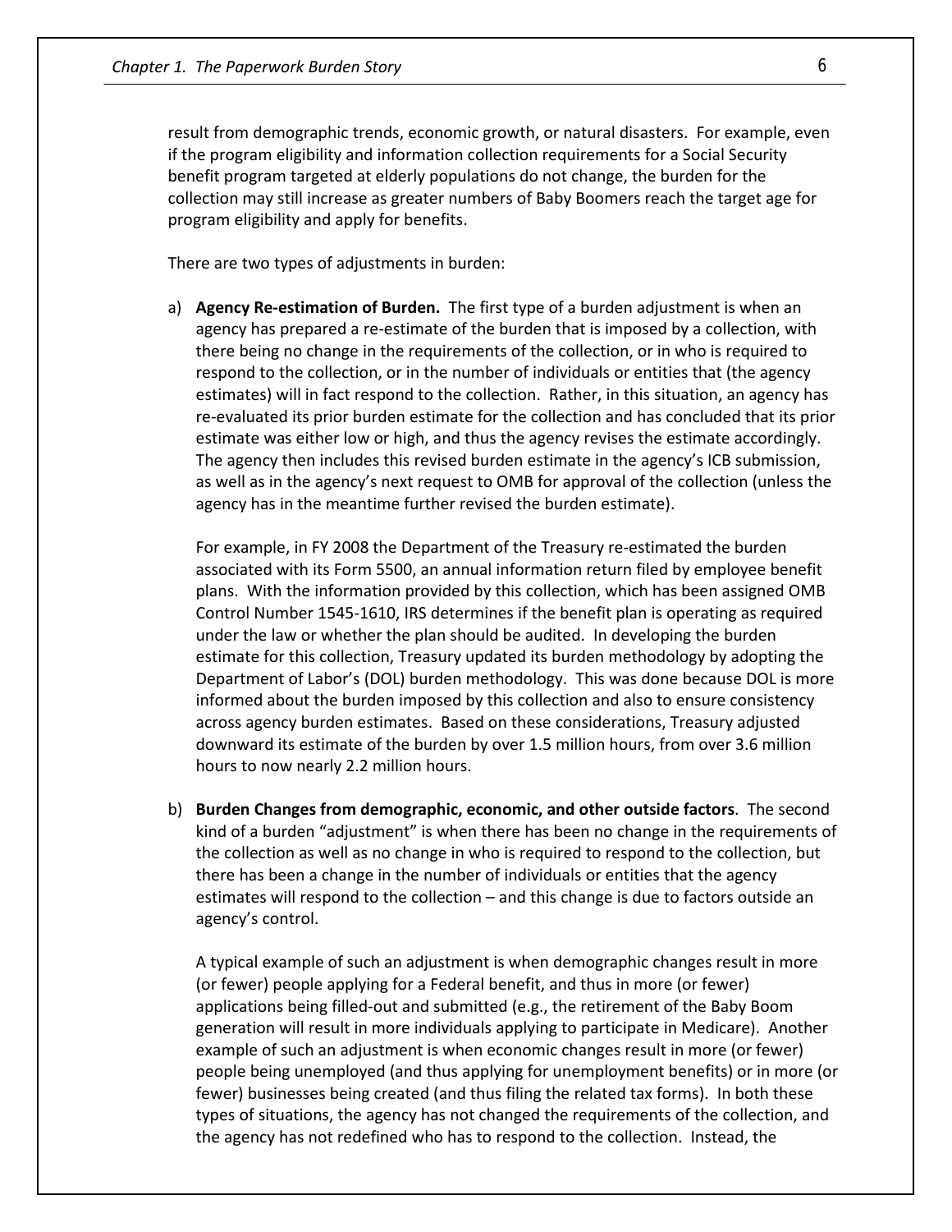result from demographic trends, economic growth, or natural disasters. For example, even if the program eligibility and information collection requirements for a Social Security benefit program targeted at elderly populations do not change, the burden for the collection may still increase as greater numbers of Baby Boomers reach the target age for program eligibility and apply for benefits.

There are two types of adjustments in burden:

a) **Agency Re-estimation of Burden.** The first type of a burden adjustment is when an agency has prepared a re-estimate of the burden that is imposed by a collection, with there being no change in the requirements of the collection, or in who is required to respond to the collection, or in the number of individuals or entities that (the agency estimates) will in fact respond to the collection. Rather, in this situation, an agency has re-evaluated its prior burden estimate for the collection and has concluded that its prior estimate was either low or high, and thus the agency revises the estimate accordingly. The agency then includes this revised burden estimate in the agency's ICB submission, as well as in the agency's next request to OMB for approval of the collection (unless the agency has in the meantime further revised the burden estimate).

   For example, in FY 2008 the Department of the Treasury re-estimated the burden associated with its Form 5500, an annual information return filed by employee benefit plans. With the information provided by this collection, which has been assigned OMB Control Number 1545-1610, IRS determines if the benefit plan is operating as required under the law or whether the plan should be audited. In developing the burden estimate for this collection, Treasury updated its burden methodology by adopting the Department of Labor's (DOL) burden methodology. This was done because DOL is more informed about the burden imposed by this collection and also to ensure consistency across agency burden estimates. Based on these considerations, Treasury adjusted downward its estimate of the burden by over 1.5 million hours, from over 3.6 million hours to now nearly 2.2 million hours.

b) **Burden Changes from demographic, economic, and other outside factors**. The second kind of a burden "adjustment" is when there has been no change in the requirements of the collection as well as no change in who is required to respond to the collection, but there has been a change in the number of individuals or entities that the agency estimates will respond to the collection – and this change is due to factors outside an agency's control.

   A typical example of such an adjustment is when demographic changes result in more (or fewer) people applying for a Federal benefit, and thus in more (or fewer) applications being filled-out and submitted (e.g., the retirement of the Baby Boom generation will result in more individuals applying to participate in Medicare). Another example of such an adjustment is when economic changes result in more (or fewer) people being unemployed (and thus applying for unemployment benefits) or in more (or fewer) businesses being created (and thus filing the related tax forms). In both these types of situations, the agency has not changed the requirements of the collection, and the agency has not redefined who has to respond to the collection. Instead, the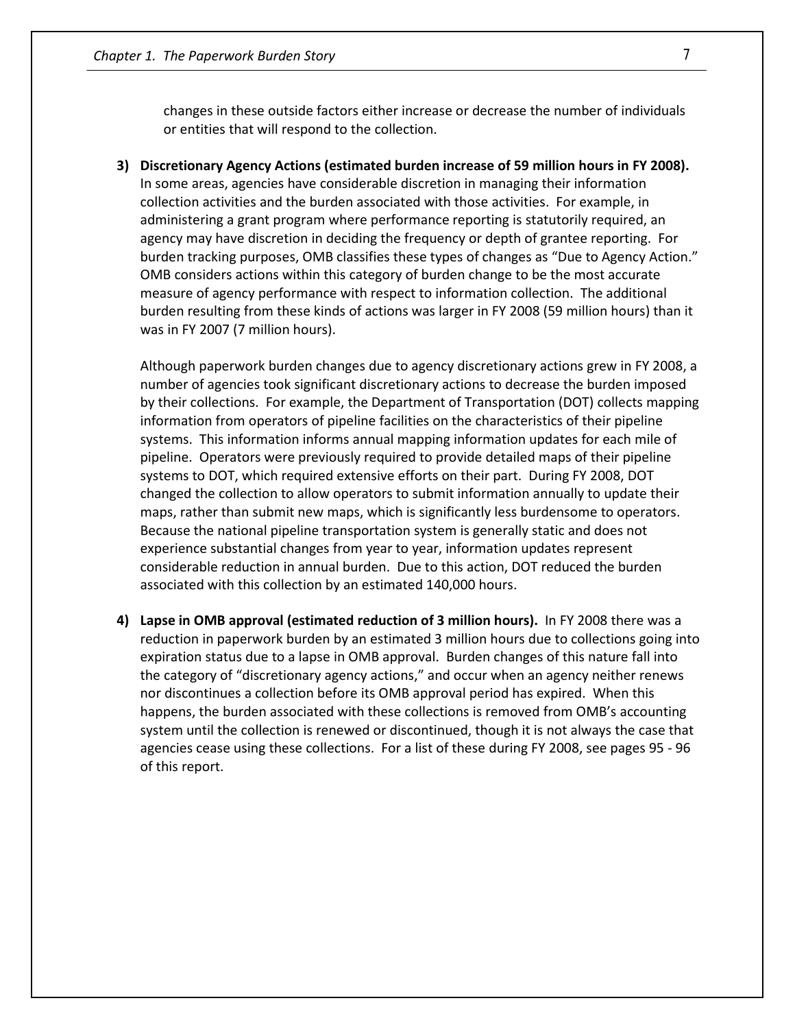changes in these outside factors either increase or decrease the number of individuals or entities that will respond to the collection.

3) **Discretionary Agency Actions (estimated burden increase of 59 million hours in FY 2008).** In some areas, agencies have considerable discretion in managing their information collection activities and the burden associated with those activities. For example, in administering a grant program where performance reporting is statutorily required, an agency may have discretion in deciding the frequency or depth of grantee reporting. For burden tracking purposes, OMB classifies these types of changes as "Due to Agency Action." OMB considers actions within this category of burden change to be the most accurate measure of agency performance with respect to information collection. The additional burden resulting from these kinds of actions was larger in FY 2008 (59 million hours) than it was in FY 2007 (7 million hours).

   Although paperwork burden changes due to agency discretionary actions grew in FY 2008, a number of agencies took significant discretionary actions to decrease the burden imposed by their collections. For example, the Department of Transportation (DOT) collects mapping information from operators of pipeline facilities on the characteristics of their pipeline systems. This information informs annual mapping information updates for each mile of pipeline. Operators were previously required to provide detailed maps of their pipeline systems to DOT, which required extensive efforts on their part. During FY 2008, DOT changed the collection to allow operators to submit information annually to update their maps, rather than submit new maps, which is significantly less burdensome to operators. Because the national pipeline transportation system is generally static and does not experience substantial changes from year to year, information updates represent considerable reduction in annual burden. Due to this action, DOT reduced the burden associated with this collection by an estimated 140,000 hours.

4) **Lapse in OMB approval (estimated reduction of 3 million hours).** In FY 2008 there was a reduction in paperwork burden by an estimated 3 million hours due to collections going into expiration status due to a lapse in OMB approval. Burden changes of this nature fall into the category of "discretionary agency actions," and occur when an agency neither renews nor discontinues a collection before its OMB approval period has expired. When this happens, the burden associated with these collections is removed from OMB's accounting system until the collection is renewed or discontinued, though it is not always the case that agencies cease using these collections. For a list of these during FY 2008, see pages 95 - 96 of this report.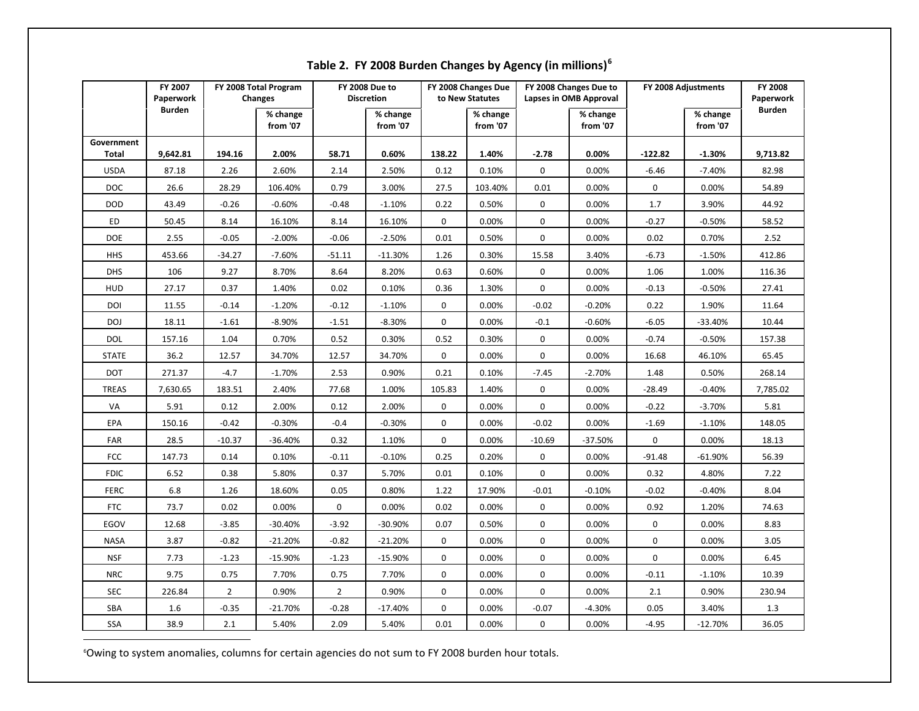## Table 2. FY 2008 Burden Changes by Agency (in millions)[6]

| | FY 2007 Paperwork Burden | FY 2008 Total Program Changes | | FY 2008 Due to Discretion | | FY 2008 Changes Due to New Statutes | | FY 2008 Changes Due to Lapses in OMB Approval | | FY 2008 Adjustments | | FY 2008 Paperwork Burden |
|---|---|---|---|---|---|---|---|---|---|---|---|---|
| | | | % change from '07 | | % change from '07 | | % change from '07 | | % change from '07 | | % change from '07 | |
| **Government Total** | **9,642.81** | **194.16** | **2.00%** | **58.71** | **0.60%** | **138.22** | **1.40%** | **-2.78** | **0.00%** | **-122.82** | **-1.30%** | **9,713.82** |
| USDA | 87.18 | 2.26 | 2.60% | 2.14 | 2.50% | 0.12 | 0.10% | 0 | 0.00% | -6.46 | -7.40% | 82.98 |
| DOC | 26.6 | 28.29 | 106.40% | 0.79 | 3.00% | 27.5 | 103.40% | 0.01 | 0.00% | 0 | 0.00% | 54.89 |
| DOD | 43.49 | -0.26 | -0.60% | -0.48 | -1.10% | 0.22 | 0.50% | 0 | 0.00% | 1.7 | 3.90% | 44.92 |
| ED | 50.45 | 8.14 | 16.10% | 8.14 | 16.10% | 0 | 0.00% | 0 | 0.00% | -0.27 | -0.50% | 58.52 |
| DOE | 2.55 | -0.05 | -2.00% | -0.06 | -2.50% | 0.01 | 0.50% | 0 | 0.00% | 0.02 | 0.70% | 2.52 |
| HHS | 453.66 | -34.27 | -7.60% | -51.11 | -11.30% | 1.26 | 0.30% | 15.58 | 3.40% | -6.73 | -1.50% | 412.86 |
| DHS | 106 | 9.27 | 8.70% | 8.64 | 8.20% | 0.63 | 0.60% | 0 | 0.00% | 1.06 | 1.00% | 116.36 |
| HUD | 27.17 | 0.37 | 1.40% | 0.02 | 0.10% | 0.36 | 1.30% | 0 | 0.00% | -0.13 | -0.50% | 27.41 |
| DOI | 11.55 | -0.14 | -1.20% | -0.12 | -1.10% | 0 | 0.00% | -0.02 | -0.20% | 0.22 | 1.90% | 11.64 |
| DOJ | 18.11 | -1.61 | -8.90% | -1.51 | -8.30% | 0 | 0.00% | -0.1 | -0.60% | -6.05 | -33.40% | 10.44 |
| DOL | 157.16 | 1.04 | 0.70% | 0.52 | 0.30% | 0.52 | 0.30% | 0 | 0.00% | -0.74 | -0.50% | 157.38 |
| STATE | 36.2 | 12.57 | 34.70% | 12.57 | 34.70% | 0 | 0.00% | 0 | 0.00% | 16.68 | 46.10% | 65.45 |
| DOT | 271.37 | -4.7 | -1.70% | 2.53 | 0.90% | 0.21 | 0.10% | -7.45 | -2.70% | 1.48 | 0.50% | 268.14 |
| TREAS | 7,630.65 | 183.51 | 2.40% | 77.68 | 1.00% | 105.83 | 1.40% | 0 | 0.00% | -28.49 | -0.40% | 7,785.02 |
| VA | 5.91 | 0.12 | 2.00% | 0.12 | 2.00% | 0 | 0.00% | 0 | 0.00% | -0.22 | -3.70% | 5.81 |
| EPA | 150.16 | -0.42 | -0.30% | -0.4 | -0.30% | 0 | 0.00% | -0.02 | 0.00% | -1.69 | -1.10% | 148.05 |
| FAR | 28.5 | -10.37 | -36.40% | 0.32 | 1.10% | 0 | 0.00% | -10.69 | -37.50% | 0 | 0.00% | 18.13 |
| FCC | 147.73 | 0.14 | 0.10% | -0.11 | -0.10% | 0.25 | 0.20% | 0 | 0.00% | -91.48 | -61.90% | 56.39 |
| FDIC | 6.52 | 0.38 | 5.80% | 0.37 | 5.70% | 0.01 | 0.10% | 0 | 0.00% | 0.32 | 4.80% | 7.22 |
| FERC | 6.8 | 1.26 | 18.60% | 0.05 | 0.80% | 1.22 | 17.90% | -0.01 | -0.10% | -0.02 | -0.40% | 8.04 |
| FTC | 73.7 | 0.02 | 0.00% | 0 | 0.00% | 0.02 | 0.00% | 0 | 0.00% | 0.92 | 1.20% | 74.63 |
| EGOV | 12.68 | -3.85 | -30.40% | -3.92 | -30.90% | 0.07 | 0.50% | 0 | 0.00% | 0 | 0.00% | 8.83 |
| NASA | 3.87 | -0.82 | -21.20% | -0.82 | -21.20% | 0 | 0.00% | 0 | 0.00% | 0 | 0.00% | 3.05 |
| NSF | 7.73 | -1.23 | -15.90% | -1.23 | -15.90% | 0 | 0.00% | 0 | 0.00% | 0 | 0.00% | 6.45 |
| NRC | 9.75 | 0.75 | 7.70% | 0.75 | 7.70% | 0 | 0.00% | 0 | 0.00% | -0.11 | -1.10% | 10.39 |
| SEC | 226.84 | 2 | 0.90% | 2 | 0.90% | 0 | 0.00% | 0 | 0.00% | 2.1 | 0.90% | 230.94 |
| SBA | 1.6 | -0.35 | -21.70% | -0.28 | -17.40% | 0 | 0.00% | -0.07 | -4.30% | 0.05 | 3.40% | 1.3 |
| SSA | 38.9 | 2.1 | 5.40% | 2.09 | 5.40% | 0.01 | 0.00% | 0 | 0.00% | -4.95 | -12.70% | 36.05 |

[6] Owing to system anomalies, columns for certain agencies do not sum to FY 2008 burden hour totals.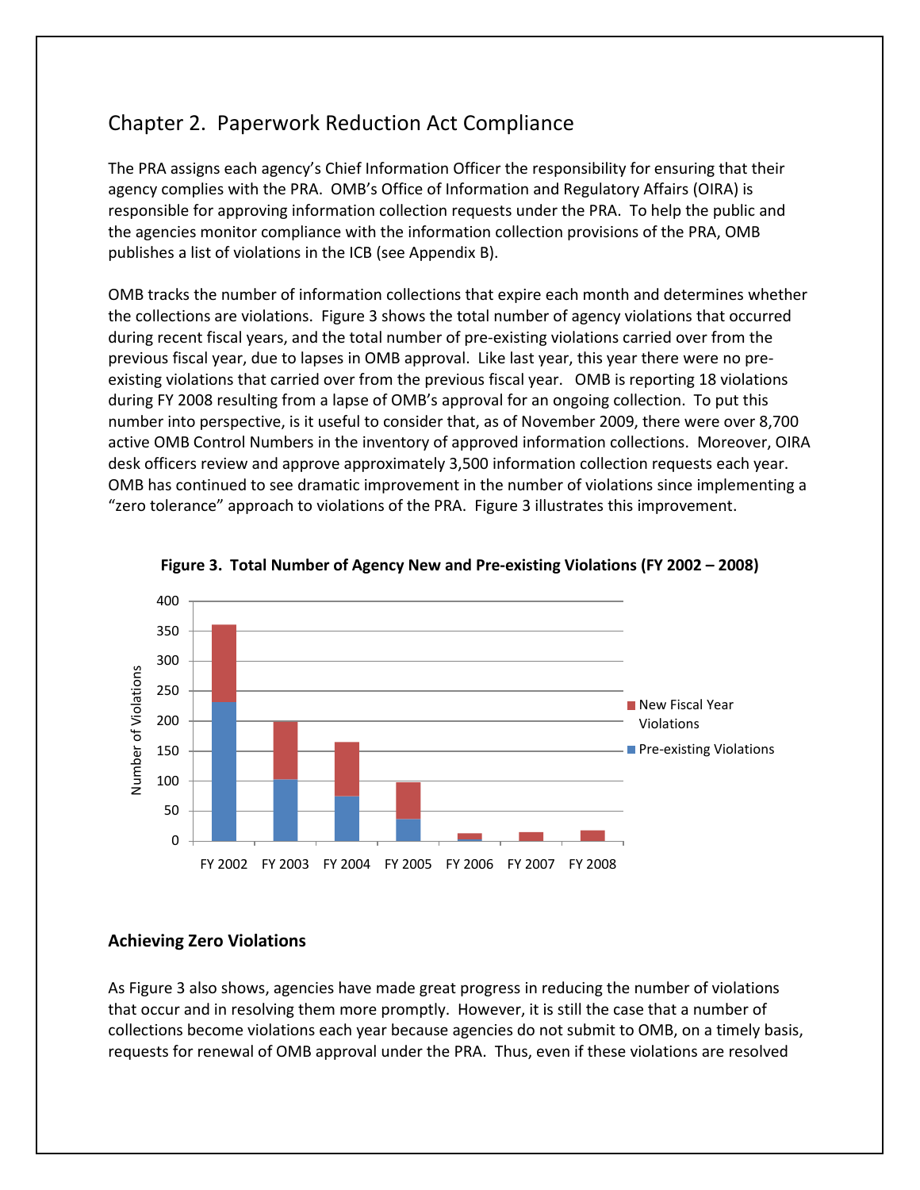## Chapter 2. Paperwork Reduction Act Compliance

The PRA assigns each agency's Chief Information Officer the responsibility for ensuring that their agency complies with the PRA. OMB's Office of Information and Regulatory Affairs (OIRA) is responsible for approving information collection requests under the PRA. To help the public and the agencies monitor compliance with the information collection provisions of the PRA, OMB publishes a list of violations in the ICB (see Appendix B).

OMB tracks the number of information collections that expire each month and determines whether the collections are violations. Figure 3 shows the total number of agency violations that occurred during recent fiscal years, and the total number of pre-existing violations carried over from the previous fiscal year, due to lapses in OMB approval. Like last year, this year there were no pre-existing violations that carried over from the previous fiscal year. OMB is reporting 18 violations during FY 2008 resulting from a lapse of OMB's approval for an ongoing collection. To put this number into perspective, is it useful to consider that, as of November 2009, there were over 8,700 active OMB Control Numbers in the inventory of approved information collections. Moreover, OIRA desk officers review and approve approximately 3,500 information collection requests each year. OMB has continued to see dramatic improvement in the number of violations since implementing a "zero tolerance" approach to violations of the PRA. Figure 3 illustrates this improvement.

**Figure 3. Total Number of Agency New and Pre-existing Violations (FY 2002 – 2008)**

### Achieving Zero Violations

As Figure 3 also shows, agencies have made great progress in reducing the number of violations that occur and in resolving them more promptly. However, it is still the case that a number of collections become violations each year because agencies do not submit to OMB, on a timely basis, requests for renewal of OMB approval under the PRA. Thus, even if these violations are resolved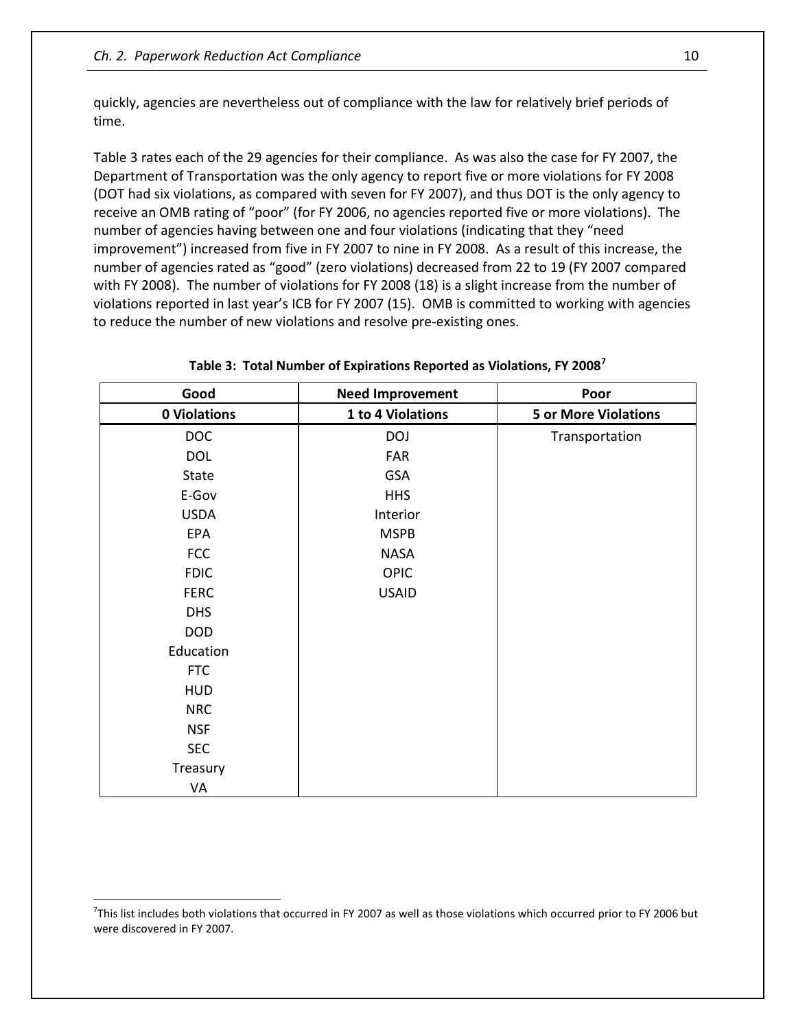quickly, agencies are nevertheless out of compliance with the law for relatively brief periods of time.

Table 3 rates each of the 29 agencies for their compliance. As was also the case for FY 2007, the Department of Transportation was the only agency to report five or more violations for FY 2008 (DOT had six violations, as compared with seven for FY 2007), and thus DOT is the only agency to receive an OMB rating of "poor" (for FY 2006, no agencies reported five or more violations). The number of agencies having between one and four violations (indicating that they "need improvement") increased from five in FY 2007 to nine in FY 2008. As a result of this increase, the number of agencies rated as "good" (zero violations) decreased from 22 to 19 (FY 2007 compared with FY 2008). The number of violations for FY 2008 (18) is a slight increase from the number of violations reported in last year's ICB for FY 2007 (15). OMB is committed to working with agencies to reduce the number of new violations and resolve pre-existing ones.

**Table 3: Total Number of Expirations Reported as Violations, FY 2008[7]**

| Good | Need Improvement | Poor |
|---|---|---|
| **0 Violations** | **1 to 4 Violations** | **5 or More Violations** |
| DOC | DOJ | Transportation |
| DOL | FAR | |
| State | GSA | |
| E-Gov | HHS | |
| USDA | Interior | |
| EPA | MSPB | |
| FCC | NASA | |
| FDIC | OPIC | |
| FERC | USAID | |
| DHS | | |
| DOD | | |
| Education | | |
| FTC | | |
| HUD | | |
| NRC | | |
| NSF | | |
| SEC | | |
| Treasury | | |
| VA | | |

[7]This list includes both violations that occurred in FY 2007 as well as those violations which occurred prior to FY 2006 but were discovered in FY 2007.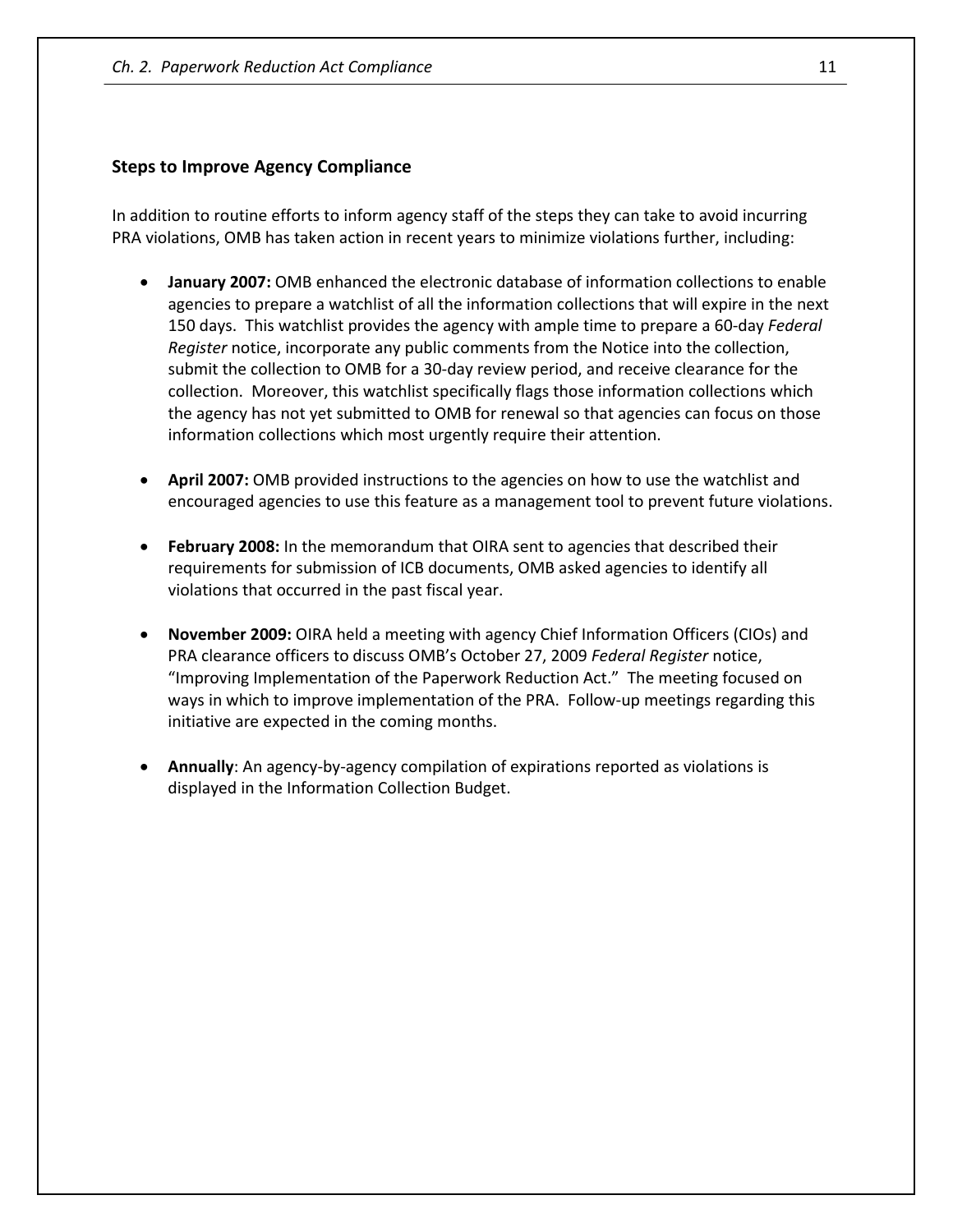### Steps to Improve Agency Compliance

In addition to routine efforts to inform agency staff of the steps they can take to avoid incurring PRA violations, OMB has taken action in recent years to minimize violations further, including:

- **January 2007:** OMB enhanced the electronic database of information collections to enable agencies to prepare a watchlist of all the information collections that will expire in the next 150 days. This watchlist provides the agency with ample time to prepare a 60-day *Federal Register* notice, incorporate any public comments from the Notice into the collection, submit the collection to OMB for a 30-day review period, and receive clearance for the collection. Moreover, this watchlist specifically flags those information collections which the agency has not yet submitted to OMB for renewal so that agencies can focus on those information collections which most urgently require their attention.

- **April 2007:** OMB provided instructions to the agencies on how to use the watchlist and encouraged agencies to use this feature as a management tool to prevent future violations.

- **February 2008:** In the memorandum that OIRA sent to agencies that described their requirements for submission of ICB documents, OMB asked agencies to identify all violations that occurred in the past fiscal year.

- **November 2009:** OIRA held a meeting with agency Chief Information Officers (CIOs) and PRA clearance officers to discuss OMB's October 27, 2009 *Federal Register* notice, "Improving Implementation of the Paperwork Reduction Act." The meeting focused on ways in which to improve implementation of the PRA. Follow-up meetings regarding this initiative are expected in the coming months.

- **Annually**: An agency-by-agency compilation of expirations reported as violations is displayed in the Information Collection Budget.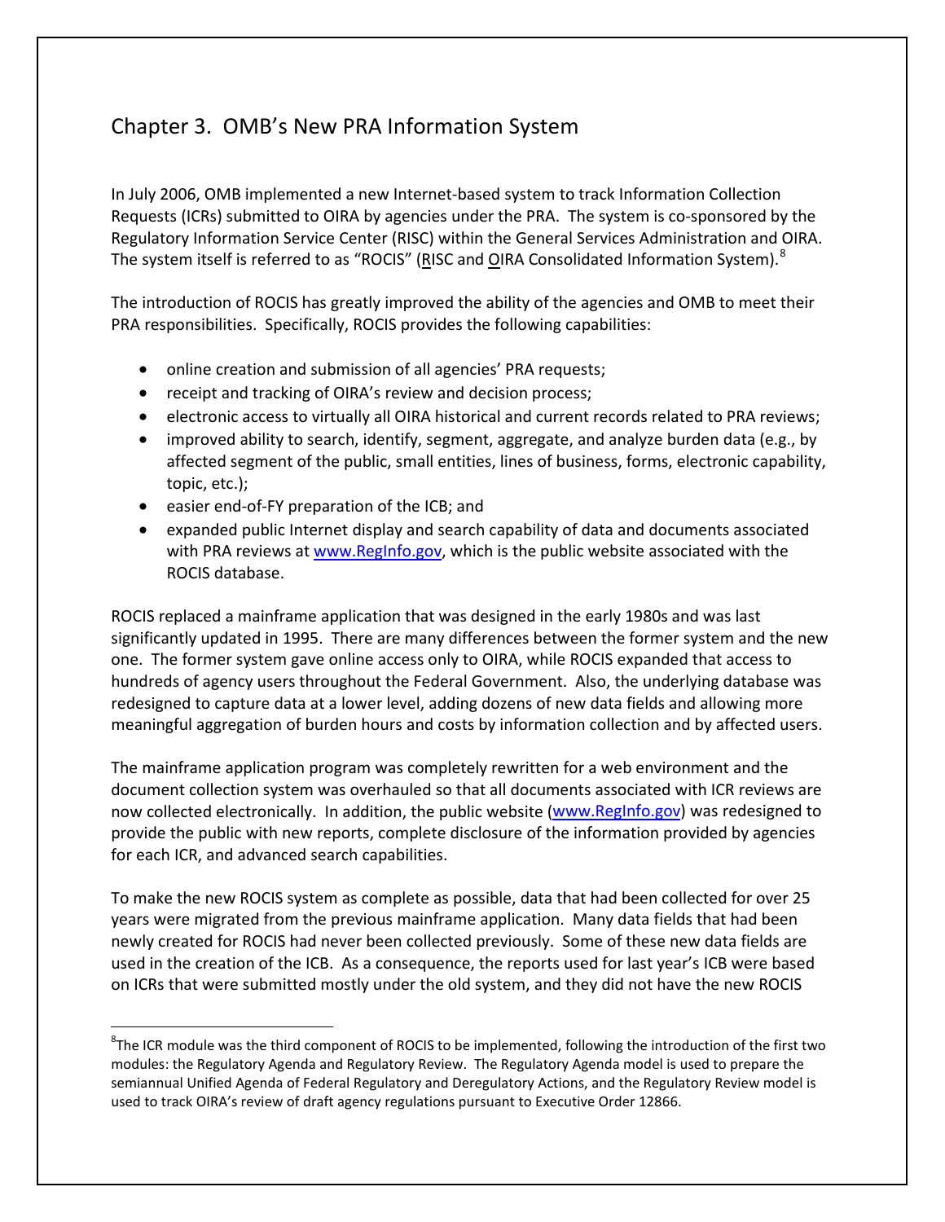## Chapter 3. OMB's New PRA Information System

In July 2006, OMB implemented a new Internet-based system to track Information Collection Requests (ICRs) submitted to OIRA by agencies under the PRA. The system is co-sponsored by the Regulatory Information Service Center (RISC) within the General Services Administration and OIRA. The system itself is referred to as "ROCIS" (RISC and OIRA Consolidated Information System).[8]

The introduction of ROCIS has greatly improved the ability of the agencies and OMB to meet their PRA responsibilities. Specifically, ROCIS provides the following capabilities:

- online creation and submission of all agencies' PRA requests;
- receipt and tracking of OIRA's review and decision process;
- electronic access to virtually all OIRA historical and current records related to PRA reviews;
- improved ability to search, identify, segment, aggregate, and analyze burden data (e.g., by affected segment of the public, small entities, lines of business, forms, electronic capability, topic, etc.);
- easier end-of-FY preparation of the ICB; and
- expanded public Internet display and search capability of data and documents associated with PRA reviews at www.RegInfo.gov, which is the public website associated with the ROCIS database.

ROCIS replaced a mainframe application that was designed in the early 1980s and was last significantly updated in 1995. There are many differences between the former system and the new one. The former system gave online access only to OIRA, while ROCIS expanded that access to hundreds of agency users throughout the Federal Government. Also, the underlying database was redesigned to capture data at a lower level, adding dozens of new data fields and allowing more meaningful aggregation of burden hours and costs by information collection and by affected users.

The mainframe application program was completely rewritten for a web environment and the document collection system was overhauled so that all documents associated with ICR reviews are now collected electronically. In addition, the public website (www.RegInfo.gov) was redesigned to provide the public with new reports, complete disclosure of the information provided by agencies for each ICR, and advanced search capabilities.

To make the new ROCIS system as complete as possible, data that had been collected for over 25 years were migrated from the previous mainframe application. Many data fields that had been newly created for ROCIS had never been collected previously. Some of these new data fields are used in the creation of the ICB. As a consequence, the reports used for last year's ICB were based on ICRs that were submitted mostly under the old system, and they did not have the new ROCIS

[8] The ICR module was the third component of ROCIS to be implemented, following the introduction of the first two modules: the Regulatory Agenda and Regulatory Review. The Regulatory Agenda model is used to prepare the semiannual Unified Agenda of Federal Regulatory and Deregulatory Actions, and the Regulatory Review model is used to track OIRA's review of draft agency regulations pursuant to Executive Order 12866.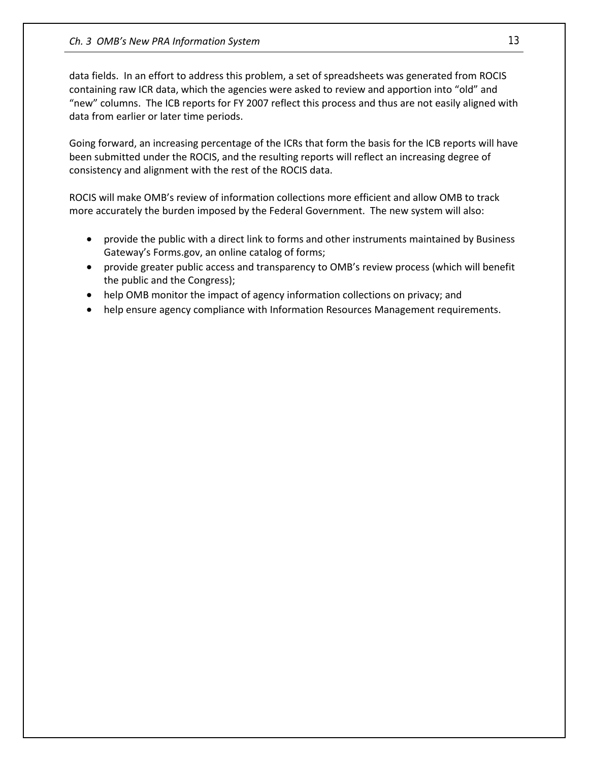data fields. In an effort to address this problem, a set of spreadsheets was generated from ROCIS containing raw ICR data, which the agencies were asked to review and apportion into "old" and "new" columns. The ICB reports for FY 2007 reflect this process and thus are not easily aligned with data from earlier or later time periods.

Going forward, an increasing percentage of the ICRs that form the basis for the ICB reports will have been submitted under the ROCIS, and the resulting reports will reflect an increasing degree of consistency and alignment with the rest of the ROCIS data.

ROCIS will make OMB's review of information collections more efficient and allow OMB to track more accurately the burden imposed by the Federal Government. The new system will also:

- provide the public with a direct link to forms and other instruments maintained by Business Gateway's Forms.gov, an online catalog of forms;
- provide greater public access and transparency to OMB's review process (which will benefit the public and the Congress);
- help OMB monitor the impact of agency information collections on privacy; and
- help ensure agency compliance with Information Resources Management requirements.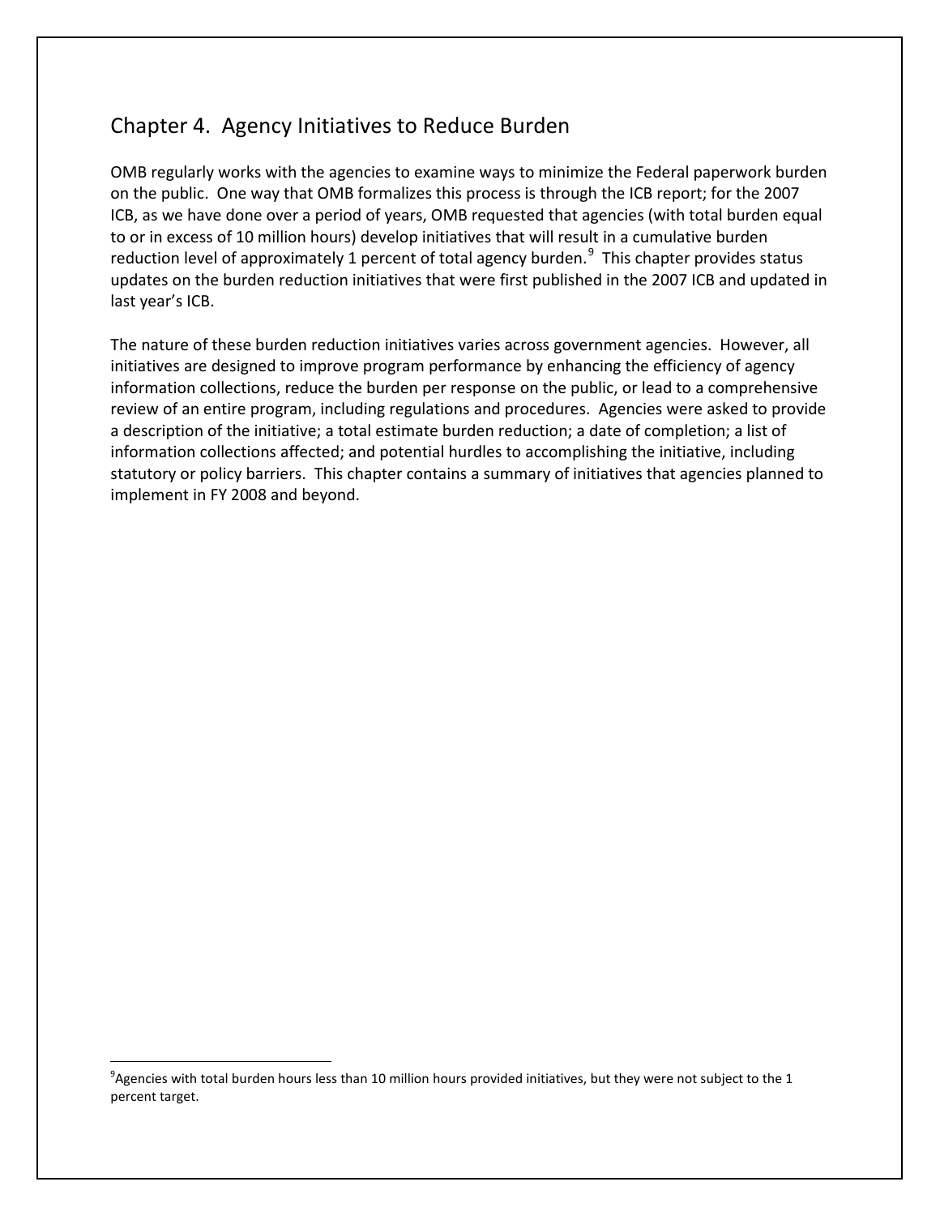## Chapter 4. Agency Initiatives to Reduce Burden

OMB regularly works with the agencies to examine ways to minimize the Federal paperwork burden on the public. One way that OMB formalizes this process is through the ICB report; for the 2007 ICB, as we have done over a period of years, OMB requested that agencies (with total burden equal to or in excess of 10 million hours) develop initiatives that will result in a cumulative burden reduction level of approximately 1 percent of total agency burden.[9] This chapter provides status updates on the burden reduction initiatives that were first published in the 2007 ICB and updated in last year's ICB.

The nature of these burden reduction initiatives varies across government agencies. However, all initiatives are designed to improve program performance by enhancing the efficiency of agency information collections, reduce the burden per response on the public, or lead to a comprehensive review of an entire program, including regulations and procedures. Agencies were asked to provide a description of the initiative; a total estimate burden reduction; a date of completion; a list of information collections affected; and potential hurdles to accomplishing the initiative, including statutory or policy barriers. This chapter contains a summary of initiatives that agencies planned to implement in FY 2008 and beyond.

[9]Agencies with total burden hours less than 10 million hours provided initiatives, but they were not subject to the 1 percent target.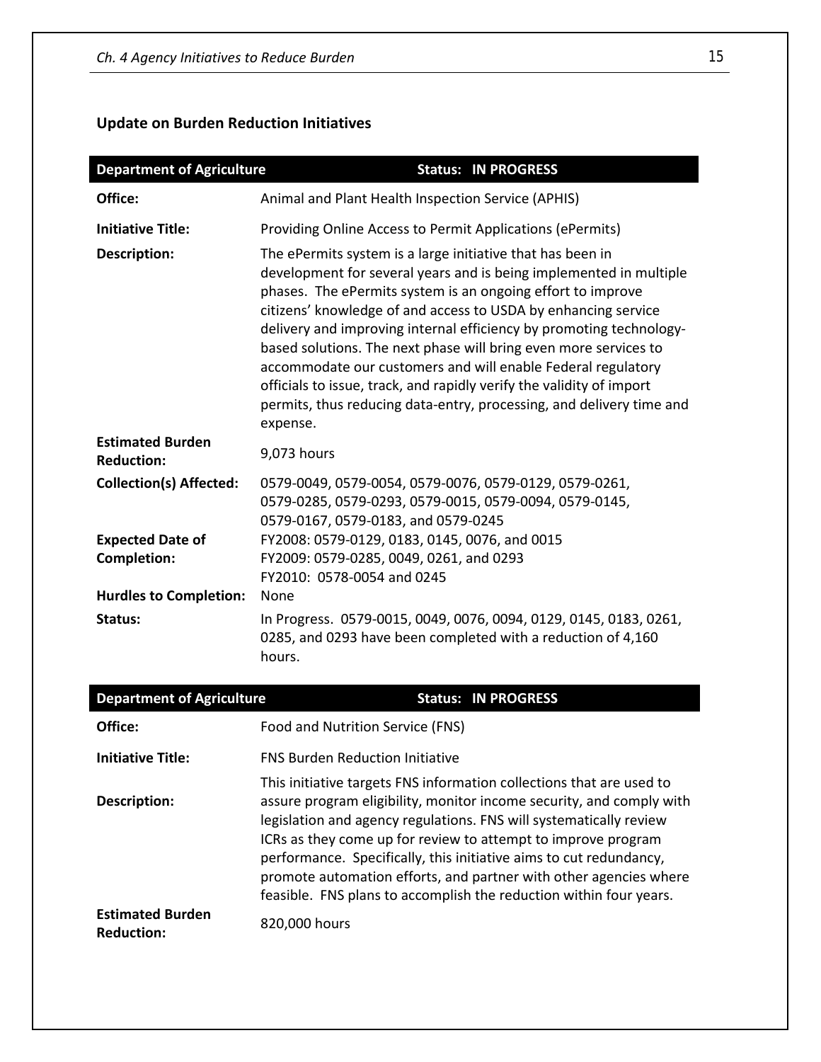## Update on Burden Reduction Initiatives

| Department of Agriculture | Status: IN PROGRESS |
|---|---|
| **Office:** | Animal and Plant Health Inspection Service (APHIS) |
| **Initiative Title:** | Providing Online Access to Permit Applications (ePermits) |
| **Description:** | The ePermits system is a large initiative that has been in development for several years and is being implemented in multiple phases. The ePermits system is an ongoing effort to improve citizens' knowledge of and access to USDA by enhancing service delivery and improving internal efficiency by promoting technology-based solutions. The next phase will bring even more services to accommodate our customers and will enable Federal regulatory officials to issue, track, and rapidly verify the validity of import permits, thus reducing data-entry, processing, and delivery time and expense. |
| **Estimated Burden Reduction:** | 9,073 hours |
| **Collection(s) Affected:** | 0579-0049, 0579-0054, 0579-0076, 0579-0129, 0579-0261, 0579-0285, 0579-0293, 0579-0015, 0579-0094, 0579-0145, 0579-0167, 0579-0183, and 0579-0245 |
| **Expected Date of Completion:** | FY2008: 0579-0129, 0183, 0145, 0076, and 0015<br>FY2009: 0579-0285, 0049, 0261, and 0293<br>FY2010: 0578-0054 and 0245 |
| **Hurdles to Completion:** | None |
| **Status:** | In Progress. 0579-0015, 0049, 0076, 0094, 0129, 0145, 0183, 0261, 0285, and 0293 have been completed with a reduction of 4,160 hours. |

| Department of Agriculture | Status: IN PROGRESS |
|---|---|
| **Office:** | Food and Nutrition Service (FNS) |
| **Initiative Title:** | FNS Burden Reduction Initiative |
| **Description:** | This initiative targets FNS information collections that are used to assure program eligibility, monitor income security, and comply with legislation and agency regulations. FNS will systematically review ICRs as they come up for review to attempt to improve program performance. Specifically, this initiative aims to cut redundancy, promote automation efforts, and partner with other agencies where feasible. FNS plans to accomplish the reduction within four years. |
| **Estimated Burden Reduction:** | 820,000 hours |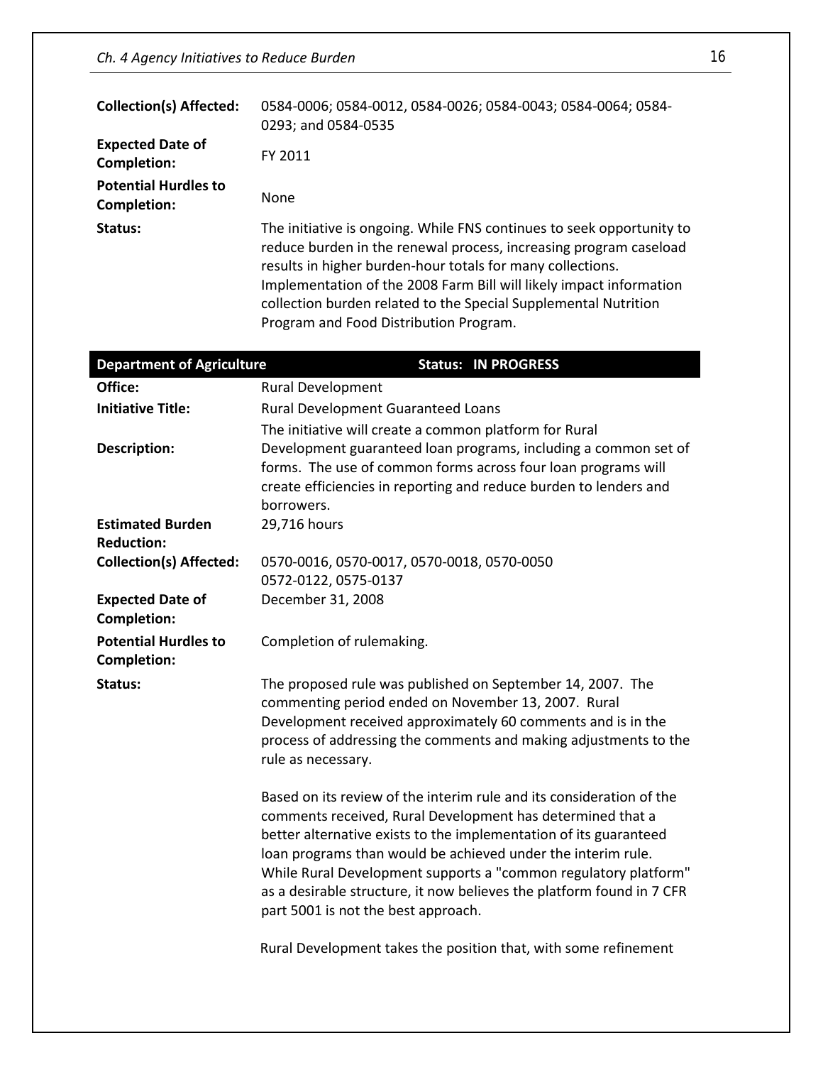| | |
|---|---|
| **Collection(s) Affected:** | 0584-0006; 0584-0012, 0584-0026; 0584-0043; 0584-0064; 0584-0293; and 0584-0535 |
| **Expected Date of Completion:** | FY 2011 |
| **Potential Hurdles to Completion:** | None |
| **Status:** | The initiative is ongoing. While FNS continues to seek opportunity to reduce burden in the renewal process, increasing program caseload results in higher burden-hour totals for many collections. Implementation of the 2008 Farm Bill will likely impact information collection burden related to the Special Supplemental Nutrition Program and Food Distribution Program. |

| **Department of Agriculture** | **Status: IN PROGRESS** |
|---|---|
| **Office:** | Rural Development |
| **Initiative Title:** | Rural Development Guaranteed Loans |
| **Description:** | The initiative will create a common platform for Rural Development guaranteed loan programs, including a common set of forms. The use of common forms across four loan programs will create efficiencies in reporting and reduce burden to lenders and borrowers. |
| **Estimated Burden Reduction:** | 29,716 hours |
| **Collection(s) Affected:** | 0570-0016, 0570-0017, 0570-0018, 0570-0050 0572-0122, 0575-0137 |
| **Expected Date of Completion:** | December 31, 2008 |
| **Potential Hurdles to Completion:** | Completion of rulemaking. |
| **Status:** | The proposed rule was published on September 14, 2007. The commenting period ended on November 13, 2007. Rural Development received approximately 60 comments and is in the process of addressing the comments and making adjustments to the rule as necessary.<br><br>Based on its review of the interim rule and its consideration of the comments received, Rural Development has determined that a better alternative exists to the implementation of its guaranteed loan programs than would be achieved under the interim rule. While Rural Development supports a "common regulatory platform" as a desirable structure, it now believes the platform found in 7 CFR part 5001 is not the best approach.<br><br>Rural Development takes the position that, with some refinement |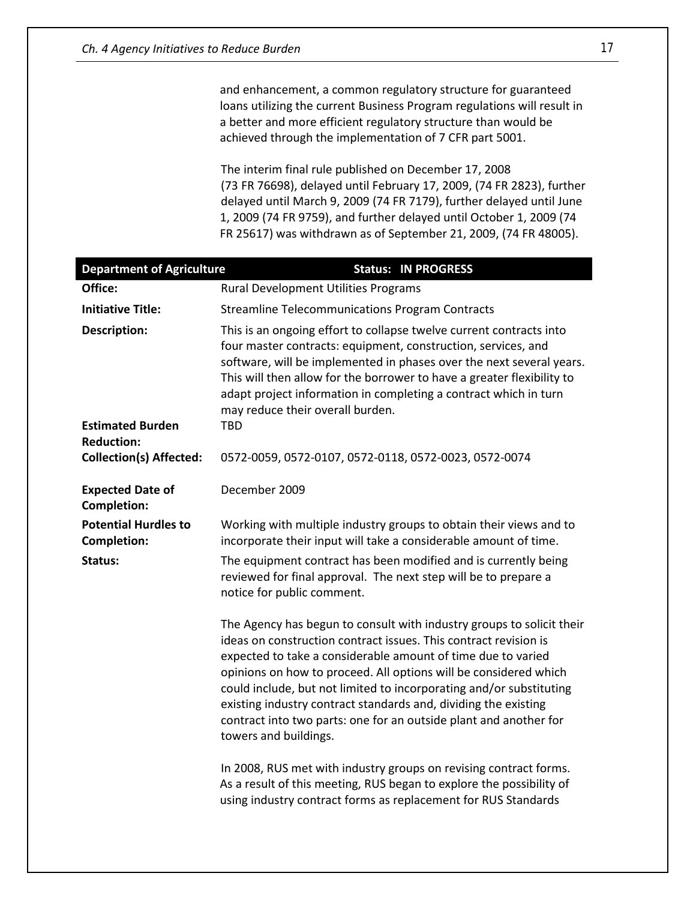and enhancement, a common regulatory structure for guaranteed loans utilizing the current Business Program regulations will result in a better and more efficient regulatory structure than would be achieved through the implementation of 7 CFR part 5001.

The interim final rule published on December 17, 2008 (73 FR 76698), delayed until February 17, 2009, (74 FR 2823), further delayed until March 9, 2009 (74 FR 7179), further delayed until June 1, 2009 (74 FR 9759), and further delayed until October 1, 2009 (74 FR 25617) was withdrawn as of September 21, 2009, (74 FR 48005).

| **Department of Agriculture** | **Status: IN PROGRESS** |
|---|---|
| **Office:** | Rural Development Utilities Programs |
| **Initiative Title:** | Streamline Telecommunications Program Contracts |
| **Description:** | This is an ongoing effort to collapse twelve current contracts into four master contracts: equipment, construction, services, and software, will be implemented in phases over the next several years. This will then allow for the borrower to have a greater flexibility to adapt project information in completing a contract which in turn may reduce their overall burden. |
| **Estimated Burden Reduction:** | TBD |
| **Collection(s) Affected:** | 0572-0059, 0572-0107, 0572-0118, 0572-0023, 0572-0074 |
| **Expected Date of Completion:** | December 2009 |
| **Potential Hurdles to Completion:** | Working with multiple industry groups to obtain their views and to incorporate their input will take a considerable amount of time. |
| **Status:** | The equipment contract has been modified and is currently being reviewed for final approval. The next step will be to prepare a notice for public comment.<br><br>The Agency has begun to consult with industry groups to solicit their ideas on construction contract issues. This contract revision is expected to take a considerable amount of time due to varied opinions on how to proceed. All options will be considered which could include, but not limited to incorporating and/or substituting existing industry contract standards and, dividing the existing contract into two parts: one for an outside plant and another for towers and buildings.<br><br>In 2008, RUS met with industry groups on revising contract forms. As a result of this meeting, RUS began to explore the possibility of using industry contract forms as replacement for RUS Standards |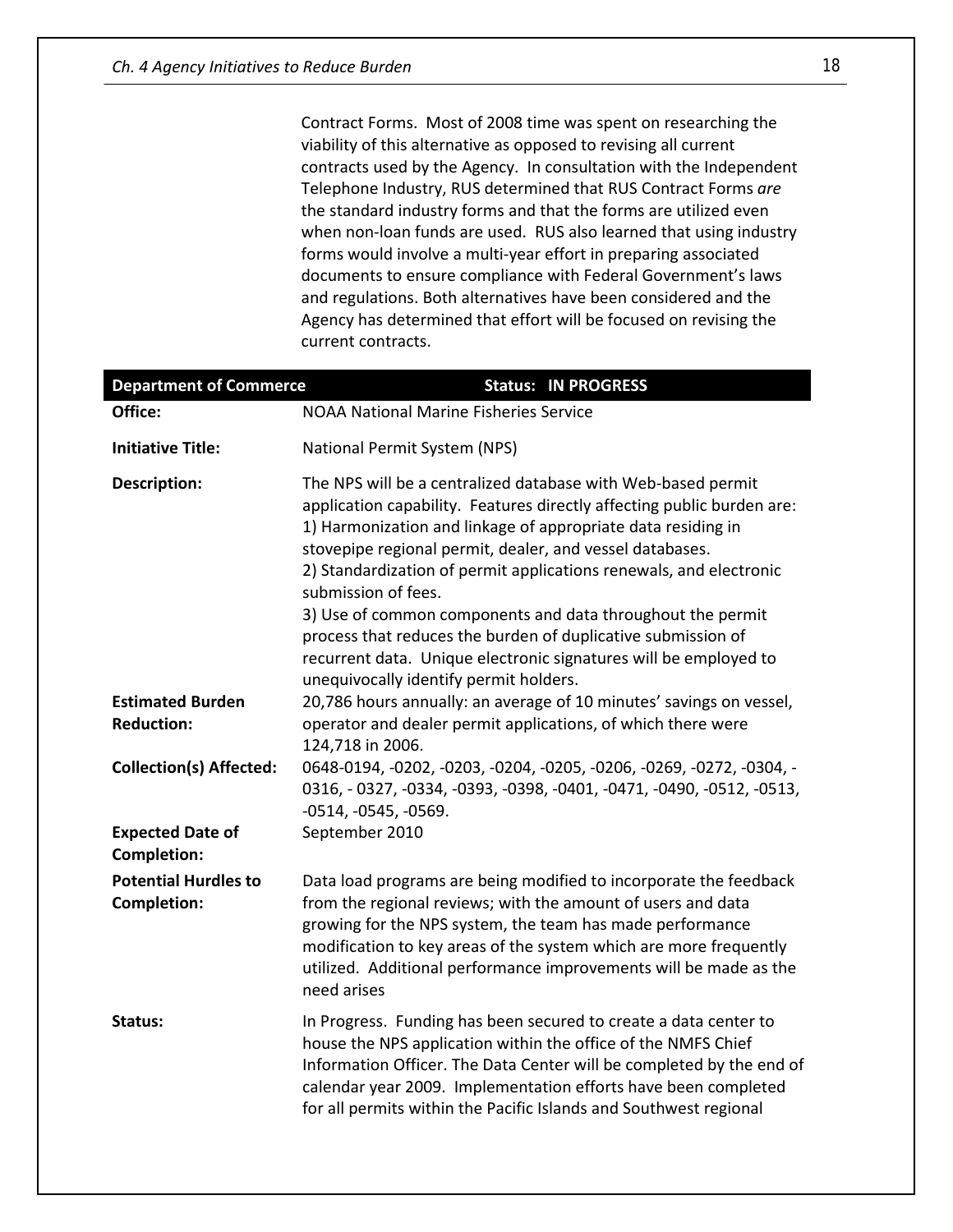Contract Forms. Most of 2008 time was spent on researching the viability of this alternative as opposed to revising all current contracts used by the Agency. In consultation with the Independent Telephone Industry, RUS determined that RUS Contract Forms *are* the standard industry forms and that the forms are utilized even when non-loan funds are used. RUS also learned that using industry forms would involve a multi-year effort in preparing associated documents to ensure compliance with Federal Government's laws and regulations. Both alternatives have been considered and the Agency has determined that effort will be focused on revising the current contracts.

| **Department of Commerce** | **Status: IN PROGRESS** |
|---|---|
| **Office:** | NOAA National Marine Fisheries Service |
| **Initiative Title:** | National Permit System (NPS) |
| **Description:** | The NPS will be a centralized database with Web-based permit application capability. Features directly affecting public burden are: 1) Harmonization and linkage of appropriate data residing in stovepipe regional permit, dealer, and vessel databases. 2) Standardization of permit applications renewals, and electronic submission of fees. 3) Use of common components and data throughout the permit process that reduces the burden of duplicative submission of recurrent data. Unique electronic signatures will be employed to unequivocally identify permit holders. |
| **Estimated Burden Reduction:** | 20,786 hours annually: an average of 10 minutes' savings on vessel, operator and dealer permit applications, of which there were 124,718 in 2006. |
| **Collection(s) Affected:** | 0648-0194, -0202, -0203, -0204, -0205, -0206, -0269, -0272, -0304, -0316, - 0327, -0334, -0393, -0398, -0401, -0471, -0490, -0512, -0513, -0514, -0545, -0569. |
| **Expected Date of Completion:** | September 2010 |
| **Potential Hurdles to Completion:** | Data load programs are being modified to incorporate the feedback from the regional reviews; with the amount of users and data growing for the NPS system, the team has made performance modification to key areas of the system which are more frequently utilized. Additional performance improvements will be made as the need arises |
| **Status:** | In Progress. Funding has been secured to create a data center to house the NPS application within the office of the NMFS Chief Information Officer. The Data Center will be completed by the end of calendar year 2009. Implementation efforts have been completed for all permits within the Pacific Islands and Southwest regional |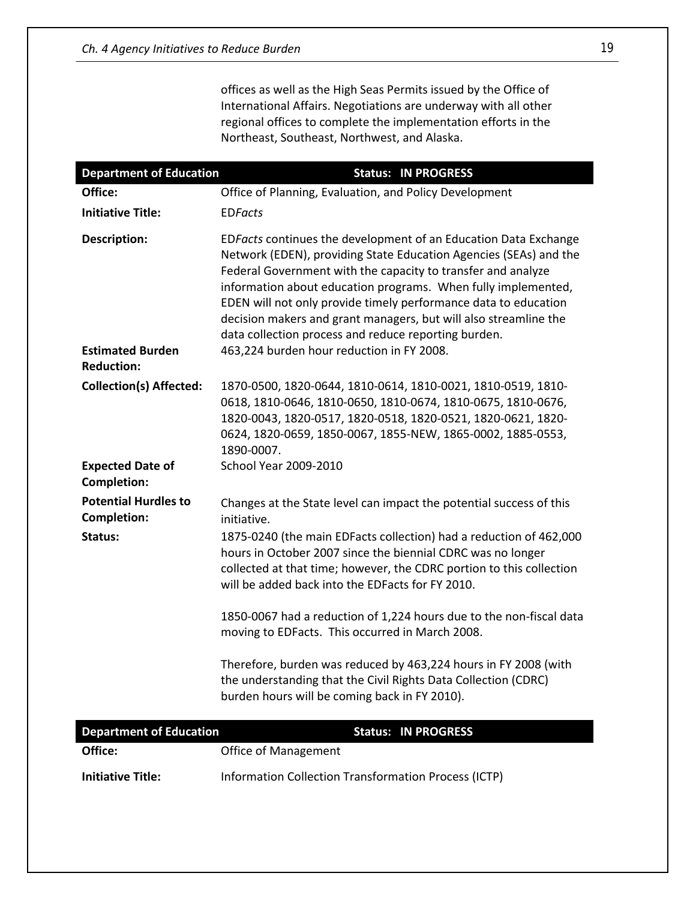offices as well as the High Seas Permits issued by the Office of International Affairs. Negotiations are underway with all other regional offices to complete the implementation efforts in the Northeast, Southeast, Northwest, and Alaska.

| **Department of Education** | **Status: IN PROGRESS** |
|---|---|
| **Office:** | Office of Planning, Evaluation, and Policy Development |
| **Initiative Title:** | ED*Facts* |
| **Description:** | ED*Facts* continues the development of an Education Data Exchange Network (EDEN), providing State Education Agencies (SEAs) and the Federal Government with the capacity to transfer and analyze information about education programs. When fully implemented, EDEN will not only provide timely performance data to education decision makers and grant managers, but will also streamline the data collection process and reduce reporting burden. |
| **Estimated Burden Reduction:** | 463,224 burden hour reduction in FY 2008. |
| **Collection(s) Affected:** | 1870-0500, 1820-0644, 1810-0614, 1810-0021, 1810-0519, 1810-0618, 1810-0646, 1810-0650, 1810-0674, 1810-0675, 1810-0676, 1820-0043, 1820-0517, 1820-0518, 1820-0521, 1820-0621, 1820-0624, 1820-0659, 1850-0067, 1855-NEW, 1865-0002, 1885-0553, 1890-0007. |
| **Expected Date of Completion:** | School Year 2009-2010 |
| **Potential Hurdles to Completion:** | Changes at the State level can impact the potential success of this initiative. |
| **Status:** | 1875-0240 (the main EDFacts collection) had a reduction of 462,000 hours in October 2007 since the biennial CDRC was no longer collected at that time; however, the CDRC portion to this collection will be added back into the EDFacts for FY 2010.<br><br>1850-0067 had a reduction of 1,224 hours due to the non-fiscal data moving to EDFacts. This occurred in March 2008.<br><br>Therefore, burden was reduced by 463,224 hours in FY 2008 (with the understanding that the Civil Rights Data Collection (CDRC) burden hours will be coming back in FY 2010). |

| **Department of Education** | **Status: IN PROGRESS** |
|---|---|
| **Office:** | Office of Management |
| **Initiative Title:** | Information Collection Transformation Process (ICTP) |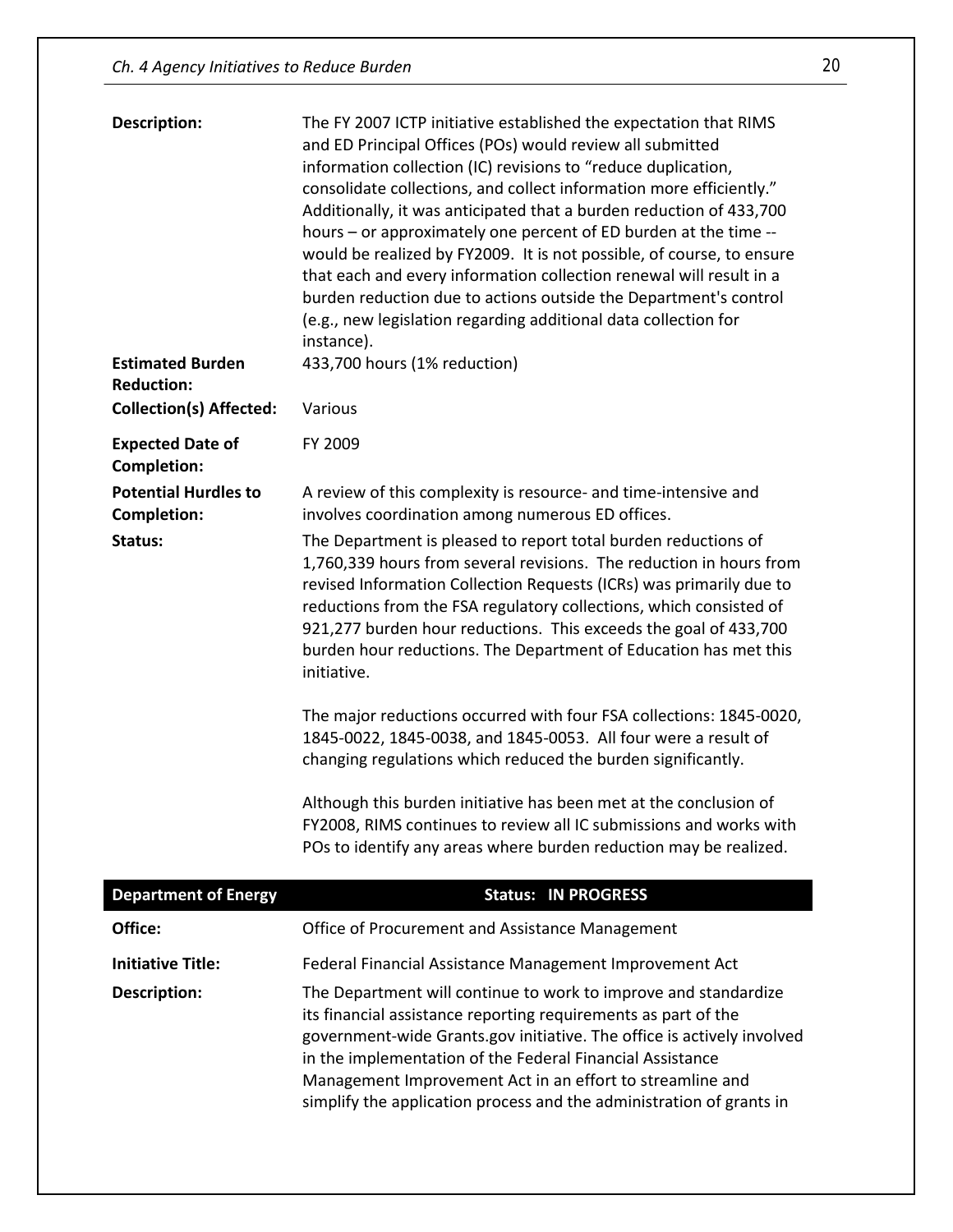**Description:** The FY 2007 ICTP initiative established the expectation that RIMS and ED Principal Offices (POs) would review all submitted information collection (IC) revisions to "reduce duplication, consolidate collections, and collect information more efficiently." Additionally, it was anticipated that a burden reduction of 433,700 hours – or approximately one percent of ED burden at the time -- would be realized by FY2009. It is not possible, of course, to ensure that each and every information collection renewal will result in a burden reduction due to actions outside the Department's control (e.g., new legislation regarding additional data collection for instance).

**Estimated Burden Reduction:** 433,700 hours (1% reduction)

**Collection(s) Affected:** Various

**Expected Date of Completion:** FY 2009

**Potential Hurdles to Completion:** A review of this complexity is resource- and time-intensive and involves coordination among numerous ED offices.

**Status:** The Department is pleased to report total burden reductions of 1,760,339 hours from several revisions. The reduction in hours from revised Information Collection Requests (ICRs) was primarily due to reductions from the FSA regulatory collections, which consisted of 921,277 burden hour reductions. This exceeds the goal of 433,700 burden hour reductions. The Department of Education has met this initiative.

The major reductions occurred with four FSA collections: 1845-0020, 1845-0022, 1845-0038, and 1845-0053. All four were a result of changing regulations which reduced the burden significantly.

Although this burden initiative has been met at the conclusion of FY2008, RIMS continues to review all IC submissions and works with POs to identify any areas where burden reduction may be realized.

## Department of Energy — Status: IN PROGRESS

**Office:** Office of Procurement and Assistance Management

**Initiative Title:** Federal Financial Assistance Management Improvement Act

**Description:** The Department will continue to work to improve and standardize its financial assistance reporting requirements as part of the government-wide Grants.gov initiative. The office is actively involved in the implementation of the Federal Financial Assistance Management Improvement Act in an effort to streamline and simplify the application process and the administration of grants in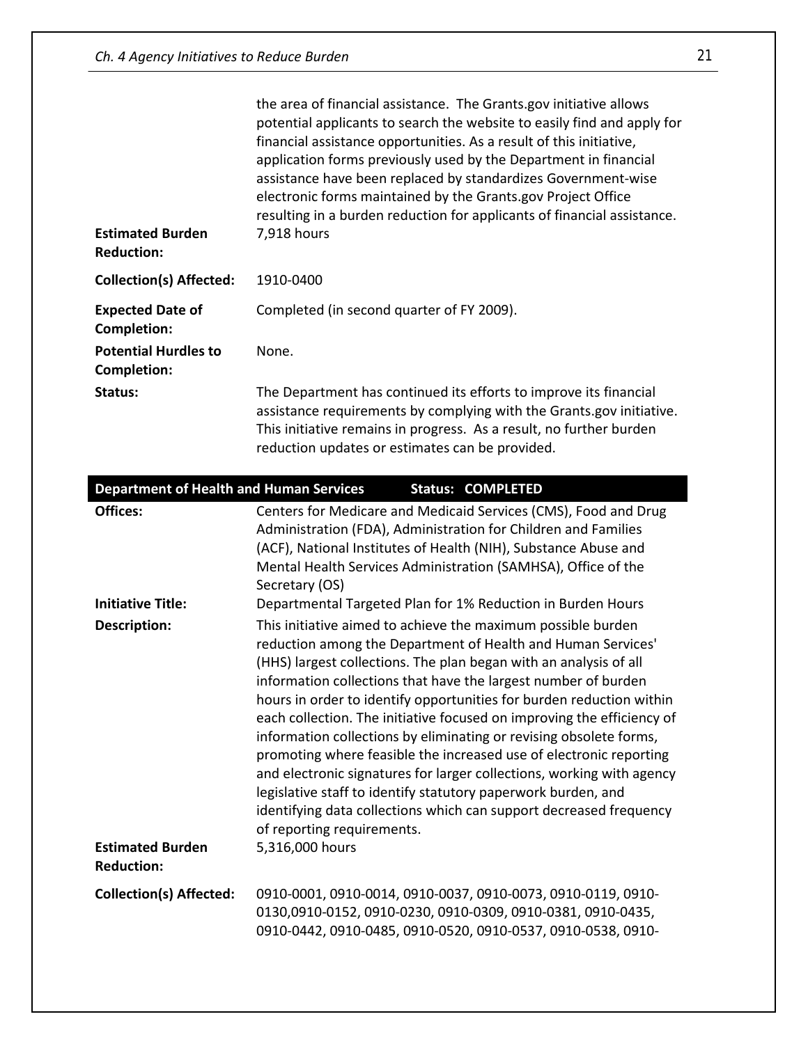the area of financial assistance. The Grants.gov initiative allows potential applicants to search the website to easily find and apply for financial assistance opportunities. As a result of this initiative, application forms previously used by the Department in financial assistance have been replaced by standardizes Government-wise electronic forms maintained by the Grants.gov Project Office resulting in a burden reduction for applicants of financial assistance.

| | |
|---|---|
| **Estimated Burden Reduction:** | 7,918 hours |
| **Collection(s) Affected:** | 1910-0400 |
| **Expected Date of Completion:** | Completed (in second quarter of FY 2009). |
| **Potential Hurdles to Completion:** | None. |
| **Status:** | The Department has continued its efforts to improve its financial assistance requirements by complying with the Grants.gov initiative. This initiative remains in progress. As a result, no further burden reduction updates or estimates can be provided. |

| **Department of Health and Human Services** | **Status: COMPLETED** |
|---|---|
| **Offices:** | Centers for Medicare and Medicaid Services (CMS), Food and Drug Administration (FDA), Administration for Children and Families (ACF), National Institutes of Health (NIH), Substance Abuse and Mental Health Services Administration (SAMHSA), Office of the Secretary (OS) |
| **Initiative Title:** | Departmental Targeted Plan for 1% Reduction in Burden Hours |
| **Description:** | This initiative aimed to achieve the maximum possible burden reduction among the Department of Health and Human Services' (HHS) largest collections. The plan began with an analysis of all information collections that have the largest number of burden hours in order to identify opportunities for burden reduction within each collection. The initiative focused on improving the efficiency of information collections by eliminating or revising obsolete forms, promoting where feasible the increased use of electronic reporting and electronic signatures for larger collections, working with agency legislative staff to identify statutory paperwork burden, and identifying data collections which can support decreased frequency of reporting requirements. |
| **Estimated Burden Reduction:** | 5,316,000 hours |
| **Collection(s) Affected:** | 0910-0001, 0910-0014, 0910-0037, 0910-0073, 0910-0119, 0910-0130,0910-0152, 0910-0230, 0910-0309, 0910-0381, 0910-0435, 0910-0442, 0910-0485, 0910-0520, 0910-0537, 0910-0538, 0910- |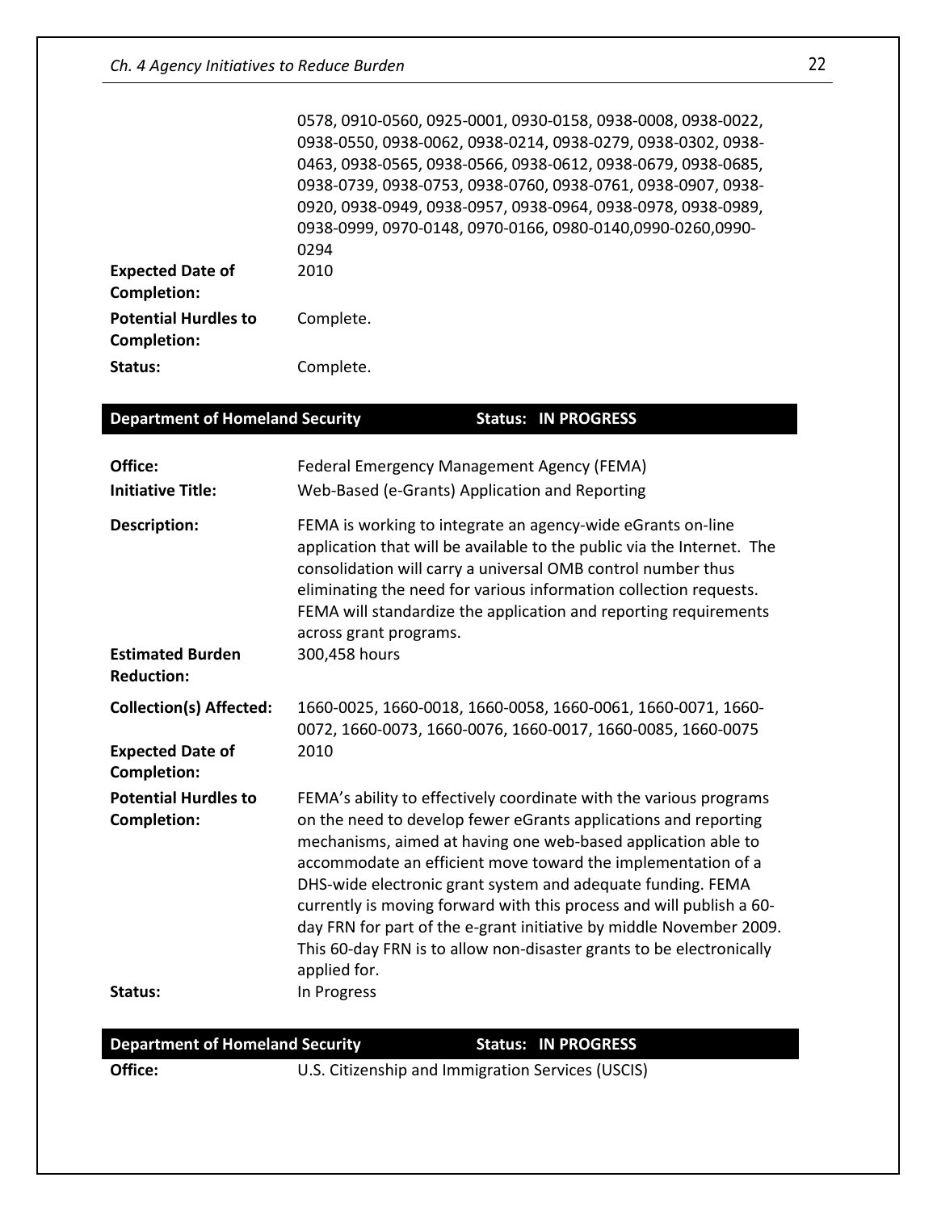| | |
|---|---|
| | 0578, 0910-0560, 0925-0001, 0930-0158, 0938-0008, 0938-0022, 0938-0550, 0938-0062, 0938-0214, 0938-0279, 0938-0302, 0938-0463, 0938-0565, 0938-0566, 0938-0612, 0938-0679, 0938-0685, 0938-0739, 0938-0753, 0938-0760, 0938-0761, 0938-0907, 0938-0920, 0938-0949, 0938-0957, 0938-0964, 0938-0978, 0938-0989, 0938-0999, 0970-0148, 0970-0166, 0980-0140,0990-0260,0990-0294 |
| **Expected Date of Completion:** | 2010 |
| **Potential Hurdles to Completion:** | Complete. |
| **Status:** | Complete. |

| **Department of Homeland Security** | **Status: IN PROGRESS** |
|---|---|
| **Office:** | Federal Emergency Management Agency (FEMA) |
| **Initiative Title:** | Web-Based (e-Grants) Application and Reporting |
| **Description:** | FEMA is working to integrate an agency-wide eGrants on-line application that will be available to the public via the Internet. The consolidation will carry a universal OMB control number thus eliminating the need for various information collection requests. FEMA will standardize the application and reporting requirements across grant programs. |
| **Estimated Burden Reduction:** | 300,458 hours |
| **Collection(s) Affected:** | 1660-0025, 1660-0018, 1660-0058, 1660-0061, 1660-0071, 1660-0072, 1660-0073, 1660-0076, 1660-0017, 1660-0085, 1660-0075 |
| **Expected Date of Completion:** | 2010 |
| **Potential Hurdles to Completion:** | FEMA's ability to effectively coordinate with the various programs on the need to develop fewer eGrants applications and reporting mechanisms, aimed at having one web-based application able to accommodate an efficient move toward the implementation of a DHS-wide electronic grant system and adequate funding. FEMA currently is moving forward with this process and will publish a 60-day FRN for part of the e-grant initiative by middle November 2009. This 60-day FRN is to allow non-disaster grants to be electronically applied for. |
| **Status:** | In Progress |

| **Department of Homeland Security** | **Status: IN PROGRESS** |
|---|---|
| **Office:** | U.S. Citizenship and Immigration Services (USCIS) |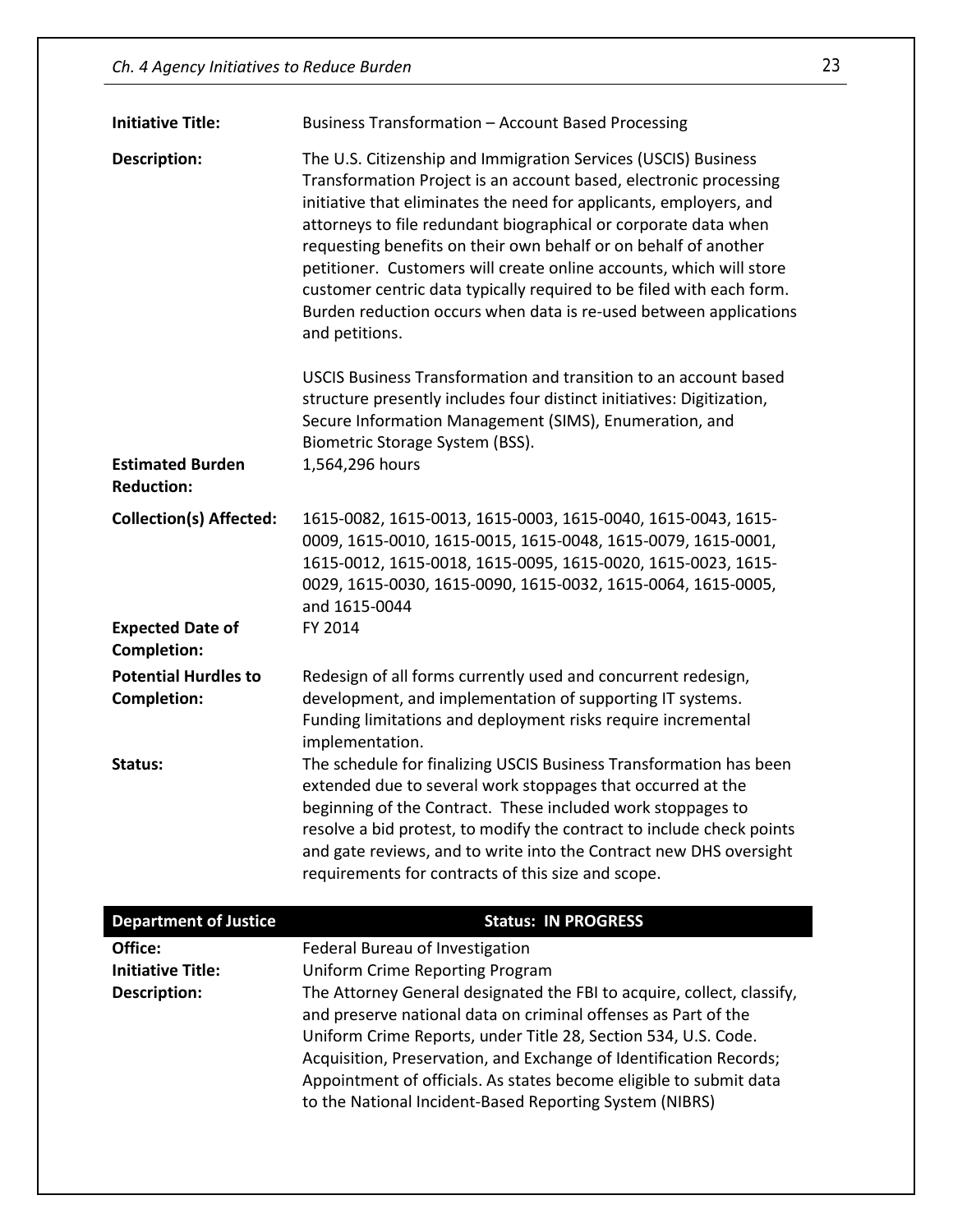| | |
|---|---|
| **Initiative Title:** | Business Transformation – Account Based Processing |
| **Description:** | The U.S. Citizenship and Immigration Services (USCIS) Business Transformation Project is an account based, electronic processing initiative that eliminates the need for applicants, employers, and attorneys to file redundant biographical or corporate data when requesting benefits on their own behalf or on behalf of another petitioner. Customers will create online accounts, which will store customer centric data typically required to be filed with each form. Burden reduction occurs when data is re-used between applications and petitions.<br><br>USCIS Business Transformation and transition to an account based structure presently includes four distinct initiatives: Digitization, Secure Information Management (SIMS), Enumeration, and Biometric Storage System (BSS). |
| **Estimated Burden Reduction:** | 1,564,296 hours |
| **Collection(s) Affected:** | 1615-0082, 1615-0013, 1615-0003, 1615-0040, 1615-0043, 1615-0009, 1615-0010, 1615-0015, 1615-0048, 1615-0079, 1615-0001, 1615-0012, 1615-0018, 1615-0095, 1615-0020, 1615-0023, 1615-0029, 1615-0030, 1615-0090, 1615-0032, 1615-0064, 1615-0005, and 1615-0044 |
| **Expected Date of Completion:** | FY 2014 |
| **Potential Hurdles to Completion:** | Redesign of all forms currently used and concurrent redesign, development, and implementation of supporting IT systems. Funding limitations and deployment risks require incremental implementation. |
| **Status:** | The schedule for finalizing USCIS Business Transformation has been extended due to several work stoppages that occurred at the beginning of the Contract. These included work stoppages to resolve a bid protest, to modify the contract to include check points and gate reviews, and to write into the Contract new DHS oversight requirements for contracts of this size and scope. |

| **Department of Justice** | **Status: IN PROGRESS** |
|---|---|
| **Office:** | Federal Bureau of Investigation |
| **Initiative Title:** | Uniform Crime Reporting Program |
| **Description:** | The Attorney General designated the FBI to acquire, collect, classify, and preserve national data on criminal offenses as Part of the Uniform Crime Reports, under Title 28, Section 534, U.S. Code. Acquisition, Preservation, and Exchange of Identification Records; Appointment of officials. As states become eligible to submit data to the National Incident-Based Reporting System (NIBRS) |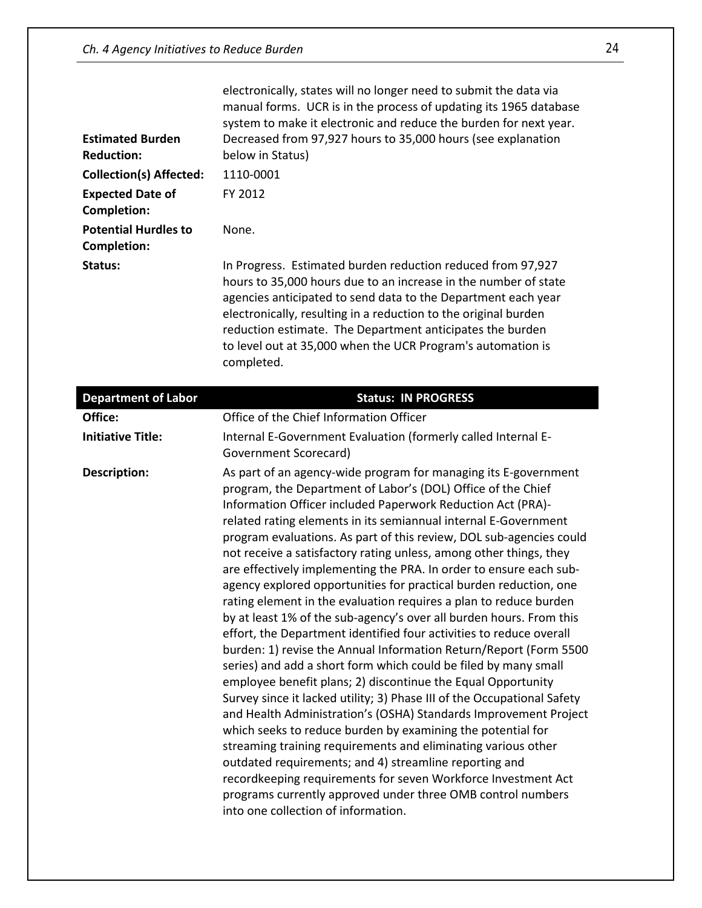| | |
|---|---|
| | electronically, states will no longer need to submit the data via manual forms. UCR is in the process of updating its 1965 database system to make it electronic and reduce the burden for next year. |
| **Estimated Burden Reduction:** | Decreased from 97,927 hours to 35,000 hours (see explanation below in Status) |
| **Collection(s) Affected:** | 1110-0001 |
| **Expected Date of Completion:** | FY 2012 |
| **Potential Hurdles to Completion:** | None. |
| **Status:** | In Progress. Estimated burden reduction reduced from 97,927 hours to 35,000 hours due to an increase in the number of state agencies anticipated to send data to the Department each year electronically, resulting in a reduction to the original burden reduction estimate. The Department anticipates the burden to level out at 35,000 when the UCR Program's automation is completed. |

| **Department of Labor** | **Status: IN PROGRESS** |
|---|---|
| **Office:** | Office of the Chief Information Officer |
| **Initiative Title:** | Internal E-Government Evaluation (formerly called Internal E-Government Scorecard) |
| **Description:** | As part of an agency-wide program for managing its E-government program, the Department of Labor's (DOL) Office of the Chief Information Officer included Paperwork Reduction Act (PRA)-related rating elements in its semiannual internal E-Government program evaluations. As part of this review, DOL sub-agencies could not receive a satisfactory rating unless, among other things, they are effectively implementing the PRA. In order to ensure each sub-agency explored opportunities for practical burden reduction, one rating element in the evaluation requires a plan to reduce burden by at least 1% of the sub-agency's over all burden hours. From this effort, the Department identified four activities to reduce overall burden: 1) revise the Annual Information Return/Report (Form 5500 series) and add a short form which could be filed by many small employee benefit plans; 2) discontinue the Equal Opportunity Survey since it lacked utility; 3) Phase III of the Occupational Safety and Health Administration's (OSHA) Standards Improvement Project which seeks to reduce burden by examining the potential for streaming training requirements and eliminating various other outdated requirements; and 4) streamline reporting and recordkeeping requirements for seven Workforce Investment Act programs currently approved under three OMB control numbers into one collection of information. |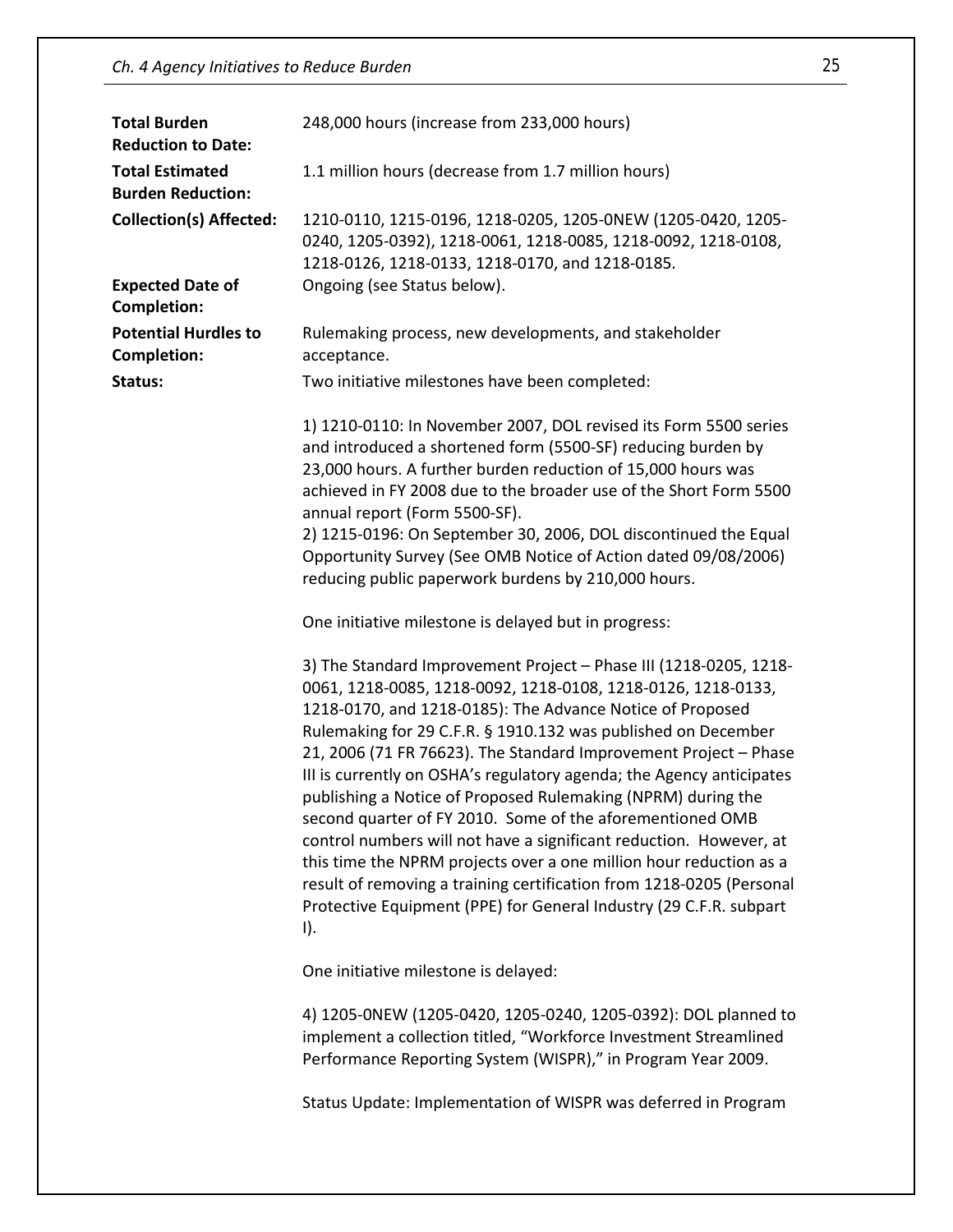| | |
|---|---|
| **Total Burden Reduction to Date:** | 248,000 hours (increase from 233,000 hours) |
| **Total Estimated Burden Reduction:** | 1.1 million hours (decrease from 1.7 million hours) |
| **Collection(s) Affected:** | 1210-0110, 1215-0196, 1218-0205, 1205-0NEW (1205-0420, 1205-0240, 1205-0392), 1218-0061, 1218-0085, 1218-0092, 1218-0108, 1218-0126, 1218-0133, 1218-0170, and 1218-0185. |
| **Expected Date of Completion:** | Ongoing (see Status below). |
| **Potential Hurdles to Completion:** | Rulemaking process, new developments, and stakeholder acceptance. |
| **Status:** | Two initiative milestones have been completed: |

1) 1210-0110: In November 2007, DOL revised its Form 5500 series and introduced a shortened form (5500-SF) reducing burden by 23,000 hours. A further burden reduction of 15,000 hours was achieved in FY 2008 due to the broader use of the Short Form 5500 annual report (Form 5500-SF).
2) 1215-0196: On September 30, 2006, DOL discontinued the Equal Opportunity Survey (See OMB Notice of Action dated 09/08/2006) reducing public paperwork burdens by 210,000 hours.

One initiative milestone is delayed but in progress:

3) The Standard Improvement Project – Phase III (1218-0205, 1218-0061, 1218-0085, 1218-0092, 1218-0108, 1218-0126, 1218-0133, 1218-0170, and 1218-0185): The Advance Notice of Proposed Rulemaking for 29 C.F.R. § 1910.132 was published on December 21, 2006 (71 FR 76623). The Standard Improvement Project – Phase III is currently on OSHA's regulatory agenda; the Agency anticipates publishing a Notice of Proposed Rulemaking (NPRM) during the second quarter of FY 2010. Some of the aforementioned OMB control numbers will not have a significant reduction. However, at this time the NPRM projects over a one million hour reduction as a result of removing a training certification from 1218-0205 (Personal Protective Equipment (PPE) for General Industry (29 C.F.R. subpart I).

One initiative milestone is delayed:

4) 1205-0NEW (1205-0420, 1205-0240, 1205-0392): DOL planned to implement a collection titled, "Workforce Investment Streamlined Performance Reporting System (WISPR)," in Program Year 2009.

Status Update: Implementation of WISPR was deferred in Program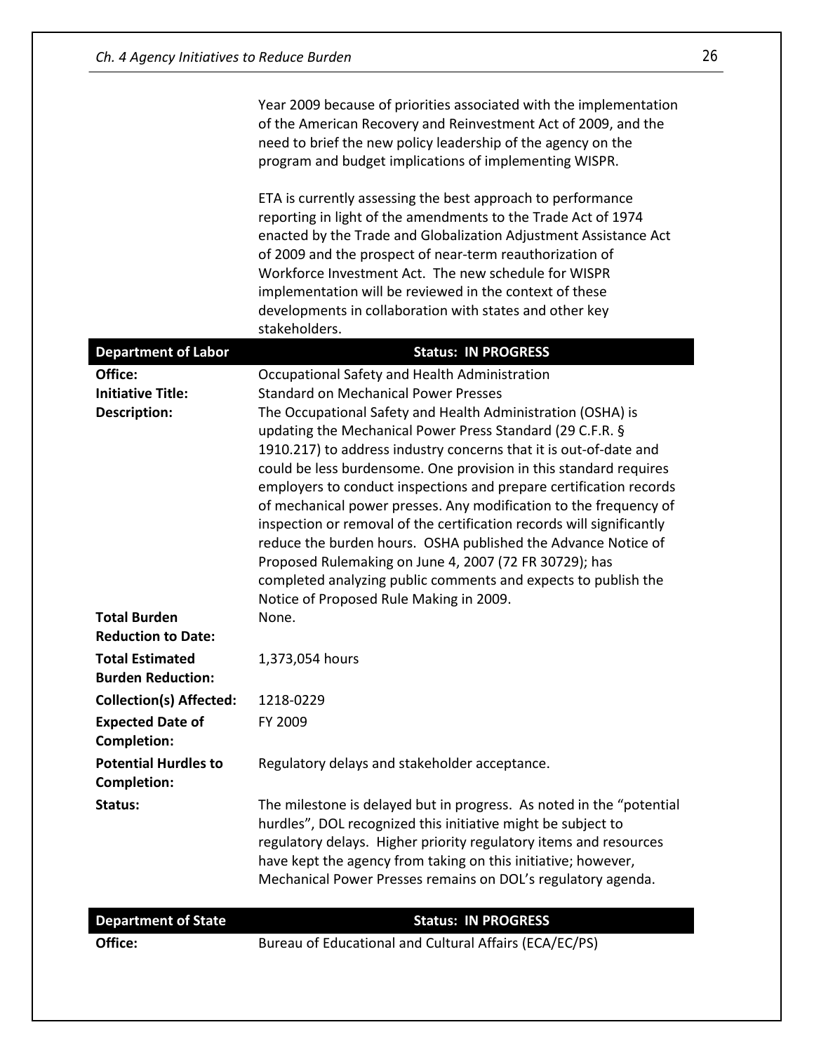Year 2009 because of priorities associated with the implementation of the American Recovery and Reinvestment Act of 2009, and the need to brief the new policy leadership of the agency on the program and budget implications of implementing WISPR.

ETA is currently assessing the best approach to performance reporting in light of the amendments to the Trade Act of 1974 enacted by the Trade and Globalization Adjustment Assistance Act of 2009 and the prospect of near-term reauthorization of Workforce Investment Act. The new schedule for WISPR implementation will be reviewed in the context of these developments in collaboration with states and other key stakeholders.

| **Department of Labor** | **Status: IN PROGRESS** |
|---|---|
| **Office:** | Occupational Safety and Health Administration |
| **Initiative Title:** | Standard on Mechanical Power Presses |
| **Description:** | The Occupational Safety and Health Administration (OSHA) is updating the Mechanical Power Press Standard (29 C.F.R. § 1910.217) to address industry concerns that it is out-of-date and could be less burdensome. One provision in this standard requires employers to conduct inspections and prepare certification records of mechanical power presses. Any modification to the frequency of inspection or removal of the certification records will significantly reduce the burden hours. OSHA published the Advance Notice of Proposed Rulemaking on June 4, 2007 (72 FR 30729); has completed analyzing public comments and expects to publish the Notice of Proposed Rule Making in 2009. |
| **Total Burden Reduction to Date:** | None. |
| **Total Estimated Burden Reduction:** | 1,373,054 hours |
| **Collection(s) Affected:** | 1218-0229 |
| **Expected Date of Completion:** | FY 2009 |
| **Potential Hurdles to Completion:** | Regulatory delays and stakeholder acceptance. |
| **Status:** | The milestone is delayed but in progress. As noted in the "potential hurdles", DOL recognized this initiative might be subject to regulatory delays. Higher priority regulatory items and resources have kept the agency from taking on this initiative; however, Mechanical Power Presses remains on DOL's regulatory agenda. |

| **Department of State** | **Status: IN PROGRESS** |
|---|---|
| **Office:** | Bureau of Educational and Cultural Affairs (ECA/EC/PS) |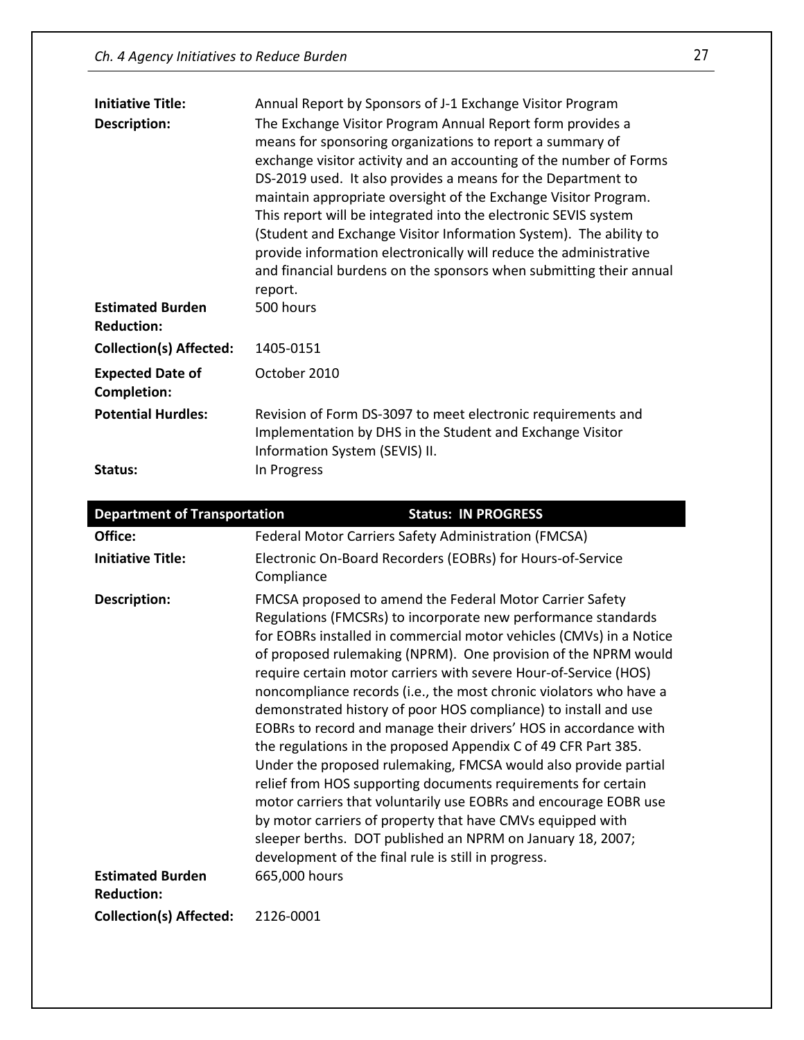| | |
|---|---|
| **Initiative Title:** | Annual Report by Sponsors of J-1 Exchange Visitor Program |
| **Description:** | The Exchange Visitor Program Annual Report form provides a means for sponsoring organizations to report a summary of exchange visitor activity and an accounting of the number of Forms DS-2019 used. It also provides a means for the Department to maintain appropriate oversight of the Exchange Visitor Program. This report will be integrated into the electronic SEVIS system (Student and Exchange Visitor Information System). The ability to provide information electronically will reduce the administrative and financial burdens on the sponsors when submitting their annual report. |
| **Estimated Burden Reduction:** | 500 hours |
| **Collection(s) Affected:** | 1405-0151 |
| **Expected Date of Completion:** | October 2010 |
| **Potential Hurdles:** | Revision of Form DS-3097 to meet electronic requirements and Implementation by DHS in the Student and Exchange Visitor Information System (SEVIS) II. |
| **Status:** | In Progress |

| **Department of Transportation** | **Status: IN PROGRESS** |
|---|---|
| **Office:** | Federal Motor Carriers Safety Administration (FMCSA) |
| **Initiative Title:** | Electronic On-Board Recorders (EOBRs) for Hours-of-Service Compliance |
| **Description:** | FMCSA proposed to amend the Federal Motor Carrier Safety Regulations (FMCSRs) to incorporate new performance standards for EOBRs installed in commercial motor vehicles (CMVs) in a Notice of proposed rulemaking (NPRM). One provision of the NPRM would require certain motor carriers with severe Hour-of-Service (HOS) noncompliance records (i.e., the most chronic violators who have a demonstrated history of poor HOS compliance) to install and use EOBRs to record and manage their drivers' HOS in accordance with the regulations in the proposed Appendix C of 49 CFR Part 385. Under the proposed rulemaking, FMCSA would also provide partial relief from HOS supporting documents requirements for certain motor carriers that voluntarily use EOBRs and encourage EOBR use by motor carriers of property that have CMVs equipped with sleeper berths. DOT published an NPRM on January 18, 2007; development of the final rule is still in progress. |
| **Estimated Burden Reduction:** | 665,000 hours |
| **Collection(s) Affected:** | 2126-0001 |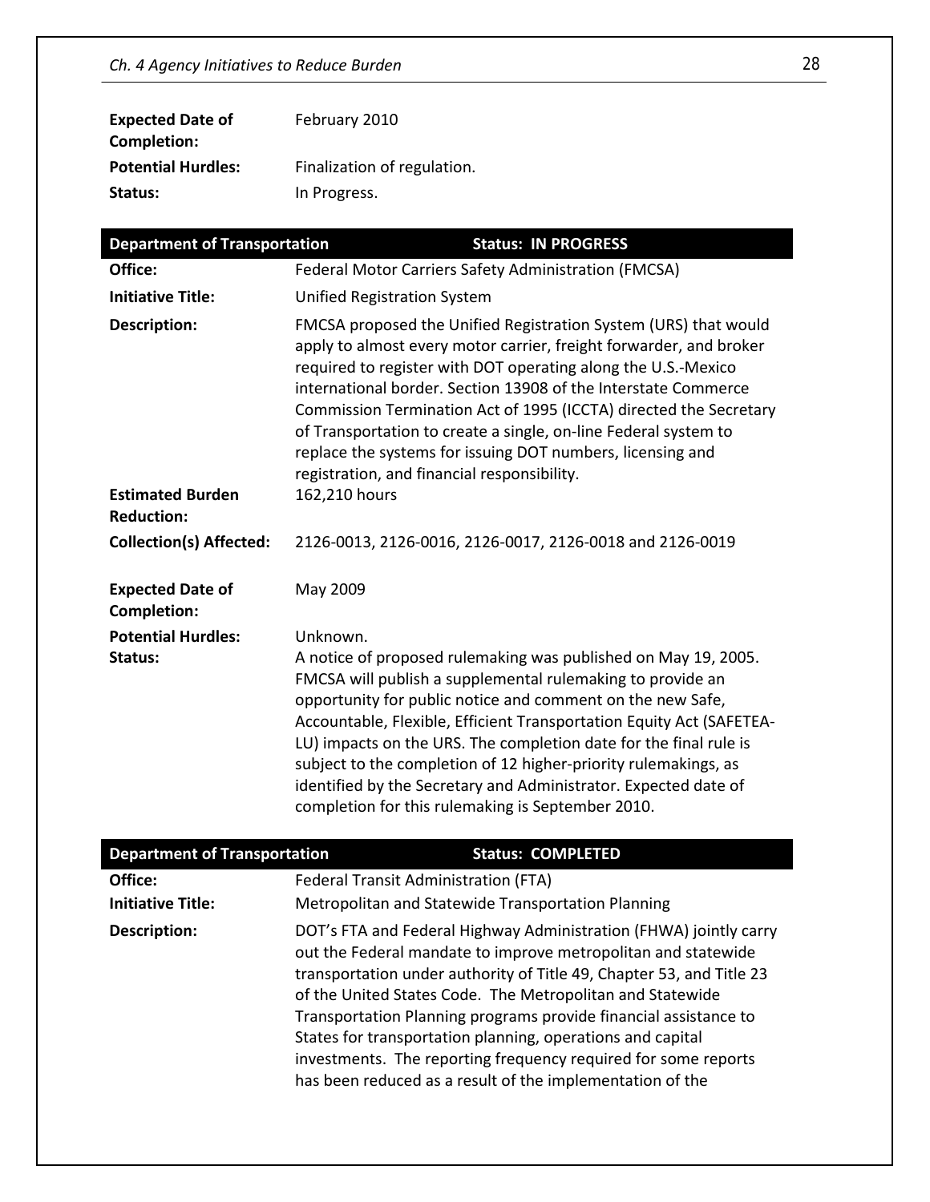| | |
|---|---|
| **Expected Date of Completion:** | February 2010 |
| **Potential Hurdles:** | Finalization of regulation. |
| **Status:** | In Progress. |

| **Department of Transportation** | **Status: IN PROGRESS** |
|---|---|
| **Office:** | Federal Motor Carriers Safety Administration (FMCSA) |
| **Initiative Title:** | Unified Registration System |
| **Description:** | FMCSA proposed the Unified Registration System (URS) that would apply to almost every motor carrier, freight forwarder, and broker required to register with DOT operating along the U.S.-Mexico international border. Section 13908 of the Interstate Commerce Commission Termination Act of 1995 (ICCTA) directed the Secretary of Transportation to create a single, on-line Federal system to replace the systems for issuing DOT numbers, licensing and registration, and financial responsibility. |
| **Estimated Burden Reduction:** | 162,210 hours |
| **Collection(s) Affected:** | 2126-0013, 2126-0016, 2126-0017, 2126-0018 and 2126-0019 |
| **Expected Date of Completion:** | May 2009 |
| **Potential Hurdles:** | Unknown. |
| **Status:** | A notice of proposed rulemaking was published on May 19, 2005. FMCSA will publish a supplemental rulemaking to provide an opportunity for public notice and comment on the new Safe, Accountable, Flexible, Efficient Transportation Equity Act (SAFETEA-LU) impacts on the URS. The completion date for the final rule is subject to the completion of 12 higher-priority rulemakings, as identified by the Secretary and Administrator. Expected date of completion for this rulemaking is September 2010. |

| **Department of Transportation** | **Status: COMPLETED** |
|---|---|
| **Office:** | Federal Transit Administration (FTA) |
| **Initiative Title:** | Metropolitan and Statewide Transportation Planning |
| **Description:** | DOT's FTA and Federal Highway Administration (FHWA) jointly carry out the Federal mandate to improve metropolitan and statewide transportation under authority of Title 49, Chapter 53, and Title 23 of the United States Code. The Metropolitan and Statewide Transportation Planning programs provide financial assistance to States for transportation planning, operations and capital investments. The reporting frequency required for some reports has been reduced as a result of the implementation of the |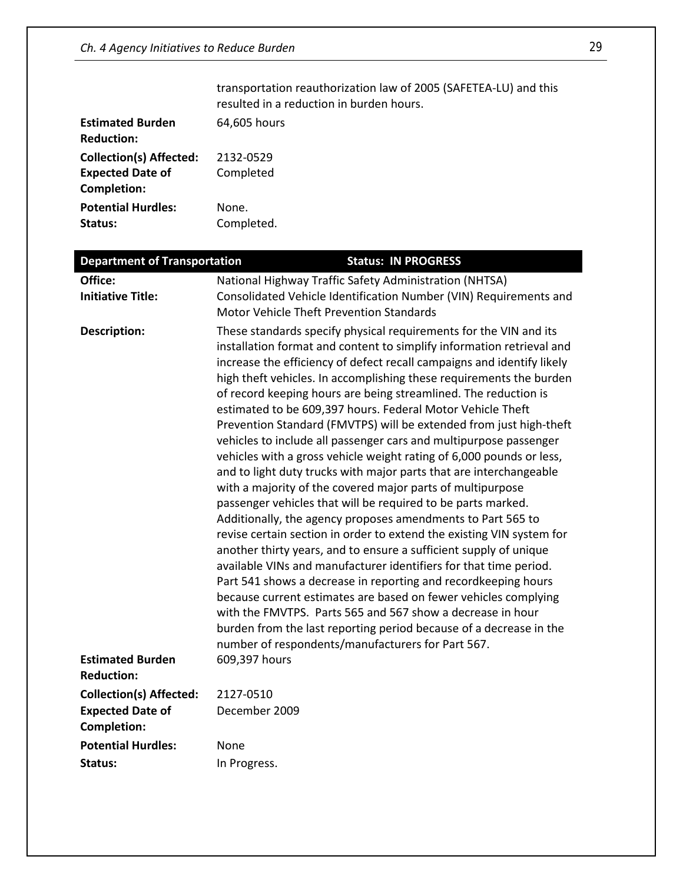transportation reauthorization law of 2005 (SAFETEA-LU) and this resulted in a reduction in burden hours.

**Estimated Burden Reduction:** 64,605 hours

**Collection(s) Affected:** 2132-0529

**Expected Date of Completion:** Completed

**Potential Hurdles:** None.

**Status:** Completed.

| **Department of Transportation** | **Status: IN PROGRESS** |
|---|---|

**Office:** National Highway Traffic Safety Administration (NHTSA)

**Initiative Title:** Consolidated Vehicle Identification Number (VIN) Requirements and Motor Vehicle Theft Prevention Standards

**Description:** These standards specify physical requirements for the VIN and its installation format and content to simplify information retrieval and increase the efficiency of defect recall campaigns and identify likely high theft vehicles. In accomplishing these requirements the burden of record keeping hours are being streamlined. The reduction is estimated to be 609,397 hours. Federal Motor Vehicle Theft Prevention Standard (FMVTPS) will be extended from just high-theft vehicles to include all passenger cars and multipurpose passenger vehicles with a gross vehicle weight rating of 6,000 pounds or less, and to light duty trucks with major parts that are interchangeable with a majority of the covered major parts of multipurpose passenger vehicles that will be required to be parts marked. Additionally, the agency proposes amendments to Part 565 to revise certain section in order to extend the existing VIN system for another thirty years, and to ensure a sufficient supply of unique available VINs and manufacturer identifiers for that time period. Part 541 shows a decrease in reporting and recordkeeping hours because current estimates are based on fewer vehicles complying with the FMVTPS. Parts 565 and 567 show a decrease in hour burden from the last reporting period because of a decrease in the number of respondents/manufacturers for Part 567.

**Estimated Burden Reduction:** 609,397 hours

**Collection(s) Affected:** 2127-0510

**Expected Date of Completion:** December 2009

**Potential Hurdles:** None

**Status:** In Progress.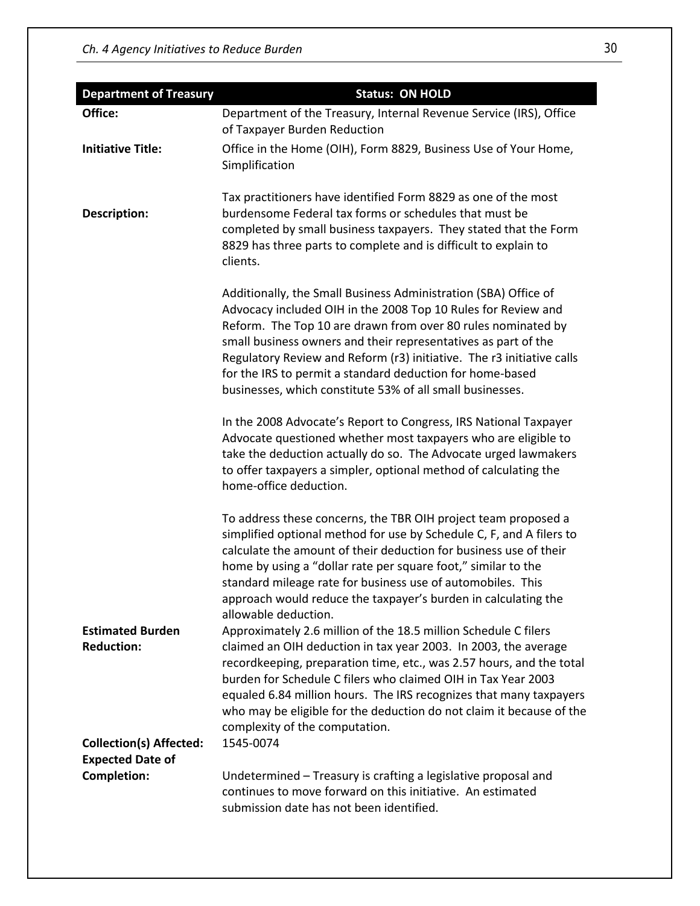| Department of Treasury | Status: ON HOLD |
|---|---|
| **Office:** | Department of the Treasury, Internal Revenue Service (IRS), Office of Taxpayer Burden Reduction |
| **Initiative Title:** | Office in the Home (OIH), Form 8829, Business Use of Your Home, Simplification |
| **Description:** | Tax practitioners have identified Form 8829 as one of the most burdensome Federal tax forms or schedules that must be completed by small business taxpayers. They stated that the Form 8829 has three parts to complete and is difficult to explain to clients.<br><br>Additionally, the Small Business Administration (SBA) Office of Advocacy included OIH in the 2008 Top 10 Rules for Review and Reform. The Top 10 are drawn from over 80 rules nominated by small business owners and their representatives as part of the Regulatory Review and Reform (r3) initiative. The r3 initiative calls for the IRS to permit a standard deduction for home-based businesses, which constitute 53% of all small businesses.<br><br>In the 2008 Advocate's Report to Congress, IRS National Taxpayer Advocate questioned whether most taxpayers who are eligible to take the deduction actually do so. The Advocate urged lawmakers to offer taxpayers a simpler, optional method of calculating the home-office deduction.<br><br>To address these concerns, the TBR OIH project team proposed a simplified optional method for use by Schedule C, F, and A filers to calculate the amount of their deduction for business use of their home by using a "dollar rate per square foot," similar to the standard mileage rate for business use of automobiles. This approach would reduce the taxpayer's burden in calculating the allowable deduction. |
| **Estimated Burden Reduction:** | Approximately 2.6 million of the 18.5 million Schedule C filers claimed an OIH deduction in tax year 2003. In 2003, the average recordkeeping, preparation time, etc., was 2.57 hours, and the total burden for Schedule C filers who claimed OIH in Tax Year 2003 equaled 6.84 million hours. The IRS recognizes that many taxpayers who may be eligible for the deduction do not claim it because of the complexity of the computation. |
| **Collection(s) Affected:** | 1545-0074 |
| **Expected Date of Completion:** | Undetermined – Treasury is crafting a legislative proposal and continues to move forward on this initiative. An estimated submission date has not been identified. |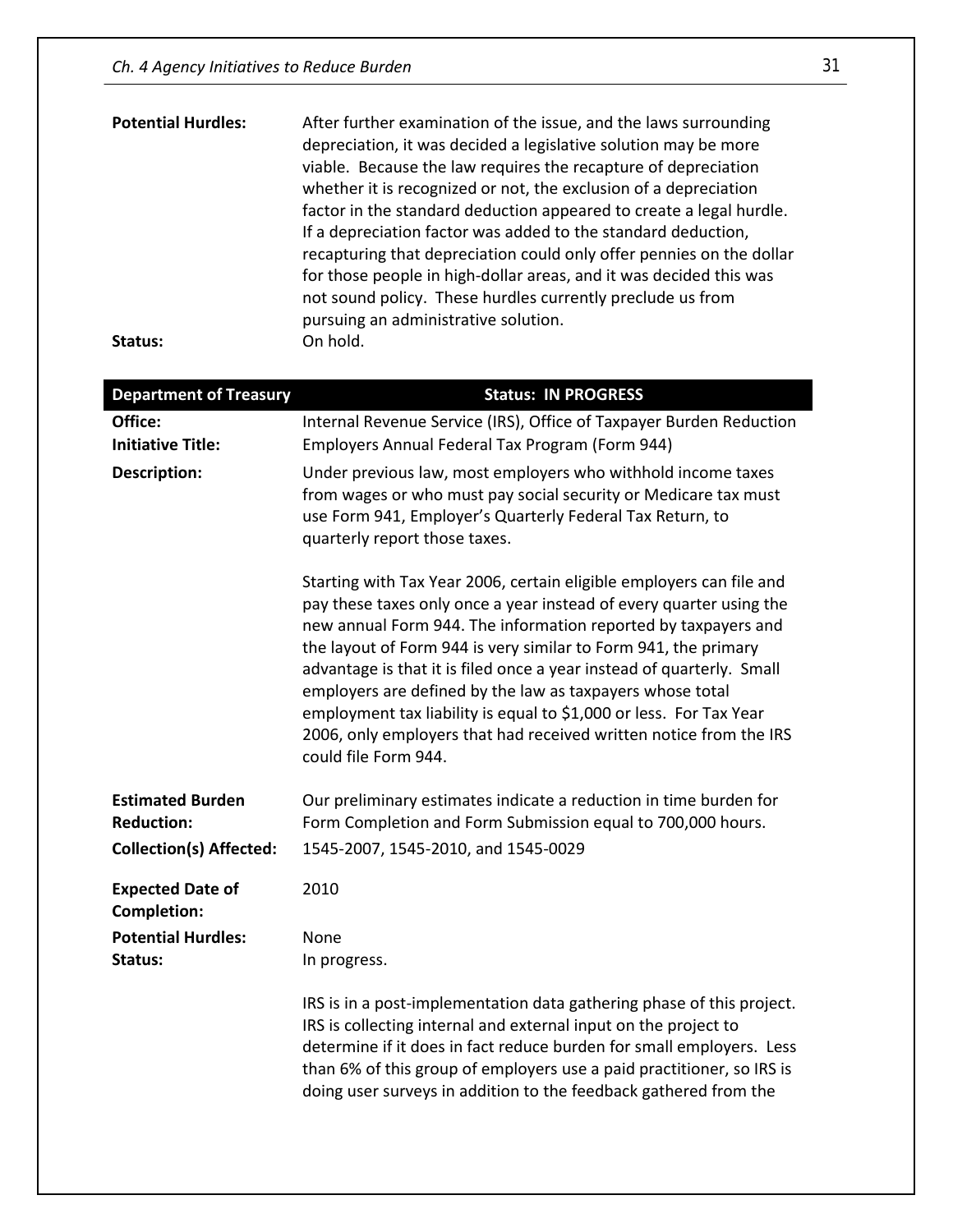**Potential Hurdles:** After further examination of the issue, and the laws surrounding depreciation, it was decided a legislative solution may be more viable. Because the law requires the recapture of depreciation whether it is recognized or not, the exclusion of a depreciation factor in the standard deduction appeared to create a legal hurdle. If a depreciation factor was added to the standard deduction, recapturing that depreciation could only offer pennies on the dollar for those people in high-dollar areas, and it was decided this was not sound policy. These hurdles currently preclude us from pursuing an administrative solution.

**Status:** On hold.

| **Department of Treasury** | **Status: IN PROGRESS** |
|---|---|
| **Office:** | Internal Revenue Service (IRS), Office of Taxpayer Burden Reduction |
| **Initiative Title:** | Employers Annual Federal Tax Program (Form 944) |
| **Description:** | Under previous law, most employers who withhold income taxes from wages or who must pay social security or Medicare tax must use Form 941, Employer's Quarterly Federal Tax Return, to quarterly report those taxes.<br><br>Starting with Tax Year 2006, certain eligible employers can file and pay these taxes only once a year instead of every quarter using the new annual Form 944. The information reported by taxpayers and the layout of Form 944 is very similar to Form 941, the primary advantage is that it is filed once a year instead of quarterly. Small employers are defined by the law as taxpayers whose total employment tax liability is equal to $1,000 or less. For Tax Year 2006, only employers that had received written notice from the IRS could file Form 944. |
| **Estimated Burden Reduction:** | Our preliminary estimates indicate a reduction in time burden for Form Completion and Form Submission equal to 700,000 hours. |
| **Collection(s) Affected:** | 1545-2007, 1545-2010, and 1545-0029 |
| **Expected Date of Completion:** | 2010 |
| **Potential Hurdles:** | None |
| **Status:** | In progress.<br><br>IRS is in a post-implementation data gathering phase of this project. IRS is collecting internal and external input on the project to determine if it does in fact reduce burden for small employers. Less than 6% of this group of employers use a paid practitioner, so IRS is doing user surveys in addition to the feedback gathered from the |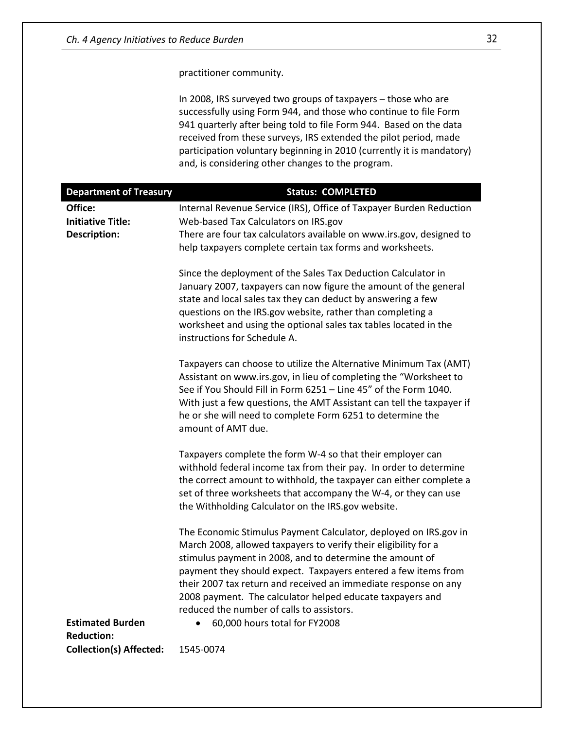practitioner community.

In 2008, IRS surveyed two groups of taxpayers – those who are successfully using Form 944, and those who continue to file Form 941 quarterly after being told to file Form 944. Based on the data received from these surveys, IRS extended the pilot period, made participation voluntary beginning in 2010 (currently it is mandatory) and, is considering other changes to the program.

| **Department of Treasury** | **Status: COMPLETED** |
|---|---|
| **Office:** | Internal Revenue Service (IRS), Office of Taxpayer Burden Reduction |
| **Initiative Title:** | Web-based Tax Calculators on IRS.gov |
| **Description:** | There are four tax calculators available on www.irs.gov, designed to help taxpayers complete certain tax forms and worksheets.<br><br>Since the deployment of the Sales Tax Deduction Calculator in January 2007, taxpayers can now figure the amount of the general state and local sales tax they can deduct by answering a few questions on the IRS.gov website, rather than completing a worksheet and using the optional sales tax tables located in the instructions for Schedule A.<br><br>Taxpayers can choose to utilize the Alternative Minimum Tax (AMT) Assistant on www.irs.gov, in lieu of completing the "Worksheet to See if You Should Fill in Form 6251 – Line 45" of the Form 1040. With just a few questions, the AMT Assistant can tell the taxpayer if he or she will need to complete Form 6251 to determine the amount of AMT due.<br><br>Taxpayers complete the form W-4 so that their employer can withhold federal income tax from their pay. In order to determine the correct amount to withhold, the taxpayer can either complete a set of three worksheets that accompany the W-4, or they can use the Withholding Calculator on the IRS.gov website.<br><br>The Economic Stimulus Payment Calculator, deployed on IRS.gov in March 2008, allowed taxpayers to verify their eligibility for a stimulus payment in 2008, and to determine the amount of payment they should expect. Taxpayers entered a few items from their 2007 tax return and received an immediate response on any 2008 payment. The calculator helped educate taxpayers and reduced the number of calls to assistors. |
| **Estimated Burden Reduction:** | • 60,000 hours total for FY2008 |
| **Collection(s) Affected:** | 1545-0074 |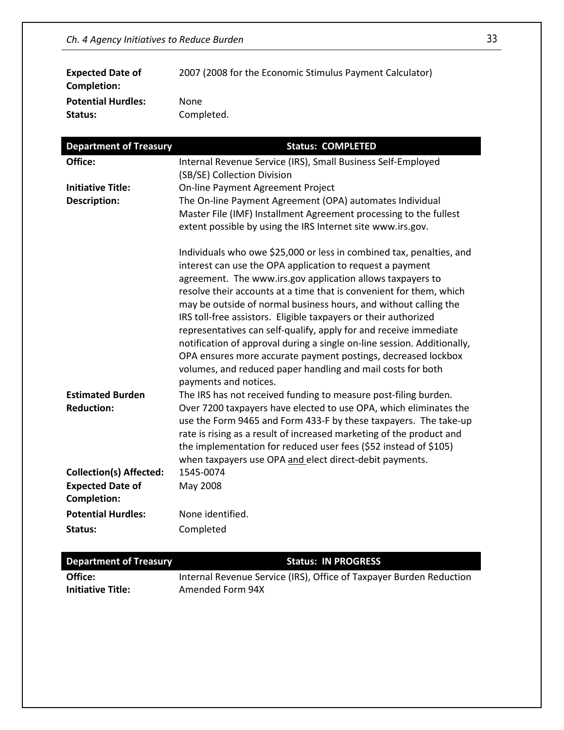| | |
|---|---|
| **Expected Date of Completion:** | 2007 (2008 for the Economic Stimulus Payment Calculator) |
| **Potential Hurdles:** | None |
| **Status:** | Completed. |

| **Department of Treasury** | **Status: COMPLETED** |
|---|---|
| **Office:** | Internal Revenue Service (IRS), Small Business Self-Employed (SB/SE) Collection Division |
| **Initiative Title:** | On-line Payment Agreement Project |
| **Description:** | The On-line Payment Agreement (OPA) automates Individual Master File (IMF) Installment Agreement processing to the fullest extent possible by using the IRS Internet site www.irs.gov.<br><br>Individuals who owe $25,000 or less in combined tax, penalties, and interest can use the OPA application to request a payment agreement. The www.irs.gov application allows taxpayers to resolve their accounts at a time that is convenient for them, which may be outside of normal business hours, and without calling the IRS toll-free assistors. Eligible taxpayers or their authorized representatives can self-qualify, apply for and receive immediate notification of approval during a single on-line session. Additionally, OPA ensures more accurate payment postings, decreased lockbox volumes, and reduced paper handling and mail costs for both payments and notices. |
| **Estimated Burden Reduction:** | The IRS has not received funding to measure post-filing burden. Over 7200 taxpayers have elected to use OPA, which eliminates the use the Form 9465 and Form 433-F by these taxpayers. The take-up rate is rising as a result of increased marketing of the product and the implementation for reduced user fees ($52 instead of $105) when taxpayers use OPA and elect direct-debit payments. |
| **Collection(s) Affected:** | 1545-0074 |
| **Expected Date of Completion:** | May 2008 |
| **Potential Hurdles:** | None identified. |
| **Status:** | Completed |

| **Department of Treasury** | **Status: IN PROGRESS** |
|---|---|
| **Office:** | Internal Revenue Service (IRS), Office of Taxpayer Burden Reduction |
| **Initiative Title:** | Amended Form 94X |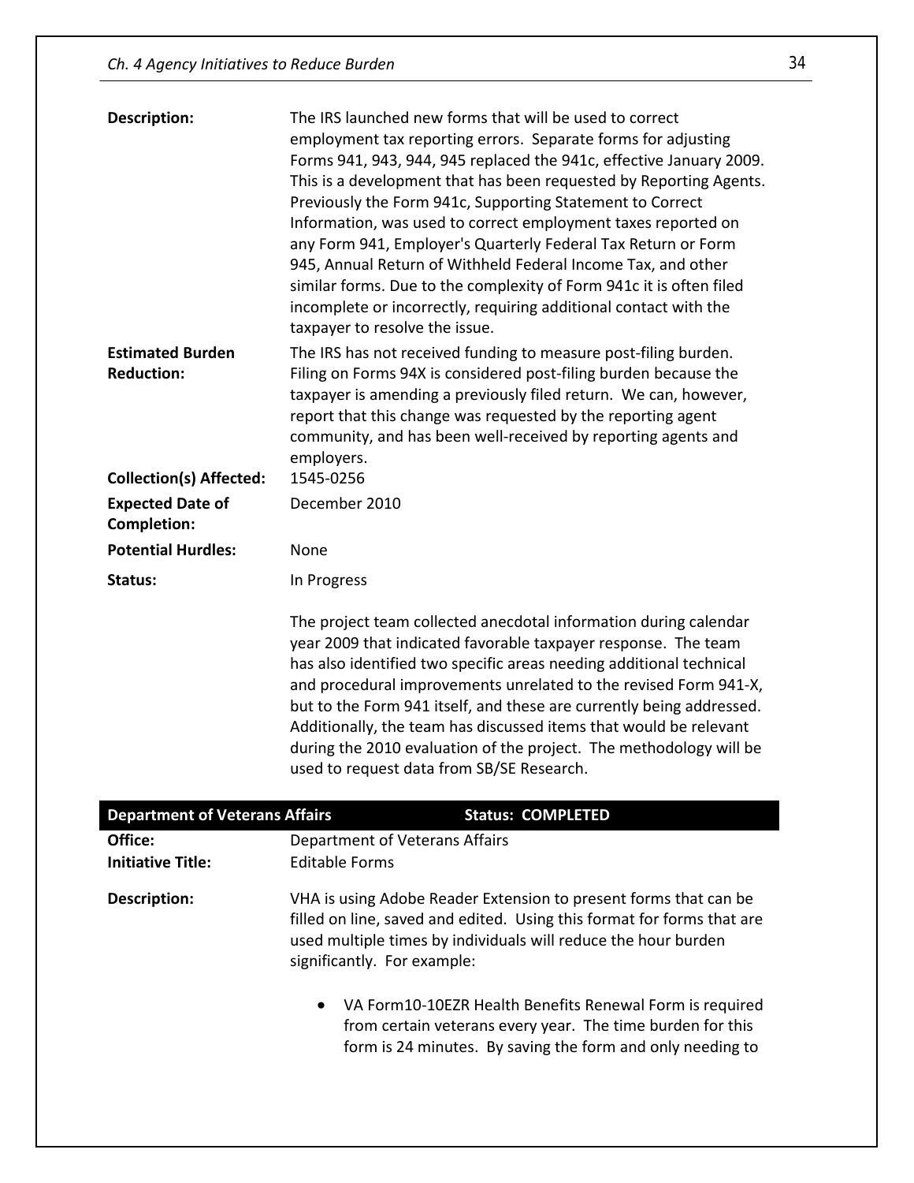| | |
|---|---|
| **Description:** | The IRS launched new forms that will be used to correct employment tax reporting errors. Separate forms for adjusting Forms 941, 943, 944, 945 replaced the 941c, effective January 2009. This is a development that has been requested by Reporting Agents. Previously the Form 941c, Supporting Statement to Correct Information, was used to correct employment taxes reported on any Form 941, Employer's Quarterly Federal Tax Return or Form 945, Annual Return of Withheld Federal Income Tax, and other similar forms. Due to the complexity of Form 941c it is often filed incomplete or incorrectly, requiring additional contact with the taxpayer to resolve the issue. |
| **Estimated Burden Reduction:** | The IRS has not received funding to measure post-filing burden. Filing on Forms 94X is considered post-filing burden because the taxpayer is amending a previously filed return. We can, however, report that this change was requested by the reporting agent community, and has been well-received by reporting agents and employers. |
| **Collection(s) Affected:** | 1545-0256 |
| **Expected Date of Completion:** | December 2010 |
| **Potential Hurdles:** | None |
| **Status:** | In Progress<br><br>The project team collected anecdotal information during calendar year 2009 that indicated favorable taxpayer response. The team has also identified two specific areas needing additional technical and procedural improvements unrelated to the revised Form 941-X, but to the Form 941 itself, and these are currently being addressed. Additionally, the team has discussed items that would be relevant during the 2010 evaluation of the project. The methodology will be used to request data from SB/SE Research. |

| **Department of Veterans Affairs** | **Status: COMPLETED** |
|---|---|
| **Office:** | Department of Veterans Affairs |
| **Initiative Title:** | Editable Forms |
| **Description:** | VHA is using Adobe Reader Extension to present forms that can be filled on line, saved and edited. Using this format for forms that are used multiple times by individuals will reduce the hour burden significantly. For example:<br><br>• VA Form10-10EZR Health Benefits Renewal Form is required from certain veterans every year. The time burden for this form is 24 minutes. By saving the form and only needing to |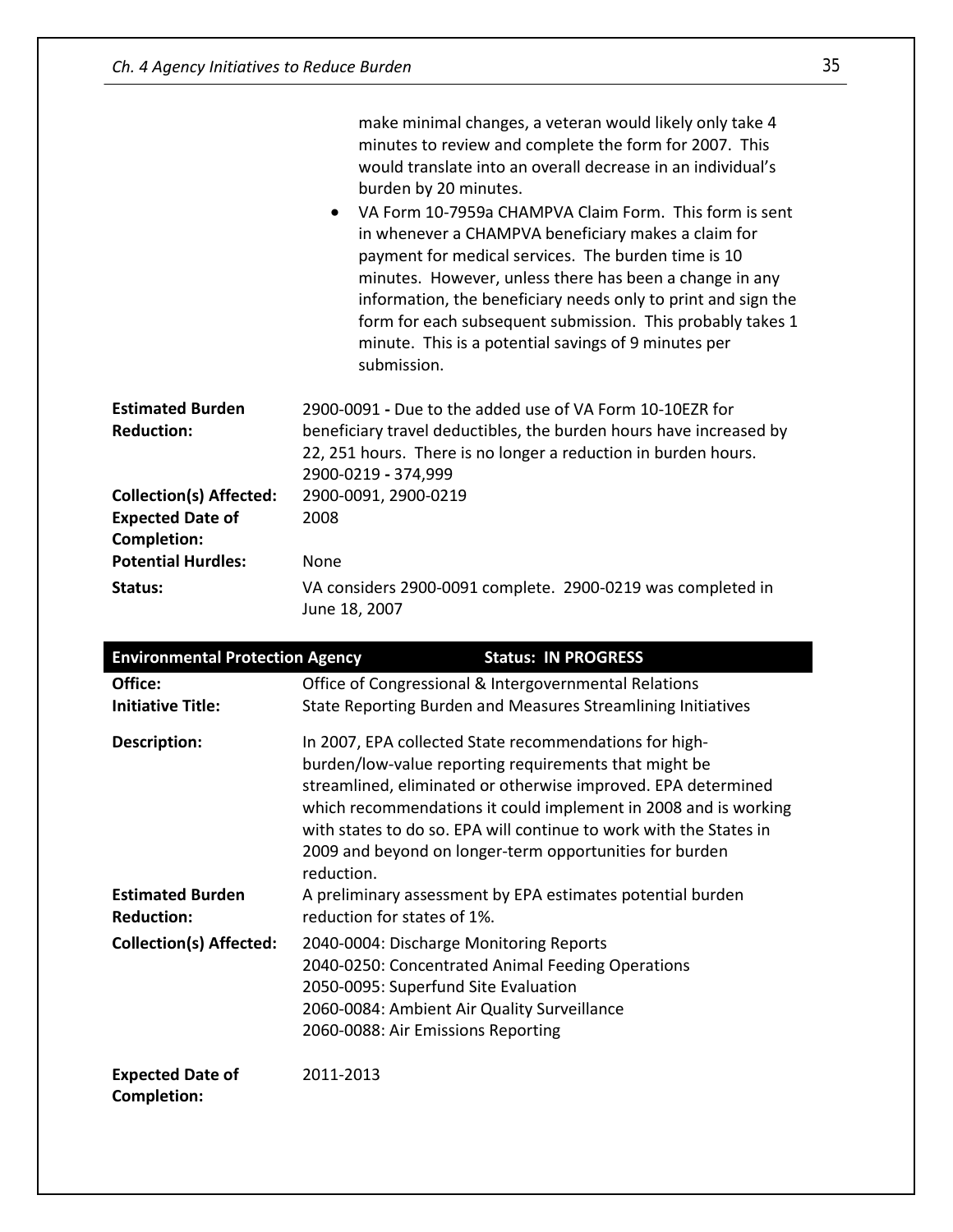make minimal changes, a veteran would likely only take 4 minutes to review and complete the form for 2007. This would translate into an overall decrease in an individual's burden by 20 minutes.

- VA Form 10-7959a CHAMPVA Claim Form. This form is sent in whenever a CHAMPVA beneficiary makes a claim for payment for medical services. The burden time is 10 minutes. However, unless there has been a change in any information, the beneficiary needs only to print and sign the form for each subsequent submission. This probably takes 1 minute. This is a potential savings of 9 minutes per submission.

| | |
|---|---|
| **Estimated Burden Reduction:** | 2900-0091 **-** Due to the added use of VA Form 10-10EZR for beneficiary travel deductibles, the burden hours have increased by 22, 251 hours. There is no longer a reduction in burden hours. 2900-0219 **-** 374,999 |
| **Collection(s) Affected:** | 2900-0091, 2900-0219 |
| **Expected Date of Completion:** | 2008 |
| **Potential Hurdles:** | None |
| **Status:** | VA considers 2900-0091 complete. 2900-0219 was completed in June 18, 2007 |

| **Environmental Protection Agency** | **Status: IN PROGRESS** |
|---|---|
| **Office:** | Office of Congressional & Intergovernmental Relations |
| **Initiative Title:** | State Reporting Burden and Measures Streamlining Initiatives |
| **Description:** | In 2007, EPA collected State recommendations for high-burden/low-value reporting requirements that might be streamlined, eliminated or otherwise improved. EPA determined which recommendations it could implement in 2008 and is working with states to do so. EPA will continue to work with the States in 2009 and beyond on longer-term opportunities for burden reduction. |
| **Estimated Burden Reduction:** | A preliminary assessment by EPA estimates potential burden reduction for states of 1%. |
| **Collection(s) Affected:** | 2040-0004: Discharge Monitoring Reports<br>2040-0250: Concentrated Animal Feeding Operations<br>2050-0095: Superfund Site Evaluation<br>2060-0084: Ambient Air Quality Surveillance<br>2060-0088: Air Emissions Reporting |
| **Expected Date of Completion:** | 2011-2013 |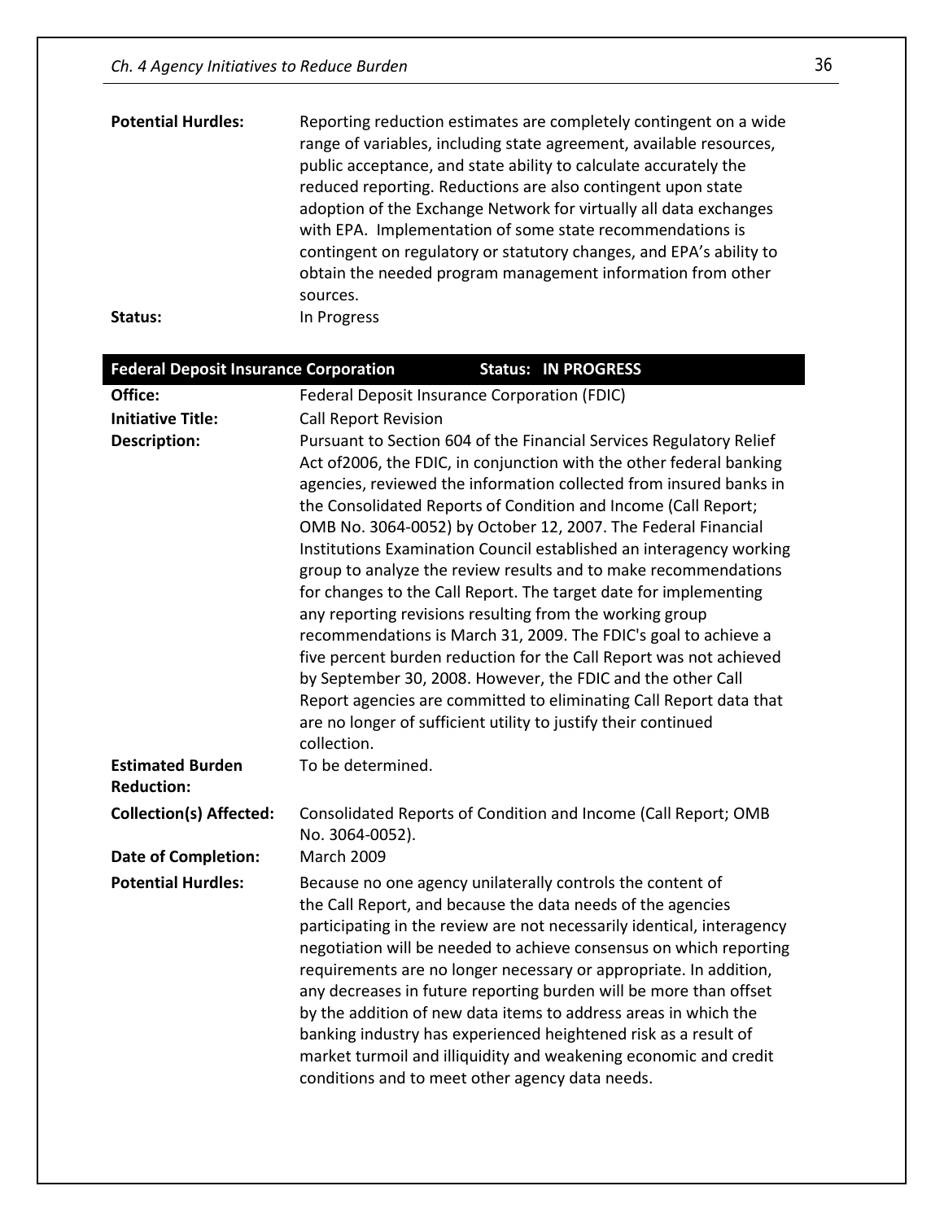**Potential Hurdles:** Reporting reduction estimates are completely contingent on a wide range of variables, including state agreement, available resources, public acceptance, and state ability to calculate accurately the reduced reporting. Reductions are also contingent upon state adoption of the Exchange Network for virtually all data exchanges with EPA. Implementation of some state recommendations is contingent on regulatory or statutory changes, and EPA's ability to obtain the needed program management information from other sources.

**Status:** In Progress

### Federal Deposit Insurance Corporation — Status: IN PROGRESS

**Office:** Federal Deposit Insurance Corporation (FDIC)

**Initiative Title:** Call Report Revision

**Description:** Pursuant to Section 604 of the Financial Services Regulatory Relief Act of2006, the FDIC, in conjunction with the other federal banking agencies, reviewed the information collected from insured banks in the Consolidated Reports of Condition and Income (Call Report; OMB No. 3064-0052) by October 12, 2007. The Federal Financial Institutions Examination Council established an interagency working group to analyze the review results and to make recommendations for changes to the Call Report. The target date for implementing any reporting revisions resulting from the working group recommendations is March 31, 2009. The FDIC's goal to achieve a five percent burden reduction for the Call Report was not achieved by September 30, 2008. However, the FDIC and the other Call Report agencies are committed to eliminating Call Report data that are no longer of sufficient utility to justify their continued collection.

**Estimated Burden Reduction:** To be determined.

**Collection(s) Affected:** Consolidated Reports of Condition and Income (Call Report; OMB No. 3064-0052).

**Date of Completion:** March 2009

**Potential Hurdles:** Because no one agency unilaterally controls the content of the Call Report, and because the data needs of the agencies participating in the review are not necessarily identical, interagency negotiation will be needed to achieve consensus on which reporting requirements are no longer necessary or appropriate. In addition, any decreases in future reporting burden will be more than offset by the addition of new data items to address areas in which the banking industry has experienced heightened risk as a result of market turmoil and illiquidity and weakening economic and credit conditions and to meet other agency data needs.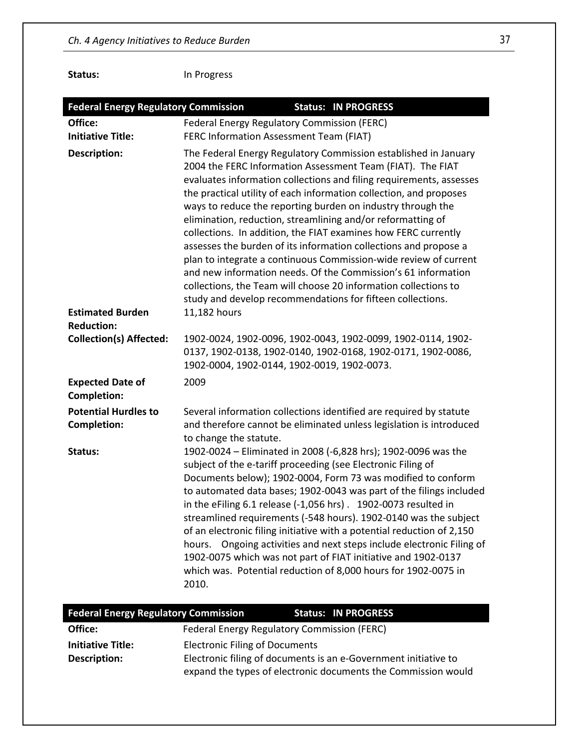**Status:** In Progress

| Federal Energy Regulatory Commission | Status: IN PROGRESS |
|---|---|
| **Office:** | Federal Energy Regulatory Commission (FERC) |
| **Initiative Title:** | FERC Information Assessment Team (FIAT) |
| **Description:** | The Federal Energy Regulatory Commission established in January 2004 the FERC Information Assessment Team (FIAT). The FIAT evaluates information collections and filing requirements, assesses the practical utility of each information collection, and proposes ways to reduce the reporting burden on industry through the elimination, reduction, streamlining and/or reformatting of collections. In addition, the FIAT examines how FERC currently assesses the burden of its information collections and propose a plan to integrate a continuous Commission-wide review of current and new information needs. Of the Commission's 61 information collections, the Team will choose 20 information collections to study and develop recommendations for fifteen collections. |
| **Estimated Burden Reduction:** | 11,182 hours |
| **Collection(s) Affected:** | 1902-0024, 1902-0096, 1902-0043, 1902-0099, 1902-0114, 1902-0137, 1902-0138, 1902-0140, 1902-0168, 1902-0171, 1902-0086, 1902-0004, 1902-0144, 1902-0019, 1902-0073. |
| **Expected Date of Completion:** | 2009 |
| **Potential Hurdles to Completion:** | Several information collections identified are required by statute and therefore cannot be eliminated unless legislation is introduced to change the statute. |
| **Status:** | 1902-0024 – Eliminated in 2008 (-6,828 hrs); 1902-0096 was the subject of the e-tariff proceeding (see Electronic Filing of Documents below); 1902-0004, Form 73 was modified to conform to automated data bases; 1902-0043 was part of the filings included in the eFiling 6.1 release (-1,056 hrs) . 1902-0073 resulted in streamlined requirements (-548 hours). 1902-0140 was the subject of an electronic filing initiative with a potential reduction of 2,150 hours. Ongoing activities and next steps include electronic Filing of 1902-0075 which was not part of FIAT initiative and 1902-0137 which was. Potential reduction of 8,000 hours for 1902-0075 in 2010. |

| Federal Energy Regulatory Commission | Status: IN PROGRESS |
|---|---|
| **Office:** | Federal Energy Regulatory Commission (FERC) |
| **Initiative Title:** | Electronic Filing of Documents |
| **Description:** | Electronic filing of documents is an e-Government initiative to expand the types of electronic documents the Commission would |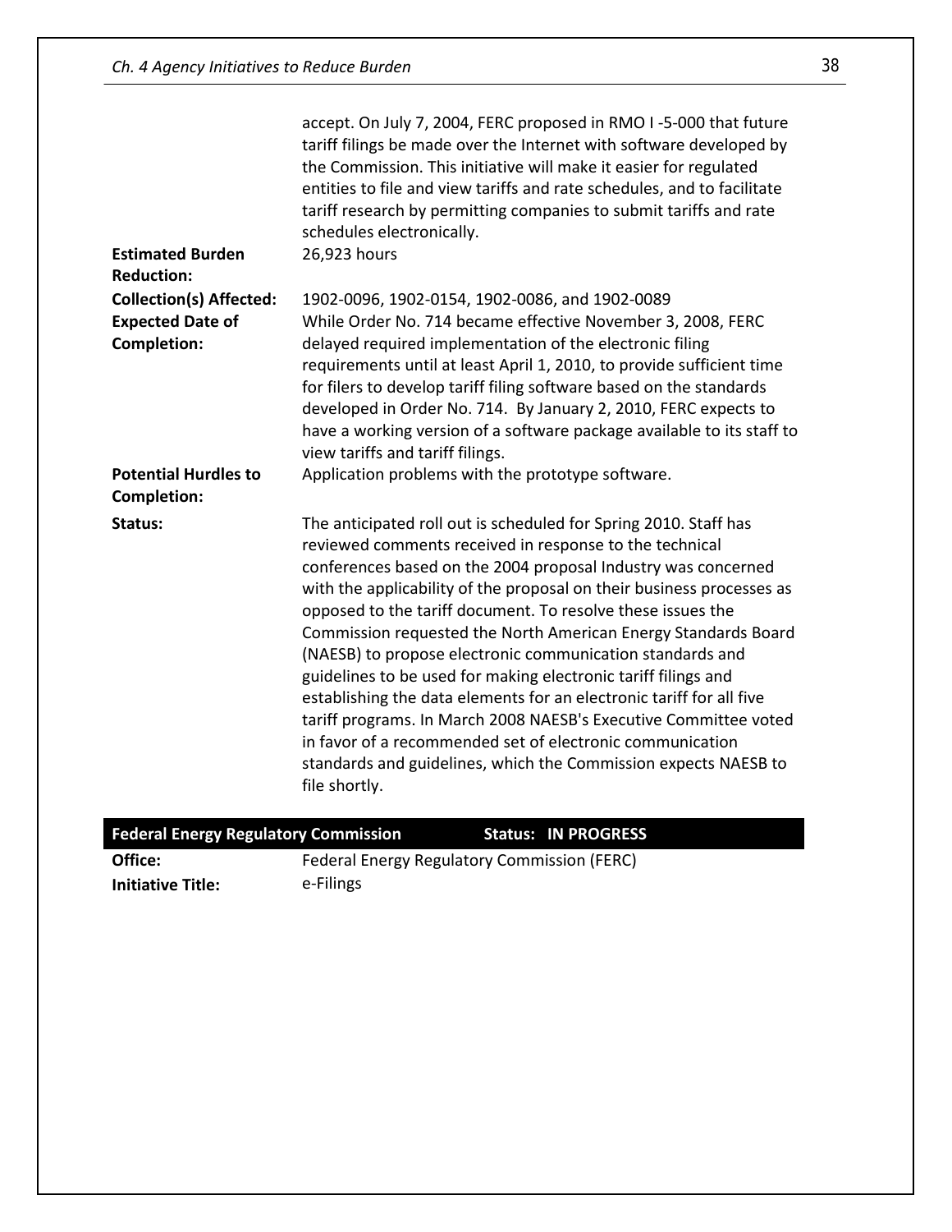accept. On July 7, 2004, FERC proposed in RMO I -5-000 that future tariff filings be made over the Internet with software developed by the Commission. This initiative will make it easier for regulated entities to file and view tariffs and rate schedules, and to facilitate tariff research by permitting companies to submit tariffs and rate schedules electronically.

| | |
|---|---|
| **Estimated Burden Reduction:** | 26,923 hours |
| **Collection(s) Affected:** | 1902-0096, 1902-0154, 1902-0086, and 1902-0089 |
| **Expected Date of Completion:** | While Order No. 714 became effective November 3, 2008, FERC delayed required implementation of the electronic filing requirements until at least April 1, 2010, to provide sufficient time for filers to develop tariff filing software based on the standards developed in Order No. 714. By January 2, 2010, FERC expects to have a working version of a software package available to its staff to view tariffs and tariff filings. |
| **Potential Hurdles to Completion:** | Application problems with the prototype software. |
| **Status:** | The anticipated roll out is scheduled for Spring 2010. Staff has reviewed comments received in response to the technical conferences based on the 2004 proposal Industry was concerned with the applicability of the proposal on their business processes as opposed to the tariff document. To resolve these issues the Commission requested the North American Energy Standards Board (NAESB) to propose electronic communication standards and guidelines to be used for making electronic tariff filings and establishing the data elements for an electronic tariff for all five tariff programs. In March 2008 NAESB's Executive Committee voted in favor of a recommended set of electronic communication standards and guidelines, which the Commission expects NAESB to file shortly. |

| **Federal Energy Regulatory Commission** | **Status: IN PROGRESS** |
|---|---|
| **Office:** | Federal Energy Regulatory Commission (FERC) |
| **Initiative Title:** | e-Filings |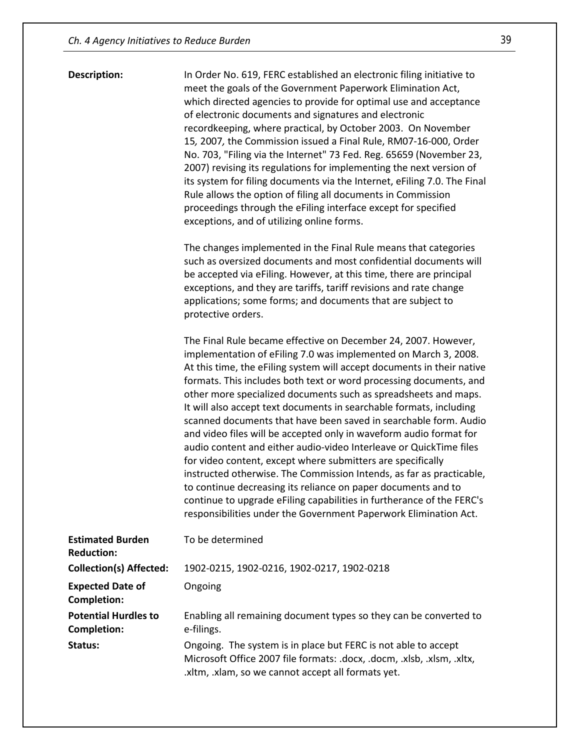**Description:** In Order No. 619, FERC established an electronic filing initiative to meet the goals of the Government Paperwork Elimination Act, which directed agencies to provide for optimal use and acceptance of electronic documents and signatures and electronic recordkeeping, where practical, by October 2003. On November 15, 2007, the Commission issued a Final Rule, RM07-16-000, Order No. 703, "Filing via the Internet" 73 Fed. Reg. 65659 (November 23, 2007) revising its regulations for implementing the next version of its system for filing documents via the Internet, eFiling 7.0. The Final Rule allows the option of filing all documents in Commission proceedings through the eFiling interface except for specified exceptions, and of utilizing online forms.

The changes implemented in the Final Rule means that categories such as oversized documents and most confidential documents will be accepted via eFiling. However, at this time, there are principal exceptions, and they are tariffs, tariff revisions and rate change applications; some forms; and documents that are subject to protective orders.

The Final Rule became effective on December 24, 2007. However, implementation of eFiling 7.0 was implemented on March 3, 2008. At this time, the eFiling system will accept documents in their native formats. This includes both text or word processing documents, and other more specialized documents such as spreadsheets and maps. It will also accept text documents in searchable formats, including scanned documents that have been saved in searchable form. Audio and video files will be accepted only in waveform audio format for audio content and either audio-video Interleave or QuickTime files for video content, except where submitters are specifically instructed otherwise. The Commission Intends, as far as practicable, to continue decreasing its reliance on paper documents and to continue to upgrade eFiling capabilities in furtherance of the FERC's responsibilities under the Government Paperwork Elimination Act.

**Estimated Burden Reduction:** To be determined

**Collection(s) Affected:** 1902-0215, 1902-0216, 1902-0217, 1902-0218

**Expected Date of Completion:** Ongoing

**Potential Hurdles to Completion:** Enabling all remaining document types so they can be converted to e-filings.

**Status:** Ongoing. The system is in place but FERC is not able to accept Microsoft Office 2007 file formats: .docx, .docm, .xlsb, .xlsm, .xltx, .xltm, .xlam, so we cannot accept all formats yet.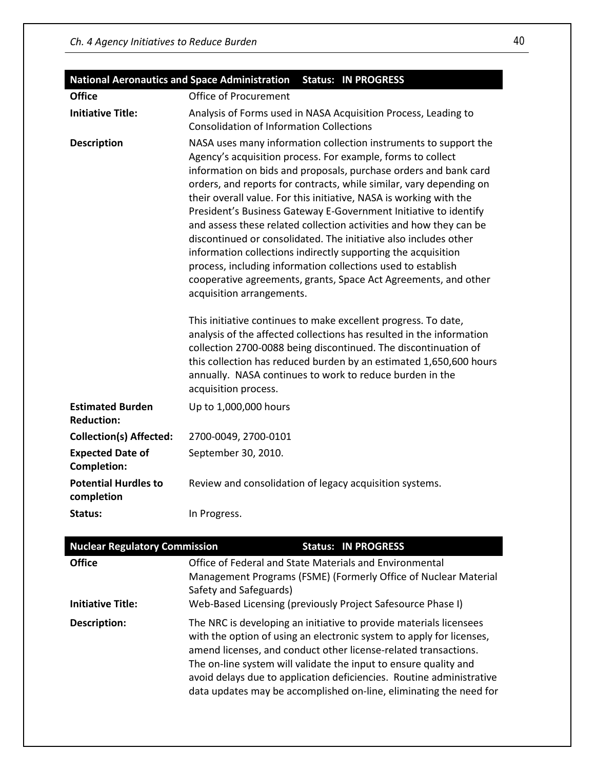| National Aeronautics and Space Administration | Status: IN PROGRESS |
|---|---|
| **Office** | Office of Procurement |
| **Initiative Title:** | Analysis of Forms used in NASA Acquisition Process, Leading to Consolidation of Information Collections |
| **Description** | NASA uses many information collection instruments to support the Agency's acquisition process. For example, forms to collect information on bids and proposals, purchase orders and bank card orders, and reports for contracts, while similar, vary depending on their overall value. For this initiative, NASA is working with the President's Business Gateway E-Government Initiative to identify and assess these related collection activities and how they can be discontinued or consolidated. The initiative also includes other information collections indirectly supporting the acquisition process, including information collections used to establish cooperative agreements, grants, Space Act Agreements, and other acquisition arrangements.<br><br>This initiative continues to make excellent progress. To date, analysis of the affected collections has resulted in the information collection 2700-0088 being discontinued. The discontinuation of this collection has reduced burden by an estimated 1,650,600 hours annually. NASA continues to work to reduce burden in the acquisition process. |
| **Estimated Burden Reduction:** | Up to 1,000,000 hours |
| **Collection(s) Affected:** | 2700-0049, 2700-0101 |
| **Expected Date of Completion:** | September 30, 2010. |
| **Potential Hurdles to completion** | Review and consolidation of legacy acquisition systems. |
| **Status:** | In Progress. |

| Nuclear Regulatory Commission | Status: IN PROGRESS |
|---|---|
| **Office** | Office of Federal and State Materials and Environmental Management Programs (FSME) (Formerly Office of Nuclear Material Safety and Safeguards) |
| **Initiative Title:** | Web-Based Licensing (previously Project Safesource Phase I) |
| **Description:** | The NRC is developing an initiative to provide materials licensees with the option of using an electronic system to apply for licenses, amend licenses, and conduct other license-related transactions. The on-line system will validate the input to ensure quality and avoid delays due to application deficiencies. Routine administrative data updates may be accomplished on-line, eliminating the need for |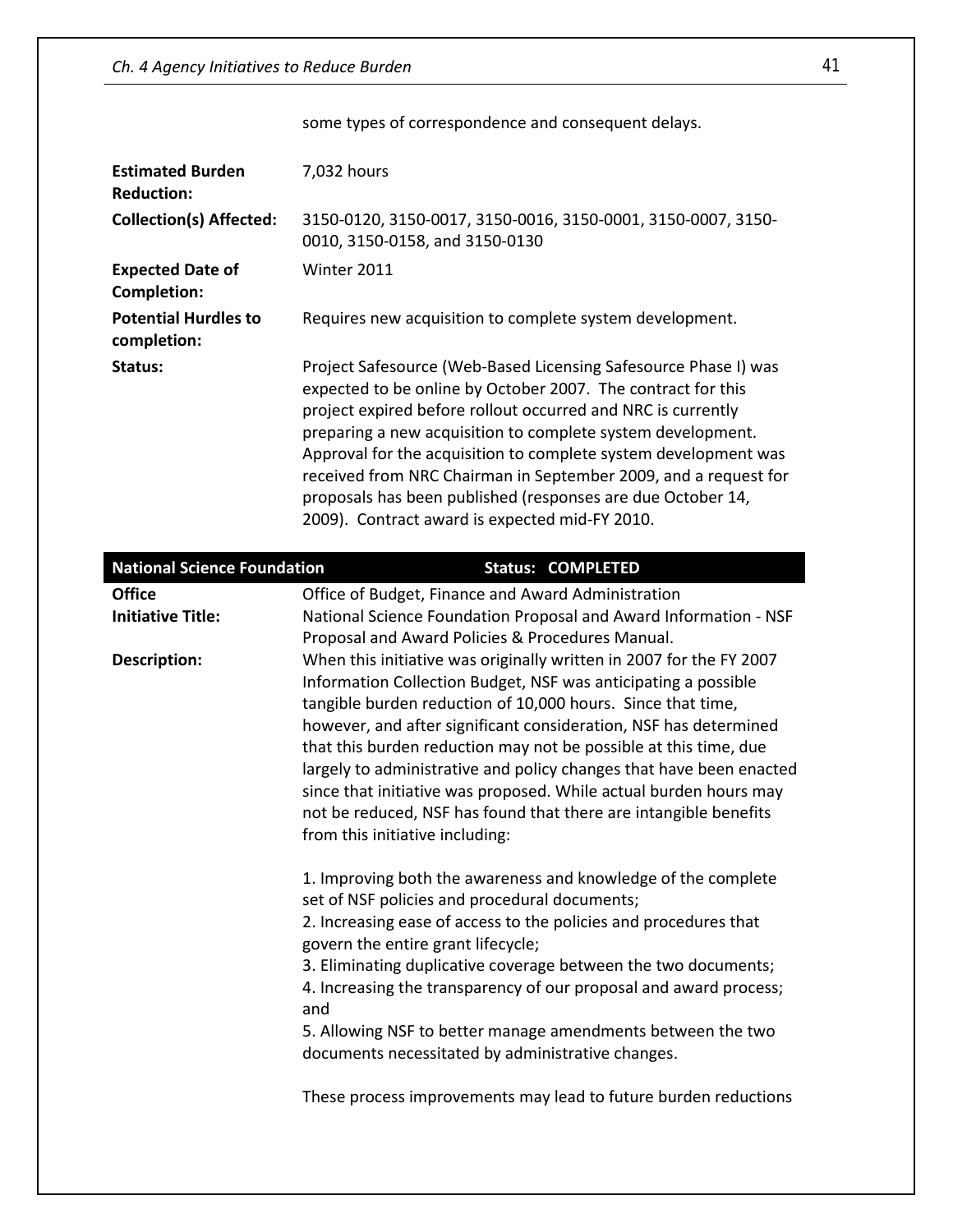some types of correspondence and consequent delays.

| | |
|---|---|
| **Estimated Burden Reduction:** | 7,032 hours |
| **Collection(s) Affected:** | 3150-0120, 3150-0017, 3150-0016, 3150-0001, 3150-0007, 3150-0010, 3150-0158, and 3150-0130 |
| **Expected Date of Completion:** | Winter 2011 |
| **Potential Hurdles to completion:** | Requires new acquisition to complete system development. |
| **Status:** | Project Safesource (Web-Based Licensing Safesource Phase I) was expected to be online by October 2007. The contract for this project expired before rollout occurred and NRC is currently preparing a new acquisition to complete system development. Approval for the acquisition to complete system development was received from NRC Chairman in September 2009, and a request for proposals has been published (responses are due October 14, 2009). Contract award is expected mid-FY 2010. |

| **National Science Foundation** | **Status: COMPLETED** |
|---|---|
| **Office** | Office of Budget, Finance and Award Administration |
| **Initiative Title:** | National Science Foundation Proposal and Award Information - NSF Proposal and Award Policies & Procedures Manual. |
| **Description:** | When this initiative was originally written in 2007 for the FY 2007 Information Collection Budget, NSF was anticipating a possible tangible burden reduction of 10,000 hours. Since that time, however, and after significant consideration, NSF has determined that this burden reduction may not be possible at this time, due largely to administrative and policy changes that have been enacted since that initiative was proposed. While actual burden hours may not be reduced, NSF has found that there are intangible benefits from this initiative including:<br><br>1. Improving both the awareness and knowledge of the complete set of NSF policies and procedural documents;<br>2. Increasing ease of access to the policies and procedures that govern the entire grant lifecycle;<br>3. Eliminating duplicative coverage between the two documents;<br>4. Increasing the transparency of our proposal and award process; and<br>5. Allowing NSF to better manage amendments between the two documents necessitated by administrative changes.<br><br>These process improvements may lead to future burden reductions |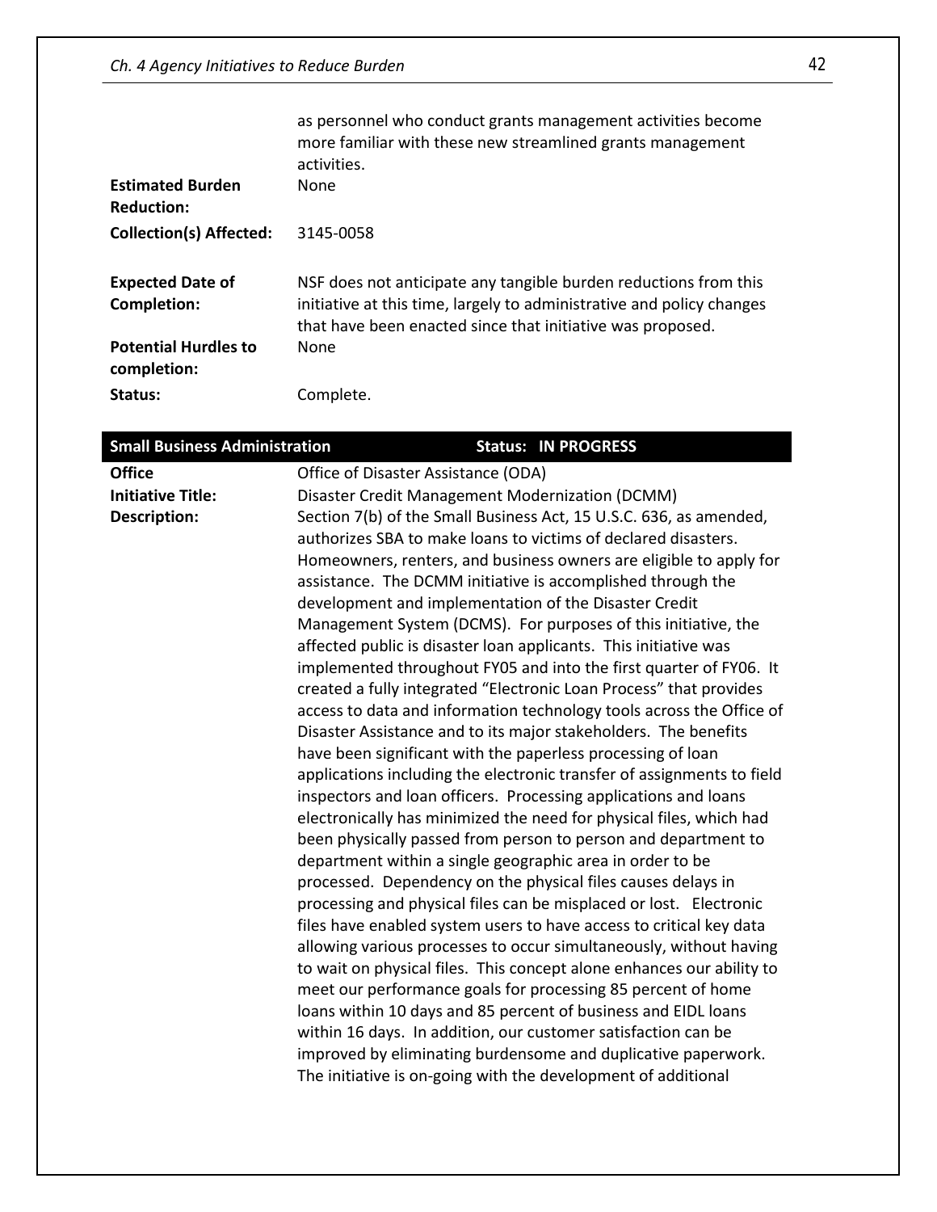as personnel who conduct grants management activities become more familiar with these new streamlined grants management activities.

| | |
|---|---|
| **Estimated Burden Reduction:** | None |
| **Collection(s) Affected:** | 3145-0058 |
| **Expected Date of Completion:** | NSF does not anticipate any tangible burden reductions from this initiative at this time, largely to administrative and policy changes that have been enacted since that initiative was proposed. |
| **Potential Hurdles to completion:** | None |
| **Status:** | Complete. |

| **Small Business Administration** | **Status: IN PROGRESS** |
|---|---|
| **Office** | Office of Disaster Assistance (ODA) |
| **Initiative Title:** | Disaster Credit Management Modernization (DCMM) |
| **Description:** | Section 7(b) of the Small Business Act, 15 U.S.C. 636, as amended, authorizes SBA to make loans to victims of declared disasters. Homeowners, renters, and business owners are eligible to apply for assistance. The DCMM initiative is accomplished through the development and implementation of the Disaster Credit Management System (DCMS). For purposes of this initiative, the affected public is disaster loan applicants. This initiative was implemented throughout FY05 and into the first quarter of FY06. It created a fully integrated "Electronic Loan Process" that provides access to data and information technology tools across the Office of Disaster Assistance and to its major stakeholders. The benefits have been significant with the paperless processing of loan applications including the electronic transfer of assignments to field inspectors and loan officers. Processing applications and loans electronically has minimized the need for physical files, which had been physically passed from person to person and department to department within a single geographic area in order to be processed. Dependency on the physical files causes delays in processing and physical files can be misplaced or lost. Electronic files have enabled system users to have access to critical key data allowing various processes to occur simultaneously, without having to wait on physical files. This concept alone enhances our ability to meet our performance goals for processing 85 percent of home loans within 10 days and 85 percent of business and EIDL loans within 16 days. In addition, our customer satisfaction can be improved by eliminating burdensome and duplicative paperwork. The initiative is on-going with the development of additional |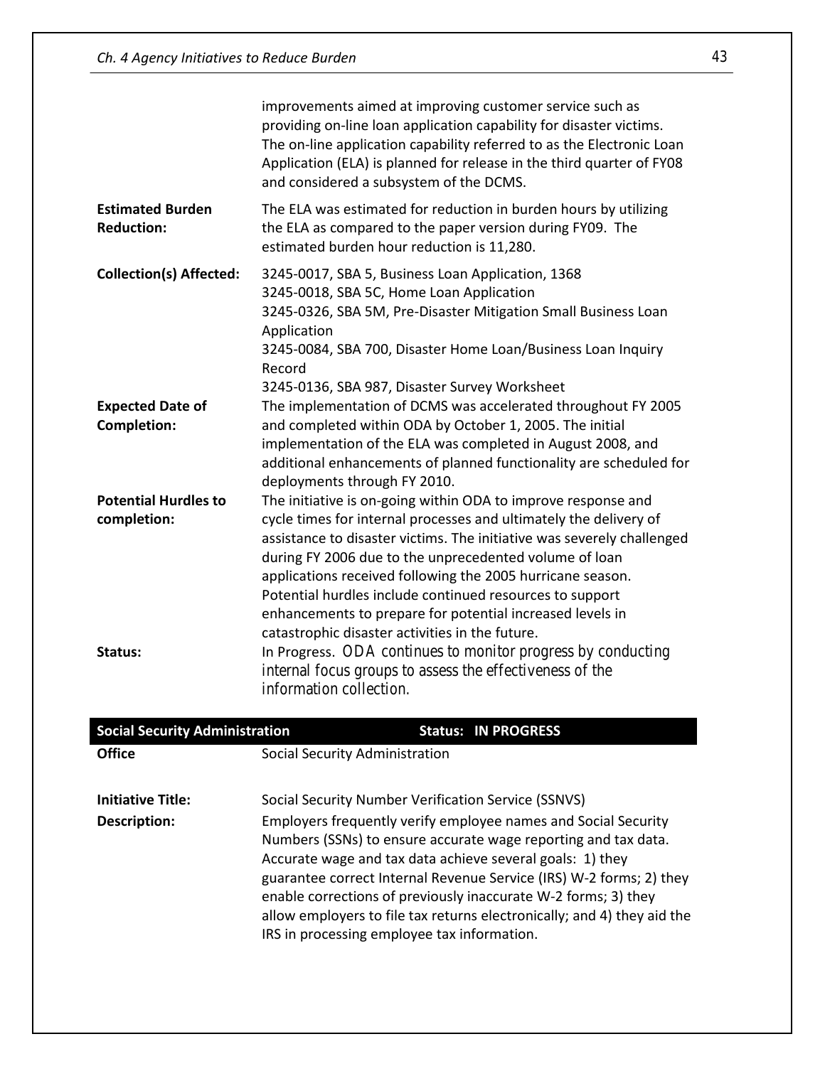improvements aimed at improving customer service such as providing on-line loan application capability for disaster victims. The on-line application capability referred to as the Electronic Loan Application (ELA) is planned for release in the third quarter of FY08 and considered a subsystem of the DCMS.

**Estimated Burden Reduction:** The ELA was estimated for reduction in burden hours by utilizing the ELA as compared to the paper version during FY09. The estimated burden hour reduction is 11,280.

**Collection(s) Affected:**
3245-0017, SBA 5, Business Loan Application, 1368
3245-0018, SBA 5C, Home Loan Application
3245-0326, SBA 5M, Pre-Disaster Mitigation Small Business Loan Application
3245-0084, SBA 700, Disaster Home Loan/Business Loan Inquiry Record
3245-0136, SBA 987, Disaster Survey Worksheet

**Expected Date of Completion:** The implementation of DCMS was accelerated throughout FY 2005 and completed within ODA by October 1, 2005. The initial implementation of the ELA was completed in August 2008, and additional enhancements of planned functionality are scheduled for deployments through FY 2010.

**Potential Hurdles to completion:** The initiative is on-going within ODA to improve response and cycle times for internal processes and ultimately the delivery of assistance to disaster victims. The initiative was severely challenged during FY 2006 due to the unprecedented volume of loan applications received following the 2005 hurricane season. Potential hurdles include continued resources to support enhancements to prepare for potential increased levels in catastrophic disaster activities in the future.

**Status:** In Progress. ODA continues to monitor progress by conducting internal focus groups to assess the effectiveness of the information collection.

## Social Security Administration — Status: IN PROGRESS

**Office:** Social Security Administration

**Initiative Title:** Social Security Number Verification Service (SSNVS)

**Description:** Employers frequently verify employee names and Social Security Numbers (SSNs) to ensure accurate wage reporting and tax data. Accurate wage and tax data achieve several goals: 1) they guarantee correct Internal Revenue Service (IRS) W-2 forms; 2) they enable corrections of previously inaccurate W-2 forms; 3) they allow employers to file tax returns electronically; and 4) they aid the IRS in processing employee tax information.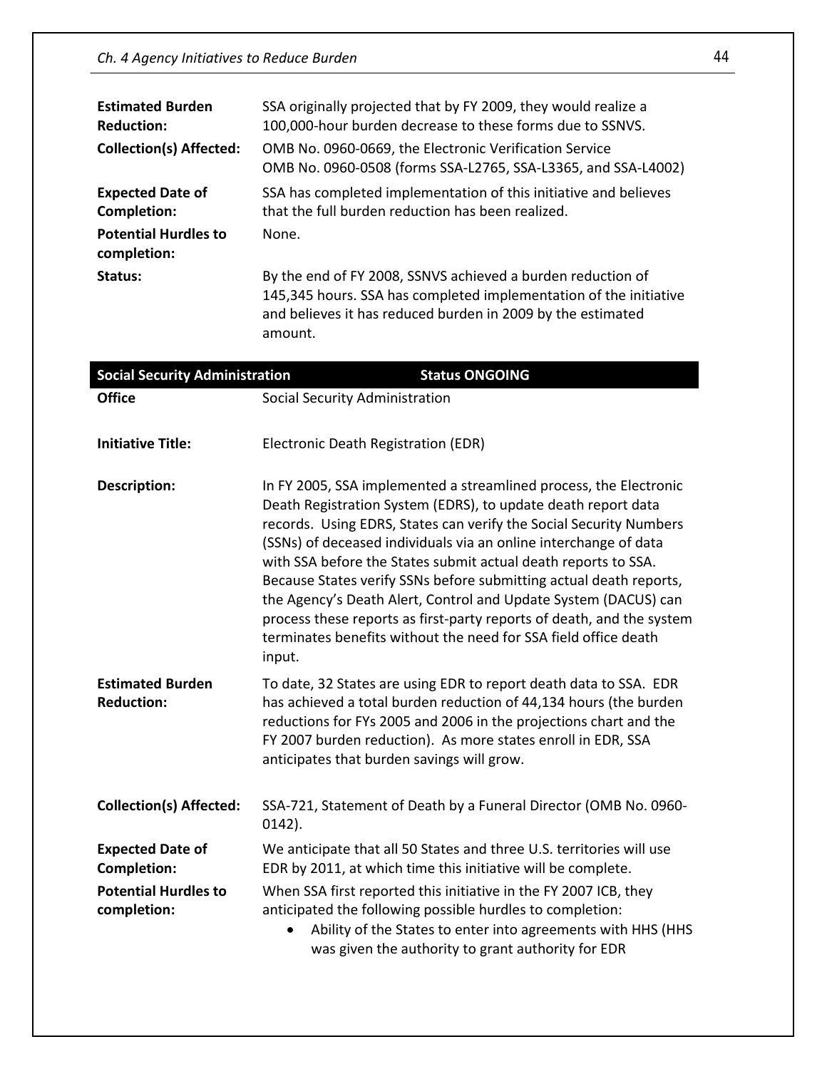| | |
|---|---|
| **Estimated Burden Reduction:** | SSA originally projected that by FY 2009, they would realize a 100,000-hour burden decrease to these forms due to SSNVS. |
| **Collection(s) Affected:** | OMB No. 0960-0669, the Electronic Verification Service<br>OMB No. 0960-0508 (forms SSA-L2765, SSA-L3365, and SSA-L4002) |
| **Expected Date of Completion:** | SSA has completed implementation of this initiative and believes that the full burden reduction has been realized. |
| **Potential Hurdles to completion:** | None. |
| **Status:** | By the end of FY 2008, SSNVS achieved a burden reduction of 145,345 hours. SSA has completed implementation of the initiative and believes it has reduced burden in 2009 by the estimated amount. |

| **Social Security Administration** | **Status ONGOING** |
|---|---|
| **Office** | Social Security Administration |
| **Initiative Title:** | Electronic Death Registration (EDR) |
| **Description:** | In FY 2005, SSA implemented a streamlined process, the Electronic Death Registration System (EDRS), to update death report data records. Using EDRS, States can verify the Social Security Numbers (SSNs) of deceased individuals via an online interchange of data with SSA before the States submit actual death reports to SSA. Because States verify SSNs before submitting actual death reports, the Agency's Death Alert, Control and Update System (DACUS) can process these reports as first-party reports of death, and the system terminates benefits without the need for SSA field office death input. |
| **Estimated Burden Reduction:** | To date, 32 States are using EDR to report death data to SSA. EDR has achieved a total burden reduction of 44,134 hours (the burden reductions for FYs 2005 and 2006 in the projections chart and the FY 2007 burden reduction). As more states enroll in EDR, SSA anticipates that burden savings will grow. |
| **Collection(s) Affected:** | SSA-721, Statement of Death by a Funeral Director (OMB No. 0960-0142). |
| **Expected Date of Completion:** | We anticipate that all 50 States and three U.S. territories will use EDR by 2011, at which time this initiative will be complete. |
| **Potential Hurdles to completion:** | When SSA first reported this initiative in the FY 2007 ICB, they anticipated the following possible hurdles to completion:<br>• Ability of the States to enter into agreements with HHS (HHS was given the authority to grant authority for EDR |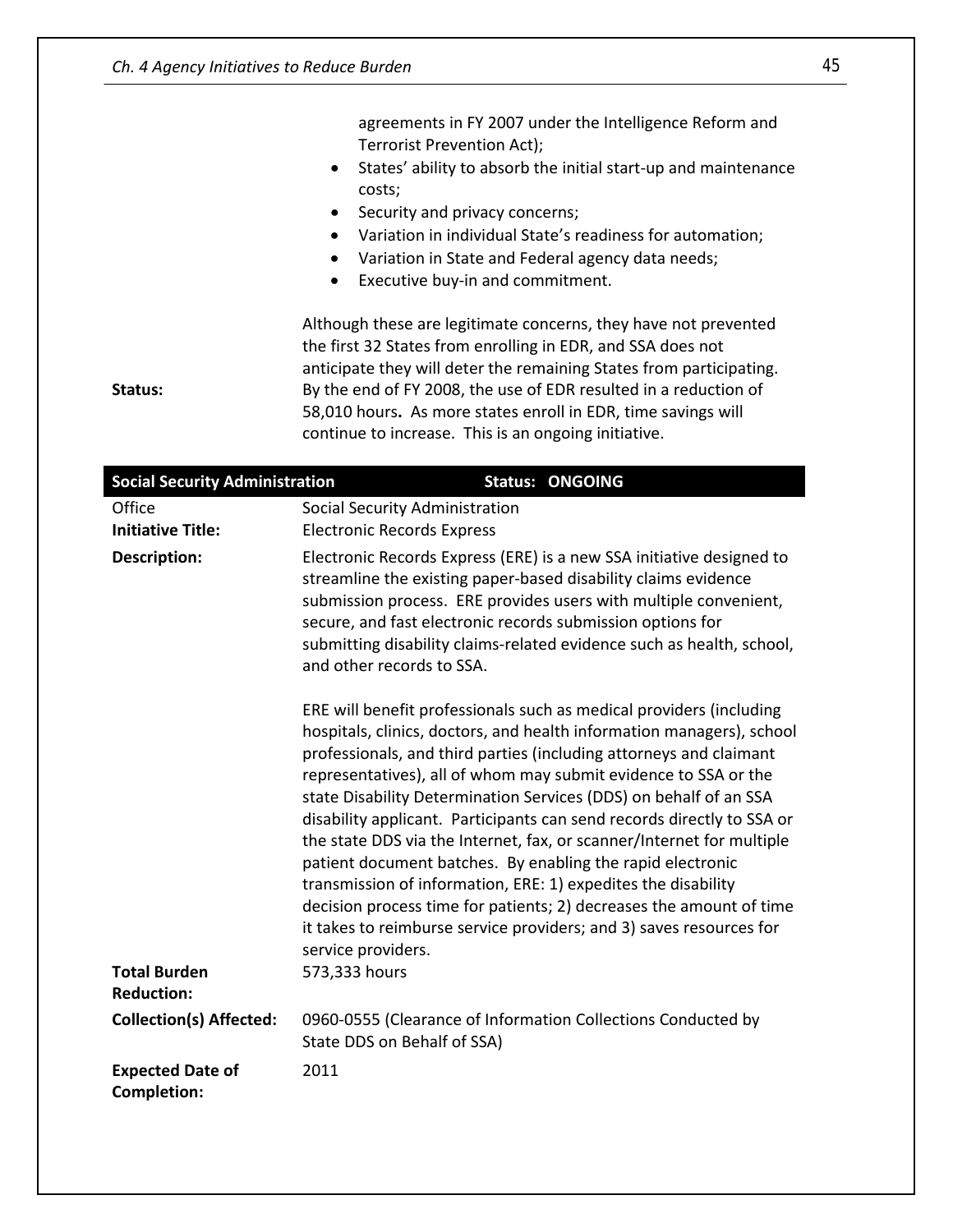agreements in FY 2007 under the Intelligence Reform and Terrorist Prevention Act);

- States' ability to absorb the initial start-up and maintenance costs;
- Security and privacy concerns;
- Variation in individual State's readiness for automation;
- Variation in State and Federal agency data needs;
- Executive buy-in and commitment.

Although these are legitimate concerns, they have not prevented the first 32 States from enrolling in EDR, and SSA does not anticipate they will deter the remaining States from participating.

**Status:** By the end of FY 2008, the use of EDR resulted in a reduction of 58,010 hours**.** As more states enroll in EDR, time savings will continue to increase. This is an ongoing initiative.

| **Social Security Administration** | **Status: ONGOING** |
|---|---|
| Office | Social Security Administration |
| **Initiative Title:** | Electronic Records Express |
| **Description:** | Electronic Records Express (ERE) is a new SSA initiative designed to streamline the existing paper-based disability claims evidence submission process. ERE provides users with multiple convenient, secure, and fast electronic records submission options for submitting disability claims-related evidence such as health, school, and other records to SSA.<br><br>ERE will benefit professionals such as medical providers (including hospitals, clinics, doctors, and health information managers), school professionals, and third parties (including attorneys and claimant representatives), all of whom may submit evidence to SSA or the state Disability Determination Services (DDS) on behalf of an SSA disability applicant. Participants can send records directly to SSA or the state DDS via the Internet, fax, or scanner/Internet for multiple patient document batches. By enabling the rapid electronic transmission of information, ERE: 1) expedites the disability decision process time for patients; 2) decreases the amount of time it takes to reimburse service providers; and 3) saves resources for service providers. |
| **Total Burden Reduction:** | 573,333 hours |
| **Collection(s) Affected:** | 0960-0555 (Clearance of Information Collections Conducted by State DDS on Behalf of SSA) |
| **Expected Date of Completion:** | 2011 |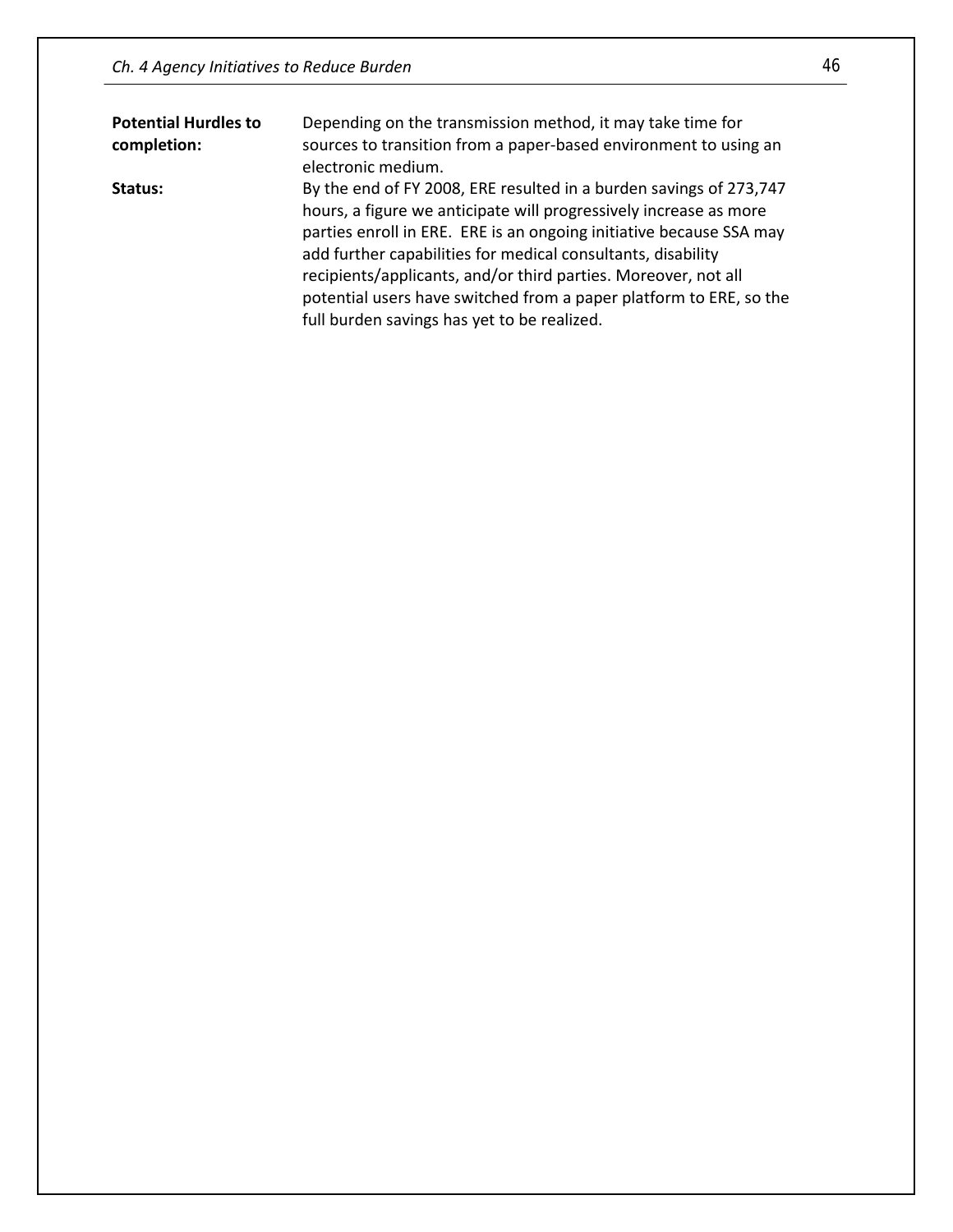**Potential Hurdles to completion:** Depending on the transmission method, it may take time for sources to transition from a paper-based environment to using an electronic medium.

**Status:** By the end of FY 2008, ERE resulted in a burden savings of 273,747 hours, a figure we anticipate will progressively increase as more parties enroll in ERE. ERE is an ongoing initiative because SSA may add further capabilities for medical consultants, disability recipients/applicants, and/or third parties. Moreover, not all potential users have switched from a paper platform to ERE, so the full burden savings has yet to be realized.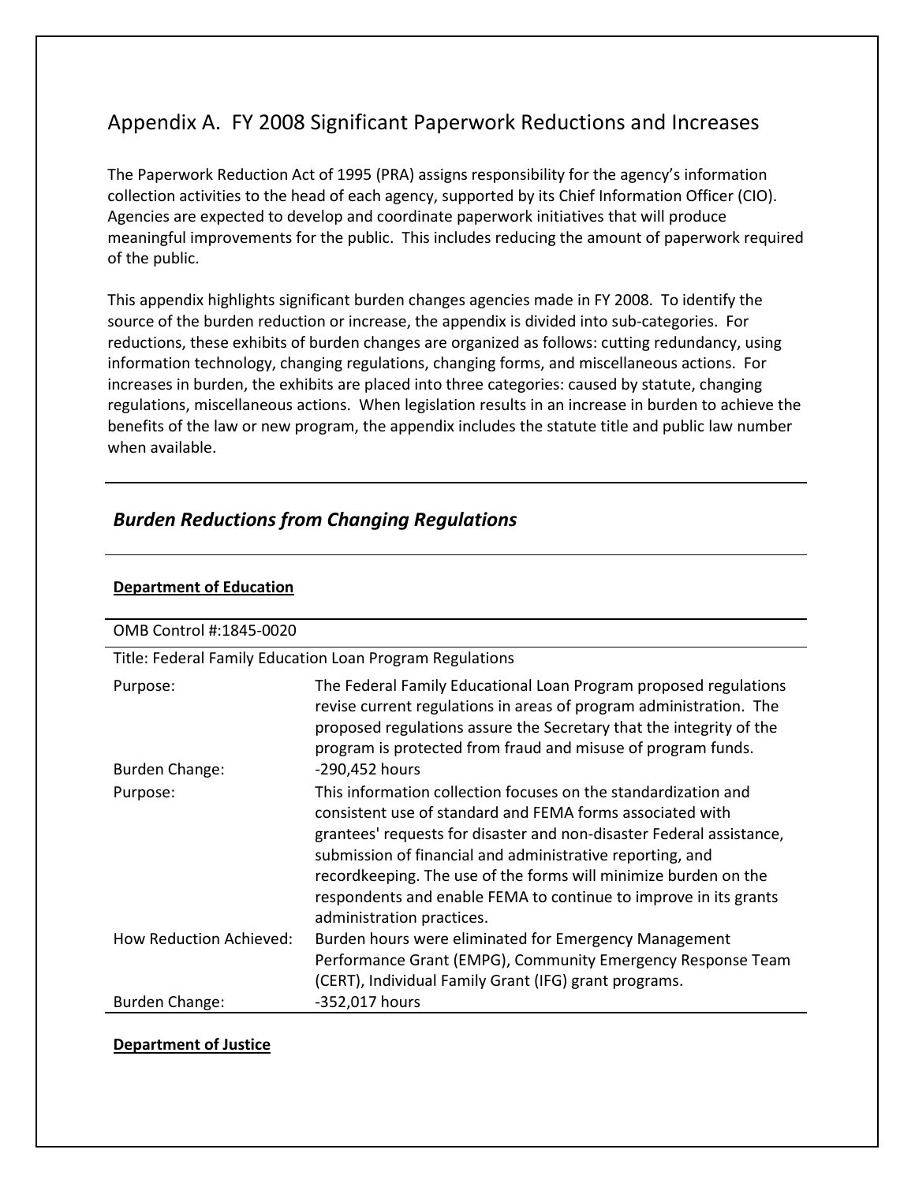## Appendix A. FY 2008 Significant Paperwork Reductions and Increases

The Paperwork Reduction Act of 1995 (PRA) assigns responsibility for the agency's information collection activities to the head of each agency, supported by its Chief Information Officer (CIO). Agencies are expected to develop and coordinate paperwork initiatives that will produce meaningful improvements for the public. This includes reducing the amount of paperwork required of the public.

This appendix highlights significant burden changes agencies made in FY 2008. To identify the source of the burden reduction or increase, the appendix is divided into sub-categories. For reductions, these exhibits of burden changes are organized as follows: cutting redundancy, using information technology, changing regulations, changing forms, and miscellaneous actions. For increases in burden, the exhibits are placed into three categories: caused by statute, changing regulations, miscellaneous actions. When legislation results in an increase in burden to achieve the benefits of the law or new program, the appendix includes the statute title and public law number when available.

---

### *Burden Reductions from Changing Regulations*

---

**Department of Education**

| OMB Control #:1845-0020 | |
|---|---|
| Title: Federal Family Education Loan Program Regulations | |
| Purpose: | The Federal Family Educational Loan Program proposed regulations revise current regulations in areas of program administration. The proposed regulations assure the Secretary that the integrity of the program is protected from fraud and misuse of program funds. |
| Burden Change: | -290,452 hours |
| Purpose: | This information collection focuses on the standardization and consistent use of standard and FEMA forms associated with grantees' requests for disaster and non-disaster Federal assistance, submission of financial and administrative reporting, and recordkeeping. The use of the forms will minimize burden on the respondents and enable FEMA to continue to improve in its grants administration practices. |
| How Reduction Achieved: | Burden hours were eliminated for Emergency Management Performance Grant (EMPG), Community Emergency Response Team (CERT), Individual Family Grant (IFG) grant programs. |
| Burden Change: | -352,017 hours |

**Department of Justice**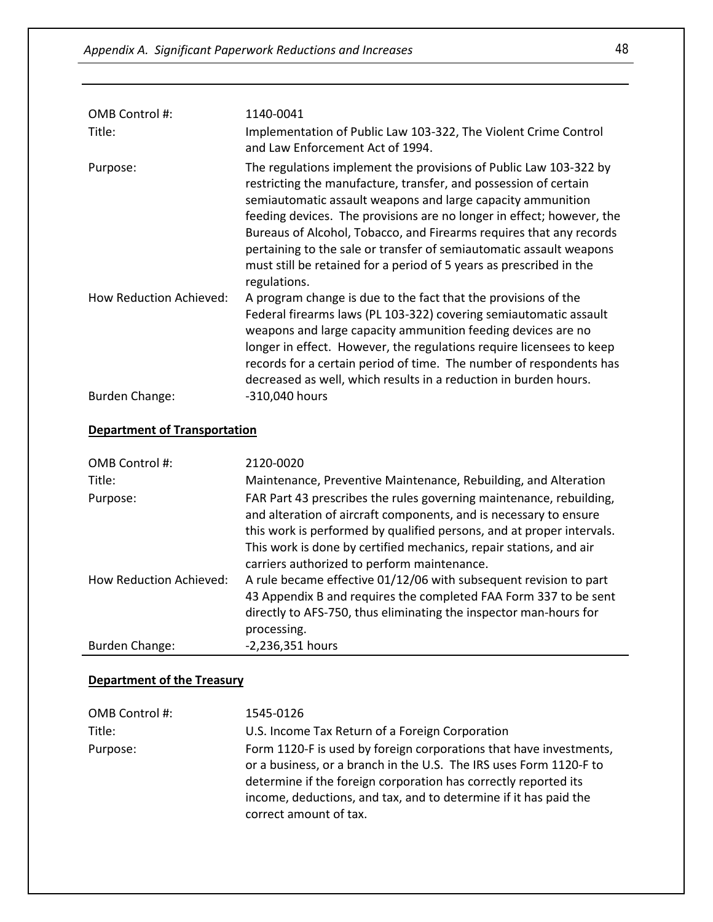| | |
|---|---|
| OMB Control #: | 1140-0041 |
| Title: | Implementation of Public Law 103-322, The Violent Crime Control and Law Enforcement Act of 1994. |
| Purpose: | The regulations implement the provisions of Public Law 103-322 by restricting the manufacture, transfer, and possession of certain semiautomatic assault weapons and large capacity ammunition feeding devices. The provisions are no longer in effect; however, the Bureaus of Alcohol, Tobacco, and Firearms requires that any records pertaining to the sale or transfer of semiautomatic assault weapons must still be retained for a period of 5 years as prescribed in the regulations. |
| How Reduction Achieved: | A program change is due to the fact that the provisions of the Federal firearms laws (PL 103-322) covering semiautomatic assault weapons and large capacity ammunition feeding devices are no longer in effect. However, the regulations require licensees to keep records for a certain period of time. The number of respondents has decreased as well, which results in a reduction in burden hours. |
| Burden Change: | -310,040 hours |

**Department of Transportation**

| | |
|---|---|
| OMB Control #: | 2120-0020 |
| Title: | Maintenance, Preventive Maintenance, Rebuilding, and Alteration |
| Purpose: | FAR Part 43 prescribes the rules governing maintenance, rebuilding, and alteration of aircraft components, and is necessary to ensure this work is performed by qualified persons, and at proper intervals. This work is done by certified mechanics, repair stations, and air carriers authorized to perform maintenance. |
| How Reduction Achieved: | A rule became effective 01/12/06 with subsequent revision to part 43 Appendix B and requires the completed FAA Form 337 to be sent directly to AFS-750, thus eliminating the inspector man-hours for processing. |
| Burden Change: | -2,236,351 hours |

**Department of the Treasury**

| | |
|---|---|
| OMB Control #: | 1545-0126 |
| Title: | U.S. Income Tax Return of a Foreign Corporation |
| Purpose: | Form 1120-F is used by foreign corporations that have investments, or a business, or a branch in the U.S. The IRS uses Form 1120-F to determine if the foreign corporation has correctly reported its income, deductions, and tax, and to determine if it has paid the correct amount of tax. |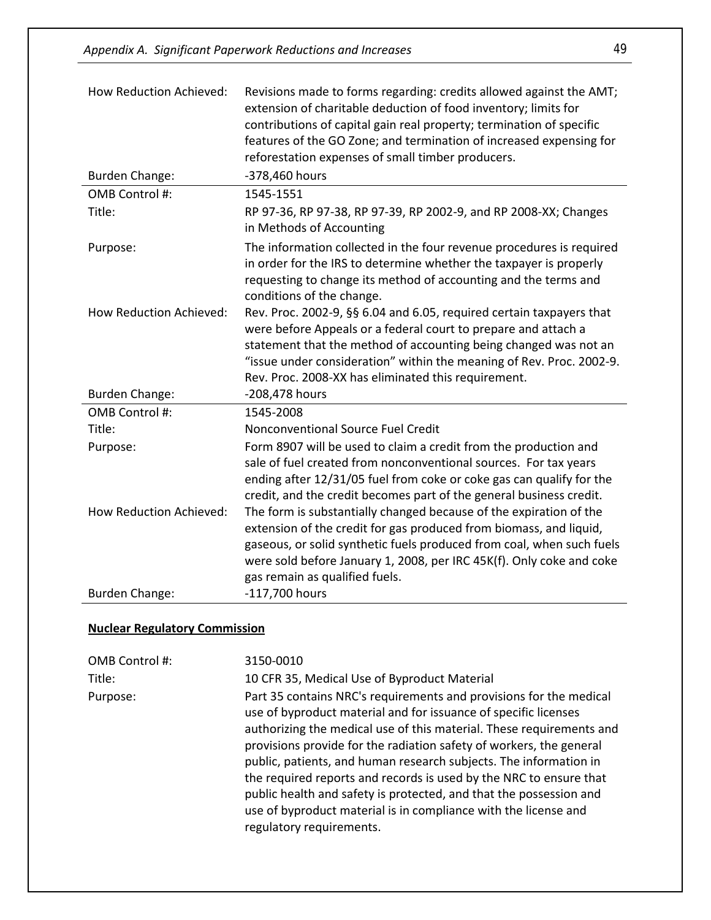| | |
|---|---|
| How Reduction Achieved: | Revisions made to forms regarding: credits allowed against the AMT; extension of charitable deduction of food inventory; limits for contributions of capital gain real property; termination of specific features of the GO Zone; and termination of increased expensing for reforestation expenses of small timber producers. |
| Burden Change: | -378,460 hours |

| | |
|---|---|
| OMB Control #: | 1545-1551 |
| Title: | RP 97-36, RP 97-38, RP 97-39, RP 2002-9, and RP 2008-XX; Changes in Methods of Accounting |
| Purpose: | The information collected in the four revenue procedures is required in order for the IRS to determine whether the taxpayer is properly requesting to change its method of accounting and the terms and conditions of the change. |
| How Reduction Achieved: | Rev. Proc. 2002-9, §§ 6.04 and 6.05, required certain taxpayers that were before Appeals or a federal court to prepare and attach a statement that the method of accounting being changed was not an "issue under consideration" within the meaning of Rev. Proc. 2002-9. Rev. Proc. 2008-XX has eliminated this requirement. |
| Burden Change: | -208,478 hours |

| | |
|---|---|
| OMB Control #: | 1545-2008 |
| Title: | Nonconventional Source Fuel Credit |
| Purpose: | Form 8907 will be used to claim a credit from the production and sale of fuel created from nonconventional sources. For tax years ending after 12/31/05 fuel from coke or coke gas can qualify for the credit, and the credit becomes part of the general business credit. |
| How Reduction Achieved: | The form is substantially changed because of the expiration of the extension of the credit for gas produced from biomass, and liquid, gaseous, or solid synthetic fuels produced from coal, when such fuels were sold before January 1, 2008, per IRC 45K(f). Only coke and coke gas remain as qualified fuels. |
| Burden Change: | -117,700 hours |

**Nuclear Regulatory Commission**

| | |
|---|---|
| OMB Control #: | 3150-0010 |
| Title: | 10 CFR 35, Medical Use of Byproduct Material |
| Purpose: | Part 35 contains NRC's requirements and provisions for the medical use of byproduct material and for issuance of specific licenses authorizing the medical use of this material. These requirements and provisions provide for the radiation safety of workers, the general public, patients, and human research subjects. The information in the required reports and records is used by the NRC to ensure that public health and safety is protected, and that the possession and use of byproduct material is in compliance with the license and regulatory requirements. |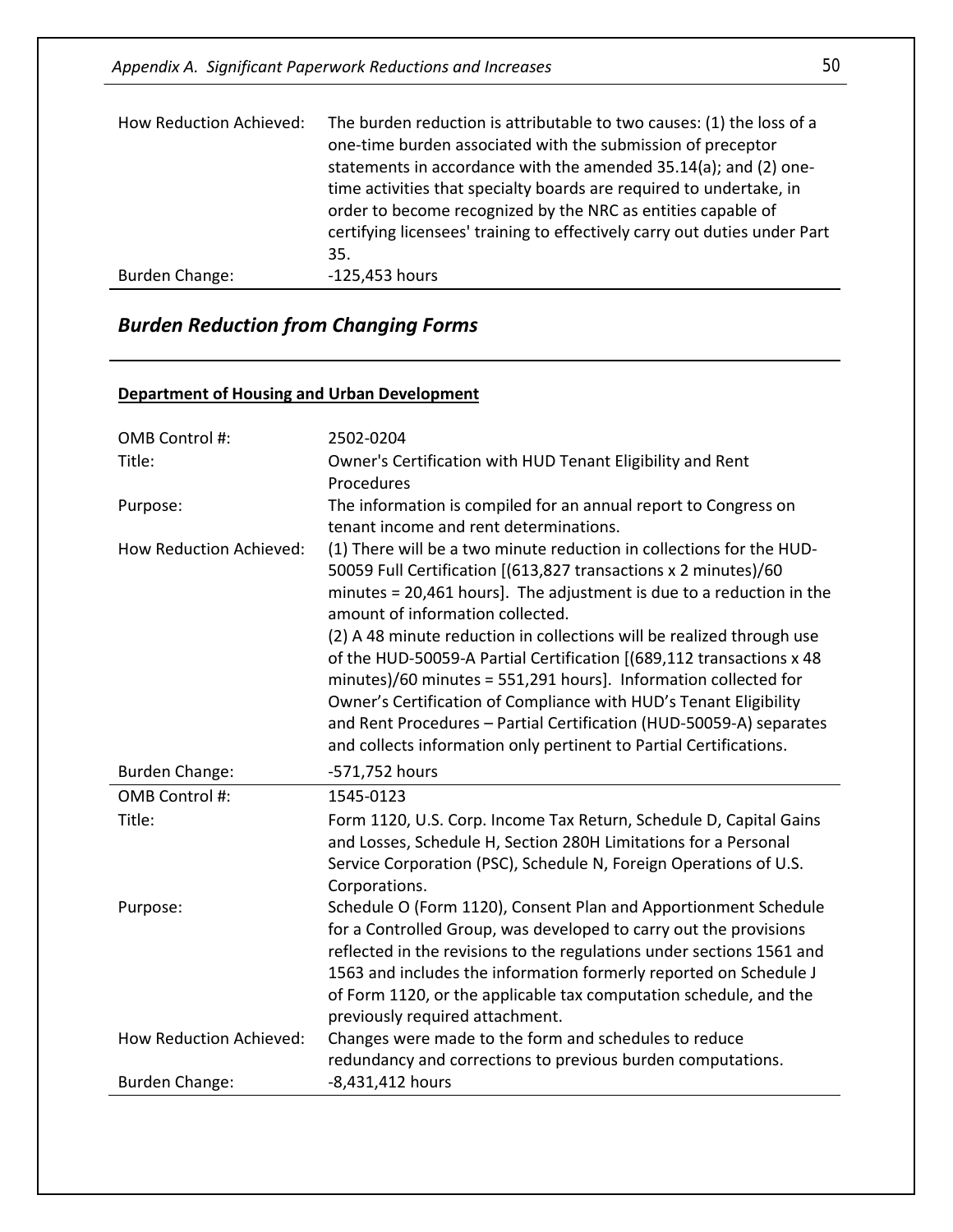| | |
|---|---|
| How Reduction Achieved: | The burden reduction is attributable to two causes: (1) the loss of a one-time burden associated with the submission of preceptor statements in accordance with the amended 35.14(a); and (2) one-time activities that specialty boards are required to undertake, in order to become recognized by the NRC as entities capable of certifying licensees' training to effectively carry out duties under Part 35. |
| Burden Change: | -125,453 hours |

## *Burden Reduction from Changing Forms*

**Department of Housing and Urban Development**

| | |
|---|---|
| OMB Control #: | 2502-0204 |
| Title: | Owner's Certification with HUD Tenant Eligibility and Rent Procedures |
| Purpose: | The information is compiled for an annual report to Congress on tenant income and rent determinations. |
| How Reduction Achieved: | (1) There will be a two minute reduction in collections for the HUD-50059 Full Certification [(613,827 transactions x 2 minutes)/60 minutes = 20,461 hours]. The adjustment is due to a reduction in the amount of information collected. (2) A 48 minute reduction in collections will be realized through use of the HUD-50059-A Partial Certification [(689,112 transactions x 48 minutes)/60 minutes = 551,291 hours]. Information collected for Owner's Certification of Compliance with HUD's Tenant Eligibility and Rent Procedures – Partial Certification (HUD-50059-A) separates and collects information only pertinent to Partial Certifications. |
| Burden Change: | -571,752 hours |

| | |
|---|---|
| OMB Control #: | 1545-0123 |
| Title: | Form 1120, U.S. Corp. Income Tax Return, Schedule D, Capital Gains and Losses, Schedule H, Section 280H Limitations for a Personal Service Corporation (PSC), Schedule N, Foreign Operations of U.S. Corporations. |
| Purpose: | Schedule O (Form 1120), Consent Plan and Apportionment Schedule for a Controlled Group, was developed to carry out the provisions reflected in the revisions to the regulations under sections 1561 and 1563 and includes the information formerly reported on Schedule J of Form 1120, or the applicable tax computation schedule, and the previously required attachment. |
| How Reduction Achieved: | Changes were made to the form and schedules to reduce redundancy and corrections to previous burden computations. |
| Burden Change: | -8,431,412 hours |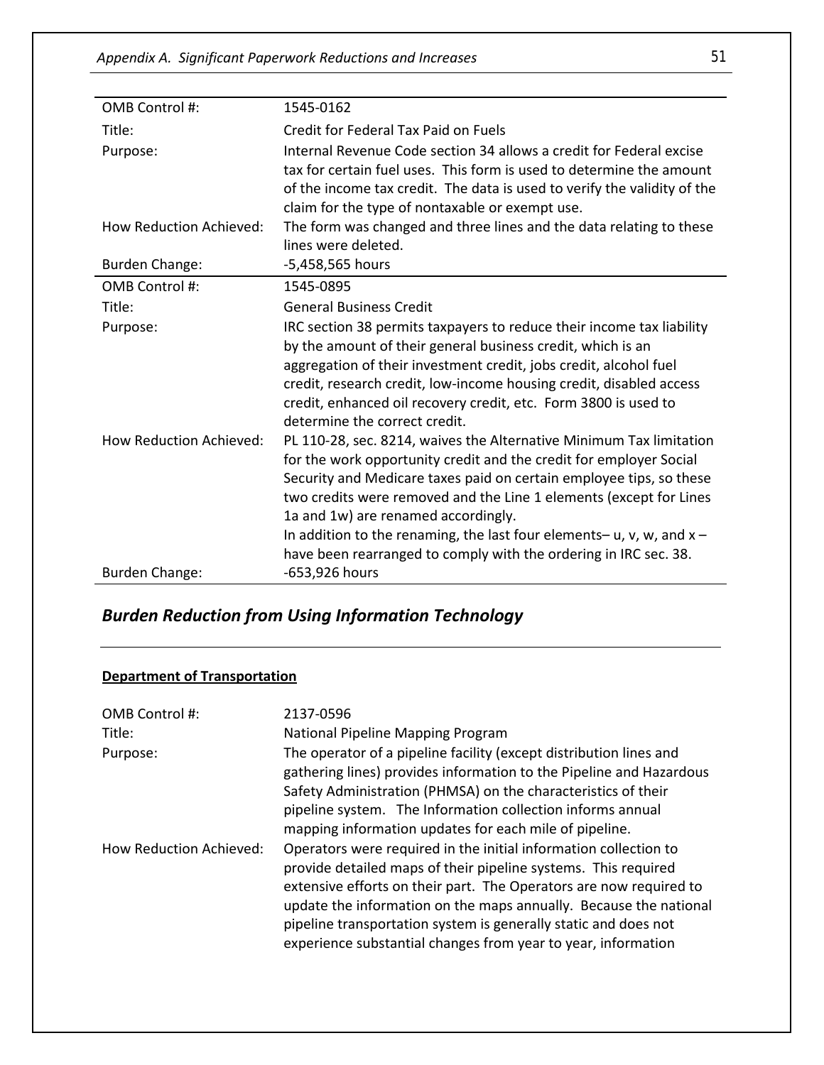| | |
|---|---|
| OMB Control #: | 1545-0162 |
| Title: | Credit for Federal Tax Paid on Fuels |
| Purpose: | Internal Revenue Code section 34 allows a credit for Federal excise tax for certain fuel uses. This form is used to determine the amount of the income tax credit. The data is used to verify the validity of the claim for the type of nontaxable or exempt use. |
| How Reduction Achieved: | The form was changed and three lines and the data relating to these lines were deleted. |
| Burden Change: | -5,458,565 hours |

| | |
|---|---|
| OMB Control #: | 1545-0895 |
| Title: | General Business Credit |
| Purpose: | IRC section 38 permits taxpayers to reduce their income tax liability by the amount of their general business credit, which is an aggregation of their investment credit, jobs credit, alcohol fuel credit, research credit, low-income housing credit, disabled access credit, enhanced oil recovery credit, etc. Form 3800 is used to determine the correct credit. |
| How Reduction Achieved: | PL 110-28, sec. 8214, waives the Alternative Minimum Tax limitation for the work opportunity credit and the credit for employer Social Security and Medicare taxes paid on certain employee tips, so these two credits were removed and the Line 1 elements (except for Lines 1a and 1w) are renamed accordingly. In addition to the renaming, the last four elements– u, v, w, and x – have been rearranged to comply with the ordering in IRC sec. 38. |
| Burden Change: | -653,926 hours |

## *Burden Reduction from Using Information Technology*

**Department of Transportation**

| | |
|---|---|
| OMB Control #: | 2137-0596 |
| Title: | National Pipeline Mapping Program |
| Purpose: | The operator of a pipeline facility (except distribution lines and gathering lines) provides information to the Pipeline and Hazardous Safety Administration (PHMSA) on the characteristics of their pipeline system. The Information collection informs annual mapping information updates for each mile of pipeline. |
| How Reduction Achieved: | Operators were required in the initial information collection to provide detailed maps of their pipeline systems. This required extensive efforts on their part. The Operators are now required to update the information on the maps annually. Because the national pipeline transportation system is generally static and does not experience substantial changes from year to year, information |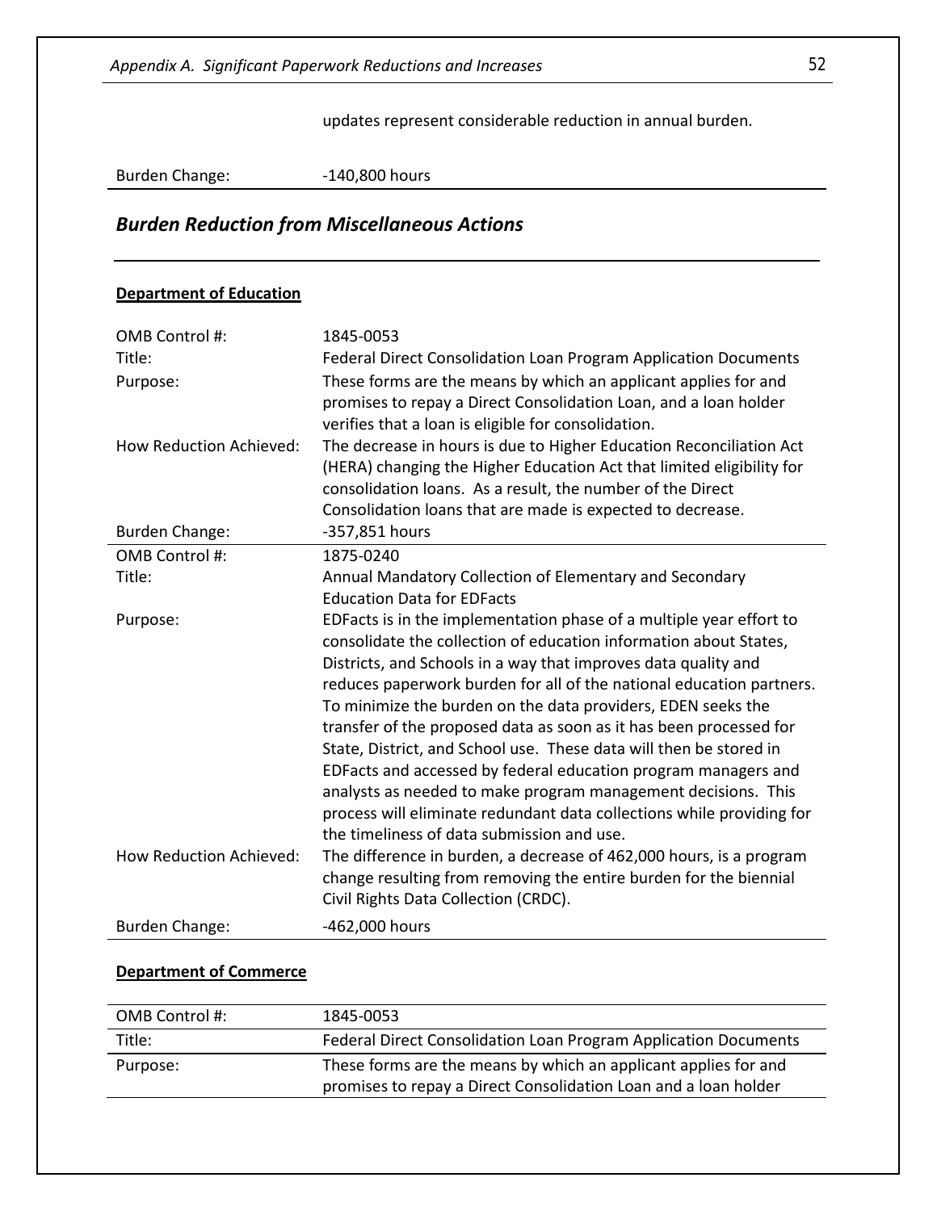updates represent considerable reduction in annual burden.

| | |
|---|---|
| Burden Change: | -140,800 hours |

## *Burden Reduction from Miscellaneous Actions*

**Department of Education**

| | |
|---|---|
| OMB Control #: | 1845-0053 |
| Title: | Federal Direct Consolidation Loan Program Application Documents |
| Purpose: | These forms are the means by which an applicant applies for and promises to repay a Direct Consolidation Loan, and a loan holder verifies that a loan is eligible for consolidation. |
| How Reduction Achieved: | The decrease in hours is due to Higher Education Reconciliation Act (HERA) changing the Higher Education Act that limited eligibility for consolidation loans. As a result, the number of the Direct Consolidation loans that are made is expected to decrease. |
| Burden Change: | -357,851 hours |

| | |
|---|---|
| OMB Control #: | 1875-0240 |
| Title: | Annual Mandatory Collection of Elementary and Secondary Education Data for EDFacts |
| Purpose: | EDFacts is in the implementation phase of a multiple year effort to consolidate the collection of education information about States, Districts, and Schools in a way that improves data quality and reduces paperwork burden for all of the national education partners. To minimize the burden on the data providers, EDEN seeks the transfer of the proposed data as soon as it has been processed for State, District, and School use. These data will then be stored in EDFacts and accessed by federal education program managers and analysts as needed to make program management decisions. This process will eliminate redundant data collections while providing for the timeliness of data submission and use. |
| How Reduction Achieved: | The difference in burden, a decrease of 462,000 hours, is a program change resulting from removing the entire burden for the biennial Civil Rights Data Collection (CRDC). |
| Burden Change: | -462,000 hours |

**Department of Commerce**

| | |
|---|---|
| OMB Control #: | 1845-0053 |
| Title: | Federal Direct Consolidation Loan Program Application Documents |
| Purpose: | These forms are the means by which an applicant applies for and promises to repay a Direct Consolidation Loan and a loan holder |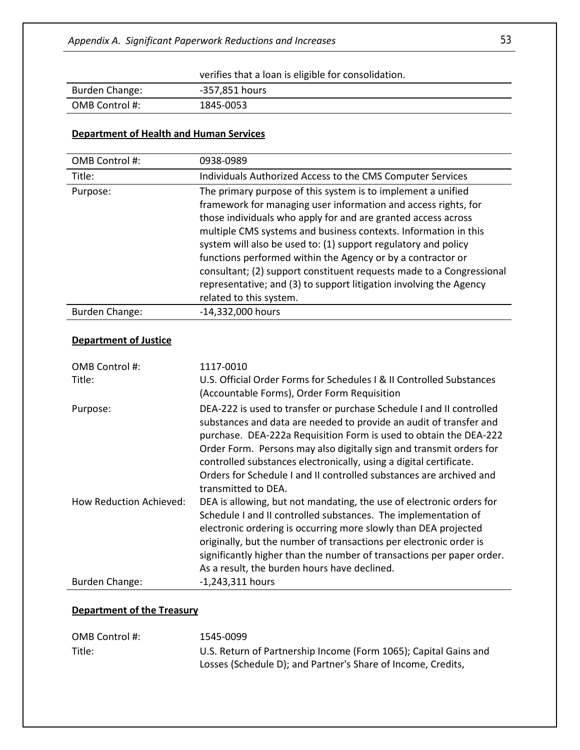| | |
|---|---|
| | verifies that a loan is eligible for consolidation. |
| Burden Change: | -357,851 hours |
| OMB Control #: | 1845-0053 |

**Department of Health and Human Services**

| | |
|---|---|
| OMB Control #: | 0938-0989 |
| Title: | Individuals Authorized Access to the CMS Computer Services |
| Purpose: | The primary purpose of this system is to implement a unified framework for managing user information and access rights, for those individuals who apply for and are granted access across multiple CMS systems and business contexts. Information in this system will also be used to: (1) support regulatory and policy functions performed within the Agency or by a contractor or consultant; (2) support constituent requests made to a Congressional representative; and (3) to support litigation involving the Agency related to this system. |
| Burden Change: | -14,332,000 hours |

**Department of Justice**

| | |
|---|---|
| OMB Control #: | 1117-0010 |
| Title: | U.S. Official Order Forms for Schedules I & II Controlled Substances (Accountable Forms), Order Form Requisition |
| Purpose: | DEA-222 is used to transfer or purchase Schedule I and II controlled substances and data are needed to provide an audit of transfer and purchase. DEA-222a Requisition Form is used to obtain the DEA-222 Order Form. Persons may also digitally sign and transmit orders for controlled substances electronically, using a digital certificate. Orders for Schedule I and II controlled substances are archived and transmitted to DEA. |
| How Reduction Achieved: | DEA is allowing, but not mandating, the use of electronic orders for Schedule I and II controlled substances. The implementation of electronic ordering is occurring more slowly than DEA projected originally, but the number of transactions per electronic order is significantly higher than the number of transactions per paper order. As a result, the burden hours have declined. |
| Burden Change: | -1,243,311 hours |

**Department of the Treasury**

| | |
|---|---|
| OMB Control #: | 1545-0099 |
| Title: | U.S. Return of Partnership Income (Form 1065); Capital Gains and Losses (Schedule D); and Partner's Share of Income, Credits, |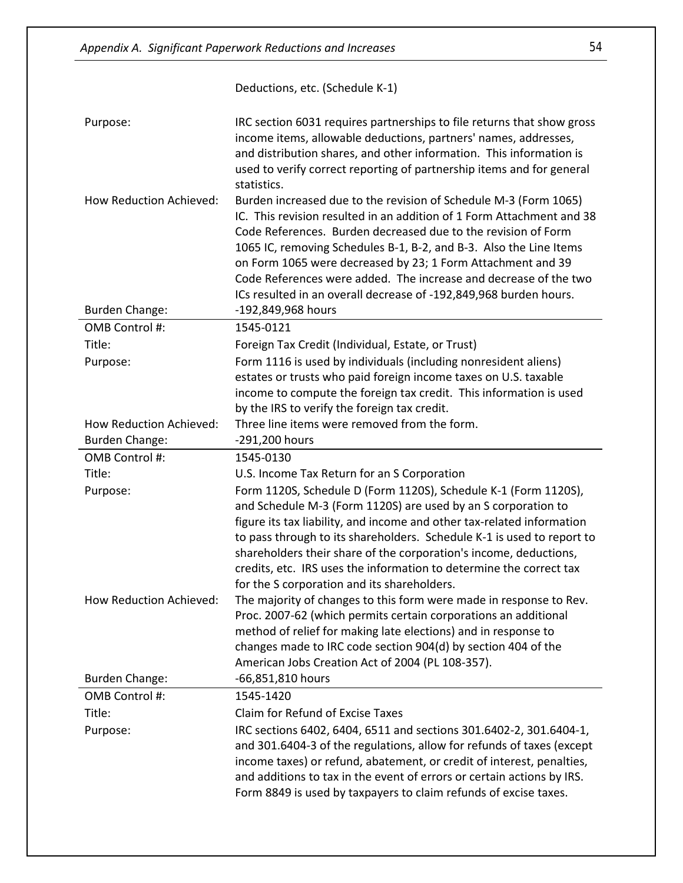| | |
|---|---|
| | Deductions, etc. (Schedule K-1) |
| Purpose: | IRC section 6031 requires partnerships to file returns that show gross income items, allowable deductions, partners' names, addresses, and distribution shares, and other information. This information is used to verify correct reporting of partnership items and for general statistics. |
| How Reduction Achieved: | Burden increased due to the revision of Schedule M-3 (Form 1065) IC. This revision resulted in an addition of 1 Form Attachment and 38 Code References. Burden decreased due to the revision of Form 1065 IC, removing Schedules B-1, B-2, and B-3. Also the Line Items on Form 1065 were decreased by 23; 1 Form Attachment and 39 Code References were added. The increase and decrease of the two ICs resulted in an overall decrease of -192,849,968 burden hours. |
| Burden Change: | -192,849,968 hours |

| | |
|---|---|
| OMB Control #: | 1545-0121 |
| Title: | Foreign Tax Credit (Individual, Estate, or Trust) |
| Purpose: | Form 1116 is used by individuals (including nonresident aliens) estates or trusts who paid foreign income taxes on U.S. taxable income to compute the foreign tax credit. This information is used by the IRS to verify the foreign tax credit. |
| How Reduction Achieved: | Three line items were removed from the form. |
| Burden Change: | -291,200 hours |

| | |
|---|---|
| OMB Control #: | 1545-0130 |
| Title: | U.S. Income Tax Return for an S Corporation |
| Purpose: | Form 1120S, Schedule D (Form 1120S), Schedule K-1 (Form 1120S), and Schedule M-3 (Form 1120S) are used by an S corporation to figure its tax liability, and income and other tax-related information to pass through to its shareholders. Schedule K-1 is used to report to shareholders their share of the corporation's income, deductions, credits, etc. IRS uses the information to determine the correct tax for the S corporation and its shareholders. |
| How Reduction Achieved: | The majority of changes to this form were made in response to Rev. Proc. 2007-62 (which permits certain corporations an additional method of relief for making late elections) and in response to changes made to IRC code section 904(d) by section 404 of the American Jobs Creation Act of 2004 (PL 108-357). |
| Burden Change: | -66,851,810 hours |

| | |
|---|---|
| OMB Control #: | 1545-1420 |
| Title: | Claim for Refund of Excise Taxes |
| Purpose: | IRC sections 6402, 6404, 6511 and sections 301.6402-2, 301.6404-1, and 301.6404-3 of the regulations, allow for refunds of taxes (except income taxes) or refund, abatement, or credit of interest, penalties, and additions to tax in the event of errors or certain actions by IRS. Form 8849 is used by taxpayers to claim refunds of excise taxes. |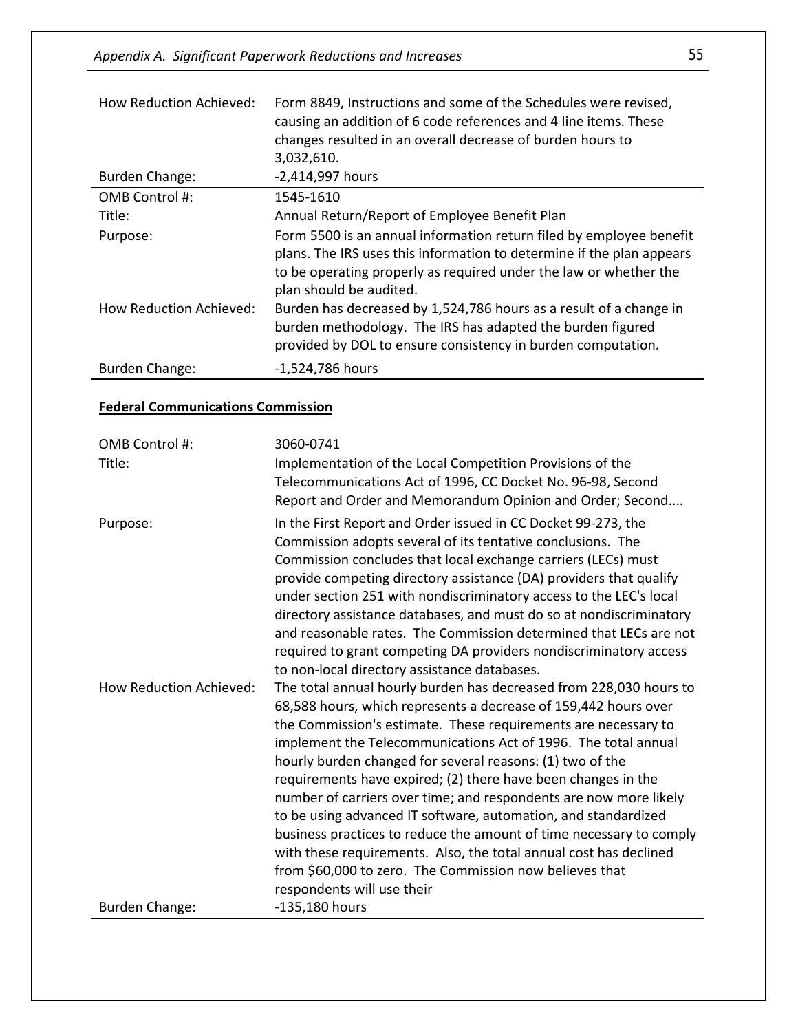| | |
|---|---|
| How Reduction Achieved: | Form 8849, Instructions and some of the Schedules were revised, causing an addition of 6 code references and 4 line items. These changes resulted in an overall decrease of burden hours to 3,032,610. |
| Burden Change: | -2,414,997 hours |

| | |
|---|---|
| OMB Control #: | 1545-1610 |
| Title: | Annual Return/Report of Employee Benefit Plan |
| Purpose: | Form 5500 is an annual information return filed by employee benefit plans. The IRS uses this information to determine if the plan appears to be operating properly as required under the law or whether the plan should be audited. |
| How Reduction Achieved: | Burden has decreased by 1,524,786 hours as a result of a change in burden methodology. The IRS has adapted the burden figured provided by DOL to ensure consistency in burden computation. |
| Burden Change: | -1,524,786 hours |

**Federal Communications Commission**

| | |
|---|---|
| OMB Control #: | 3060-0741 |
| Title: | Implementation of the Local Competition Provisions of the Telecommunications Act of 1996, CC Docket No. 96-98, Second Report and Order and Memorandum Opinion and Order; Second.... |
| Purpose: | In the First Report and Order issued in CC Docket 99-273, the Commission adopts several of its tentative conclusions. The Commission concludes that local exchange carriers (LECs) must provide competing directory assistance (DA) providers that qualify under section 251 with nondiscriminatory access to the LEC's local directory assistance databases, and must do so at nondiscriminatory and reasonable rates. The Commission determined that LECs are not required to grant competing DA providers nondiscriminatory access to non-local directory assistance databases. |
| How Reduction Achieved: | The total annual hourly burden has decreased from 228,030 hours to 68,588 hours, which represents a decrease of 159,442 hours over the Commission's estimate. These requirements are necessary to implement the Telecommunications Act of 1996. The total annual hourly burden changed for several reasons: (1) two of the requirements have expired; (2) there have been changes in the number of carriers over time; and respondents are now more likely to be using advanced IT software, automation, and standardized business practices to reduce the amount of time necessary to comply with these requirements. Also, the total annual cost has declined from $60,000 to zero. The Commission now believes that respondents will use their |
| Burden Change: | -135,180 hours |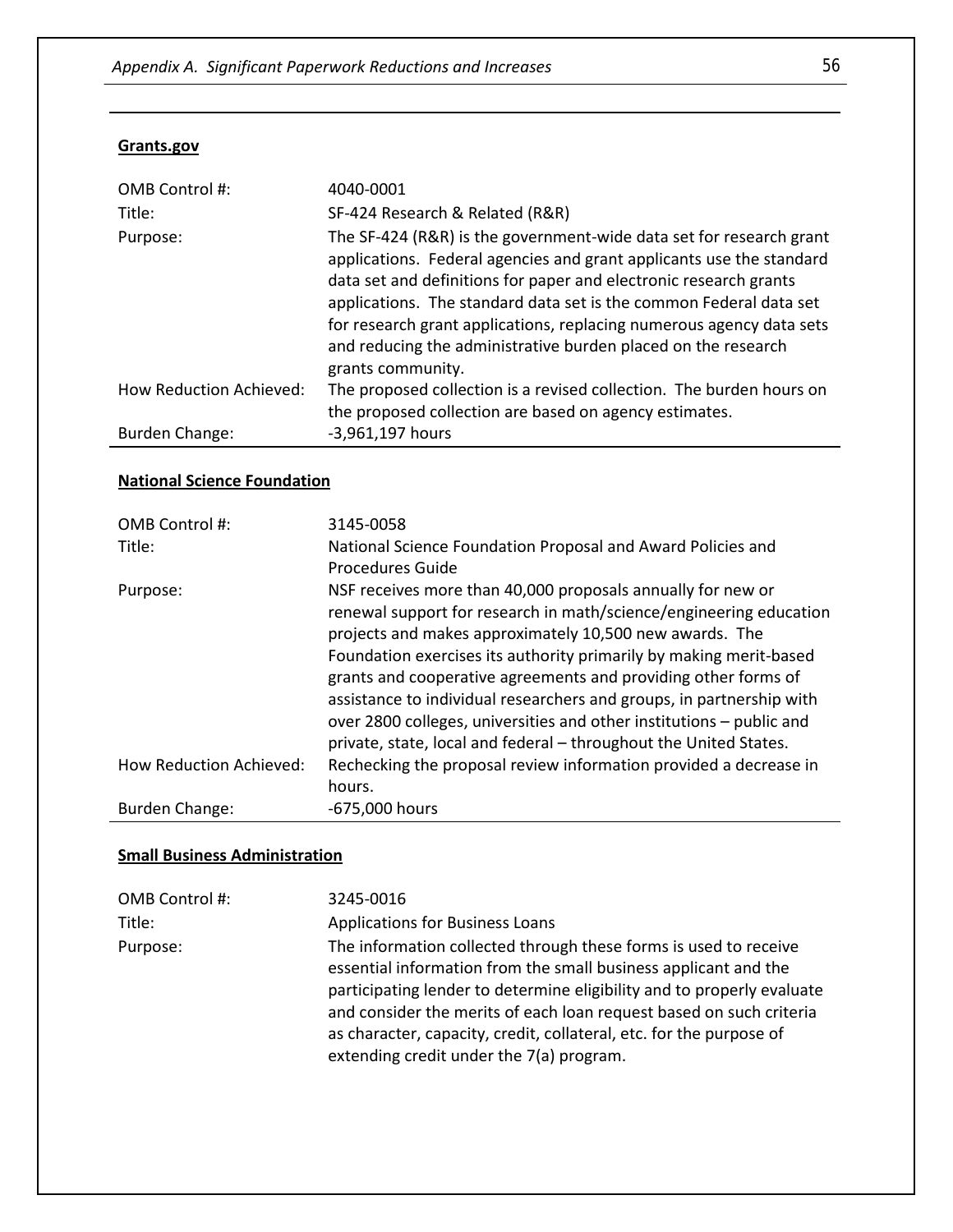**Grants.gov**

| | |
|---|---|
| OMB Control #: | 4040-0001 |
| Title: | SF-424 Research & Related (R&R) |
| Purpose: | The SF-424 (R&R) is the government-wide data set for research grant applications. Federal agencies and grant applicants use the standard data set and definitions for paper and electronic research grants applications. The standard data set is the common Federal data set for research grant applications, replacing numerous agency data sets and reducing the administrative burden placed on the research grants community. |
| How Reduction Achieved: | The proposed collection is a revised collection. The burden hours on the proposed collection are based on agency estimates. |
| Burden Change: | -3,961,197 hours |

**National Science Foundation**

| | |
|---|---|
| OMB Control #: | 3145-0058 |
| Title: | National Science Foundation Proposal and Award Policies and Procedures Guide |
| Purpose: | NSF receives more than 40,000 proposals annually for new or renewal support for research in math/science/engineering education projects and makes approximately 10,500 new awards. The Foundation exercises its authority primarily by making merit-based grants and cooperative agreements and providing other forms of assistance to individual researchers and groups, in partnership with over 2800 colleges, universities and other institutions – public and private, state, local and federal – throughout the United States. |
| How Reduction Achieved: | Rechecking the proposal review information provided a decrease in hours. |
| Burden Change: | -675,000 hours |

**Small Business Administration**

| | |
|---|---|
| OMB Control #: | 3245-0016 |
| Title: | Applications for Business Loans |
| Purpose: | The information collected through these forms is used to receive essential information from the small business applicant and the participating lender to determine eligibility and to properly evaluate and consider the merits of each loan request based on such criteria as character, capacity, credit, collateral, etc. for the purpose of extending credit under the 7(a) program. |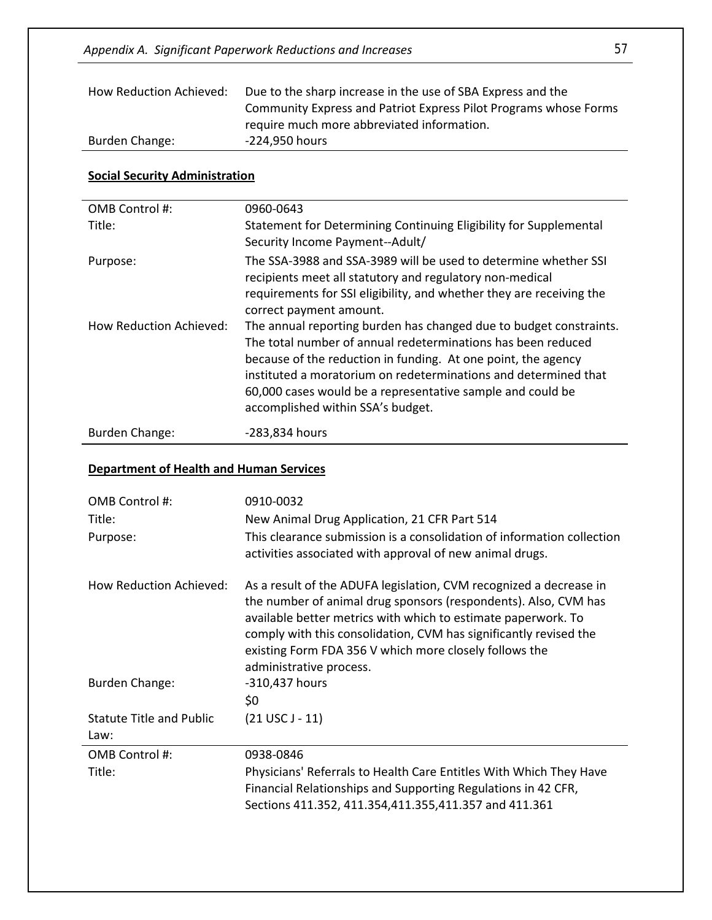| | |
|---|---|
| How Reduction Achieved: | Due to the sharp increase in the use of SBA Express and the Community Express and Patriot Express Pilot Programs whose Forms require much more abbreviated information. |
| Burden Change: | -224,950 hours |

**Social Security Administration**

| | |
|---|---|
| OMB Control #: | 0960-0643 |
| Title: | Statement for Determining Continuing Eligibility for Supplemental Security Income Payment--Adult/ |
| Purpose: | The SSA-3988 and SSA-3989 will be used to determine whether SSI recipients meet all statutory and regulatory non-medical requirements for SSI eligibility, and whether they are receiving the correct payment amount. |
| How Reduction Achieved: | The annual reporting burden has changed due to budget constraints. The total number of annual redeterminations has been reduced because of the reduction in funding. At one point, the agency instituted a moratorium on redeterminations and determined that 60,000 cases would be a representative sample and could be accomplished within SSA's budget. |
| Burden Change: | -283,834 hours |

**Department of Health and Human Services**

| | |
|---|---|
| OMB Control #: | 0910-0032 |
| Title: | New Animal Drug Application, 21 CFR Part 514 |
| Purpose: | This clearance submission is a consolidation of information collection activities associated with approval of new animal drugs. |
| How Reduction Achieved: | As a result of the ADUFA legislation, CVM recognized a decrease in the number of animal drug sponsors (respondents). Also, CVM has available better metrics with which to estimate paperwork. To comply with this consolidation, CVM has significantly revised the existing Form FDA 356 V which more closely follows the administrative process. |
| Burden Change: | -310,437 hours<br>$0 |
| Statute Title and Public Law: | (21 USC J - 11) |

| | |
|---|---|
| OMB Control #: | 0938-0846 |
| Title: | Physicians' Referrals to Health Care Entitles With Which They Have Financial Relationships and Supporting Regulations in 42 CFR, Sections 411.352, 411.354,411.355,411.357 and 411.361 |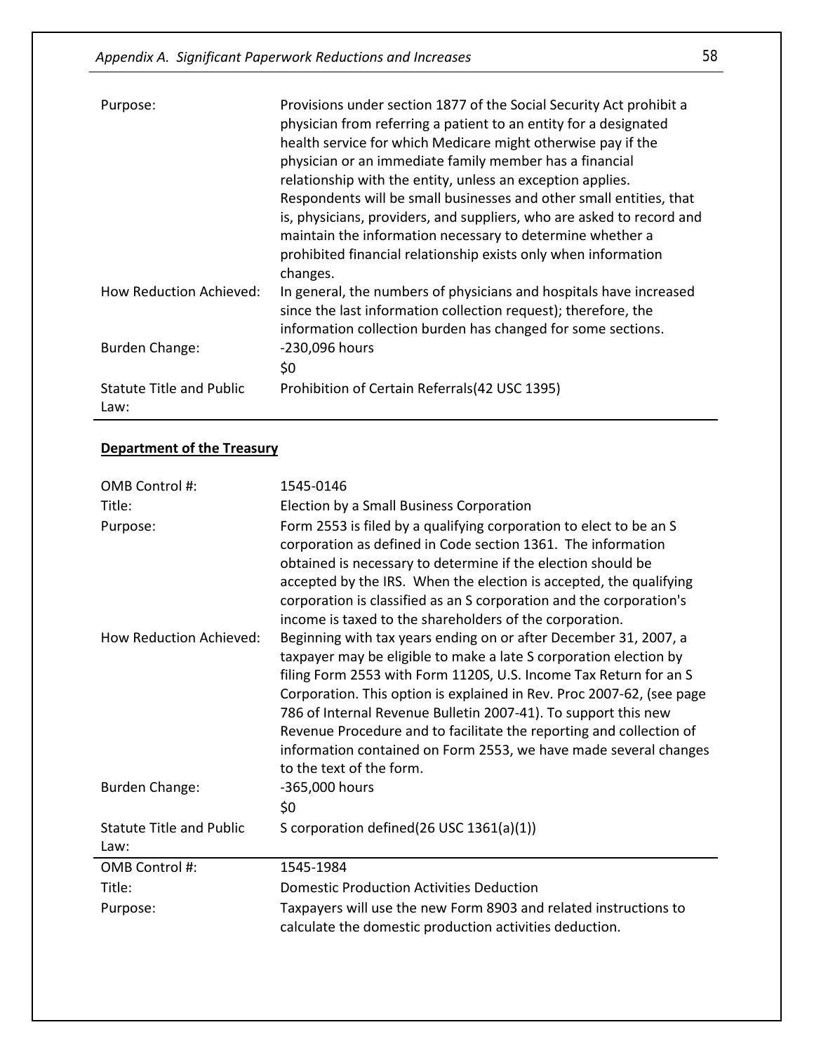| | |
|---|---|
| Purpose: | Provisions under section 1877 of the Social Security Act prohibit a physician from referring a patient to an entity for a designated health service for which Medicare might otherwise pay if the physician or an immediate family member has a financial relationship with the entity, unless an exception applies. Respondents will be small businesses and other small entities, that is, physicians, providers, and suppliers, who are asked to record and maintain the information necessary to determine whether a prohibited financial relationship exists only when information changes. |
| How Reduction Achieved: | In general, the numbers of physicians and hospitals have increased since the last information collection request); therefore, the information collection burden has changed for some sections. |
| Burden Change: | -230,096 hours<br>$0 |
| Statute Title and Public Law: | Prohibition of Certain Referrals(42 USC 1395) |

**Department of the Treasury**

| | |
|---|---|
| OMB Control #: | 1545-0146 |
| Title: | Election by a Small Business Corporation |
| Purpose: | Form 2553 is filed by a qualifying corporation to elect to be an S corporation as defined in Code section 1361. The information obtained is necessary to determine if the election should be accepted by the IRS. When the election is accepted, the qualifying corporation is classified as an S corporation and the corporation's income is taxed to the shareholders of the corporation. |
| How Reduction Achieved: | Beginning with tax years ending on or after December 31, 2007, a taxpayer may be eligible to make a late S corporation election by filing Form 2553 with Form 1120S, U.S. Income Tax Return for an S Corporation. This option is explained in Rev. Proc 2007-62, (see page 786 of Internal Revenue Bulletin 2007-41). To support this new Revenue Procedure and to facilitate the reporting and collection of information contained on Form 2553, we have made several changes to the text of the form. |
| Burden Change: | -365,000 hours<br>$0 |
| Statute Title and Public Law: | S corporation defined(26 USC 1361(a)(1)) |

| | |
|---|---|
| OMB Control #: | 1545-1984 |
| Title: | Domestic Production Activities Deduction |
| Purpose: | Taxpayers will use the new Form 8903 and related instructions to calculate the domestic production activities deduction. |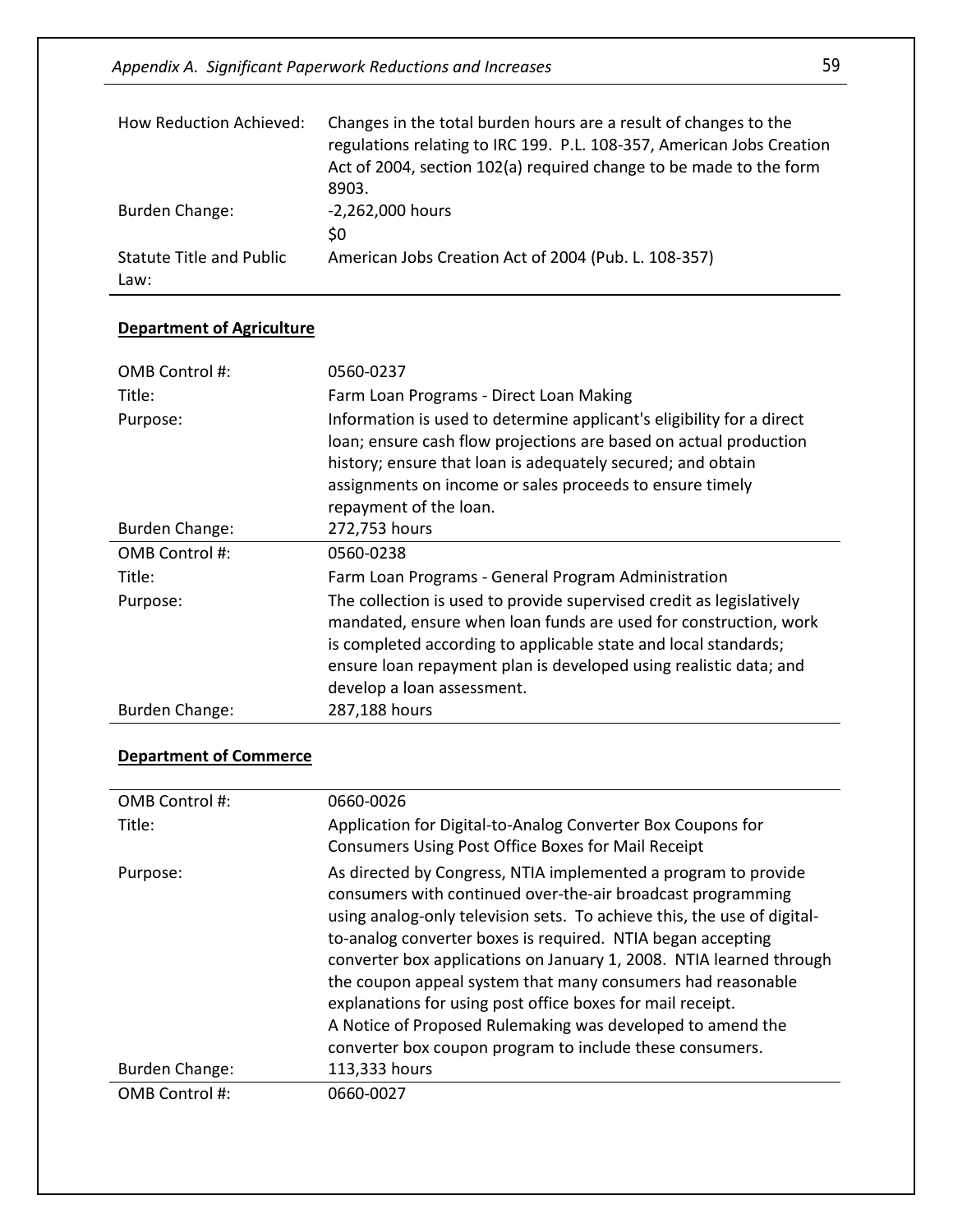| | |
|---|---|
| How Reduction Achieved: | Changes in the total burden hours are a result of changes to the regulations relating to IRC 199. P.L. 108-357, American Jobs Creation Act of 2004, section 102(a) required change to be made to the form 8903. |
| Burden Change: | -2,262,000 hours<br>$0 |
| Statute Title and Public Law: | American Jobs Creation Act of 2004 (Pub. L. 108-357) |

**Department of Agriculture**

| | |
|---|---|
| OMB Control #: | 0560-0237 |
| Title: | Farm Loan Programs - Direct Loan Making |
| Purpose: | Information is used to determine applicant's eligibility for a direct loan; ensure cash flow projections are based on actual production history; ensure that loan is adequately secured; and obtain assignments on income or sales proceeds to ensure timely repayment of the loan. |
| Burden Change: | 272,753 hours |

| | |
|---|---|
| OMB Control #: | 0560-0238 |
| Title: | Farm Loan Programs - General Program Administration |
| Purpose: | The collection is used to provide supervised credit as legislatively mandated, ensure when loan funds are used for construction, work is completed according to applicable state and local standards; ensure loan repayment plan is developed using realistic data; and develop a loan assessment. |
| Burden Change: | 287,188 hours |

**Department of Commerce**

| | |
|---|---|
| OMB Control #: | 0660-0026 |
| Title: | Application for Digital-to-Analog Converter Box Coupons for Consumers Using Post Office Boxes for Mail Receipt |
| Purpose: | As directed by Congress, NTIA implemented a program to provide consumers with continued over-the-air broadcast programming using analog-only television sets. To achieve this, the use of digital-to-analog converter boxes is required. NTIA began accepting converter box applications on January 1, 2008. NTIA learned through the coupon appeal system that many consumers had reasonable explanations for using post office boxes for mail receipt.<br>A Notice of Proposed Rulemaking was developed to amend the converter box coupon program to include these consumers. |
| Burden Change: | 113,333 hours |

| | |
|---|---|
| OMB Control #: | 0660-0027 |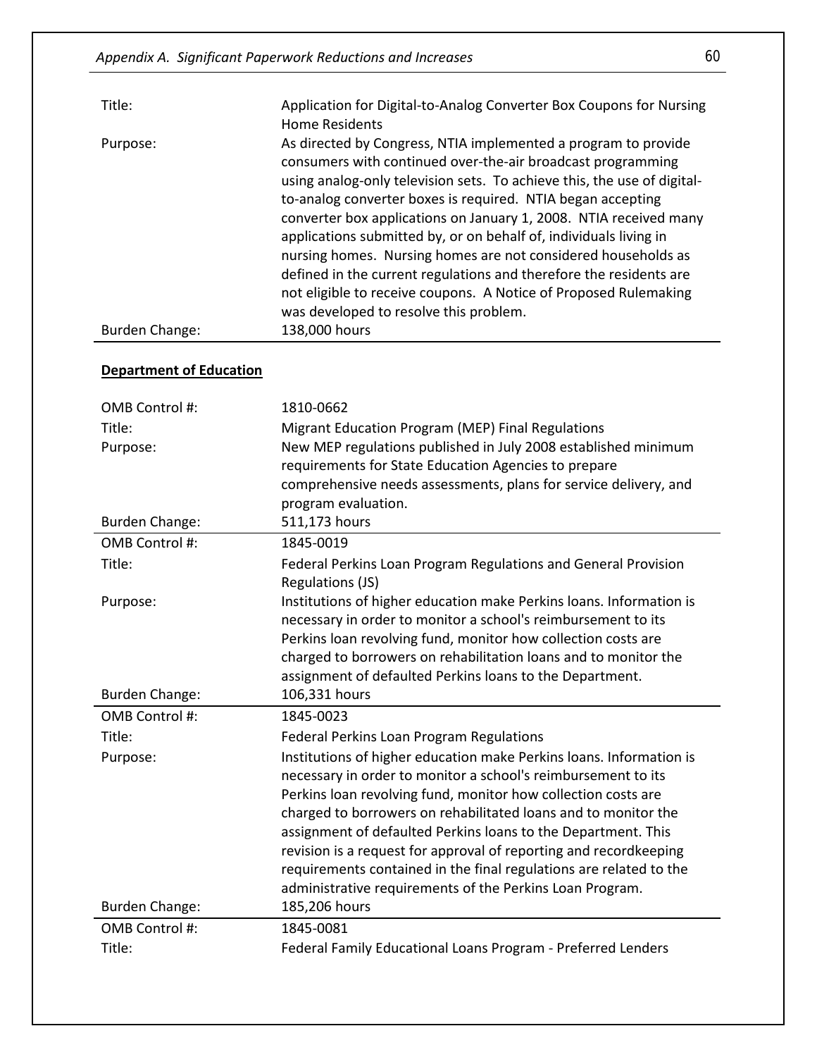| | |
|---|---|
| Title: | Application for Digital-to-Analog Converter Box Coupons for Nursing Home Residents |
| Purpose: | As directed by Congress, NTIA implemented a program to provide consumers with continued over-the-air broadcast programming using analog-only television sets. To achieve this, the use of digital-to-analog converter boxes is required. NTIA began accepting converter box applications on January 1, 2008. NTIA received many applications submitted by, or on behalf of, individuals living in nursing homes. Nursing homes are not considered households as defined in the current regulations and therefore the residents are not eligible to receive coupons. A Notice of Proposed Rulemaking was developed to resolve this problem. |
| Burden Change: | 138,000 hours |

**Department of Education**

| | |
|---|---|
| OMB Control #: | 1810-0662 |
| Title: | Migrant Education Program (MEP) Final Regulations |
| Purpose: | New MEP regulations published in July 2008 established minimum requirements for State Education Agencies to prepare comprehensive needs assessments, plans for service delivery, and program evaluation. |
| Burden Change: | 511,173 hours |

| | |
|---|---|
| OMB Control #: | 1845-0019 |
| Title: | Federal Perkins Loan Program Regulations and General Provision Regulations (JS) |
| Purpose: | Institutions of higher education make Perkins loans. Information is necessary in order to monitor a school's reimbursement to its Perkins loan revolving fund, monitor how collection costs are charged to borrowers on rehabilitation loans and to monitor the assignment of defaulted Perkins loans to the Department. |
| Burden Change: | 106,331 hours |

| | |
|---|---|
| OMB Control #: | 1845-0023 |
| Title: | Federal Perkins Loan Program Regulations |
| Purpose: | Institutions of higher education make Perkins loans. Information is necessary in order to monitor a school's reimbursement to its Perkins loan revolving fund, monitor how collection costs are charged to borrowers on rehabilitated loans and to monitor the assignment of defaulted Perkins loans to the Department. This revision is a request for approval of reporting and recordkeeping requirements contained in the final regulations are related to the administrative requirements of the Perkins Loan Program. |
| Burden Change: | 185,206 hours |

| | |
|---|---|
| OMB Control #: | 1845-0081 |
| Title: | Federal Family Educational Loans Program - Preferred Lenders |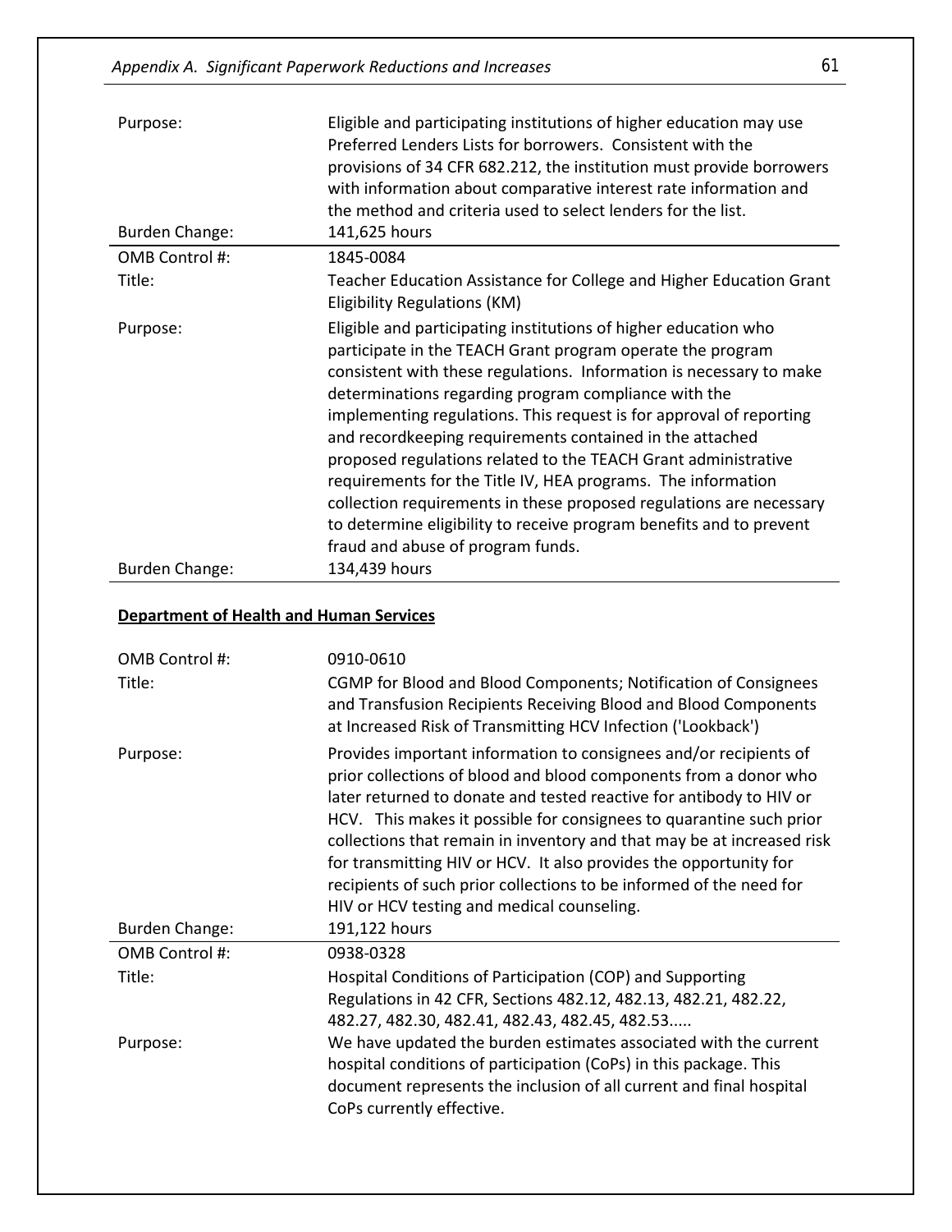| | |
|---|---|
| Purpose: | Eligible and participating institutions of higher education may use Preferred Lenders Lists for borrowers. Consistent with the provisions of 34 CFR 682.212, the institution must provide borrowers with information about comparative interest rate information and the method and criteria used to select lenders for the list. |
| Burden Change: | 141,625 hours |

| | |
|---|---|
| OMB Control #: | 1845-0084 |
| Title: | Teacher Education Assistance for College and Higher Education Grant Eligibility Regulations (KM) |
| Purpose: | Eligible and participating institutions of higher education who participate in the TEACH Grant program operate the program consistent with these regulations. Information is necessary to make determinations regarding program compliance with the implementing regulations. This request is for approval of reporting and recordkeeping requirements contained in the attached proposed regulations related to the TEACH Grant administrative requirements for the Title IV, HEA programs. The information collection requirements in these proposed regulations are necessary to determine eligibility to receive program benefits and to prevent fraud and abuse of program funds. |
| Burden Change: | 134,439 hours |

**Department of Health and Human Services**

| | |
|---|---|
| OMB Control #: | 0910-0610 |
| Title: | CGMP for Blood and Blood Components; Notification of Consignees and Transfusion Recipients Receiving Blood and Blood Components at Increased Risk of Transmitting HCV Infection ('Lookback') |
| Purpose: | Provides important information to consignees and/or recipients of prior collections of blood and blood components from a donor who later returned to donate and tested reactive for antibody to HIV or HCV. This makes it possible for consignees to quarantine such prior collections that remain in inventory and that may be at increased risk for transmitting HIV or HCV. It also provides the opportunity for recipients of such prior collections to be informed of the need for HIV or HCV testing and medical counseling. |
| Burden Change: | 191,122 hours |

| | |
|---|---|
| OMB Control #: | 0938-0328 |
| Title: | Hospital Conditions of Participation (COP) and Supporting Regulations in 42 CFR, Sections 482.12, 482.13, 482.21, 482.22, 482.27, 482.30, 482.41, 482.43, 482.45, 482.53..... |
| Purpose: | We have updated the burden estimates associated with the current hospital conditions of participation (CoPs) in this package. This document represents the inclusion of all current and final hospital CoPs currently effective. |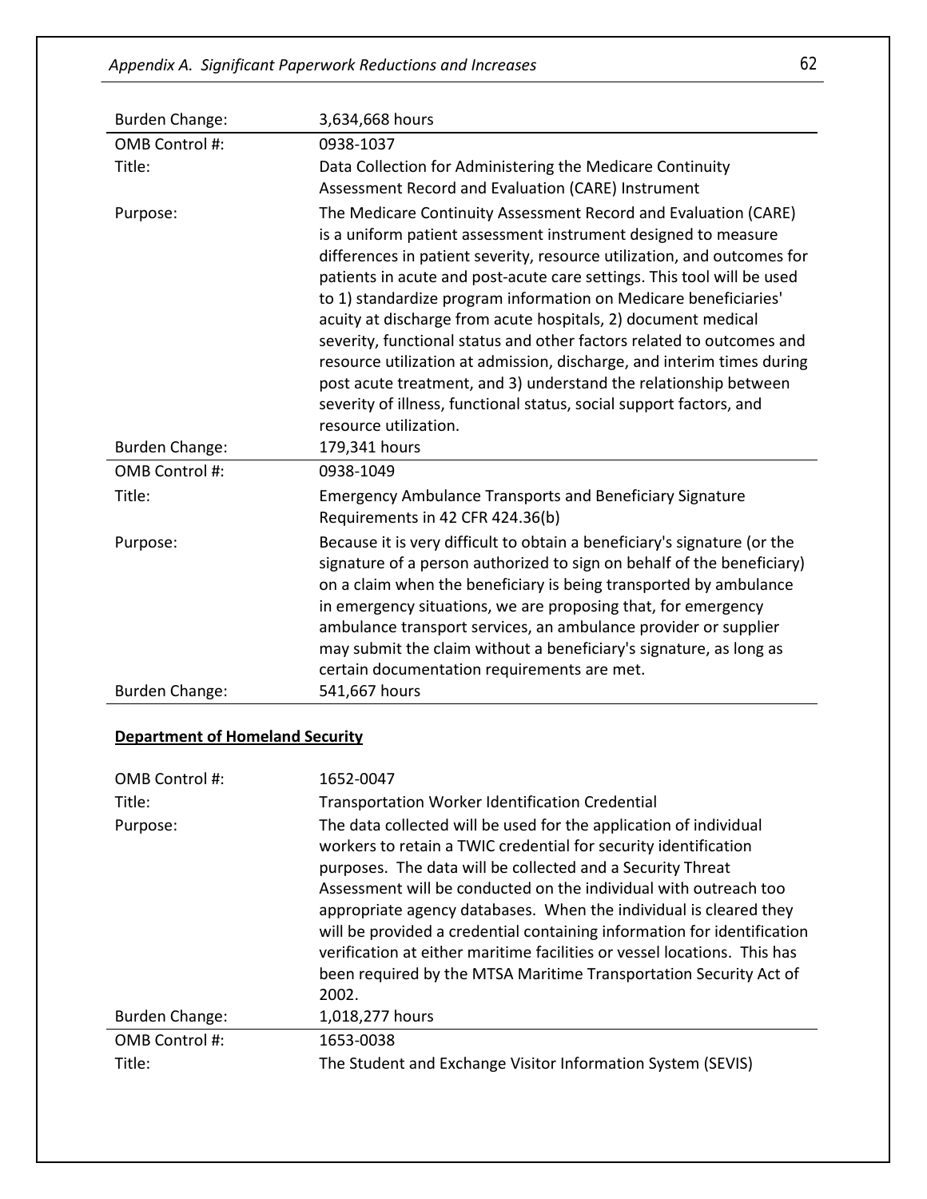| | |
|---|---|
| Burden Change: | 3,634,668 hours |
| OMB Control #: | 0938-1037 |
| Title: | Data Collection for Administering the Medicare Continuity Assessment Record and Evaluation (CARE) Instrument |
| Purpose: | The Medicare Continuity Assessment Record and Evaluation (CARE) is a uniform patient assessment instrument designed to measure differences in patient severity, resource utilization, and outcomes for patients in acute and post-acute care settings. This tool will be used to 1) standardize program information on Medicare beneficiaries' acuity at discharge from acute hospitals, 2) document medical severity, functional status and other factors related to outcomes and resource utilization at admission, discharge, and interim times during post acute treatment, and 3) understand the relationship between severity of illness, functional status, social support factors, and resource utilization. |
| Burden Change: | 179,341 hours |
| OMB Control #: | 0938-1049 |
| Title: | Emergency Ambulance Transports and Beneficiary Signature Requirements in 42 CFR 424.36(b) |
| Purpose: | Because it is very difficult to obtain a beneficiary's signature (or the signature of a person authorized to sign on behalf of the beneficiary) on a claim when the beneficiary is being transported by ambulance in emergency situations, we are proposing that, for emergency ambulance transport services, an ambulance provider or supplier may submit the claim without a beneficiary's signature, as long as certain documentation requirements are met. |
| Burden Change: | 541,667 hours |

**Department of Homeland Security**

| | |
|---|---|
| OMB Control #: | 1652-0047 |
| Title: | Transportation Worker Identification Credential |
| Purpose: | The data collected will be used for the application of individual workers to retain a TWIC credential for security identification purposes. The data will be collected and a Security Threat Assessment will be conducted on the individual with outreach too appropriate agency databases. When the individual is cleared they will be provided a credential containing information for identification verification at either maritime facilities or vessel locations. This has been required by the MTSA Maritime Transportation Security Act of 2002. |
| Burden Change: | 1,018,277 hours |
| OMB Control #: | 1653-0038 |
| Title: | The Student and Exchange Visitor Information System (SEVIS) |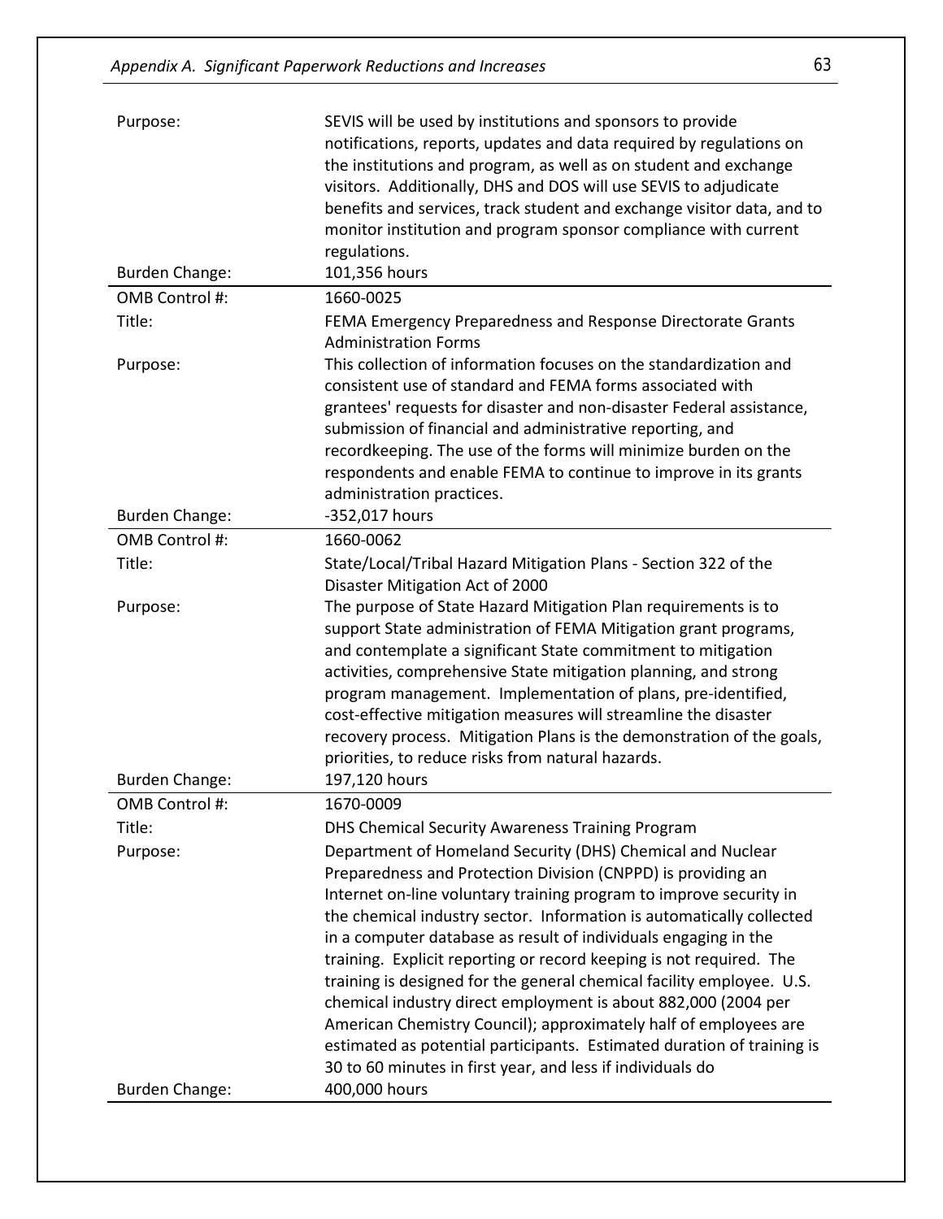| | |
|---|---|
| Purpose: | SEVIS will be used by institutions and sponsors to provide notifications, reports, updates and data required by regulations on the institutions and program, as well as on student and exchange visitors. Additionally, DHS and DOS will use SEVIS to adjudicate benefits and services, track student and exchange visitor data, and to monitor institution and program sponsor compliance with current regulations. |
| Burden Change: | 101,356 hours |

| | |
|---|---|
| OMB Control #: | 1660-0025 |
| Title: | FEMA Emergency Preparedness and Response Directorate Grants Administration Forms |
| Purpose: | This collection of information focuses on the standardization and consistent use of standard and FEMA forms associated with grantees' requests for disaster and non-disaster Federal assistance, submission of financial and administrative reporting, and recordkeeping. The use of the forms will minimize burden on the respondents and enable FEMA to continue to improve in its grants administration practices. |
| Burden Change: | -352,017 hours |

| | |
|---|---|
| OMB Control #: | 1660-0062 |
| Title: | State/Local/Tribal Hazard Mitigation Plans - Section 322 of the Disaster Mitigation Act of 2000 |
| Purpose: | The purpose of State Hazard Mitigation Plan requirements is to support State administration of FEMA Mitigation grant programs, and contemplate a significant State commitment to mitigation activities, comprehensive State mitigation planning, and strong program management. Implementation of plans, pre-identified, cost-effective mitigation measures will streamline the disaster recovery process. Mitigation Plans is the demonstration of the goals, priorities, to reduce risks from natural hazards. |
| Burden Change: | 197,120 hours |

| | |
|---|---|
| OMB Control #: | 1670-0009 |
| Title: | DHS Chemical Security Awareness Training Program |
| Purpose: | Department of Homeland Security (DHS) Chemical and Nuclear Preparedness and Protection Division (CNPPD) is providing an Internet on-line voluntary training program to improve security in the chemical industry sector. Information is automatically collected in a computer database as result of individuals engaging in the training. Explicit reporting or record keeping is not required. The training is designed for the general chemical facility employee. U.S. chemical industry direct employment is about 882,000 (2004 per American Chemistry Council); approximately half of employees are estimated as potential participants. Estimated duration of training is 30 to 60 minutes in first year, and less if individuals do |
| Burden Change: | 400,000 hours |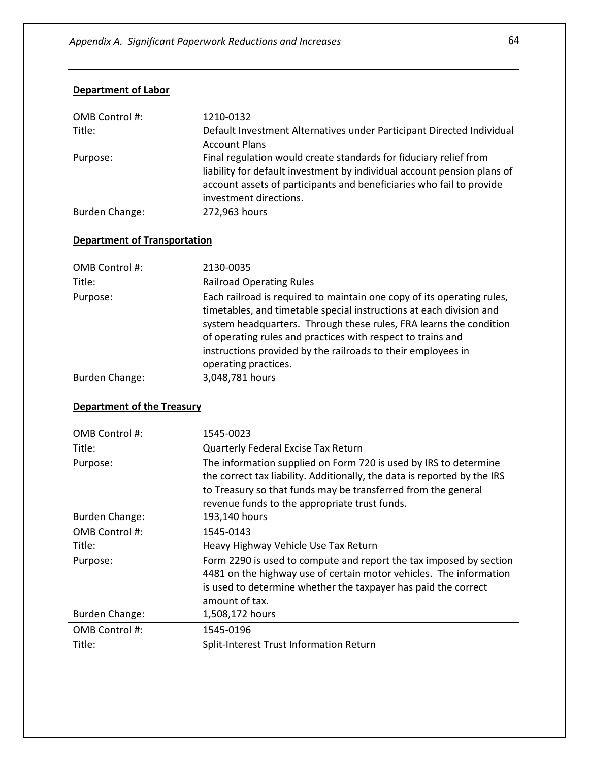**Department of Labor**

| | |
|---|---|
| OMB Control #: | 1210-0132 |
| Title: | Default Investment Alternatives under Participant Directed Individual Account Plans |
| Purpose: | Final regulation would create standards for fiduciary relief from liability for default investment by individual account pension plans of account assets of participants and beneficiaries who fail to provide investment directions. |
| Burden Change: | 272,963 hours |

**Department of Transportation**

| | |
|---|---|
| OMB Control #: | 2130-0035 |
| Title: | Railroad Operating Rules |
| Purpose: | Each railroad is required to maintain one copy of its operating rules, timetables, and timetable special instructions at each division and system headquarters. Through these rules, FRA learns the condition of operating rules and practices with respect to trains and instructions provided by the railroads to their employees in operating practices. |
| Burden Change: | 3,048,781 hours |

**Department of the Treasury**

| | |
|---|---|
| OMB Control #: | 1545-0023 |
| Title: | Quarterly Federal Excise Tax Return |
| Purpose: | The information supplied on Form 720 is used by IRS to determine the correct tax liability. Additionally, the data is reported by the IRS to Treasury so that funds may be transferred from the general revenue funds to the appropriate trust funds. |
| Burden Change: | 193,140 hours |

| | |
|---|---|
| OMB Control #: | 1545-0143 |
| Title: | Heavy Highway Vehicle Use Tax Return |
| Purpose: | Form 2290 is used to compute and report the tax imposed by section 4481 on the highway use of certain motor vehicles. The information is used to determine whether the taxpayer has paid the correct amount of tax. |
| Burden Change: | 1,508,172 hours |

| | |
|---|---|
| OMB Control #: | 1545-0196 |
| Title: | Split-Interest Trust Information Return |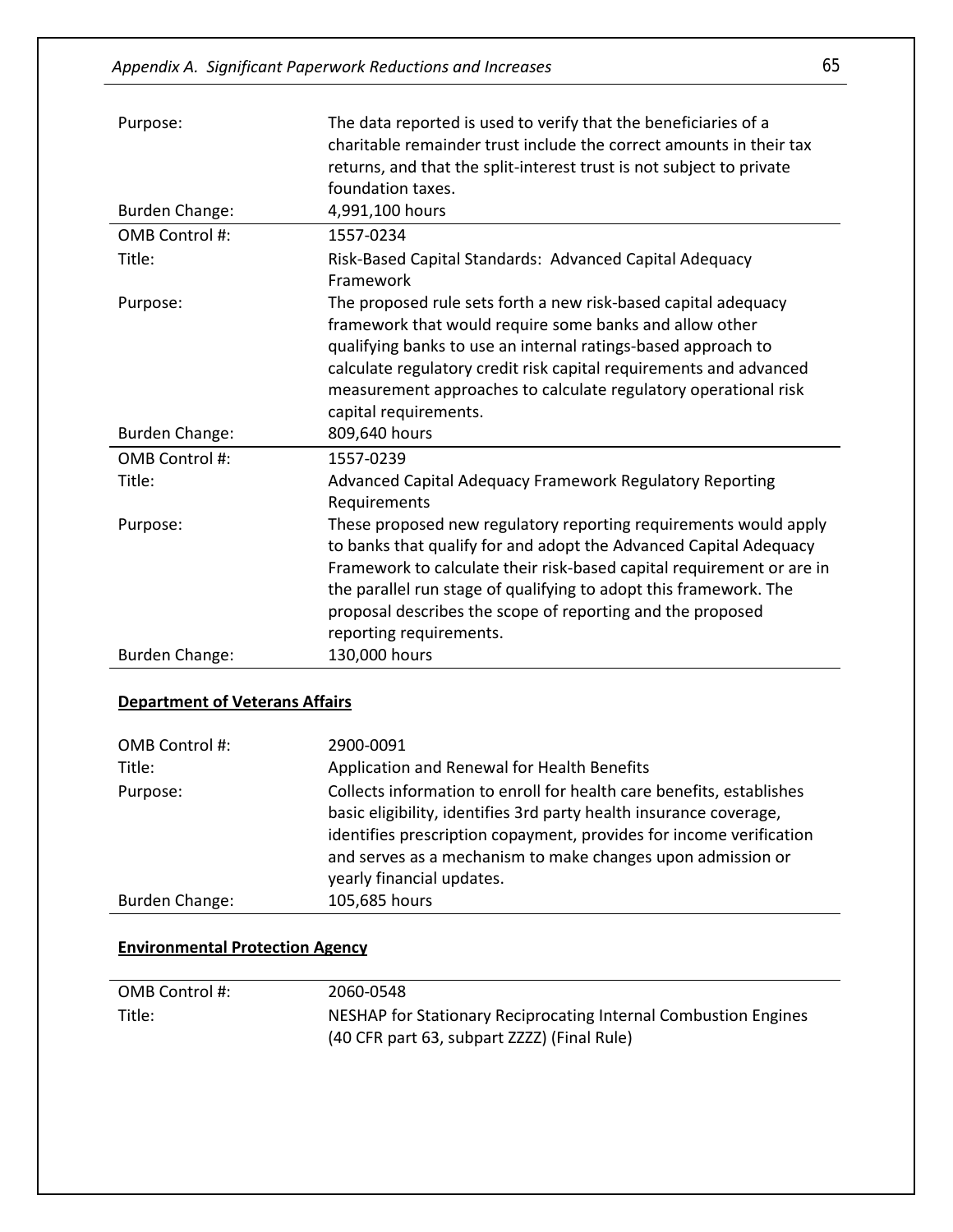| | |
|---|---|
| Purpose: | The data reported is used to verify that the beneficiaries of a charitable remainder trust include the correct amounts in their tax returns, and that the split-interest trust is not subject to private foundation taxes. |
| Burden Change: | 4,991,100 hours |

| | |
|---|---|
| OMB Control #: | 1557-0234 |
| Title: | Risk-Based Capital Standards: Advanced Capital Adequacy Framework |
| Purpose: | The proposed rule sets forth a new risk-based capital adequacy framework that would require some banks and allow other qualifying banks to use an internal ratings-based approach to calculate regulatory credit risk capital requirements and advanced measurement approaches to calculate regulatory operational risk capital requirements. |
| Burden Change: | 809,640 hours |

| | |
|---|---|
| OMB Control #: | 1557-0239 |
| Title: | Advanced Capital Adequacy Framework Regulatory Reporting Requirements |
| Purpose: | These proposed new regulatory reporting requirements would apply to banks that qualify for and adopt the Advanced Capital Adequacy Framework to calculate their risk-based capital requirement or are in the parallel run stage of qualifying to adopt this framework. The proposal describes the scope of reporting and the proposed reporting requirements. |
| Burden Change: | 130,000 hours |

**Department of Veterans Affairs**

| | |
|---|---|
| OMB Control #: | 2900-0091 |
| Title: | Application and Renewal for Health Benefits |
| Purpose: | Collects information to enroll for health care benefits, establishes basic eligibility, identifies 3rd party health insurance coverage, identifies prescription copayment, provides for income verification and serves as a mechanism to make changes upon admission or yearly financial updates. |
| Burden Change: | 105,685 hours |

**Environmental Protection Agency**

| | |
|---|---|
| OMB Control #: | 2060-0548 |
| Title: | NESHAP for Stationary Reciprocating Internal Combustion Engines (40 CFR part 63, subpart ZZZZ) (Final Rule) |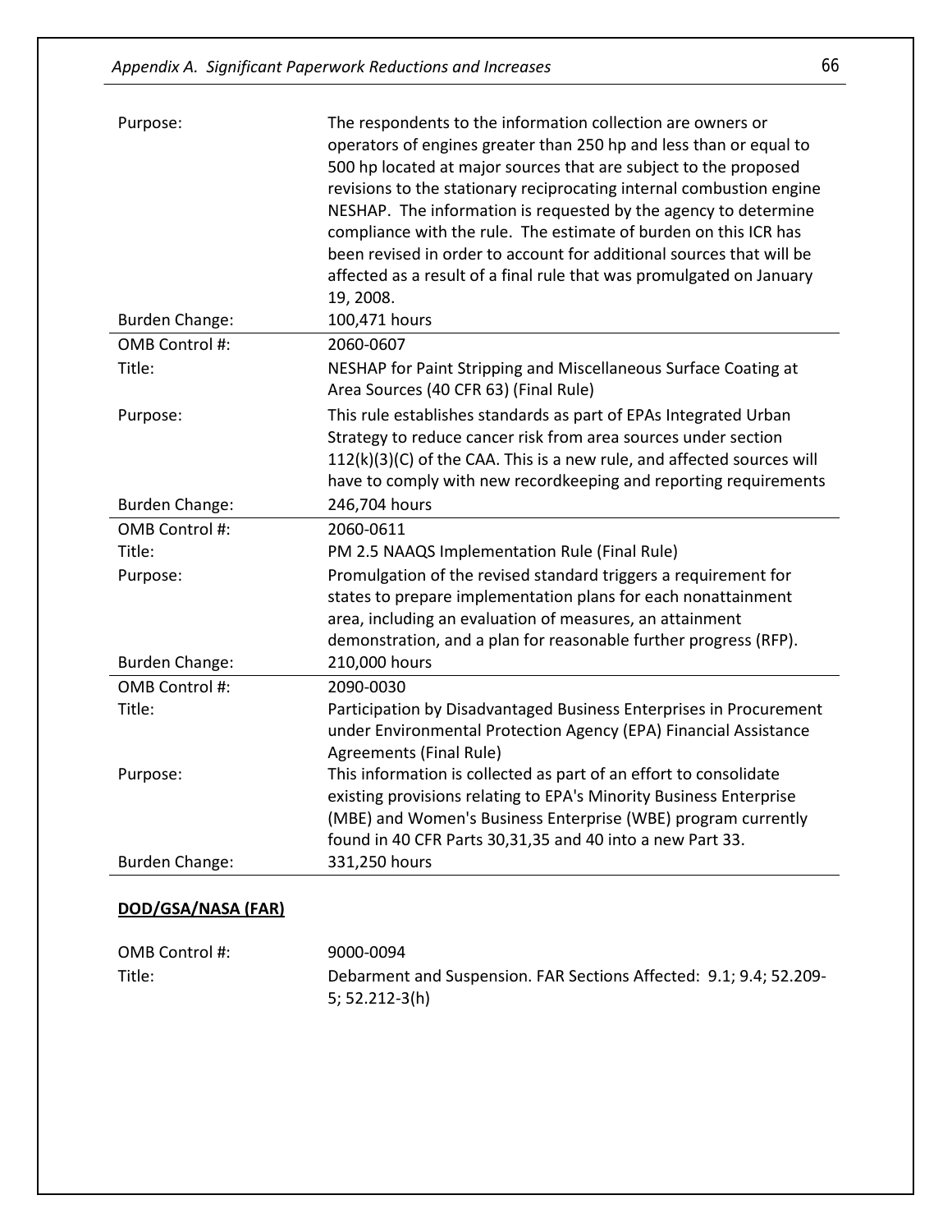| | |
|---|---|
| Purpose: | The respondents to the information collection are owners or operators of engines greater than 250 hp and less than or equal to 500 hp located at major sources that are subject to the proposed revisions to the stationary reciprocating internal combustion engine NESHAP. The information is requested by the agency to determine compliance with the rule. The estimate of burden on this ICR has been revised in order to account for additional sources that will be affected as a result of a final rule that was promulgated on January 19, 2008. |
| Burden Change: | 100,471 hours |

| | |
|---|---|
| OMB Control #: | 2060-0607 |
| Title: | NESHAP for Paint Stripping and Miscellaneous Surface Coating at Area Sources (40 CFR 63) (Final Rule) |
| Purpose: | This rule establishes standards as part of EPAs Integrated Urban Strategy to reduce cancer risk from area sources under section 112(k)(3)(C) of the CAA. This is a new rule, and affected sources will have to comply with new recordkeeping and reporting requirements |
| Burden Change: | 246,704 hours |

| | |
|---|---|
| OMB Control #: | 2060-0611 |
| Title: | PM 2.5 NAAQS Implementation Rule (Final Rule) |
| Purpose: | Promulgation of the revised standard triggers a requirement for states to prepare implementation plans for each nonattainment area, including an evaluation of measures, an attainment demonstration, and a plan for reasonable further progress (RFP). |
| Burden Change: | 210,000 hours |

| | |
|---|---|
| OMB Control #: | 2090-0030 |
| Title: | Participation by Disadvantaged Business Enterprises in Procurement under Environmental Protection Agency (EPA) Financial Assistance Agreements (Final Rule) |
| Purpose: | This information is collected as part of an effort to consolidate existing provisions relating to EPA's Minority Business Enterprise (MBE) and Women's Business Enterprise (WBE) program currently found in 40 CFR Parts 30,31,35 and 40 into a new Part 33. |
| Burden Change: | 331,250 hours |

**DOD/GSA/NASA (FAR)**

| | |
|---|---|
| OMB Control #: | 9000-0094 |
| Title: | Debarment and Suspension. FAR Sections Affected: 9.1; 9.4; 52.209-5; 52.212-3(h) |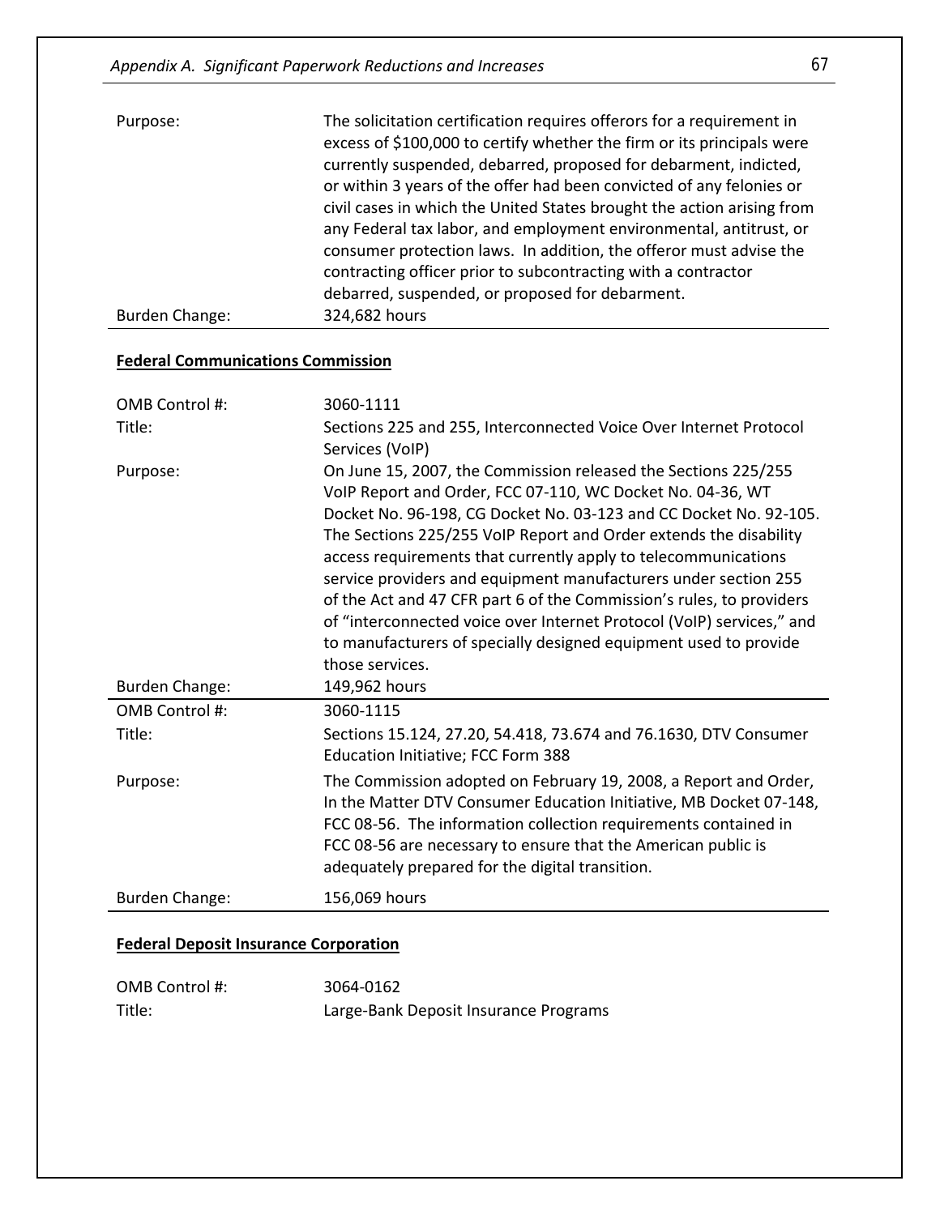| | |
|---|---|
| Purpose: | The solicitation certification requires offerors for a requirement in excess of $100,000 to certify whether the firm or its principals were currently suspended, debarred, proposed for debarment, indicted, or within 3 years of the offer had been convicted of any felonies or civil cases in which the United States brought the action arising from any Federal tax labor, and employment environmental, antitrust, or consumer protection laws. In addition, the offeror must advise the contracting officer prior to subcontracting with a contractor debarred, suspended, or proposed for debarment. |
| Burden Change: | 324,682 hours |

**Federal Communications Commission**

| | |
|---|---|
| OMB Control #: | 3060-1111 |
| Title: | Sections 225 and 255, Interconnected Voice Over Internet Protocol Services (VoIP) |
| Purpose: | On June 15, 2007, the Commission released the Sections 225/255 VoIP Report and Order, FCC 07-110, WC Docket No. 04-36, WT Docket No. 96-198, CG Docket No. 03-123 and CC Docket No. 92-105. The Sections 225/255 VoIP Report and Order extends the disability access requirements that currently apply to telecommunications service providers and equipment manufacturers under section 255 of the Act and 47 CFR part 6 of the Commission's rules, to providers of "interconnected voice over Internet Protocol (VoIP) services," and to manufacturers of specially designed equipment used to provide those services. |
| Burden Change: | 149,962 hours |

| | |
|---|---|
| OMB Control #: | 3060-1115 |
| Title: | Sections 15.124, 27.20, 54.418, 73.674 and 76.1630, DTV Consumer Education Initiative; FCC Form 388 |
| Purpose: | The Commission adopted on February 19, 2008, a Report and Order, In the Matter DTV Consumer Education Initiative, MB Docket 07-148, FCC 08-56. The information collection requirements contained in FCC 08-56 are necessary to ensure that the American public is adequately prepared for the digital transition. |
| Burden Change: | 156,069 hours |

**Federal Deposit Insurance Corporation**

| | |
|---|---|
| OMB Control #: | 3064-0162 |
| Title: | Large-Bank Deposit Insurance Programs |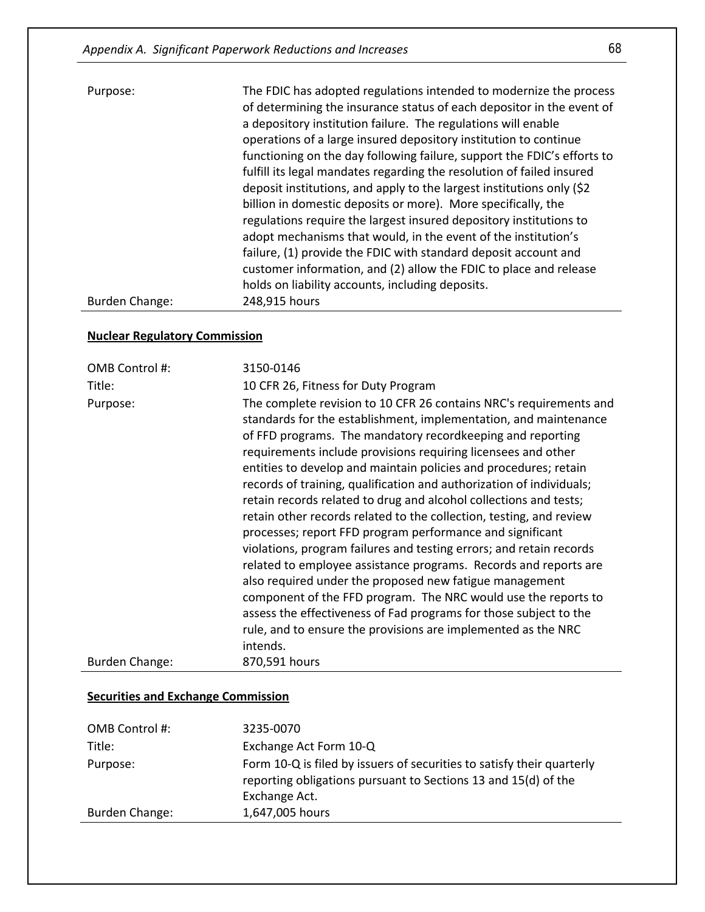| | |
|---|---|
| Purpose: | The FDIC has adopted regulations intended to modernize the process of determining the insurance status of each depositor in the event of a depository institution failure. The regulations will enable operations of a large insured depository institution to continue functioning on the day following failure, support the FDIC's efforts to fulfill its legal mandates regarding the resolution of failed insured deposit institutions, and apply to the largest institutions only ($2 billion in domestic deposits or more). More specifically, the regulations require the largest insured depository institutions to adopt mechanisms that would, in the event of the institution's failure, (1) provide the FDIC with standard deposit account and customer information, and (2) allow the FDIC to place and release holds on liability accounts, including deposits. |
| Burden Change: | 248,915 hours |

**Nuclear Regulatory Commission**

| | |
|---|---|
| OMB Control #: | 3150-0146 |
| Title: | 10 CFR 26, Fitness for Duty Program |
| Purpose: | The complete revision to 10 CFR 26 contains NRC's requirements and standards for the establishment, implementation, and maintenance of FFD programs. The mandatory recordkeeping and reporting requirements include provisions requiring licensees and other entities to develop and maintain policies and procedures; retain records of training, qualification and authorization of individuals; retain records related to drug and alcohol collections and tests; retain other records related to the collection, testing, and review processes; report FFD program performance and significant violations, program failures and testing errors; and retain records related to employee assistance programs. Records and reports are also required under the proposed new fatigue management component of the FFD program. The NRC would use the reports to assess the effectiveness of Fad programs for those subject to the rule, and to ensure the provisions are implemented as the NRC intends. |
| Burden Change: | 870,591 hours |

**Securities and Exchange Commission**

| | |
|---|---|
| OMB Control #: | 3235-0070 |
| Title: | Exchange Act Form 10-Q |
| Purpose: | Form 10-Q is filed by issuers of securities to satisfy their quarterly reporting obligations pursuant to Sections 13 and 15(d) of the Exchange Act. |
| Burden Change: | 1,647,005 hours |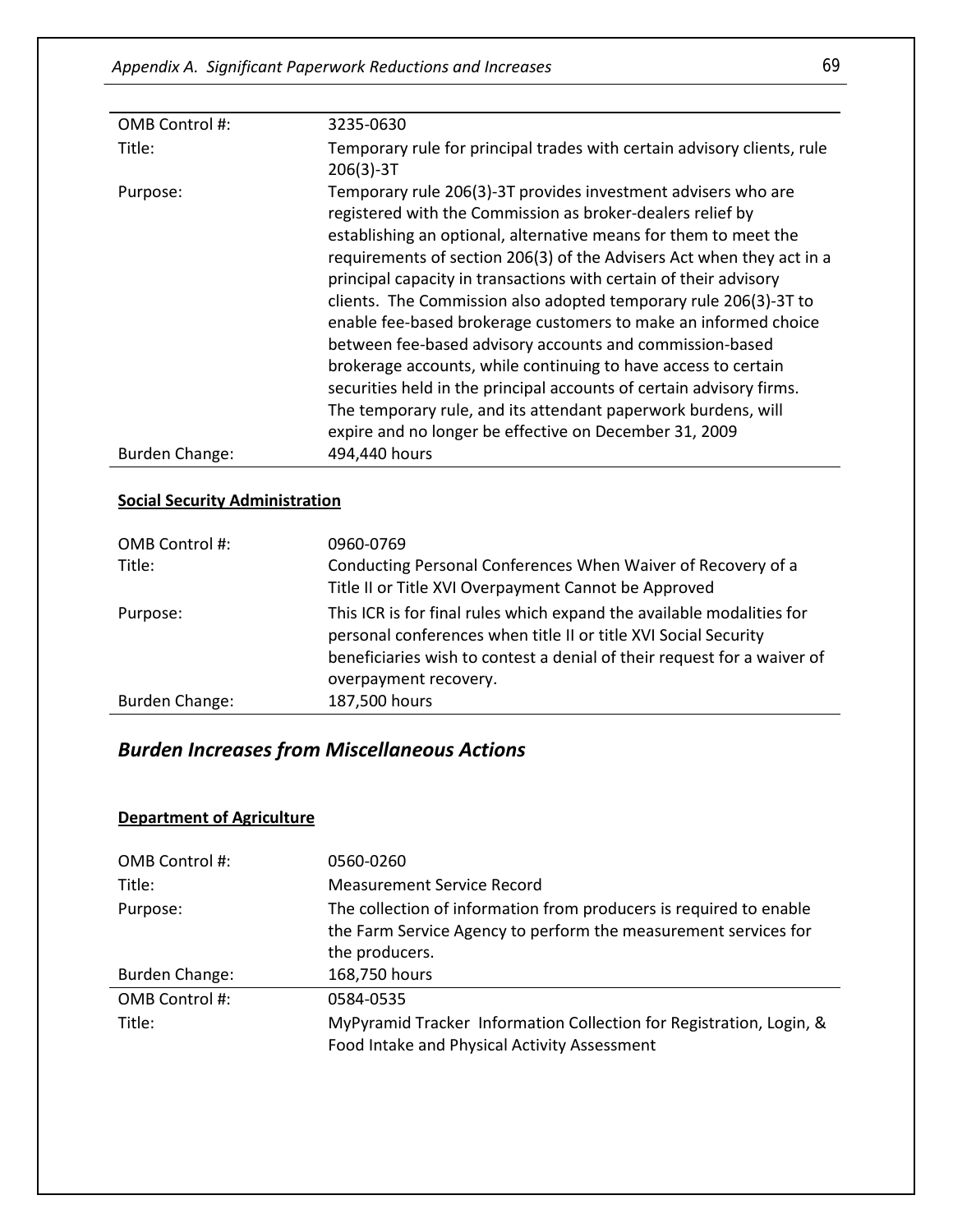| | |
|---|---|
| OMB Control #: | 3235-0630 |
| Title: | Temporary rule for principal trades with certain advisory clients, rule 206(3)-3T |
| Purpose: | Temporary rule 206(3)-3T provides investment advisers who are registered with the Commission as broker-dealers relief by establishing an optional, alternative means for them to meet the requirements of section 206(3) of the Advisers Act when they act in a principal capacity in transactions with certain of their advisory clients. The Commission also adopted temporary rule 206(3)-3T to enable fee-based brokerage customers to make an informed choice between fee-based advisory accounts and commission-based brokerage accounts, while continuing to have access to certain securities held in the principal accounts of certain advisory firms. The temporary rule, and its attendant paperwork burdens, will expire and no longer be effective on December 31, 2009 |
| Burden Change: | 494,440 hours |

**Social Security Administration**

| | |
|---|---|
| OMB Control #: | 0960-0769 |
| Title: | Conducting Personal Conferences When Waiver of Recovery of a Title II or Title XVI Overpayment Cannot be Approved |
| Purpose: | This ICR is for final rules which expand the available modalities for personal conferences when title II or title XVI Social Security beneficiaries wish to contest a denial of their request for a waiver of overpayment recovery. |
| Burden Change: | 187,500 hours |

## *Burden Increases from Miscellaneous Actions*

**Department of Agriculture**

| | |
|---|---|
| OMB Control #: | 0560-0260 |
| Title: | Measurement Service Record |
| Purpose: | The collection of information from producers is required to enable the Farm Service Agency to perform the measurement services for the producers. |
| Burden Change: | 168,750 hours |

| | |
|---|---|
| OMB Control #: | 0584-0535 |
| Title: | MyPyramid Tracker Information Collection for Registration, Login, & Food Intake and Physical Activity Assessment |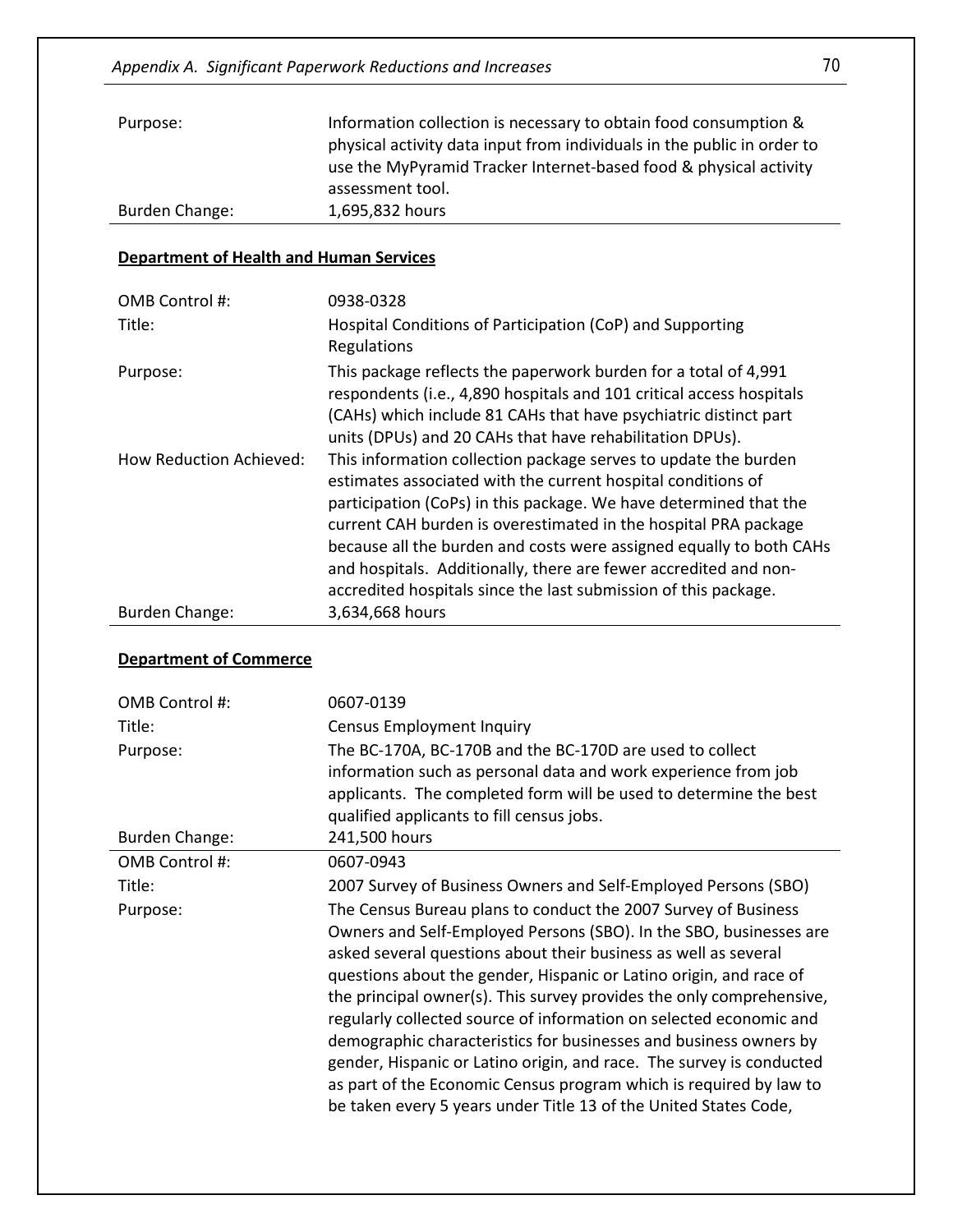| | |
|---|---|
| Purpose: | Information collection is necessary to obtain food consumption & physical activity data input from individuals in the public in order to use the MyPyramid Tracker Internet-based food & physical activity assessment tool. |
| Burden Change: | 1,695,832 hours |

**Department of Health and Human Services**

| | |
|---|---|
| OMB Control #: | 0938-0328 |
| Title: | Hospital Conditions of Participation (CoP) and Supporting Regulations |
| Purpose: | This package reflects the paperwork burden for a total of 4,991 respondents (i.e., 4,890 hospitals and 101 critical access hospitals (CAHs) which include 81 CAHs that have psychiatric distinct part units (DPUs) and 20 CAHs that have rehabilitation DPUs). |
| How Reduction Achieved: | This information collection package serves to update the burden estimates associated with the current hospital conditions of participation (CoPs) in this package. We have determined that the current CAH burden is overestimated in the hospital PRA package because all the burden and costs were assigned equally to both CAHs and hospitals. Additionally, there are fewer accredited and non-accredited hospitals since the last submission of this package. |
| Burden Change: | 3,634,668 hours |

**Department of Commerce**

| | |
|---|---|
| OMB Control #: | 0607-0139 |
| Title: | Census Employment Inquiry |
| Purpose: | The BC-170A, BC-170B and the BC-170D are used to collect information such as personal data and work experience from job applicants. The completed form will be used to determine the best qualified applicants to fill census jobs. |
| Burden Change: | 241,500 hours |

| | |
|---|---|
| OMB Control #: | 0607-0943 |
| Title: | 2007 Survey of Business Owners and Self-Employed Persons (SBO) |
| Purpose: | The Census Bureau plans to conduct the 2007 Survey of Business Owners and Self-Employed Persons (SBO). In the SBO, businesses are asked several questions about their business as well as several questions about the gender, Hispanic or Latino origin, and race of the principal owner(s). This survey provides the only comprehensive, regularly collected source of information on selected economic and demographic characteristics for businesses and business owners by gender, Hispanic or Latino origin, and race. The survey is conducted as part of the Economic Census program which is required by law to be taken every 5 years under Title 13 of the United States Code, |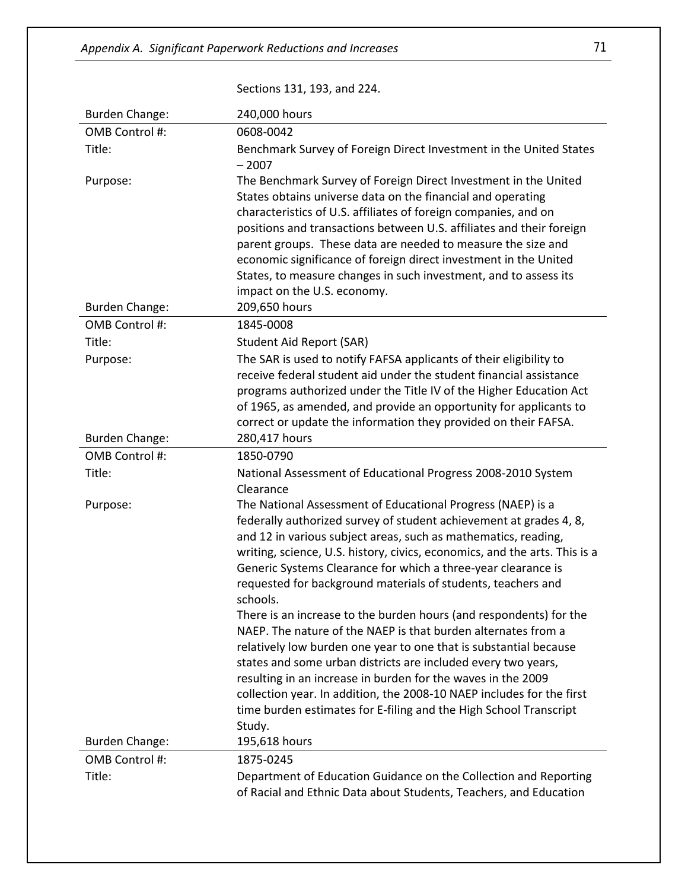|  | Sections 131, 193, and 224. |
| --- | --- |
| Burden Change: | 240,000 hours |
| OMB Control #: | 0608-0042 |
| Title: | Benchmark Survey of Foreign Direct Investment in the United States – 2007 |
| Purpose: | The Benchmark Survey of Foreign Direct Investment in the United States obtains universe data on the financial and operating characteristics of U.S. affiliates of foreign companies, and on positions and transactions between U.S. affiliates and their foreign parent groups. These data are needed to measure the size and economic significance of foreign direct investment in the United States, to measure changes in such investment, and to assess its impact on the U.S. economy. |
| Burden Change: | 209,650 hours |
| OMB Control #: | 1845-0008 |
| Title: | Student Aid Report (SAR) |
| Purpose: | The SAR is used to notify FAFSA applicants of their eligibility to receive federal student aid under the student financial assistance programs authorized under the Title IV of the Higher Education Act of 1965, as amended, and provide an opportunity for applicants to correct or update the information they provided on their FAFSA. |
| Burden Change: | 280,417 hours |
| OMB Control #: | 1850-0790 |
| Title: | National Assessment of Educational Progress 2008-2010 System Clearance |
| Purpose: | The National Assessment of Educational Progress (NAEP) is a federally authorized survey of student achievement at grades 4, 8, and 12 in various subject areas, such as mathematics, reading, writing, science, U.S. history, civics, economics, and the arts. This is a Generic Systems Clearance for which a three-year clearance is requested for background materials of students, teachers and schools.<br>There is an increase to the burden hours (and respondents) for the NAEP. The nature of the NAEP is that burden alternates from a relatively low burden one year to one that is substantial because states and some urban districts are included every two years, resulting in an increase in burden for the waves in the 2009 collection year. In addition, the 2008-10 NAEP includes for the first time burden estimates for E-filing and the High School Transcript Study. |
| Burden Change: | 195,618 hours |
| OMB Control #: | 1875-0245 |
| Title: | Department of Education Guidance on the Collection and Reporting of Racial and Ethnic Data about Students, Teachers, and Education |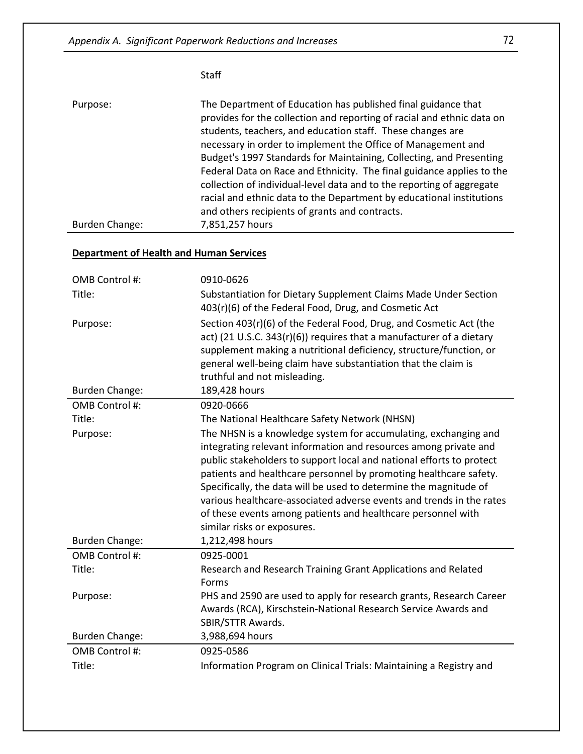| | |
|---|---|
| | Staff |
| Purpose: | The Department of Education has published final guidance that provides for the collection and reporting of racial and ethnic data on students, teachers, and education staff. These changes are necessary in order to implement the Office of Management and Budget's 1997 Standards for Maintaining, Collecting, and Presenting Federal Data on Race and Ethnicity. The final guidance applies to the collection of individual-level data and to the reporting of aggregate racial and ethnic data to the Department by educational institutions and others recipients of grants and contracts. |
| Burden Change: | 7,851,257 hours |

**Department of Health and Human Services**

| | |
|---|---|
| OMB Control #: | 0910-0626 |
| Title: | Substantiation for Dietary Supplement Claims Made Under Section 403(r)(6) of the Federal Food, Drug, and Cosmetic Act |
| Purpose: | Section 403(r)(6) of the Federal Food, Drug, and Cosmetic Act (the act) (21 U.S.C. 343(r)(6)) requires that a manufacturer of a dietary supplement making a nutritional deficiency, structure/function, or general well-being claim have substantiation that the claim is truthful and not misleading. |
| Burden Change: | 189,428 hours |

| | |
|---|---|
| OMB Control #: | 0920-0666 |
| Title: | The National Healthcare Safety Network (NHSN) |
| Purpose: | The NHSN is a knowledge system for accumulating, exchanging and integrating relevant information and resources among private and public stakeholders to support local and national efforts to protect patients and healthcare personnel by promoting healthcare safety. Specifically, the data will be used to determine the magnitude of various healthcare-associated adverse events and trends in the rates of these events among patients and healthcare personnel with similar risks or exposures. |
| Burden Change: | 1,212,498 hours |

| | |
|---|---|
| OMB Control #: | 0925-0001 |
| Title: | Research and Research Training Grant Applications and Related Forms |
| Purpose: | PHS and 2590 are used to apply for research grants, Research Career Awards (RCA), Kirschstein-National Research Service Awards and SBIR/STTR Awards. |
| Burden Change: | 3,988,694 hours |

| | |
|---|---|
| OMB Control #: | 0925-0586 |
| Title: | Information Program on Clinical Trials: Maintaining a Registry and |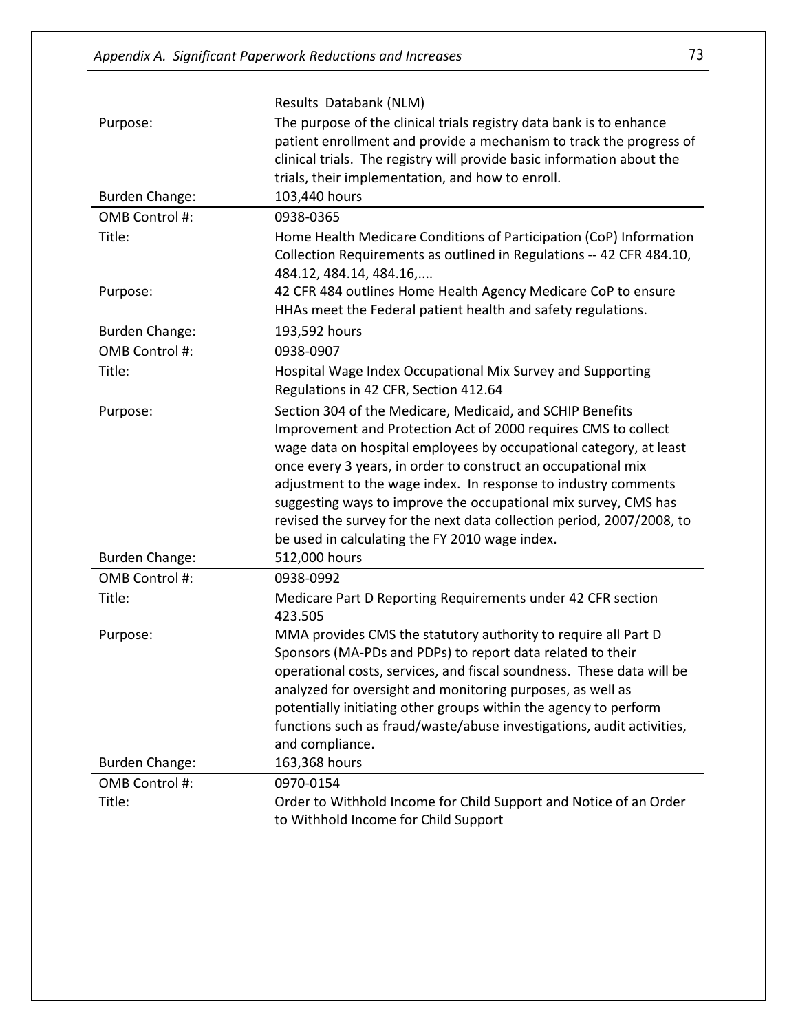| | |
|---|---|
| | Results Databank (NLM) |
| Purpose: | The purpose of the clinical trials registry data bank is to enhance patient enrollment and provide a mechanism to track the progress of clinical trials. The registry will provide basic information about the trials, their implementation, and how to enroll. |
| Burden Change: | 103,440 hours |

| | |
|---|---|
| OMB Control #: | 0938-0365 |
| Title: | Home Health Medicare Conditions of Participation (CoP) Information Collection Requirements as outlined in Regulations -- 42 CFR 484.10, 484.12, 484.14, 484.16,.... |
| Purpose: | 42 CFR 484 outlines Home Health Agency Medicare CoP to ensure HHAs meet the Federal patient health and safety regulations. |
| Burden Change: | 193,592 hours |
| OMB Control #: | 0938-0907 |
| Title: | Hospital Wage Index Occupational Mix Survey and Supporting Regulations in 42 CFR, Section 412.64 |
| Purpose: | Section 304 of the Medicare, Medicaid, and SCHIP Benefits Improvement and Protection Act of 2000 requires CMS to collect wage data on hospital employees by occupational category, at least once every 3 years, in order to construct an occupational mix adjustment to the wage index. In response to industry comments suggesting ways to improve the occupational mix survey, CMS has revised the survey for the next data collection period, 2007/2008, to be used in calculating the FY 2010 wage index. |
| Burden Change: | 512,000 hours |

| | |
|---|---|
| OMB Control #: | 0938-0992 |
| Title: | Medicare Part D Reporting Requirements under 42 CFR section 423.505 |
| Purpose: | MMA provides CMS the statutory authority to require all Part D Sponsors (MA-PDs and PDPs) to report data related to their operational costs, services, and fiscal soundness. These data will be analyzed for oversight and monitoring purposes, as well as potentially initiating other groups within the agency to perform functions such as fraud/waste/abuse investigations, audit activities, and compliance. |
| Burden Change: | 163,368 hours |

| | |
|---|---|
| OMB Control #: | 0970-0154 |
| Title: | Order to Withhold Income for Child Support and Notice of an Order to Withhold Income for Child Support |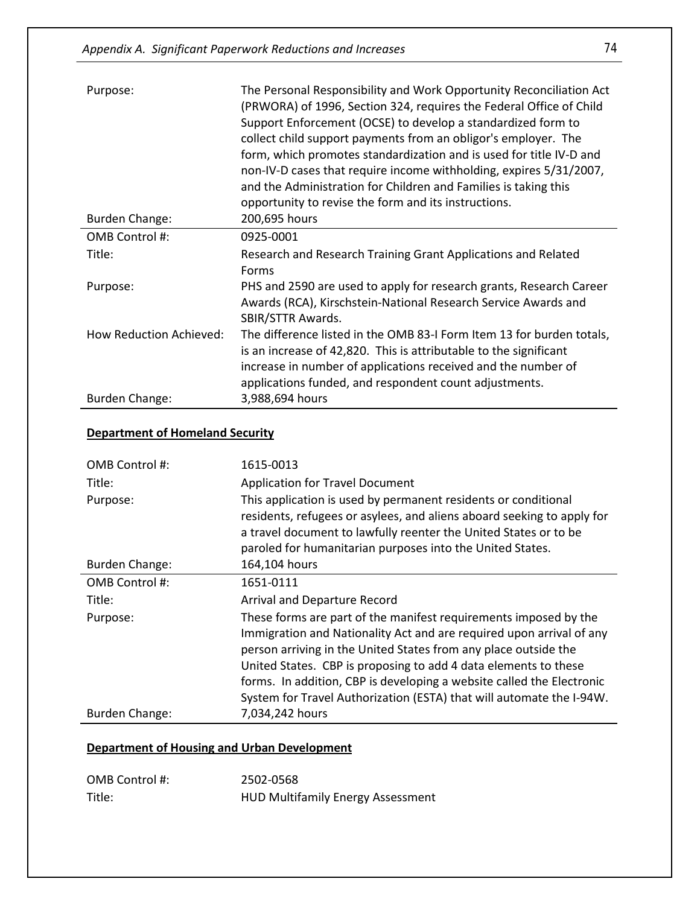| | |
|---|---|
| Purpose: | The Personal Responsibility and Work Opportunity Reconciliation Act (PRWORA) of 1996, Section 324, requires the Federal Office of Child Support Enforcement (OCSE) to develop a standardized form to collect child support payments from an obligor's employer. The form, which promotes standardization and is used for title IV-D and non-IV-D cases that require income withholding, expires 5/31/2007, and the Administration for Children and Families is taking this opportunity to revise the form and its instructions. |
| Burden Change: | 200,695 hours |

| | |
|---|---|
| OMB Control #: | 0925-0001 |
| Title: | Research and Research Training Grant Applications and Related Forms |
| Purpose: | PHS and 2590 are used to apply for research grants, Research Career Awards (RCA), Kirschstein-National Research Service Awards and SBIR/STTR Awards. |
| How Reduction Achieved: | The difference listed in the OMB 83-I Form Item 13 for burden totals, is an increase of 42,820. This is attributable to the significant increase in number of applications received and the number of applications funded, and respondent count adjustments. |
| Burden Change: | 3,988,694 hours |

**Department of Homeland Security**

| | |
|---|---|
| OMB Control #: | 1615-0013 |
| Title: | Application for Travel Document |
| Purpose: | This application is used by permanent residents or conditional residents, refugees or asylees, and aliens aboard seeking to apply for a travel document to lawfully reenter the United States or to be paroled for humanitarian purposes into the United States. |
| Burden Change: | 164,104 hours |

| | |
|---|---|
| OMB Control #: | 1651-0111 |
| Title: | Arrival and Departure Record |
| Purpose: | These forms are part of the manifest requirements imposed by the Immigration and Nationality Act and are required upon arrival of any person arriving in the United States from any place outside the United States. CBP is proposing to add 4 data elements to these forms. In addition, CBP is developing a website called the Electronic System for Travel Authorization (ESTA) that will automate the I-94W. |
| Burden Change: | 7,034,242 hours |

**Department of Housing and Urban Development**

| | |
|---|---|
| OMB Control #: | 2502-0568 |
| Title: | HUD Multifamily Energy Assessment |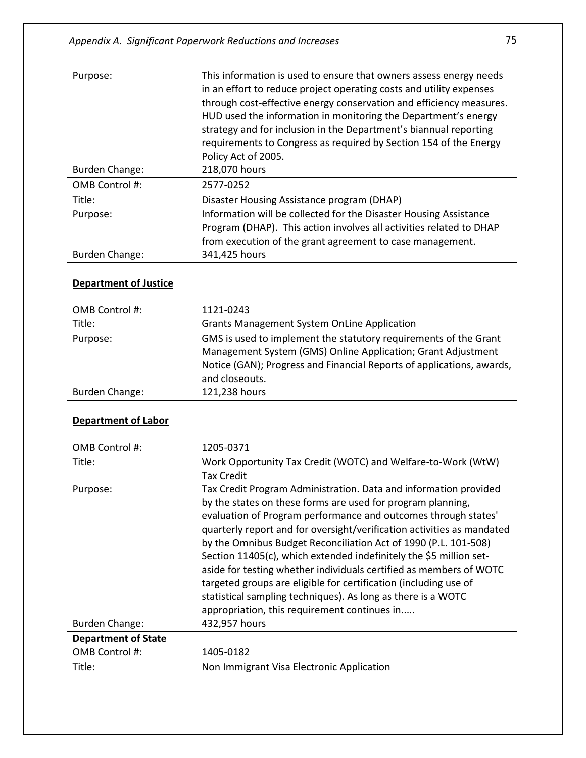| | |
|---|---|
| Purpose: | This information is used to ensure that owners assess energy needs in an effort to reduce project operating costs and utility expenses through cost-effective energy conservation and efficiency measures. HUD used the information in monitoring the Department's energy strategy and for inclusion in the Department's biannual reporting requirements to Congress as required by Section 154 of the Energy Policy Act of 2005. |
| Burden Change: | 218,070 hours |

| | |
|---|---|
| OMB Control #: | 2577-0252 |
| Title: | Disaster Housing Assistance program (DHAP) |
| Purpose: | Information will be collected for the Disaster Housing Assistance Program (DHAP). This action involves all activities related to DHAP from execution of the grant agreement to case management. |
| Burden Change: | 341,425 hours |

**Department of Justice**

| | |
|---|---|
| OMB Control #: | 1121-0243 |
| Title: | Grants Management System OnLine Application |
| Purpose: | GMS is used to implement the statutory requirements of the Grant Management System (GMS) Online Application; Grant Adjustment Notice (GAN); Progress and Financial Reports of applications, awards, and closeouts. |
| Burden Change: | 121,238 hours |

**Department of Labor**

| | |
|---|---|
| OMB Control #: | 1205-0371 |
| Title: | Work Opportunity Tax Credit (WOTC) and Welfare-to-Work (WtW) Tax Credit |
| Purpose: | Tax Credit Program Administration. Data and information provided by the states on these forms are used for program planning, evaluation of Program performance and outcomes through states' quarterly report and for oversight/verification activities as mandated by the Omnibus Budget Reconciliation Act of 1990 (P.L. 101-508) Section 11405(c), which extended indefinitely the $5 million set-aside for testing whether individuals certified as members of WOTC targeted groups are eligible for certification (including use of statistical sampling techniques). As long as there is a WOTC appropriation, this requirement continues in..... |
| Burden Change: | 432,957 hours |

**Department of State**

| | |
|---|---|
| OMB Control #: | 1405-0182 |
| Title: | Non Immigrant Visa Electronic Application |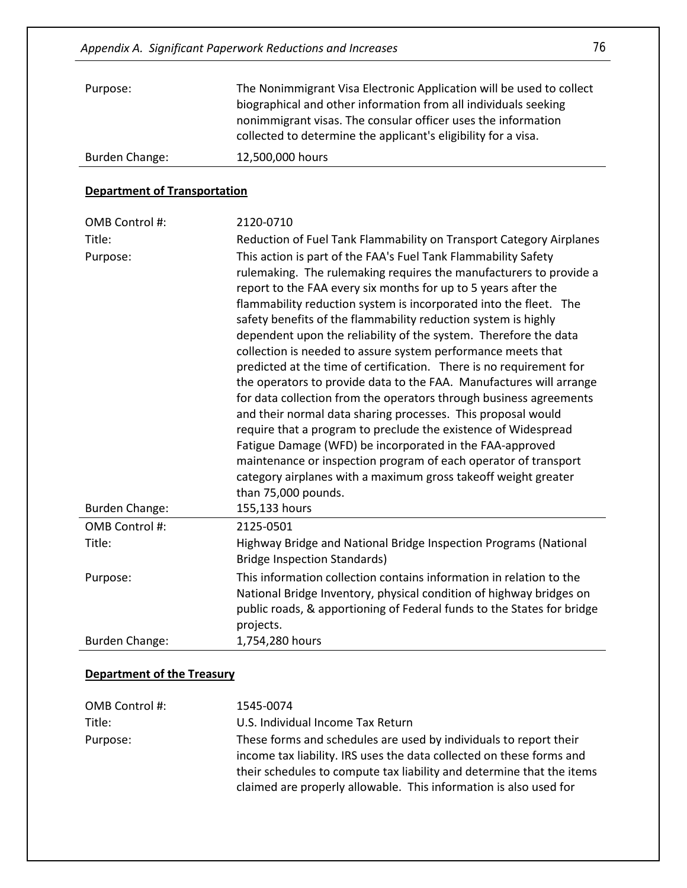| | |
|---|---|
| Purpose: | The Nonimmigrant Visa Electronic Application will be used to collect biographical and other information from all individuals seeking nonimmigrant visas. The consular officer uses the information collected to determine the applicant's eligibility for a visa. |
| Burden Change: | 12,500,000 hours |

**Department of Transportation**

| | |
|---|---|
| OMB Control #: | 2120-0710 |
| Title: | Reduction of Fuel Tank Flammability on Transport Category Airplanes |
| Purpose: | This action is part of the FAA's Fuel Tank Flammability Safety rulemaking. The rulemaking requires the manufacturers to provide a report to the FAA every six months for up to 5 years after the flammability reduction system is incorporated into the fleet. The safety benefits of the flammability reduction system is highly dependent upon the reliability of the system. Therefore the data collection is needed to assure system performance meets that predicted at the time of certification. There is no requirement for the operators to provide data to the FAA. Manufactures will arrange for data collection from the operators through business agreements and their normal data sharing processes. This proposal would require that a program to preclude the existence of Widespread Fatigue Damage (WFD) be incorporated in the FAA-approved maintenance or inspection program of each operator of transport category airplanes with a maximum gross takeoff weight greater than 75,000 pounds. |
| Burden Change: | 155,133 hours |

| | |
|---|---|
| OMB Control #: | 2125-0501 |
| Title: | Highway Bridge and National Bridge Inspection Programs (National Bridge Inspection Standards) |
| Purpose: | This information collection contains information in relation to the National Bridge Inventory, physical condition of highway bridges on public roads, & apportioning of Federal funds to the States for bridge projects. |
| Burden Change: | 1,754,280 hours |

**Department of the Treasury**

| | |
|---|---|
| OMB Control #: | 1545-0074 |
| Title: | U.S. Individual Income Tax Return |
| Purpose: | These forms and schedules are used by individuals to report their income tax liability. IRS uses the data collected on these forms and their schedules to compute tax liability and determine that the items claimed are properly allowable. This information is also used for |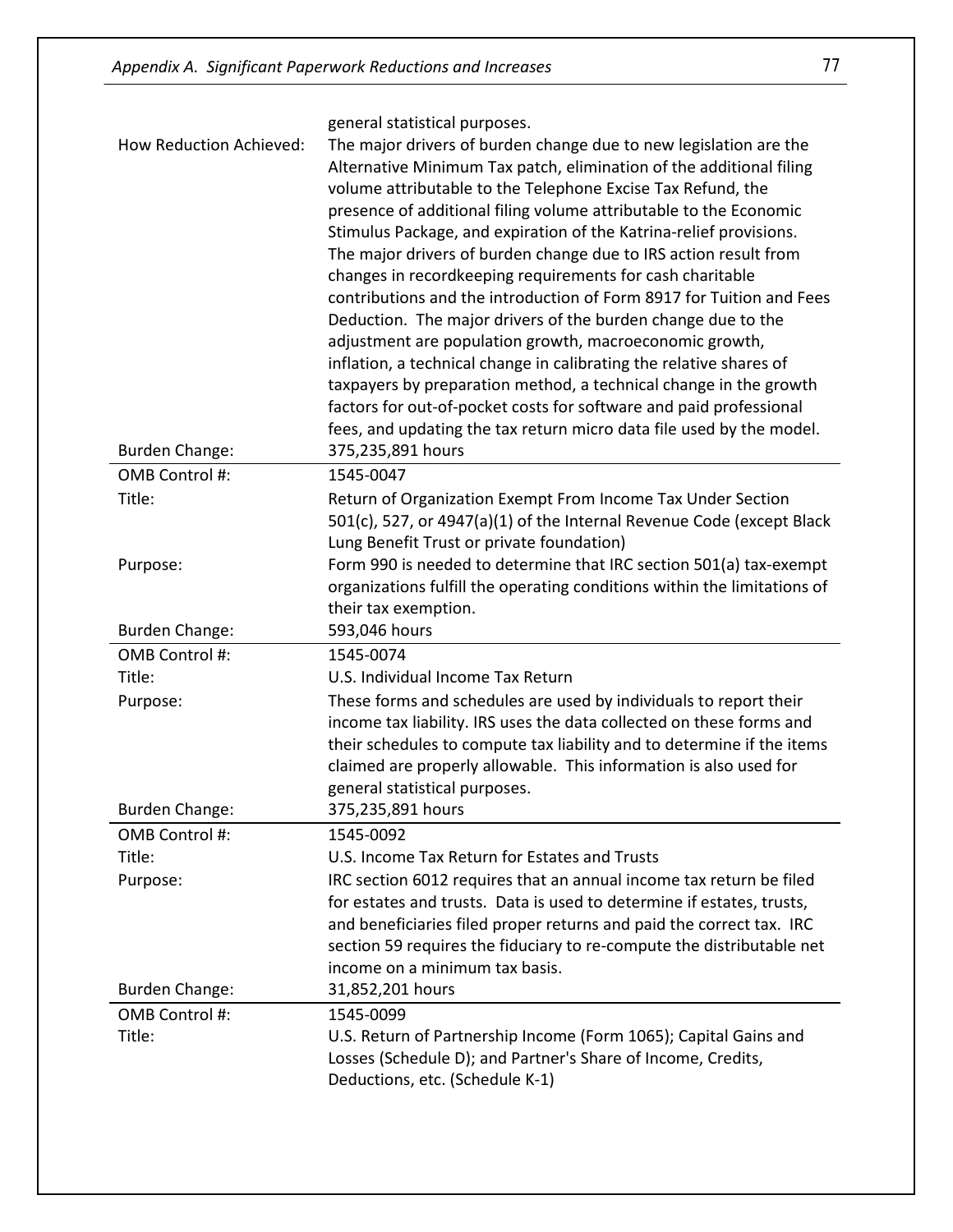general statistical purposes.

| | |
|---|---|
| How Reduction Achieved: | The major drivers of burden change due to new legislation are the Alternative Minimum Tax patch, elimination of the additional filing volume attributable to the Telephone Excise Tax Refund, the presence of additional filing volume attributable to the Economic Stimulus Package, and expiration of the Katrina-relief provisions. The major drivers of burden change due to IRS action result from changes in recordkeeping requirements for cash charitable contributions and the introduction of Form 8917 for Tuition and Fees Deduction. The major drivers of the burden change due to the adjustment are population growth, macroeconomic growth, inflation, a technical change in calibrating the relative shares of taxpayers by preparation method, a technical change in the growth factors for out-of-pocket costs for software and paid professional fees, and updating the tax return micro data file used by the model. |
| Burden Change: | 375,235,891 hours |

| | |
|---|---|
| OMB Control #: | 1545-0047 |
| Title: | Return of Organization Exempt From Income Tax Under Section 501(c), 527, or 4947(a)(1) of the Internal Revenue Code (except Black Lung Benefit Trust or private foundation) |
| Purpose: | Form 990 is needed to determine that IRC section 501(a) tax-exempt organizations fulfill the operating conditions within the limitations of their tax exemption. |
| Burden Change: | 593,046 hours |

| | |
|---|---|
| OMB Control #: | 1545-0074 |
| Title: | U.S. Individual Income Tax Return |
| Purpose: | These forms and schedules are used by individuals to report their income tax liability. IRS uses the data collected on these forms and their schedules to compute tax liability and to determine if the items claimed are properly allowable. This information is also used for general statistical purposes. |
| Burden Change: | 375,235,891 hours |

| | |
|---|---|
| OMB Control #: | 1545-0092 |
| Title: | U.S. Income Tax Return for Estates and Trusts |
| Purpose: | IRC section 6012 requires that an annual income tax return be filed for estates and trusts. Data is used to determine if estates, trusts, and beneficiaries filed proper returns and paid the correct tax. IRC section 59 requires the fiduciary to re-compute the distributable net income on a minimum tax basis. |
| Burden Change: | 31,852,201 hours |

| | |
|---|---|
| OMB Control #: | 1545-0099 |
| Title: | U.S. Return of Partnership Income (Form 1065); Capital Gains and Losses (Schedule D); and Partner's Share of Income, Credits, Deductions, etc. (Schedule K-1) |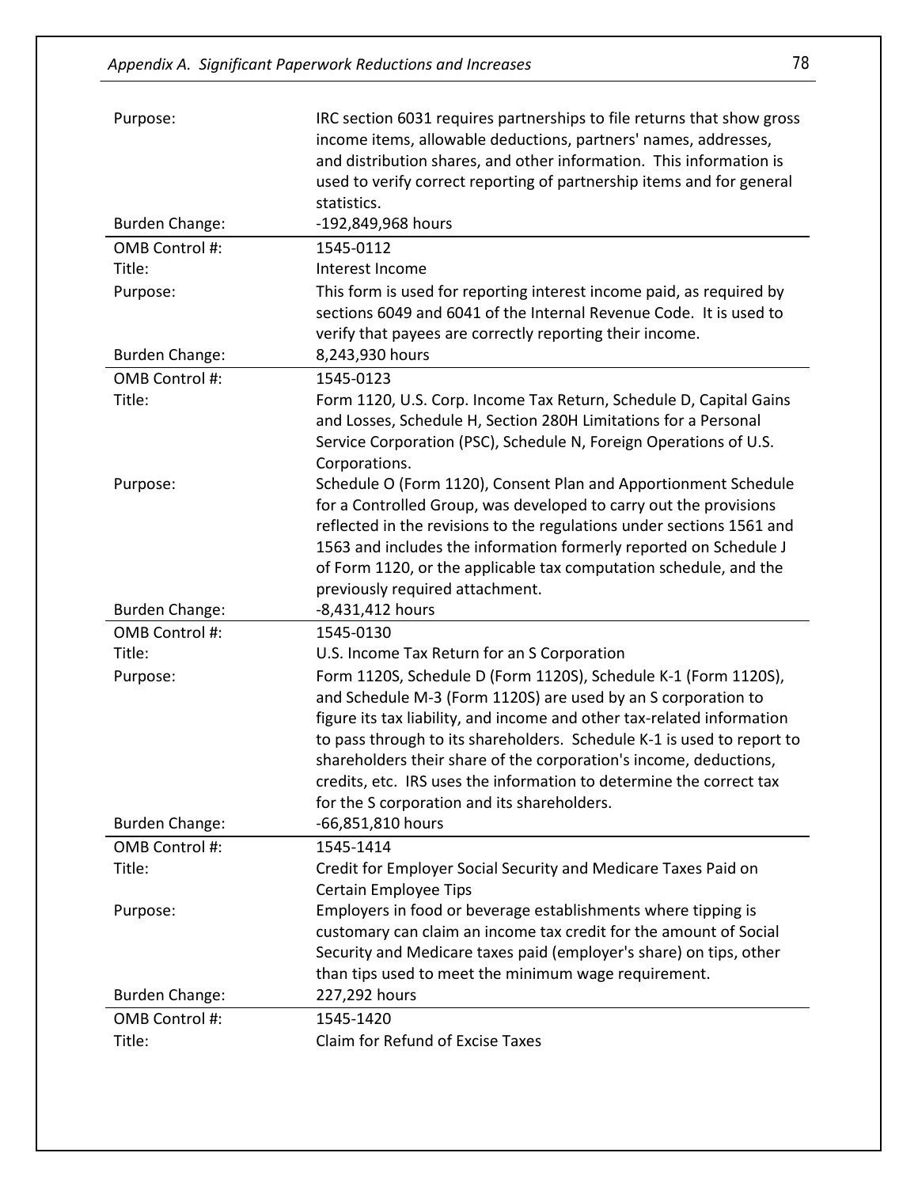| | |
|---|---|
| Purpose: | IRC section 6031 requires partnerships to file returns that show gross income items, allowable deductions, partners' names, addresses, and distribution shares, and other information. This information is used to verify correct reporting of partnership items and for general statistics. |
| Burden Change: | -192,849,968 hours |

| | |
|---|---|
| OMB Control #: | 1545-0112 |
| Title: | Interest Income |
| Purpose: | This form is used for reporting interest income paid, as required by sections 6049 and 6041 of the Internal Revenue Code. It is used to verify that payees are correctly reporting their income. |
| Burden Change: | 8,243,930 hours |

| | |
|---|---|
| OMB Control #: | 1545-0123 |
| Title: | Form 1120, U.S. Corp. Income Tax Return, Schedule D, Capital Gains and Losses, Schedule H, Section 280H Limitations for a Personal Service Corporation (PSC), Schedule N, Foreign Operations of U.S. Corporations. |
| Purpose: | Schedule O (Form 1120), Consent Plan and Apportionment Schedule for a Controlled Group, was developed to carry out the provisions reflected in the revisions to the regulations under sections 1561 and 1563 and includes the information formerly reported on Schedule J of Form 1120, or the applicable tax computation schedule, and the previously required attachment. |
| Burden Change: | -8,431,412 hours |

| | |
|---|---|
| OMB Control #: | 1545-0130 |
| Title: | U.S. Income Tax Return for an S Corporation |
| Purpose: | Form 1120S, Schedule D (Form 1120S), Schedule K-1 (Form 1120S), and Schedule M-3 (Form 1120S) are used by an S corporation to figure its tax liability, and income and other tax-related information to pass through to its shareholders. Schedule K-1 is used to report to shareholders their share of the corporation's income, deductions, credits, etc. IRS uses the information to determine the correct tax for the S corporation and its shareholders. |
| Burden Change: | -66,851,810 hours |

| | |
|---|---|
| OMB Control #: | 1545-1414 |
| Title: | Credit for Employer Social Security and Medicare Taxes Paid on Certain Employee Tips |
| Purpose: | Employers in food or beverage establishments where tipping is customary can claim an income tax credit for the amount of Social Security and Medicare taxes paid (employer's share) on tips, other than tips used to meet the minimum wage requirement. |
| Burden Change: | 227,292 hours |

| | |
|---|---|
| OMB Control #: | 1545-1420 |
| Title: | Claim for Refund of Excise Taxes |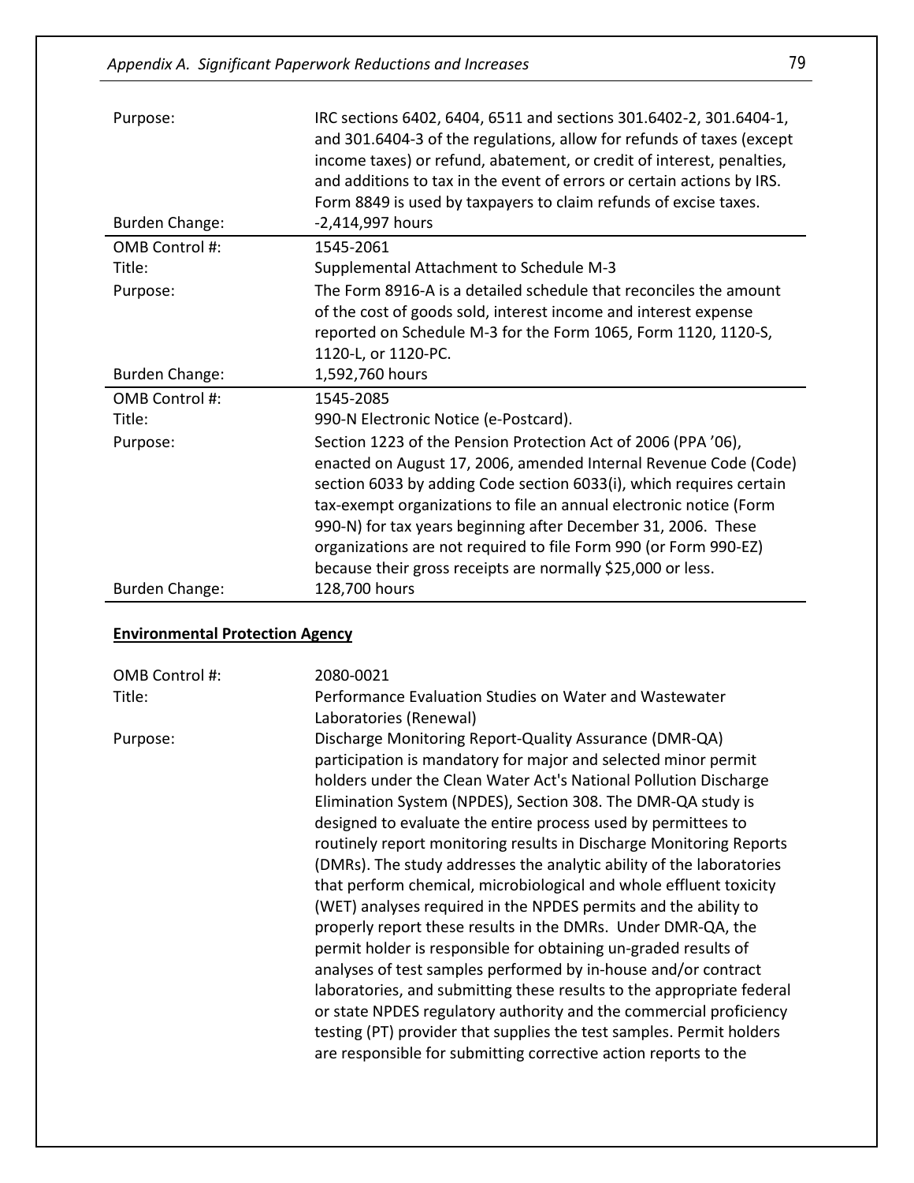| | |
|---|---|
| Purpose: | IRC sections 6402, 6404, 6511 and sections 301.6402-2, 301.6404-1, and 301.6404-3 of the regulations, allow for refunds of taxes (except income taxes) or refund, abatement, or credit of interest, penalties, and additions to tax in the event of errors or certain actions by IRS. Form 8849 is used by taxpayers to claim refunds of excise taxes. |
| Burden Change: | -2,414,997 hours |

| | |
|---|---|
| OMB Control #: | 1545-2061 |
| Title: | Supplemental Attachment to Schedule M-3 |
| Purpose: | The Form 8916-A is a detailed schedule that reconciles the amount of the cost of goods sold, interest income and interest expense reported on Schedule M-3 for the Form 1065, Form 1120, 1120-S, 1120-L, or 1120-PC. |
| Burden Change: | 1,592,760 hours |

| | |
|---|---|
| OMB Control #: | 1545-2085 |
| Title: | 990-N Electronic Notice (e-Postcard). |
| Purpose: | Section 1223 of the Pension Protection Act of 2006 (PPA '06), enacted on August 17, 2006, amended Internal Revenue Code (Code) section 6033 by adding Code section 6033(i), which requires certain tax-exempt organizations to file an annual electronic notice (Form 990-N) for tax years beginning after December 31, 2006. These organizations are not required to file Form 990 (or Form 990-EZ) because their gross receipts are normally $25,000 or less. |
| Burden Change: | 128,700 hours |

**Environmental Protection Agency**

| | |
|---|---|
| OMB Control #: | 2080-0021 |
| Title: | Performance Evaluation Studies on Water and Wastewater Laboratories (Renewal) |
| Purpose: | Discharge Monitoring Report-Quality Assurance (DMR-QA) participation is mandatory for major and selected minor permit holders under the Clean Water Act's National Pollution Discharge Elimination System (NPDES), Section 308. The DMR-QA study is designed to evaluate the entire process used by permittees to routinely report monitoring results in Discharge Monitoring Reports (DMRs). The study addresses the analytic ability of the laboratories that perform chemical, microbiological and whole effluent toxicity (WET) analyses required in the NPDES permits and the ability to properly report these results in the DMRs. Under DMR-QA, the permit holder is responsible for obtaining un-graded results of analyses of test samples performed by in-house and/or contract laboratories, and submitting these results to the appropriate federal or state NPDES regulatory authority and the commercial proficiency testing (PT) provider that supplies the test samples. Permit holders are responsible for submitting corrective action reports to the |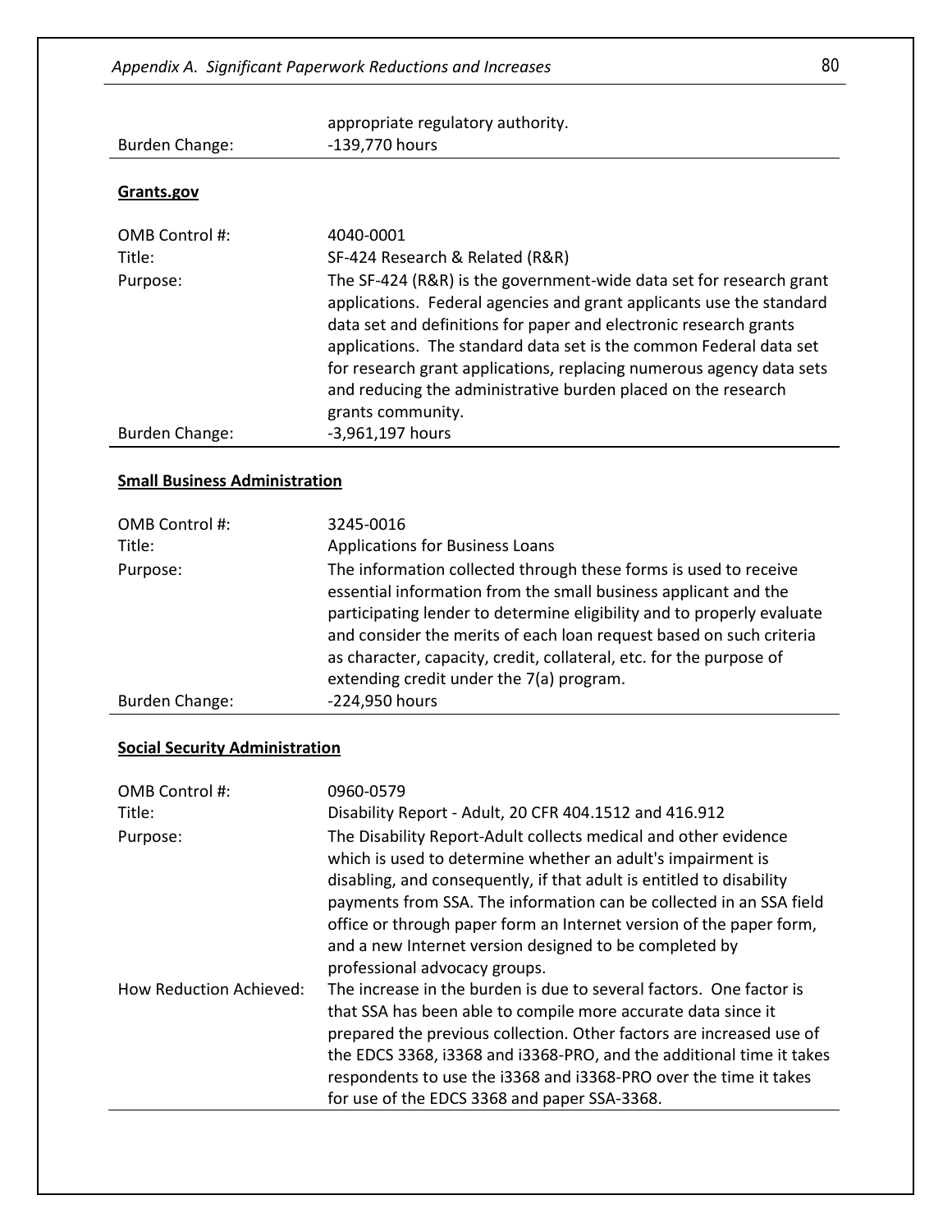| | |
|---|---|
| | appropriate regulatory authority. |
| Burden Change: | -139,770 hours |

**Grants.gov**

| | |
|---|---|
| OMB Control #: | 4040-0001 |
| Title: | SF-424 Research & Related (R&R) |
| Purpose: | The SF-424 (R&R) is the government-wide data set for research grant applications. Federal agencies and grant applicants use the standard data set and definitions for paper and electronic research grants applications. The standard data set is the common Federal data set for research grant applications, replacing numerous agency data sets and reducing the administrative burden placed on the research grants community. |
| Burden Change: | -3,961,197 hours |

**Small Business Administration**

| | |
|---|---|
| OMB Control #: | 3245-0016 |
| Title: | Applications for Business Loans |
| Purpose: | The information collected through these forms is used to receive essential information from the small business applicant and the participating lender to determine eligibility and to properly evaluate and consider the merits of each loan request based on such criteria as character, capacity, credit, collateral, etc. for the purpose of extending credit under the 7(a) program. |
| Burden Change: | -224,950 hours |

**Social Security Administration**

| | |
|---|---|
| OMB Control #: | 0960-0579 |
| Title: | Disability Report - Adult, 20 CFR 404.1512 and 416.912 |
| Purpose: | The Disability Report-Adult collects medical and other evidence which is used to determine whether an adult's impairment is disabling, and consequently, if that adult is entitled to disability payments from SSA. The information can be collected in an SSA field office or through paper form an Internet version of the paper form, and a new Internet version designed to be completed by professional advocacy groups. |
| How Reduction Achieved: | The increase in the burden is due to several factors. One factor is that SSA has been able to compile more accurate data since it prepared the previous collection. Other factors are increased use of the EDCS 3368, i3368 and i3368-PRO, and the additional time it takes respondents to use the i3368 and i3368-PRO over the time it takes for use of the EDCS 3368 and paper SSA-3368. |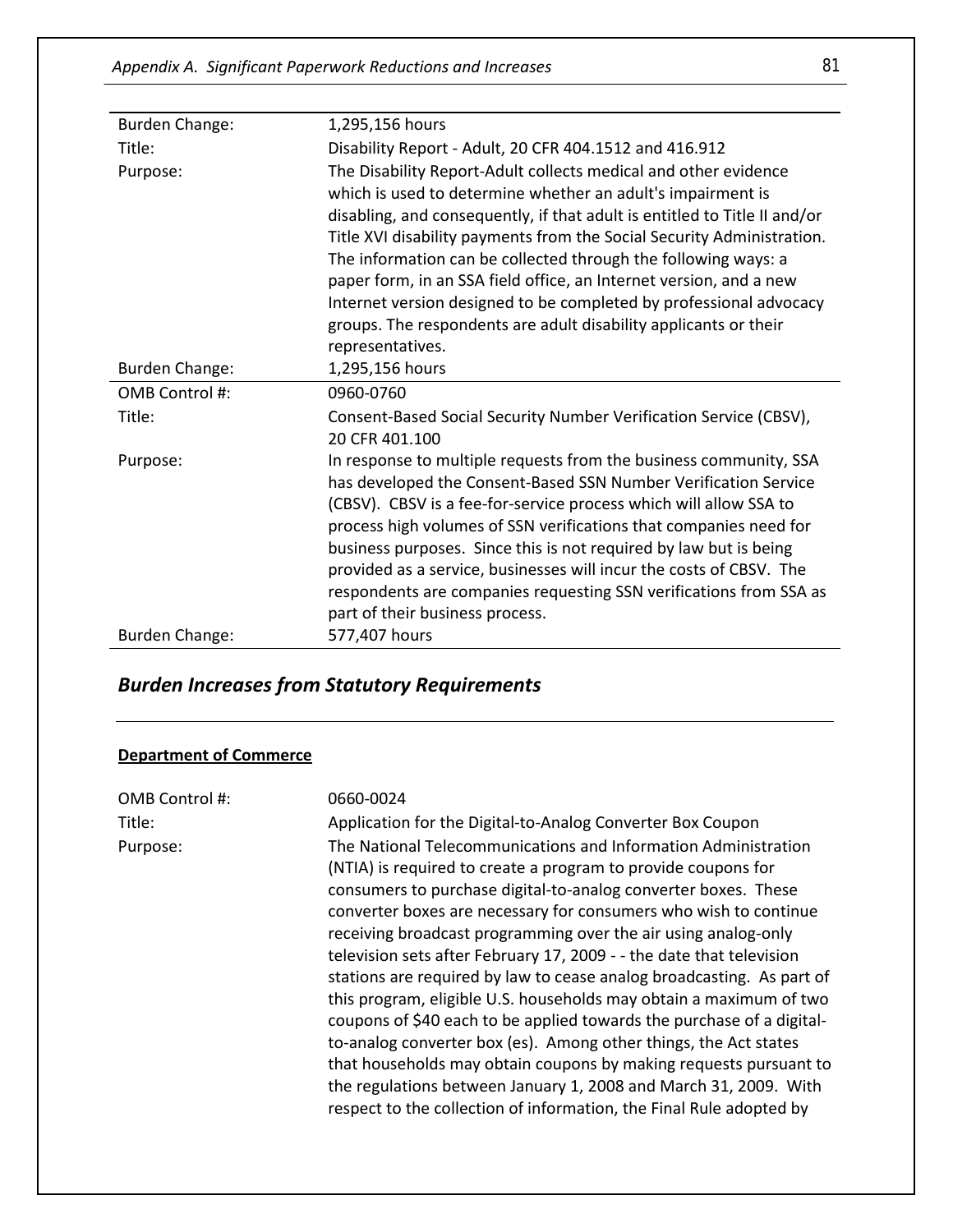| | |
|---|---|
| Burden Change: | 1,295,156 hours |
| Title: | Disability Report - Adult, 20 CFR 404.1512 and 416.912 |
| Purpose: | The Disability Report-Adult collects medical and other evidence which is used to determine whether an adult's impairment is disabling, and consequently, if that adult is entitled to Title II and/or Title XVI disability payments from the Social Security Administration. The information can be collected through the following ways: a paper form, in an SSA field office, an Internet version, and a new Internet version designed to be completed by professional advocacy groups. The respondents are adult disability applicants or their representatives. |
| Burden Change: | 1,295,156 hours |
| OMB Control #: | 0960-0760 |
| Title: | Consent-Based Social Security Number Verification Service (CBSV), 20 CFR 401.100 |
| Purpose: | In response to multiple requests from the business community, SSA has developed the Consent-Based SSN Number Verification Service (CBSV). CBSV is a fee-for-service process which will allow SSA to process high volumes of SSN verifications that companies need for business purposes. Since this is not required by law but is being provided as a service, businesses will incur the costs of CBSV. The respondents are companies requesting SSN verifications from SSA as part of their business process. |
| Burden Change: | 577,407 hours |

## *Burden Increases from Statutory Requirements*

**Department of Commerce**

| | |
|---|---|
| OMB Control #: | 0660-0024 |
| Title: | Application for the Digital-to-Analog Converter Box Coupon |
| Purpose: | The National Telecommunications and Information Administration (NTIA) is required to create a program to provide coupons for consumers to purchase digital-to-analog converter boxes. These converter boxes are necessary for consumers who wish to continue receiving broadcast programming over the air using analog-only television sets after February 17, 2009 - - the date that television stations are required by law to cease analog broadcasting. As part of this program, eligible U.S. households may obtain a maximum of two coupons of $40 each to be applied towards the purchase of a digital-to-analog converter box (es). Among other things, the Act states that households may obtain coupons by making requests pursuant to the regulations between January 1, 2008 and March 31, 2009. With respect to the collection of information, the Final Rule adopted by |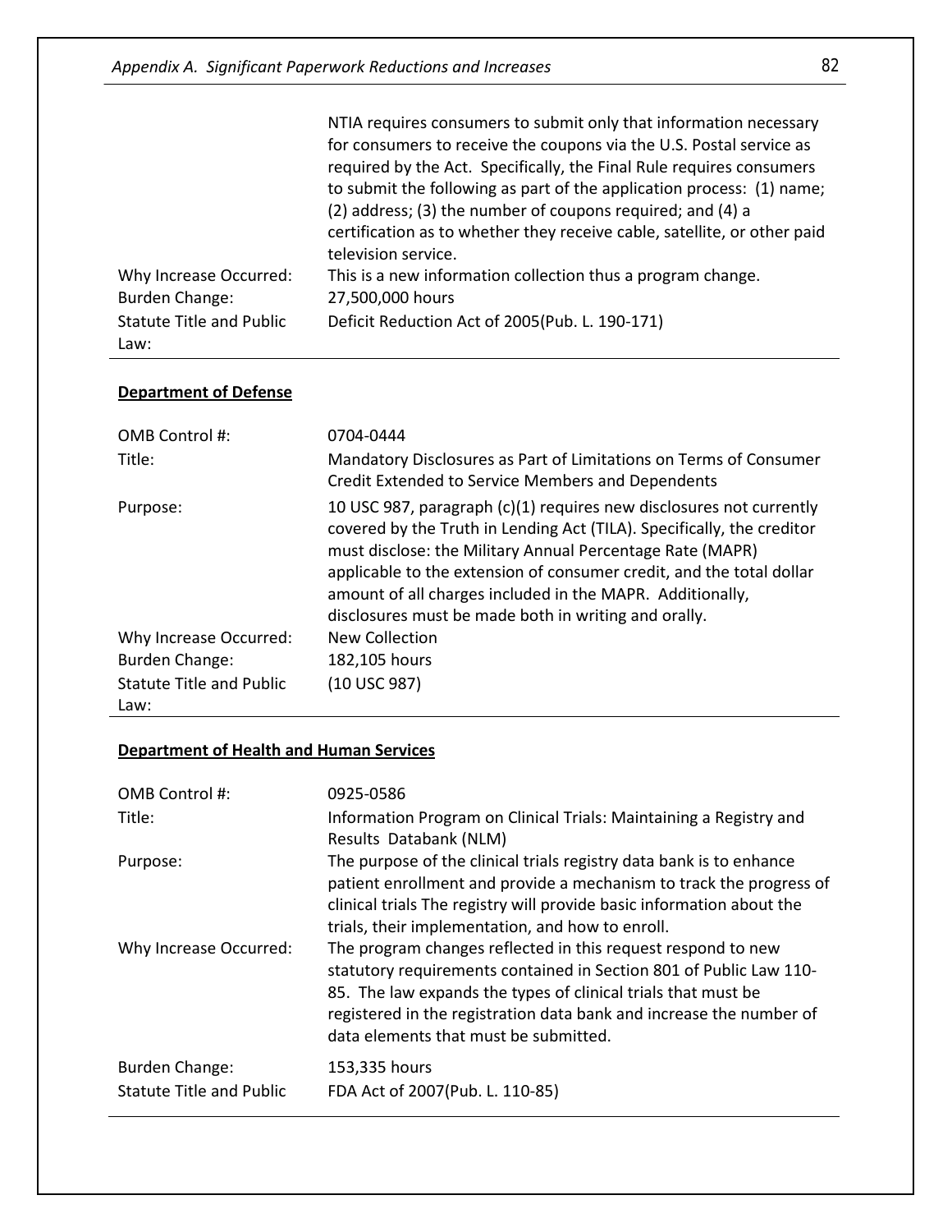| | |
|---|---|
| | NTIA requires consumers to submit only that information necessary for consumers to receive the coupons via the U.S. Postal service as required by the Act. Specifically, the Final Rule requires consumers to submit the following as part of the application process: (1) name; (2) address; (3) the number of coupons required; and (4) a certification as to whether they receive cable, satellite, or other paid television service. |
| Why Increase Occurred: | This is a new information collection thus a program change. |
| Burden Change: | 27,500,000 hours |
| Statute Title and Public Law: | Deficit Reduction Act of 2005(Pub. L. 190-171) |

**Department of Defense**

| | |
|---|---|
| OMB Control #: | 0704-0444 |
| Title: | Mandatory Disclosures as Part of Limitations on Terms of Consumer Credit Extended to Service Members and Dependents |
| Purpose: | 10 USC 987, paragraph (c)(1) requires new disclosures not currently covered by the Truth in Lending Act (TILA). Specifically, the creditor must disclose: the Military Annual Percentage Rate (MAPR) applicable to the extension of consumer credit, and the total dollar amount of all charges included in the MAPR. Additionally, disclosures must be made both in writing and orally. |
| Why Increase Occurred: | New Collection |
| Burden Change: | 182,105 hours |
| Statute Title and Public Law: | (10 USC 987) |

**Department of Health and Human Services**

| | |
|---|---|
| OMB Control #: | 0925-0586 |
| Title: | Information Program on Clinical Trials: Maintaining a Registry and Results Databank (NLM) |
| Purpose: | The purpose of the clinical trials registry data bank is to enhance patient enrollment and provide a mechanism to track the progress of clinical trials The registry will provide basic information about the trials, their implementation, and how to enroll. |
| Why Increase Occurred: | The program changes reflected in this request respond to new statutory requirements contained in Section 801 of Public Law 110-85. The law expands the types of clinical trials that must be registered in the registration data bank and increase the number of data elements that must be submitted. |
| Burden Change: | 153,335 hours |
| Statute Title and Public | FDA Act of 2007(Pub. L. 110-85) |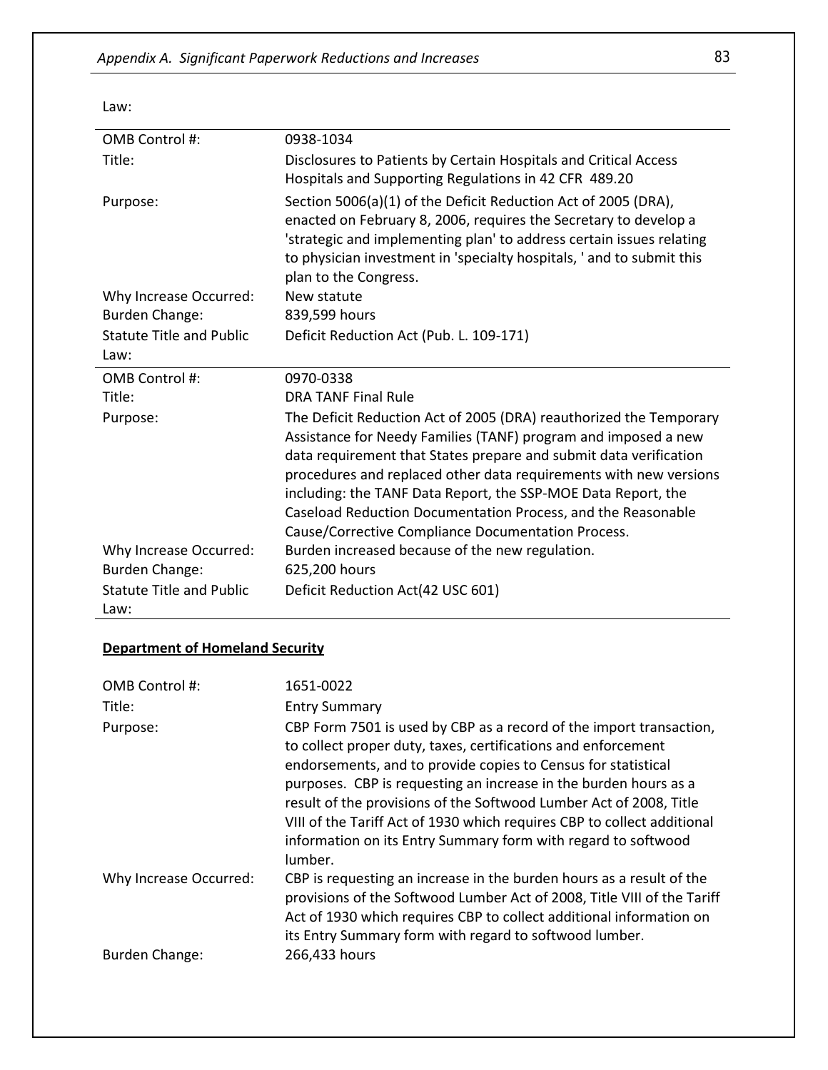Law:

| | |
|---|---|
| OMB Control #: | 0938-1034 |
| Title: | Disclosures to Patients by Certain Hospitals and Critical Access Hospitals and Supporting Regulations in 42 CFR 489.20 |
| Purpose: | Section 5006(a)(1) of the Deficit Reduction Act of 2005 (DRA), enacted on February 8, 2006, requires the Secretary to develop a 'strategic and implementing plan' to address certain issues relating to physician investment in 'specialty hospitals, ' and to submit this plan to the Congress. |
| Why Increase Occurred: | New statute |
| Burden Change: | 839,599 hours |
| Statute Title and Public Law: | Deficit Reduction Act (Pub. L. 109-171) |

| | |
|---|---|
| OMB Control #: | 0970-0338 |
| Title: | DRA TANF Final Rule |
| Purpose: | The Deficit Reduction Act of 2005 (DRA) reauthorized the Temporary Assistance for Needy Families (TANF) program and imposed a new data requirement that States prepare and submit data verification procedures and replaced other data requirements with new versions including: the TANF Data Report, the SSP-MOE Data Report, the Caseload Reduction Documentation Process, and the Reasonable Cause/Corrective Compliance Documentation Process. |
| Why Increase Occurred: | Burden increased because of the new regulation. |
| Burden Change: | 625,200 hours |
| Statute Title and Public Law: | Deficit Reduction Act(42 USC 601) |

**Department of Homeland Security**

| | |
|---|---|
| OMB Control #: | 1651-0022 |
| Title: | Entry Summary |
| Purpose: | CBP Form 7501 is used by CBP as a record of the import transaction, to collect proper duty, taxes, certifications and enforcement endorsements, and to provide copies to Census for statistical purposes. CBP is requesting an increase in the burden hours as a result of the provisions of the Softwood Lumber Act of 2008, Title VIII of the Tariff Act of 1930 which requires CBP to collect additional information on its Entry Summary form with regard to softwood lumber. |
| Why Increase Occurred: | CBP is requesting an increase in the burden hours as a result of the provisions of the Softwood Lumber Act of 2008, Title VIII of the Tariff Act of 1930 which requires CBP to collect additional information on its Entry Summary form with regard to softwood lumber. |
| Burden Change: | 266,433 hours |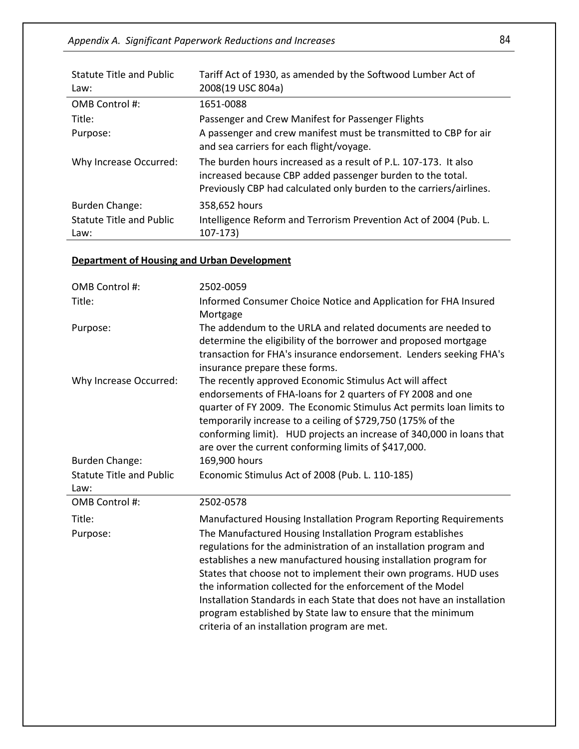| | |
|---|---|
| Statute Title and Public Law: | Tariff Act of 1930, as amended by the Softwood Lumber Act of 2008(19 USC 804a) |

| | |
|---|---|
| OMB Control #: | 1651-0088 |
| Title: | Passenger and Crew Manifest for Passenger Flights |
| Purpose: | A passenger and crew manifest must be transmitted to CBP for air and sea carriers for each flight/voyage. |
| Why Increase Occurred: | The burden hours increased as a result of P.L. 107-173. It also increased because CBP added passenger burden to the total. Previously CBP had calculated only burden to the carriers/airlines. |
| Burden Change: | 358,652 hours |
| Statute Title and Public Law: | Intelligence Reform and Terrorism Prevention Act of 2004 (Pub. L. 107-173) |

**Department of Housing and Urban Development**

| | |
|---|---|
| OMB Control #: | 2502-0059 |
| Title: | Informed Consumer Choice Notice and Application for FHA Insured Mortgage |
| Purpose: | The addendum to the URLA and related documents are needed to determine the eligibility of the borrower and proposed mortgage transaction for FHA's insurance endorsement. Lenders seeking FHA's insurance prepare these forms. |
| Why Increase Occurred: | The recently approved Economic Stimulus Act will affect endorsements of FHA-loans for 2 quarters of FY 2008 and one quarter of FY 2009. The Economic Stimulus Act permits loan limits to temporarily increase to a ceiling of $729,750 (175% of the conforming limit). HUD projects an increase of 340,000 in loans that are over the current conforming limits of $417,000. |
| Burden Change: | 169,900 hours |
| Statute Title and Public Law: | Economic Stimulus Act of 2008 (Pub. L. 110-185) |

| | |
|---|---|
| OMB Control #: | 2502-0578 |
| Title: | Manufactured Housing Installation Program Reporting Requirements |
| Purpose: | The Manufactured Housing Installation Program establishes regulations for the administration of an installation program and establishes a new manufactured housing installation program for States that choose not to implement their own programs. HUD uses the information collected for the enforcement of the Model Installation Standards in each State that does not have an installation program established by State law to ensure that the minimum criteria of an installation program are met. |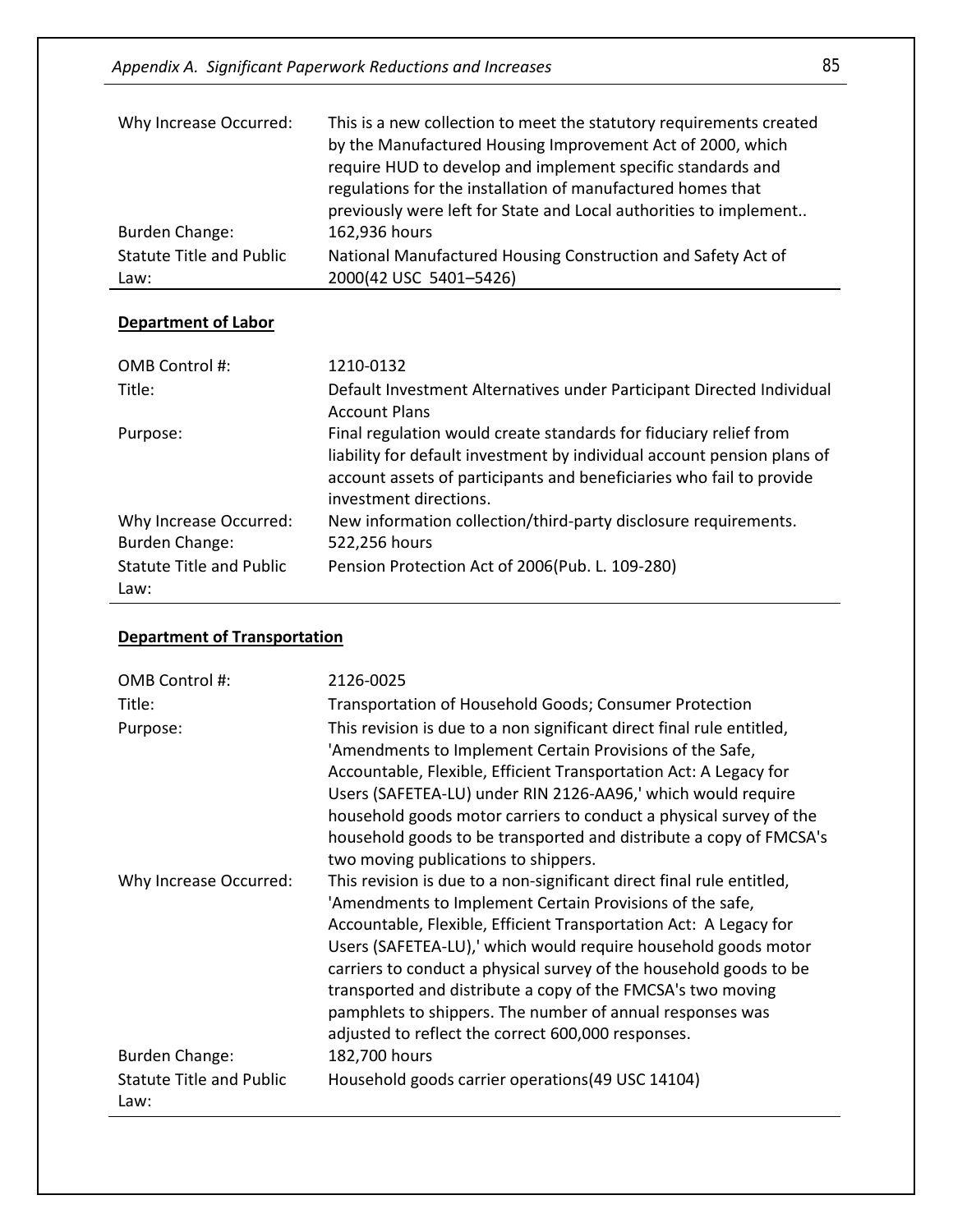| | |
|---|---|
| Why Increase Occurred: | This is a new collection to meet the statutory requirements created by the Manufactured Housing Improvement Act of 2000, which require HUD to develop and implement specific standards and regulations for the installation of manufactured homes that previously were left for State and Local authorities to implement.. |
| Burden Change: | 162,936 hours |
| Statute Title and Public Law: | National Manufactured Housing Construction and Safety Act of 2000(42 USC 5401–5426) |

**Department of Labor**

| | |
|---|---|
| OMB Control #: | 1210-0132 |
| Title: | Default Investment Alternatives under Participant Directed Individual Account Plans |
| Purpose: | Final regulation would create standards for fiduciary relief from liability for default investment by individual account pension plans of account assets of participants and beneficiaries who fail to provide investment directions. |
| Why Increase Occurred: | New information collection/third-party disclosure requirements. |
| Burden Change: | 522,256 hours |
| Statute Title and Public Law: | Pension Protection Act of 2006(Pub. L. 109-280) |

**Department of Transportation**

| | |
|---|---|
| OMB Control #: | 2126-0025 |
| Title: | Transportation of Household Goods; Consumer Protection |
| Purpose: | This revision is due to a non significant direct final rule entitled, 'Amendments to Implement Certain Provisions of the Safe, Accountable, Flexible, Efficient Transportation Act: A Legacy for Users (SAFETEA-LU) under RIN 2126-AA96,' which would require household goods motor carriers to conduct a physical survey of the household goods to be transported and distribute a copy of FMCSA's two moving publications to shippers. |
| Why Increase Occurred: | This revision is due to a non-significant direct final rule entitled, 'Amendments to Implement Certain Provisions of the safe, Accountable, Flexible, Efficient Transportation Act: A Legacy for Users (SAFETEA-LU),' which would require household goods motor carriers to conduct a physical survey of the household goods to be transported and distribute a copy of the FMCSA's two moving pamphlets to shippers. The number of annual responses was adjusted to reflect the correct 600,000 responses. |
| Burden Change: | 182,700 hours |
| Statute Title and Public Law: | Household goods carrier operations(49 USC 14104) |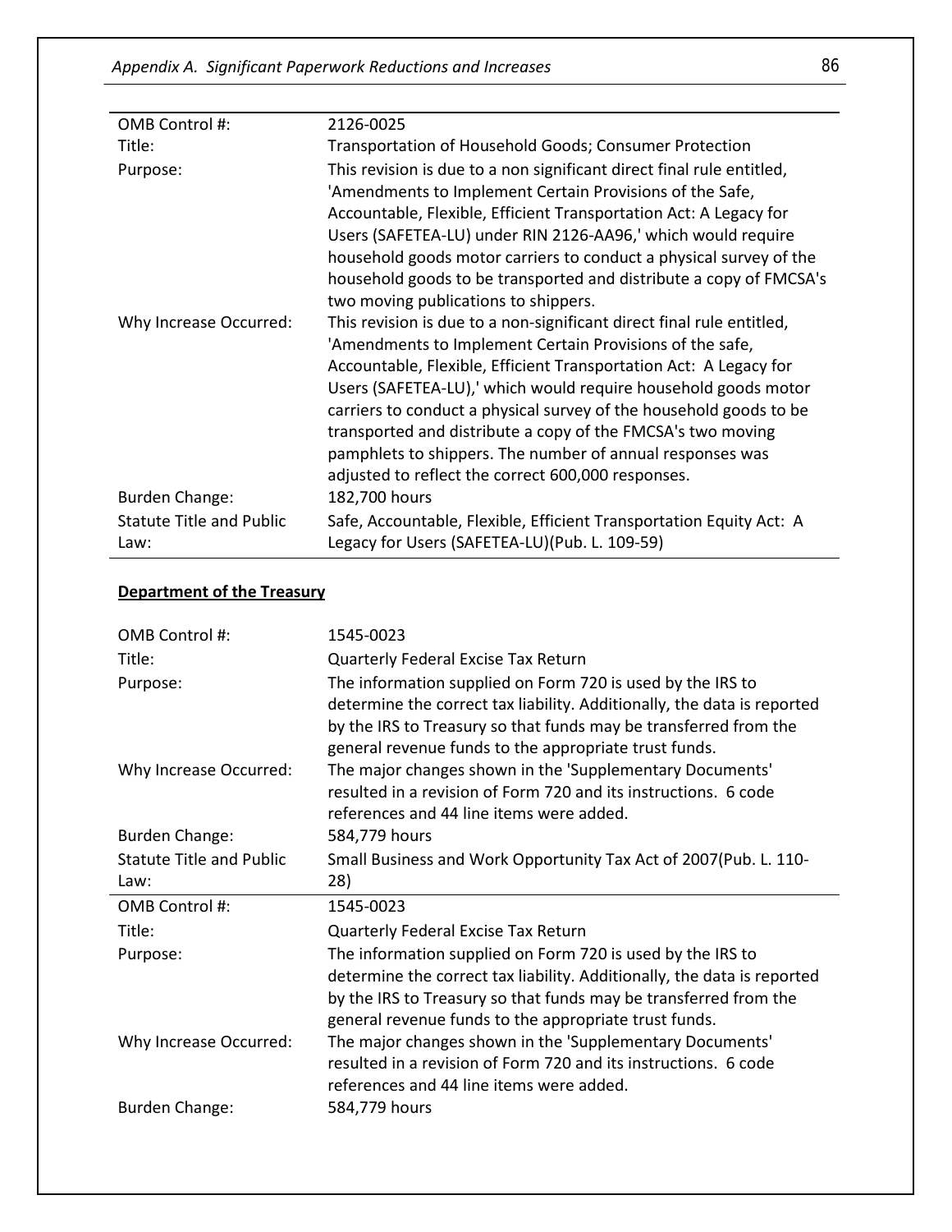| | |
|---|---|
| OMB Control #: | 2126-0025 |
| Title: | Transportation of Household Goods; Consumer Protection |
| Purpose: | This revision is due to a non significant direct final rule entitled, 'Amendments to Implement Certain Provisions of the Safe, Accountable, Flexible, Efficient Transportation Act: A Legacy for Users (SAFETEA-LU) under RIN 2126-AA96,' which would require household goods motor carriers to conduct a physical survey of the household goods to be transported and distribute a copy of FMCSA's two moving publications to shippers. |
| Why Increase Occurred: | This revision is due to a non-significant direct final rule entitled, 'Amendments to Implement Certain Provisions of the safe, Accountable, Flexible, Efficient Transportation Act: A Legacy for Users (SAFETEA-LU),' which would require household goods motor carriers to conduct a physical survey of the household goods to be transported and distribute a copy of the FMCSA's two moving pamphlets to shippers. The number of annual responses was adjusted to reflect the correct 600,000 responses. |
| Burden Change: | 182,700 hours |
| Statute Title and Public Law: | Safe, Accountable, Flexible, Efficient Transportation Equity Act: A Legacy for Users (SAFETEA-LU)(Pub. L. 109-59) |

**Department of the Treasury**

| | |
|---|---|
| OMB Control #: | 1545-0023 |
| Title: | Quarterly Federal Excise Tax Return |
| Purpose: | The information supplied on Form 720 is used by the IRS to determine the correct tax liability. Additionally, the data is reported by the IRS to Treasury so that funds may be transferred from the general revenue funds to the appropriate trust funds. |
| Why Increase Occurred: | The major changes shown in the 'Supplementary Documents' resulted in a revision of Form 720 and its instructions. 6 code references and 44 line items were added. |
| Burden Change: | 584,779 hours |
| Statute Title and Public Law: | Small Business and Work Opportunity Tax Act of 2007(Pub. L. 110-28) |

| | |
|---|---|
| OMB Control #: | 1545-0023 |
| Title: | Quarterly Federal Excise Tax Return |
| Purpose: | The information supplied on Form 720 is used by the IRS to determine the correct tax liability. Additionally, the data is reported by the IRS to Treasury so that funds may be transferred from the general revenue funds to the appropriate trust funds. |
| Why Increase Occurred: | The major changes shown in the 'Supplementary Documents' resulted in a revision of Form 720 and its instructions. 6 code references and 44 line items were added. |
| Burden Change: | 584,779 hours |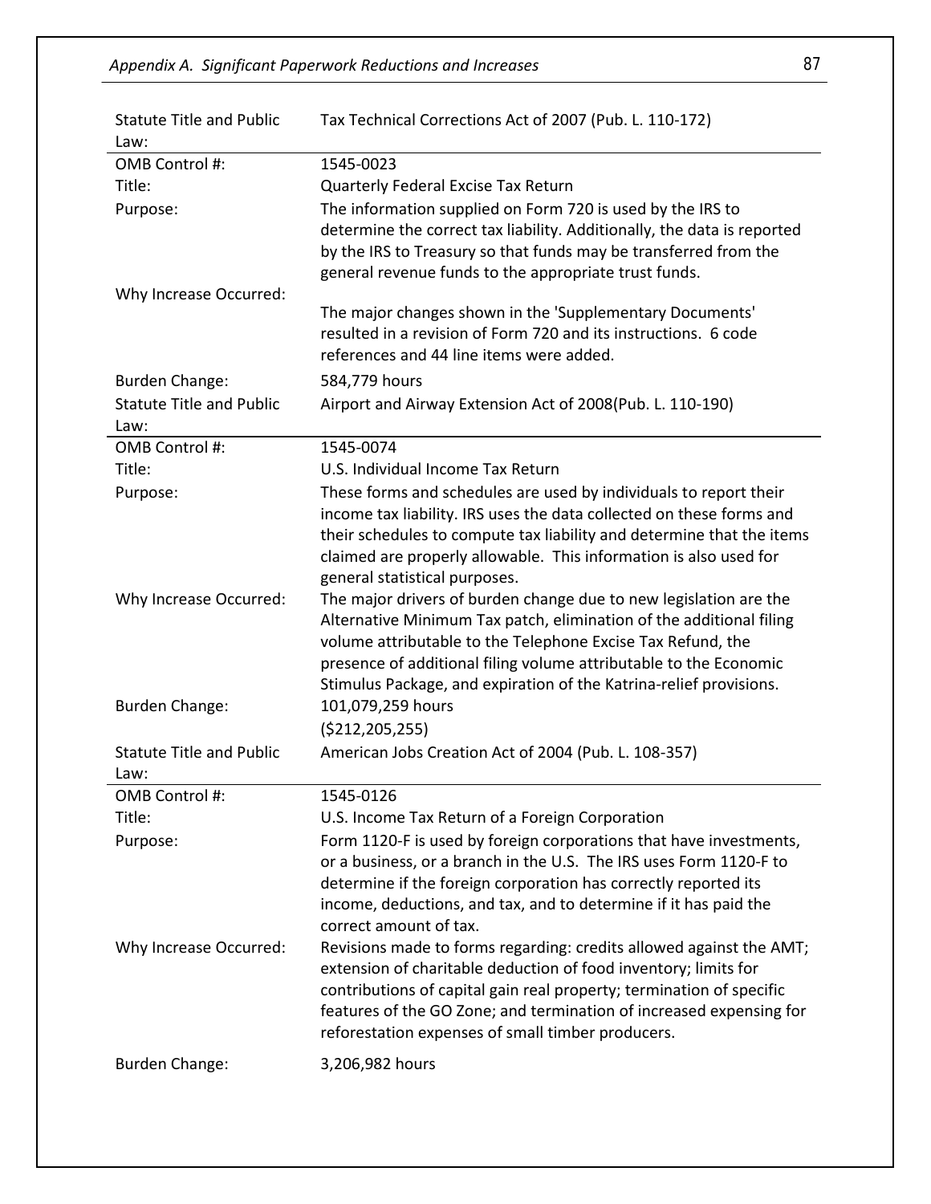| | |
|---|---|
| Statute Title and Public Law: | Tax Technical Corrections Act of 2007 (Pub. L. 110-172) |
| OMB Control #: | 1545-0023 |
| Title: | Quarterly Federal Excise Tax Return |
| Purpose: | The information supplied on Form 720 is used by the IRS to determine the correct tax liability. Additionally, the data is reported by the IRS to Treasury so that funds may be transferred from the general revenue funds to the appropriate trust funds. |
| Why Increase Occurred: | The major changes shown in the 'Supplementary Documents' resulted in a revision of Form 720 and its instructions. 6 code references and 44 line items were added. |
| Burden Change: | 584,779 hours |

| | |
|---|---|
| Statute Title and Public Law: | Airport and Airway Extension Act of 2008(Pub. L. 110-190) |
| OMB Control #: | 1545-0074 |
| Title: | U.S. Individual Income Tax Return |
| Purpose: | These forms and schedules are used by individuals to report their income tax liability. IRS uses the data collected on these forms and their schedules to compute tax liability and determine that the items claimed are properly allowable. This information is also used for general statistical purposes. |
| Why Increase Occurred: | The major drivers of burden change due to new legislation are the Alternative Minimum Tax patch, elimination of the additional filing volume attributable to the Telephone Excise Tax Refund, the presence of additional filing volume attributable to the Economic Stimulus Package, and expiration of the Katrina-relief provisions. |
| Burden Change: | 101,079,259 hours<br>($212,205,255) |

| | |
|---|---|
| Statute Title and Public Law: | American Jobs Creation Act of 2004 (Pub. L. 108-357) |
| OMB Control #: | 1545-0126 |
| Title: | U.S. Income Tax Return of a Foreign Corporation |
| Purpose: | Form 1120-F is used by foreign corporations that have investments, or a business, or a branch in the U.S. The IRS uses Form 1120-F to determine if the foreign corporation has correctly reported its income, deductions, and tax, and to determine if it has paid the correct amount of tax. |
| Why Increase Occurred: | Revisions made to forms regarding: credits allowed against the AMT; extension of charitable deduction of food inventory; limits for contributions of capital gain real property; termination of specific features of the GO Zone; and termination of increased expensing for reforestation expenses of small timber producers. |
| Burden Change: | 3,206,982 hours |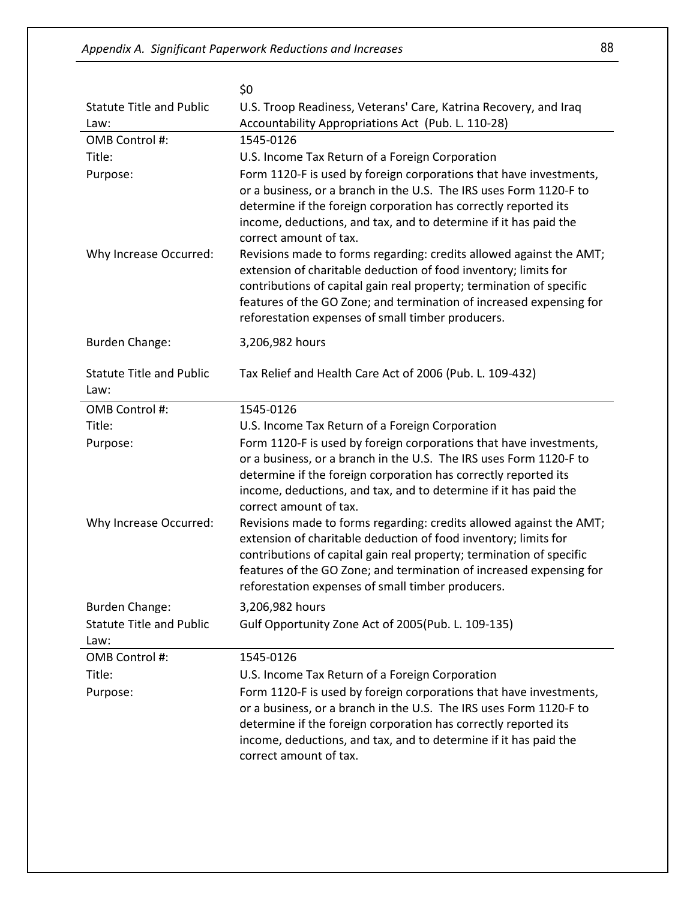| | |
|---|---|
| | $0 |
| Statute Title and Public Law: | U.S. Troop Readiness, Veterans' Care, Katrina Recovery, and Iraq Accountability Appropriations Act (Pub. L. 110-28) |

| | |
|---|---|
| OMB Control #: | 1545-0126 |
| Title: | U.S. Income Tax Return of a Foreign Corporation |
| Purpose: | Form 1120-F is used by foreign corporations that have investments, or a business, or a branch in the U.S. The IRS uses Form 1120-F to determine if the foreign corporation has correctly reported its income, deductions, and tax, and to determine if it has paid the correct amount of tax. |
| Why Increase Occurred: | Revisions made to forms regarding: credits allowed against the AMT; extension of charitable deduction of food inventory; limits for contributions of capital gain real property; termination of specific features of the GO Zone; and termination of increased expensing for reforestation expenses of small timber producers. |
| Burden Change: | 3,206,982 hours |
| Statute Title and Public Law: | Tax Relief and Health Care Act of 2006 (Pub. L. 109-432) |

| | |
|---|---|
| OMB Control #: | 1545-0126 |
| Title: | U.S. Income Tax Return of a Foreign Corporation |
| Purpose: | Form 1120-F is used by foreign corporations that have investments, or a business, or a branch in the U.S. The IRS uses Form 1120-F to determine if the foreign corporation has correctly reported its income, deductions, and tax, and to determine if it has paid the correct amount of tax. |
| Why Increase Occurred: | Revisions made to forms regarding: credits allowed against the AMT; extension of charitable deduction of food inventory; limits for contributions of capital gain real property; termination of specific features of the GO Zone; and termination of increased expensing for reforestation expenses of small timber producers. |
| Burden Change: | 3,206,982 hours |
| Statute Title and Public Law: | Gulf Opportunity Zone Act of 2005(Pub. L. 109-135) |

| | |
|---|---|
| OMB Control #: | 1545-0126 |
| Title: | U.S. Income Tax Return of a Foreign Corporation |
| Purpose: | Form 1120-F is used by foreign corporations that have investments, or a business, or a branch in the U.S. The IRS uses Form 1120-F to determine if the foreign corporation has correctly reported its income, deductions, and tax, and to determine if it has paid the correct amount of tax. |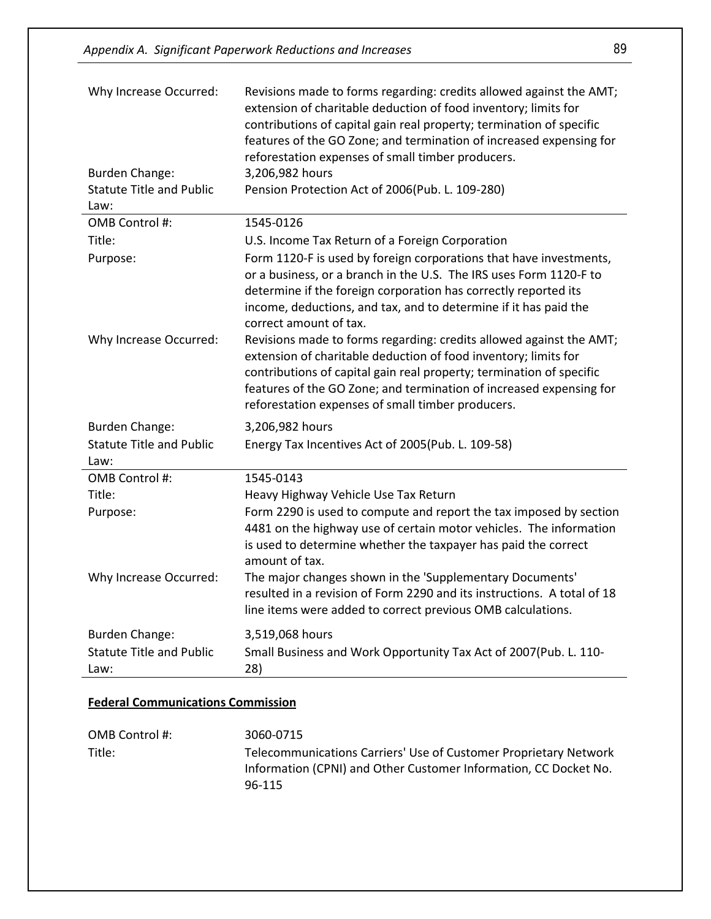| | |
|---|---|
| Why Increase Occurred: | Revisions made to forms regarding: credits allowed against the AMT; extension of charitable deduction of food inventory; limits for contributions of capital gain real property; termination of specific features of the GO Zone; and termination of increased expensing for reforestation expenses of small timber producers. |
| Burden Change: | 3,206,982 hours |
| Statute Title and Public Law: | Pension Protection Act of 2006(Pub. L. 109-280) |

| | |
|---|---|
| OMB Control #: | 1545-0126 |
| Title: | U.S. Income Tax Return of a Foreign Corporation |
| Purpose: | Form 1120-F is used by foreign corporations that have investments, or a business, or a branch in the U.S. The IRS uses Form 1120-F to determine if the foreign corporation has correctly reported its income, deductions, and tax, and to determine if it has paid the correct amount of tax. |
| Why Increase Occurred: | Revisions made to forms regarding: credits allowed against the AMT; extension of charitable deduction of food inventory; limits for contributions of capital gain real property; termination of specific features of the GO Zone; and termination of increased expensing for reforestation expenses of small timber producers. |
| Burden Change: | 3,206,982 hours |
| Statute Title and Public Law: | Energy Tax Incentives Act of 2005(Pub. L. 109-58) |

| | |
|---|---|
| OMB Control #: | 1545-0143 |
| Title: | Heavy Highway Vehicle Use Tax Return |
| Purpose: | Form 2290 is used to compute and report the tax imposed by section 4481 on the highway use of certain motor vehicles. The information is used to determine whether the taxpayer has paid the correct amount of tax. |
| Why Increase Occurred: | The major changes shown in the 'Supplementary Documents' resulted in a revision of Form 2290 and its instructions. A total of 18 line items were added to correct previous OMB calculations. |
| Burden Change: | 3,519,068 hours |
| Statute Title and Public Law: | Small Business and Work Opportunity Tax Act of 2007(Pub. L. 110-28) |

**Federal Communications Commission**

| | |
|---|---|
| OMB Control #: | 3060-0715 |
| Title: | Telecommunications Carriers' Use of Customer Proprietary Network Information (CPNI) and Other Customer Information, CC Docket No. 96-115 |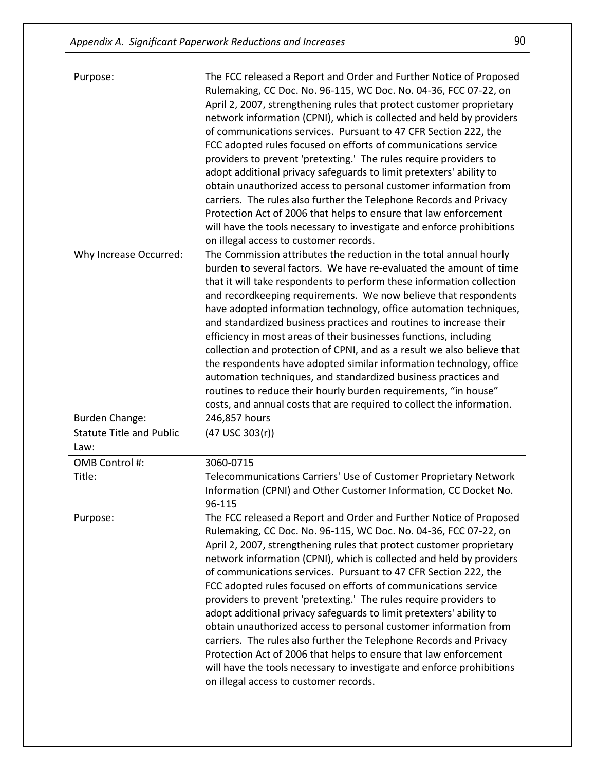| | |
|---|---|
| Purpose: | The FCC released a Report and Order and Further Notice of Proposed Rulemaking, CC Doc. No. 96-115, WC Doc. No. 04-36, FCC 07-22, on April 2, 2007, strengthening rules that protect customer proprietary network information (CPNI), which is collected and held by providers of communications services. Pursuant to 47 CFR Section 222, the FCC adopted rules focused on efforts of communications service providers to prevent 'pretexting.' The rules require providers to adopt additional privacy safeguards to limit pretexters' ability to obtain unauthorized access to personal customer information from carriers. The rules also further the Telephone Records and Privacy Protection Act of 2006 that helps to ensure that law enforcement will have the tools necessary to investigate and enforce prohibitions on illegal access to customer records. |
| Why Increase Occurred: | The Commission attributes the reduction in the total annual hourly burden to several factors. We have re-evaluated the amount of time that it will take respondents to perform these information collection and recordkeeping requirements. We now believe that respondents have adopted information technology, office automation techniques, and standardized business practices and routines to increase their efficiency in most areas of their businesses functions, including collection and protection of CPNI, and as a result we also believe that the respondents have adopted similar information technology, office automation techniques, and standardized business practices and routines to reduce their hourly burden requirements, "in house" costs, and annual costs that are required to collect the information. |
| Burden Change: | 246,857 hours |
| Statute Title and Public Law: | (47 USC 303(r)) |

| | |
|---|---|
| OMB Control #: | 3060-0715 |
| Title: | Telecommunications Carriers' Use of Customer Proprietary Network Information (CPNI) and Other Customer Information, CC Docket No. 96-115 |
| Purpose: | The FCC released a Report and Order and Further Notice of Proposed Rulemaking, CC Doc. No. 96-115, WC Doc. No. 04-36, FCC 07-22, on April 2, 2007, strengthening rules that protect customer proprietary network information (CPNI), which is collected and held by providers of communications services. Pursuant to 47 CFR Section 222, the FCC adopted rules focused on efforts of communications service providers to prevent 'pretexting.' The rules require providers to adopt additional privacy safeguards to limit pretexters' ability to obtain unauthorized access to personal customer information from carriers. The rules also further the Telephone Records and Privacy Protection Act of 2006 that helps to ensure that law enforcement will have the tools necessary to investigate and enforce prohibitions on illegal access to customer records. |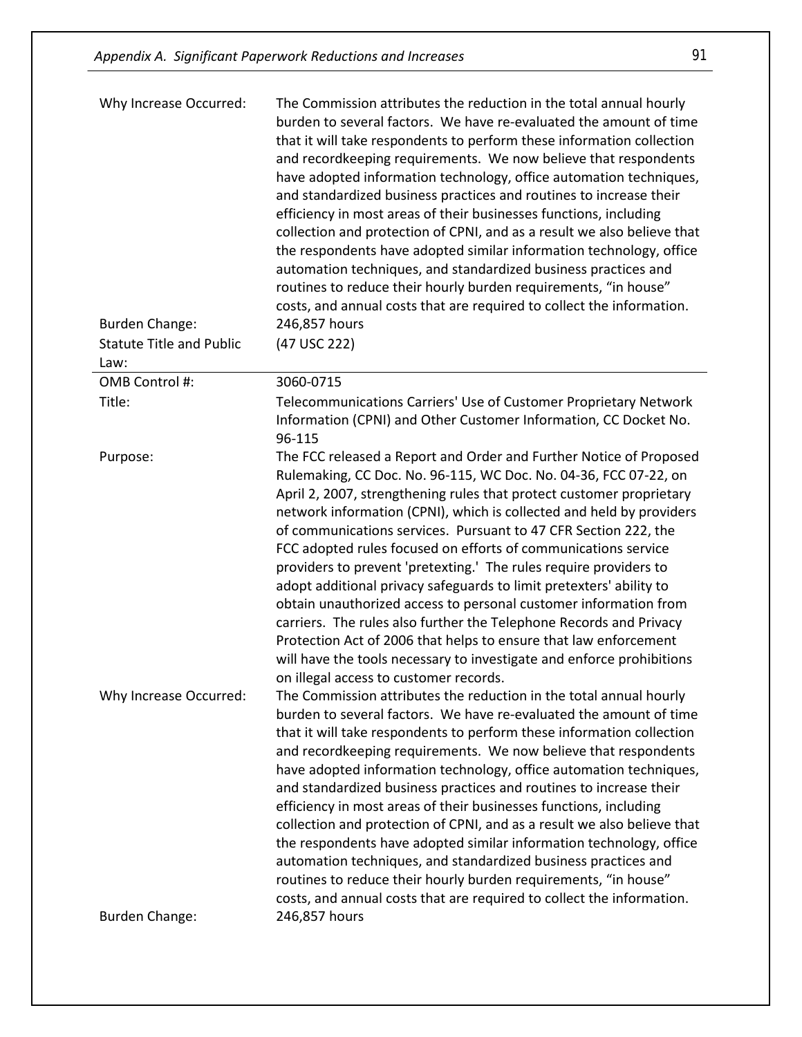| | |
|---|---|
| Why Increase Occurred: | The Commission attributes the reduction in the total annual hourly burden to several factors. We have re-evaluated the amount of time that it will take respondents to perform these information collection and recordkeeping requirements. We now believe that respondents have adopted information technology, office automation techniques, and standardized business practices and routines to increase their efficiency in most areas of their businesses functions, including collection and protection of CPNI, and as a result we also believe that the respondents have adopted similar information technology, office automation techniques, and standardized business practices and routines to reduce their hourly burden requirements, "in house" costs, and annual costs that are required to collect the information. |
| Burden Change: | 246,857 hours |
| Statute Title and Public Law: | (47 USC 222) |

| | |
|---|---|
| OMB Control #: | 3060-0715 |
| Title: | Telecommunications Carriers' Use of Customer Proprietary Network Information (CPNI) and Other Customer Information, CC Docket No. 96-115 |
| Purpose: | The FCC released a Report and Order and Further Notice of Proposed Rulemaking, CC Doc. No. 96-115, WC Doc. No. 04-36, FCC 07-22, on April 2, 2007, strengthening rules that protect customer proprietary network information (CPNI), which is collected and held by providers of communications services. Pursuant to 47 CFR Section 222, the FCC adopted rules focused on efforts of communications service providers to prevent 'pretexting.' The rules require providers to adopt additional privacy safeguards to limit pretexters' ability to obtain unauthorized access to personal customer information from carriers. The rules also further the Telephone Records and Privacy Protection Act of 2006 that helps to ensure that law enforcement will have the tools necessary to investigate and enforce prohibitions on illegal access to customer records. |
| Why Increase Occurred: | The Commission attributes the reduction in the total annual hourly burden to several factors. We have re-evaluated the amount of time that it will take respondents to perform these information collection and recordkeeping requirements. We now believe that respondents have adopted information technology, office automation techniques, and standardized business practices and routines to increase their efficiency in most areas of their businesses functions, including collection and protection of CPNI, and as a result we also believe that the respondents have adopted similar information technology, office automation techniques, and standardized business practices and routines to reduce their hourly burden requirements, "in house" costs, and annual costs that are required to collect the information. |
| Burden Change: | 246,857 hours |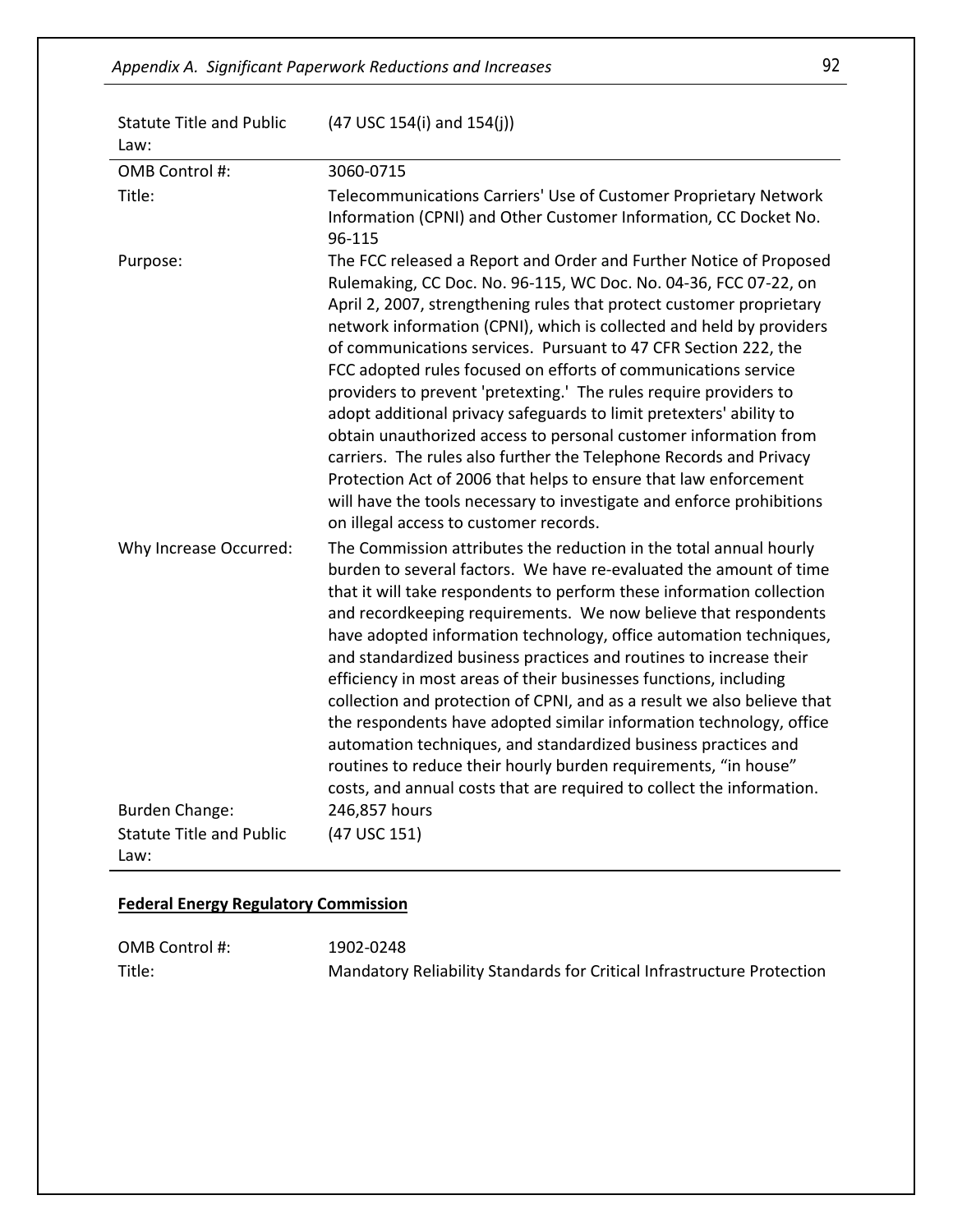| | |
|---|---|
| Statute Title and Public Law: | (47 USC 154(i) and 154(j)) |
| OMB Control #: | 3060-0715 |
| Title: | Telecommunications Carriers' Use of Customer Proprietary Network Information (CPNI) and Other Customer Information, CC Docket No. 96-115 |
| Purpose: | The FCC released a Report and Order and Further Notice of Proposed Rulemaking, CC Doc. No. 96-115, WC Doc. No. 04-36, FCC 07-22, on April 2, 2007, strengthening rules that protect customer proprietary network information (CPNI), which is collected and held by providers of communications services. Pursuant to 47 CFR Section 222, the FCC adopted rules focused on efforts of communications service providers to prevent 'pretexting.' The rules require providers to adopt additional privacy safeguards to limit pretexters' ability to obtain unauthorized access to personal customer information from carriers. The rules also further the Telephone Records and Privacy Protection Act of 2006 that helps to ensure that law enforcement will have the tools necessary to investigate and enforce prohibitions on illegal access to customer records. |
| Why Increase Occurred: | The Commission attributes the reduction in the total annual hourly burden to several factors. We have re-evaluated the amount of time that it will take respondents to perform these information collection and recordkeeping requirements. We now believe that respondents have adopted information technology, office automation techniques, and standardized business practices and routines to increase their efficiency in most areas of their businesses functions, including collection and protection of CPNI, and as a result we also believe that the respondents have adopted similar information technology, office automation techniques, and standardized business practices and routines to reduce their hourly burden requirements, "in house" costs, and annual costs that are required to collect the information. |
| Burden Change: | 246,857 hours |
| Statute Title and Public Law: | (47 USC 151) |

**Federal Energy Regulatory Commission**

| | |
|---|---|
| OMB Control #: | 1902-0248 |
| Title: | Mandatory Reliability Standards for Critical Infrastructure Protection |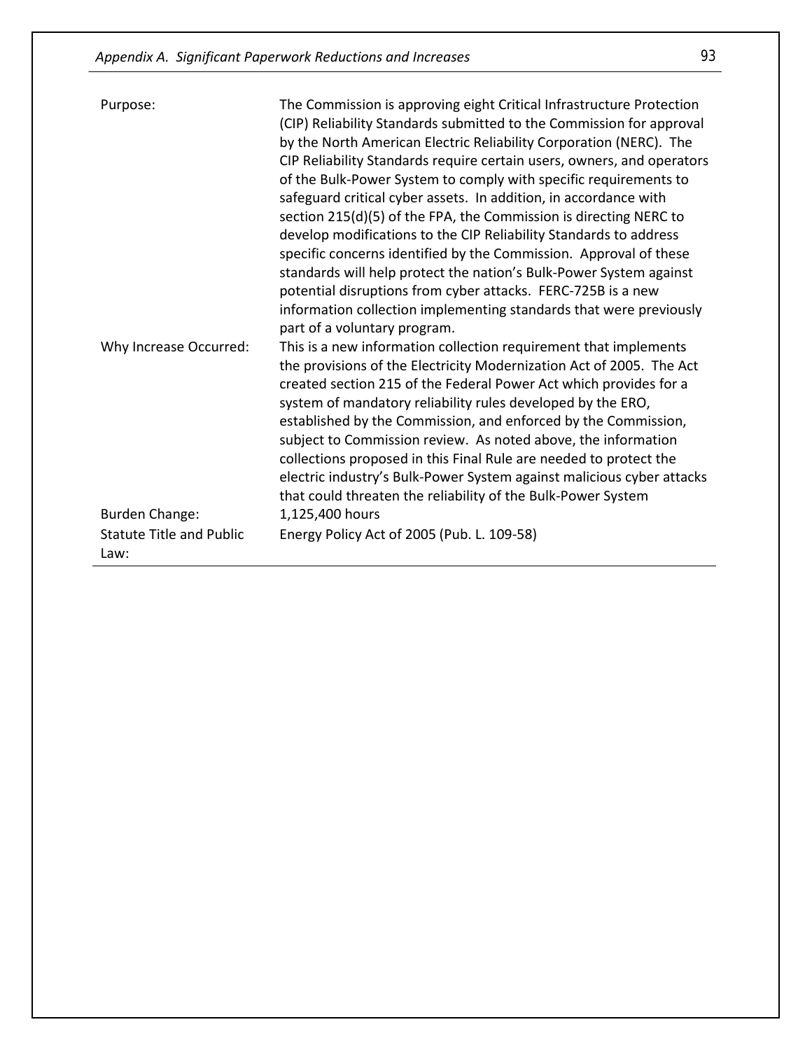| | |
|---|---|
| Purpose: | The Commission is approving eight Critical Infrastructure Protection (CIP) Reliability Standards submitted to the Commission for approval by the North American Electric Reliability Corporation (NERC). The CIP Reliability Standards require certain users, owners, and operators of the Bulk-Power System to comply with specific requirements to safeguard critical cyber assets. In addition, in accordance with section 215(d)(5) of the FPA, the Commission is directing NERC to develop modifications to the CIP Reliability Standards to address specific concerns identified by the Commission. Approval of these standards will help protect the nation's Bulk-Power System against potential disruptions from cyber attacks. FERC-725B is a new information collection implementing standards that were previously part of a voluntary program. |
| Why Increase Occurred: | This is a new information collection requirement that implements the provisions of the Electricity Modernization Act of 2005. The Act created section 215 of the Federal Power Act which provides for a system of mandatory reliability rules developed by the ERO, established by the Commission, and enforced by the Commission, subject to Commission review. As noted above, the information collections proposed in this Final Rule are needed to protect the electric industry's Bulk-Power System against malicious cyber attacks that could threaten the reliability of the Bulk-Power System |
| Burden Change: | 1,125,400 hours |
| Statute Title and Public Law: | Energy Policy Act of 2005 (Pub. L. 109-58) |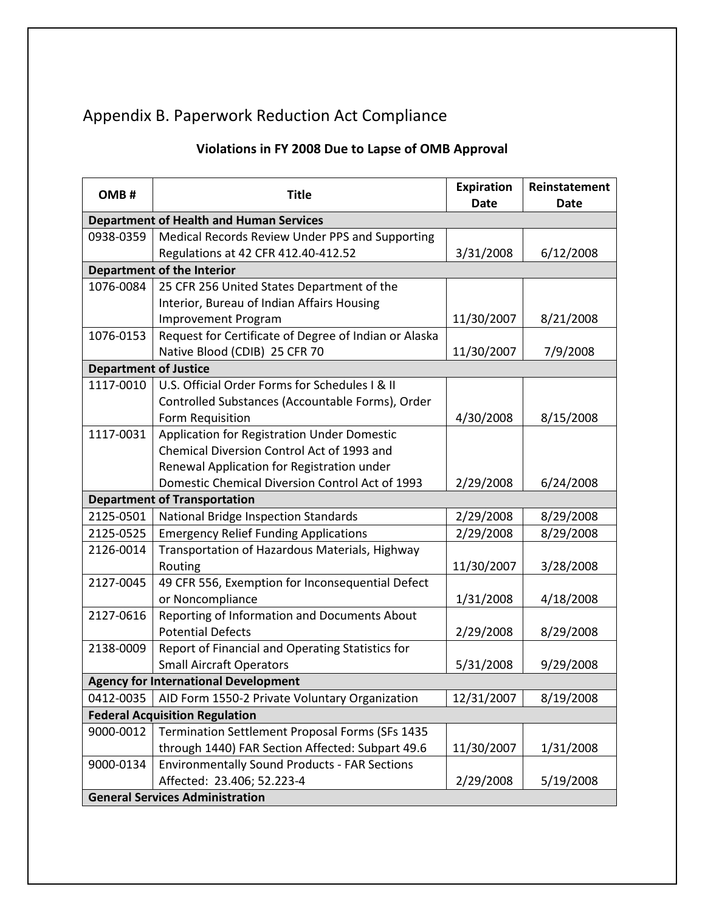# Appendix B. Paperwork Reduction Act Compliance

**Violations in FY 2008 Due to Lapse of OMB Approval**

| OMB # | Title | Expiration Date | Reinstatement Date |
|---|---|---|---|
| **Department of Health and Human Services** | | | |
| 0938-0359 | Medical Records Review Under PPS and Supporting Regulations at 42 CFR 412.40-412.52 | 3/31/2008 | 6/12/2008 |
| **Department of the Interior** | | | |
| 1076-0084 | 25 CFR 256 United States Department of the Interior, Bureau of Indian Affairs Housing Improvement Program | 11/30/2007 | 8/21/2008 |
| 1076-0153 | Request for Certificate of Degree of Indian or Alaska Native Blood (CDIB) 25 CFR 70 | 11/30/2007 | 7/9/2008 |
| **Department of Justice** | | | |
| 1117-0010 | U.S. Official Order Forms for Schedules I & II Controlled Substances (Accountable Forms), Order Form Requisition | 4/30/2008 | 8/15/2008 |
| 1117-0031 | Application for Registration Under Domestic Chemical Diversion Control Act of 1993 and Renewal Application for Registration under Domestic Chemical Diversion Control Act of 1993 | 2/29/2008 | 6/24/2008 |
| **Department of Transportation** | | | |
| 2125-0501 | National Bridge Inspection Standards | 2/29/2008 | 8/29/2008 |
| 2125-0525 | Emergency Relief Funding Applications | 2/29/2008 | 8/29/2008 |
| 2126-0014 | Transportation of Hazardous Materials, Highway Routing | 11/30/2007 | 3/28/2008 |
| 2127-0045 | 49 CFR 556, Exemption for Inconsequential Defect or Noncompliance | 1/31/2008 | 4/18/2008 |
| 2127-0616 | Reporting of Information and Documents About Potential Defects | 2/29/2008 | 8/29/2008 |
| 2138-0009 | Report of Financial and Operating Statistics for Small Aircraft Operators | 5/31/2008 | 9/29/2008 |
| **Agency for International Development** | | | |
| 0412-0035 | AID Form 1550-2 Private Voluntary Organization | 12/31/2007 | 8/19/2008 |
| **Federal Acquisition Regulation** | | | |
| 9000-0012 | Termination Settlement Proposal Forms (SFs 1435 through 1440) FAR Section Affected: Subpart 49.6 | 11/30/2007 | 1/31/2008 |
| 9000-0134 | Environmentally Sound Products - FAR Sections Affected: 23.406; 52.223-4 | 2/29/2008 | 5/19/2008 |
| **General Services Administration** | | | |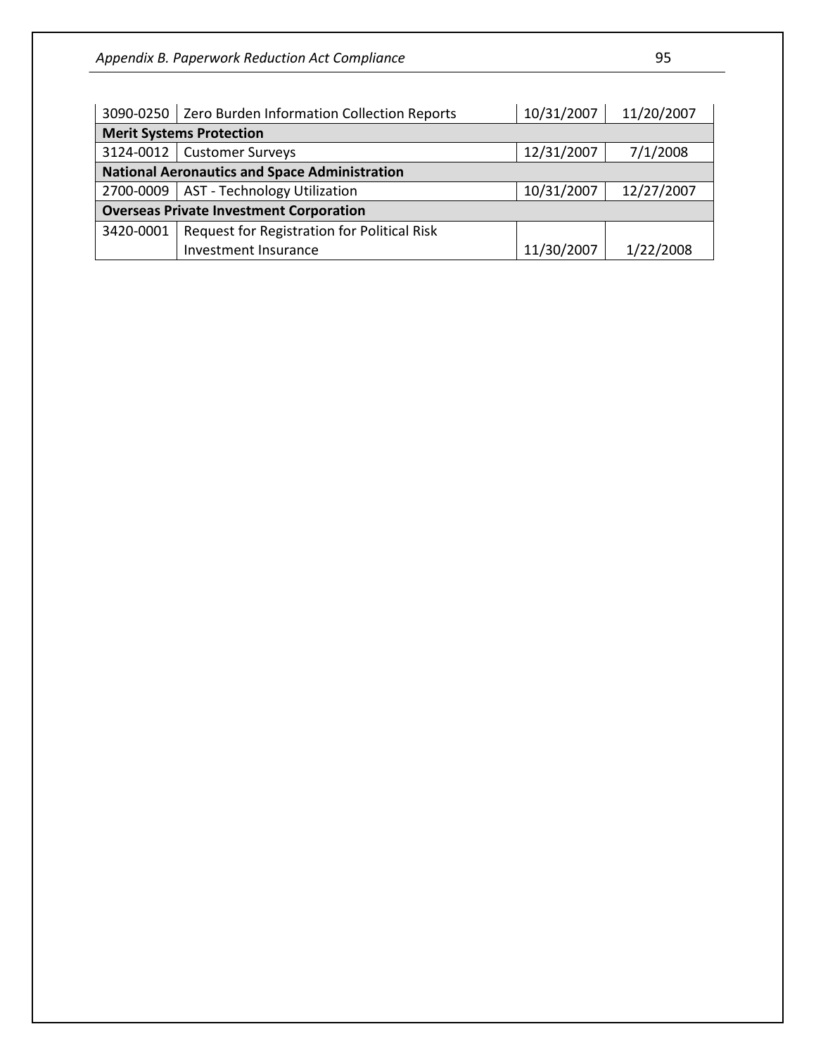| | | | |
|---|---|---|---|
| 3090-0250 | Zero Burden Information Collection Reports | 10/31/2007 | 11/20/2007 |
| **Merit Systems Protection** | | | |
| 3124-0012 | Customer Surveys | 12/31/2007 | 7/1/2008 |
| **National Aeronautics and Space Administration** | | | |
| 2700-0009 | AST - Technology Utilization | 10/31/2007 | 12/27/2007 |
| **Overseas Private Investment Corporation** | | | |
| 3420-0001 | Request for Registration for Political Risk Investment Insurance | 11/30/2007 | 1/22/2008 |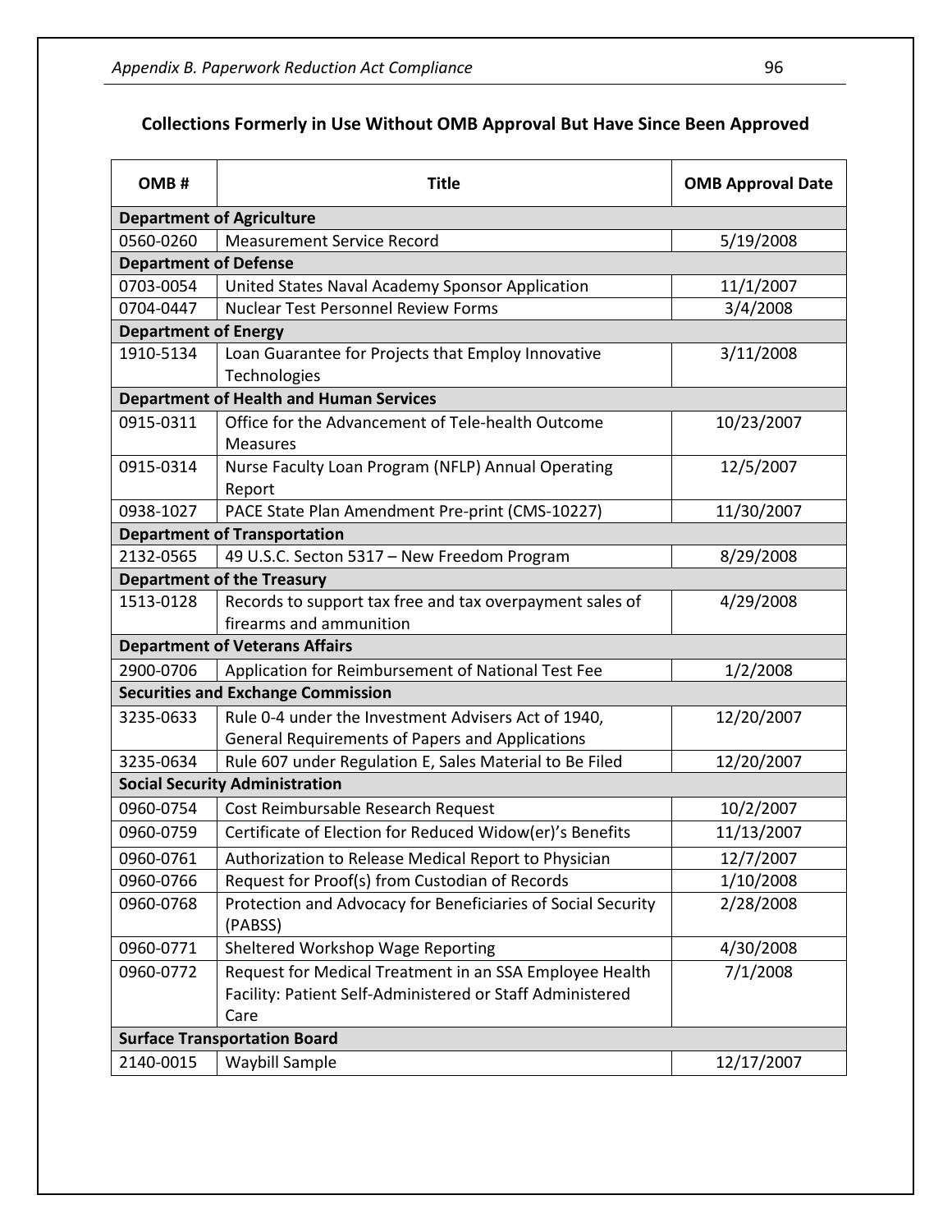## Collections Formerly in Use Without OMB Approval But Have Since Been Approved

| OMB # | Title | OMB Approval Date |
|---|---|---|
| **Department of Agriculture** | | |
| 0560-0260 | Measurement Service Record | 5/19/2008 |
| **Department of Defense** | | |
| 0703-0054 | United States Naval Academy Sponsor Application | 11/1/2007 |
| 0704-0447 | Nuclear Test Personnel Review Forms | 3/4/2008 |
| **Department of Energy** | | |
| 1910-5134 | Loan Guarantee for Projects that Employ Innovative Technologies | 3/11/2008 |
| **Department of Health and Human Services** | | |
| 0915-0311 | Office for the Advancement of Tele-health Outcome Measures | 10/23/2007 |
| 0915-0314 | Nurse Faculty Loan Program (NFLP) Annual Operating Report | 12/5/2007 |
| 0938-1027 | PACE State Plan Amendment Pre-print (CMS-10227) | 11/30/2007 |
| **Department of Transportation** | | |
| 2132-0565 | 49 U.S.C. Secton 5317 – New Freedom Program | 8/29/2008 |
| **Department of the Treasury** | | |
| 1513-0128 | Records to support tax free and tax overpayment sales of firearms and ammunition | 4/29/2008 |
| **Department of Veterans Affairs** | | |
| 2900-0706 | Application for Reimbursement of National Test Fee | 1/2/2008 |
| **Securities and Exchange Commission** | | |
| 3235-0633 | Rule 0-4 under the Investment Advisers Act of 1940, General Requirements of Papers and Applications | 12/20/2007 |
| 3235-0634 | Rule 607 under Regulation E, Sales Material to Be Filed | 12/20/2007 |
| **Social Security Administration** | | |
| 0960-0754 | Cost Reimbursable Research Request | 10/2/2007 |
| 0960-0759 | Certificate of Election for Reduced Widow(er)'s Benefits | 11/13/2007 |
| 0960-0761 | Authorization to Release Medical Report to Physician | 12/7/2007 |
| 0960-0766 | Request for Proof(s) from Custodian of Records | 1/10/2008 |
| 0960-0768 | Protection and Advocacy for Beneficiaries of Social Security (PABSS) | 2/28/2008 |
| 0960-0771 | Sheltered Workshop Wage Reporting | 4/30/2008 |
| 0960-0772 | Request for Medical Treatment in an SSA Employee Health Facility: Patient Self-Administered or Staff Administered Care | 7/1/2008 |
| **Surface Transportation Board** | | |
| 2140-0015 | Waybill Sample | 12/17/2007 |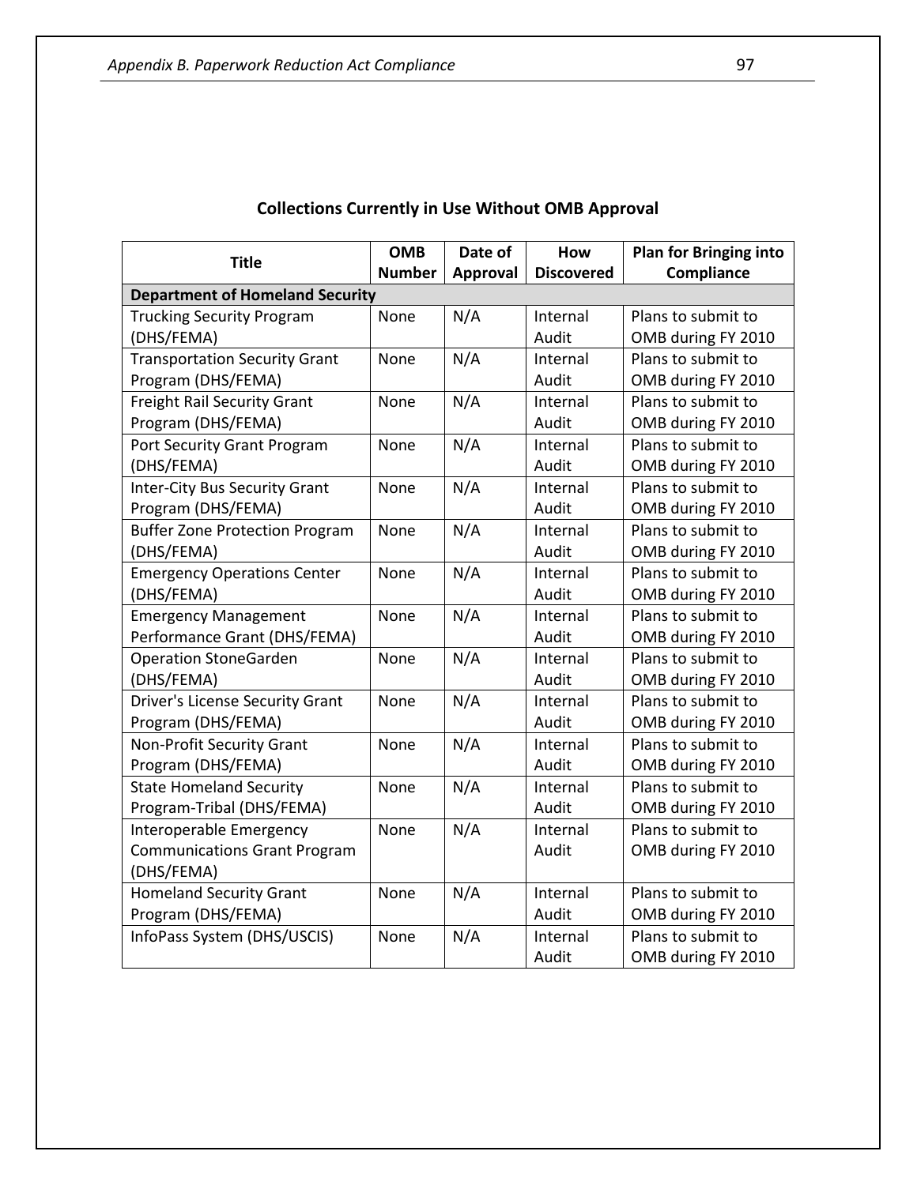## Collections Currently in Use Without OMB Approval

| Title | OMB Number | Date of Approval | How Discovered | Plan for Bringing into Compliance |
|---|---|---|---|---|
| **Department of Homeland Security** | | | | |
| Trucking Security Program (DHS/FEMA) | None | N/A | Internal Audit | Plans to submit to OMB during FY 2010 |
| Transportation Security Grant Program (DHS/FEMA) | None | N/A | Internal Audit | Plans to submit to OMB during FY 2010 |
| Freight Rail Security Grant Program (DHS/FEMA) | None | N/A | Internal Audit | Plans to submit to OMB during FY 2010 |
| Port Security Grant Program (DHS/FEMA) | None | N/A | Internal Audit | Plans to submit to OMB during FY 2010 |
| Inter-City Bus Security Grant Program (DHS/FEMA) | None | N/A | Internal Audit | Plans to submit to OMB during FY 2010 |
| Buffer Zone Protection Program (DHS/FEMA) | None | N/A | Internal Audit | Plans to submit to OMB during FY 2010 |
| Emergency Operations Center (DHS/FEMA) | None | N/A | Internal Audit | Plans to submit to OMB during FY 2010 |
| Emergency Management Performance Grant (DHS/FEMA) | None | N/A | Internal Audit | Plans to submit to OMB during FY 2010 |
| Operation StoneGarden (DHS/FEMA) | None | N/A | Internal Audit | Plans to submit to OMB during FY 2010 |
| Driver's License Security Grant Program (DHS/FEMA) | None | N/A | Internal Audit | Plans to submit to OMB during FY 2010 |
| Non-Profit Security Grant Program (DHS/FEMA) | None | N/A | Internal Audit | Plans to submit to OMB during FY 2010 |
| State Homeland Security Program-Tribal (DHS/FEMA) | None | N/A | Internal Audit | Plans to submit to OMB during FY 2010 |
| Interoperable Emergency Communications Grant Program (DHS/FEMA) | None | N/A | Internal Audit | Plans to submit to OMB during FY 2010 |
| Homeland Security Grant Program (DHS/FEMA) | None | N/A | Internal Audit | Plans to submit to OMB during FY 2010 |
| InfoPass System (DHS/USCIS) | None | N/A | Internal Audit | Plans to submit to OMB during FY 2010 |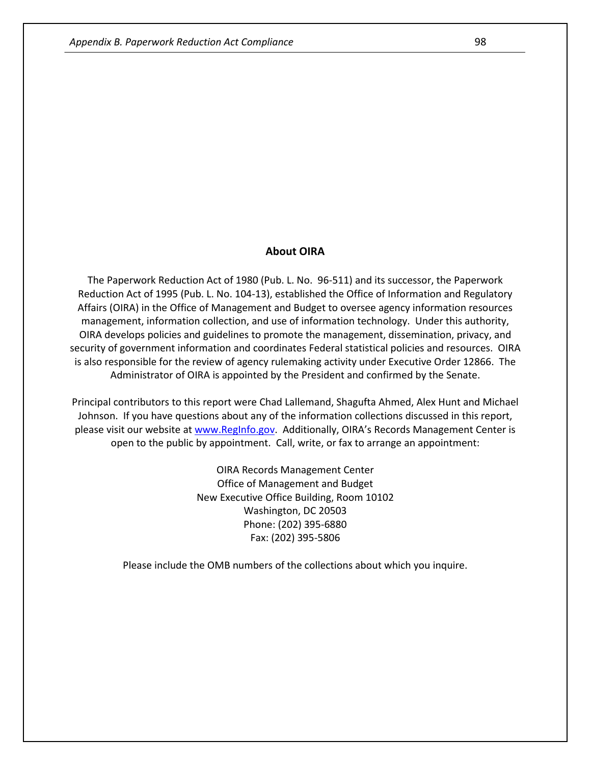## About OIRA

The Paperwork Reduction Act of 1980 (Pub. L. No. 96-511) and its successor, the Paperwork Reduction Act of 1995 (Pub. L. No. 104-13), established the Office of Information and Regulatory Affairs (OIRA) in the Office of Management and Budget to oversee agency information resources management, information collection, and use of information technology. Under this authority, OIRA develops policies and guidelines to promote the management, dissemination, privacy, and security of government information and coordinates Federal statistical policies and resources. OIRA is also responsible for the review of agency rulemaking activity under Executive Order 12866. The Administrator of OIRA is appointed by the President and confirmed by the Senate.

Principal contributors to this report were Chad Lallemand, Shagufta Ahmed, Alex Hunt and Michael Johnson. If you have questions about any of the information collections discussed in this report, please visit our website at www.RegInfo.gov. Additionally, OIRA's Records Management Center is open to the public by appointment. Call, write, or fax to arrange an appointment:

OIRA Records Management Center
Office of Management and Budget
New Executive Office Building, Room 10102
Washington, DC 20503
Phone: (202) 395-6880
Fax: (202) 395-5806

Please include the OMB numbers of the collections about which you inquire.